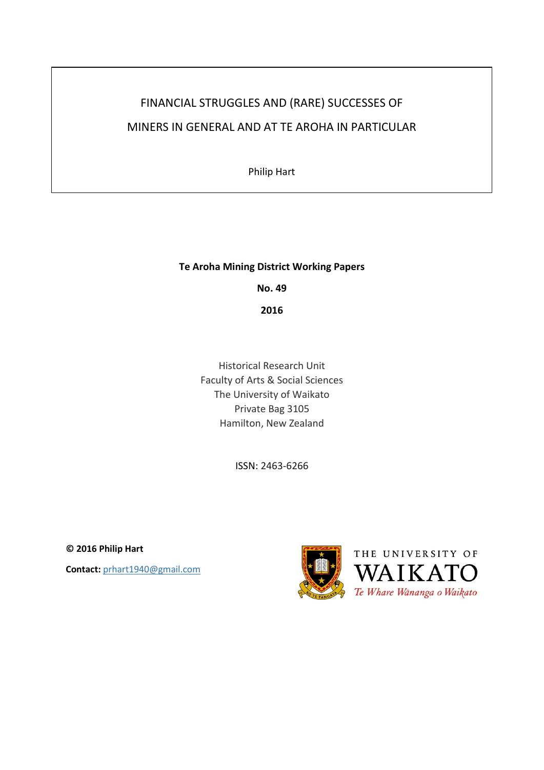# FINANCIAL STRUGGLES AND (RARE) SUCCESSES OF MINERS IN GENERAL AND AT TE AROHA IN PARTICULAR

Philip Hart

**Te Aroha Mining District Working Papers**

**No. 49**

**2016**

Historical Research Unit
Faculty of Arts & Social Sciences
The University of Waikato
Private Bag 3105
Hamilton, New Zealand

ISSN: 2463-6266

**© 2016 Philip Hart**

**Contact:** prhart1940@gmail.com

THE UNIVERSITY OF WAIKATO
*Te Whare Wānanga o Waikato*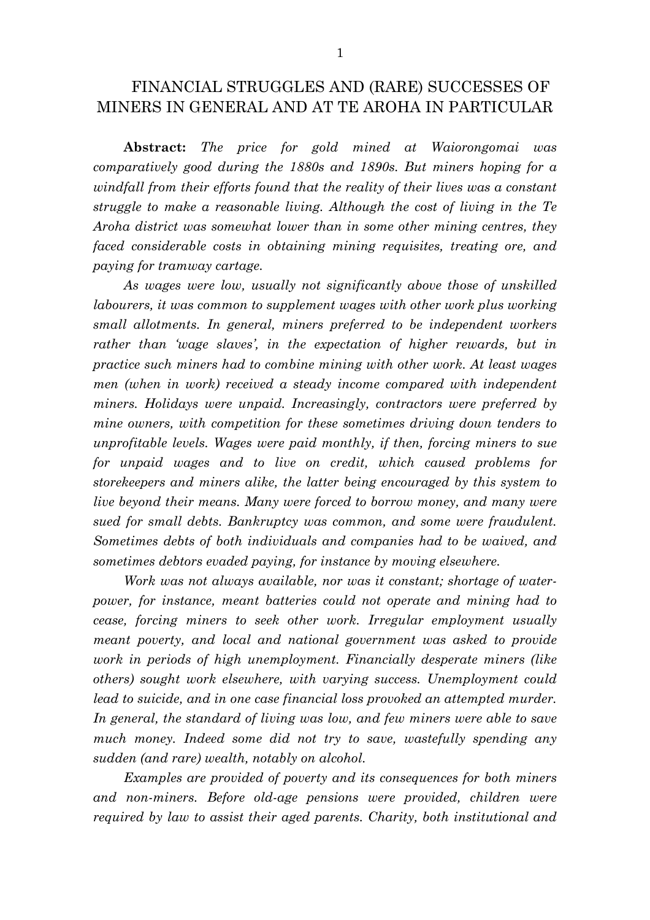# FINANCIAL STRUGGLES AND (RARE) SUCCESSES OF MINERS IN GENERAL AND AT TE AROHA IN PARTICULAR

**Abstract:** *The price for gold mined at Waiorongomai was comparatively good during the 1880s and 1890s. But miners hoping for a windfall from their efforts found that the reality of their lives was a constant struggle to make a reasonable living. Although the cost of living in the Te Aroha district was somewhat lower than in some other mining centres, they faced considerable costs in obtaining mining requisites, treating ore, and paying for tramway cartage.*

*As wages were low, usually not significantly above those of unskilled labourers, it was common to supplement wages with other work plus working small allotments. In general, miners preferred to be independent workers rather than 'wage slaves', in the expectation of higher rewards, but in practice such miners had to combine mining with other work. At least wages men (when in work) received a steady income compared with independent miners. Holidays were unpaid. Increasingly, contractors were preferred by mine owners, with competition for these sometimes driving down tenders to unprofitable levels. Wages were paid monthly, if then, forcing miners to sue for unpaid wages and to live on credit, which caused problems for storekeepers and miners alike, the latter being encouraged by this system to live beyond their means. Many were forced to borrow money, and many were sued for small debts. Bankruptcy was common, and some were fraudulent. Sometimes debts of both individuals and companies had to be waived, and sometimes debtors evaded paying, for instance by moving elsewhere.*

*Work was not always available, nor was it constant; shortage of water-power, for instance, meant batteries could not operate and mining had to cease, forcing miners to seek other work. Irregular employment usually meant poverty, and local and national government was asked to provide work in periods of high unemployment. Financially desperate miners (like others) sought work elsewhere, with varying success. Unemployment could lead to suicide, and in one case financial loss provoked an attempted murder. In general, the standard of living was low, and few miners were able to save much money. Indeed some did not try to save, wastefully spending any sudden (and rare) wealth, notably on alcohol.*

*Examples are provided of poverty and its consequences for both miners and non-miners. Before old-age pensions were provided, children were required by law to assist their aged parents. Charity, both institutional and*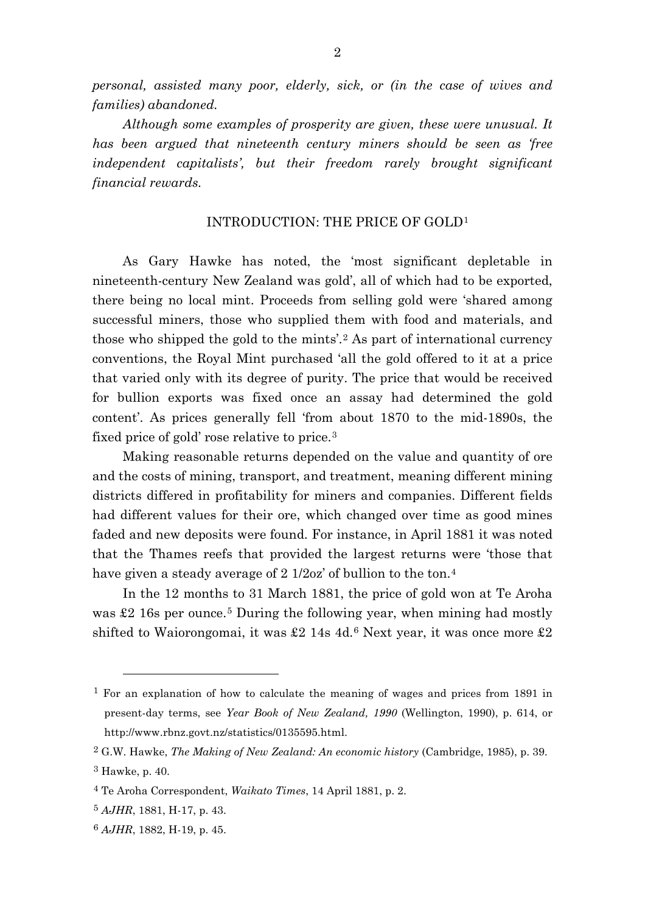*personal, assisted many poor, elderly, sick, or (in the case of wives and families) abandoned.*

*Although some examples of prosperity are given, these were unusual. It has been argued that nineteenth century miners should be seen as 'free independent capitalists', but their freedom rarely brought significant financial rewards.*

## INTRODUCTION: THE PRICE OF GOLD[1]

As Gary Hawke has noted, the 'most significant depletable in nineteenth-century New Zealand was gold', all of which had to be exported, there being no local mint. Proceeds from selling gold were 'shared among successful miners, those who supplied them with food and materials, and those who shipped the gold to the mints'.[2] As part of international currency conventions, the Royal Mint purchased 'all the gold offered to it at a price that varied only with its degree of purity. The price that would be received for bullion exports was fixed once an assay had determined the gold content'. As prices generally fell 'from about 1870 to the mid-1890s, the fixed price of gold' rose relative to price.[3]

Making reasonable returns depended on the value and quantity of ore and the costs of mining, transport, and treatment, meaning different mining districts differed in profitability for miners and companies. Different fields had different values for their ore, which changed over time as good mines faded and new deposits were found. For instance, in April 1881 it was noted that the Thames reefs that provided the largest returns were 'those that have given a steady average of 2 1/2oz' of bullion to the ton.[4]

In the 12 months to 31 March 1881, the price of gold won at Te Aroha was £2 16s per ounce.[5] During the following year, when mining had mostly shifted to Waiorongomai, it was £2 14s 4d.[6] Next year, it was once more £2

---

[1] For an explanation of how to calculate the meaning of wages and prices from 1891 in present-day terms, see *Year Book of New Zealand, 1990* (Wellington, 1990), p. 614, or http://www.rbnz.govt.nz/statistics/0135595.html.

[2] G.W. Hawke, *The Making of New Zealand: An economic history* (Cambridge, 1985), p. 39.

[3] Hawke, p. 40.

[4] Te Aroha Correspondent, *Waikato Times*, 14 April 1881, p. 2.

[5] *AJHR*, 1881, H-17, p. 43.

[6] *AJHR*, 1882, H-19, p. 45.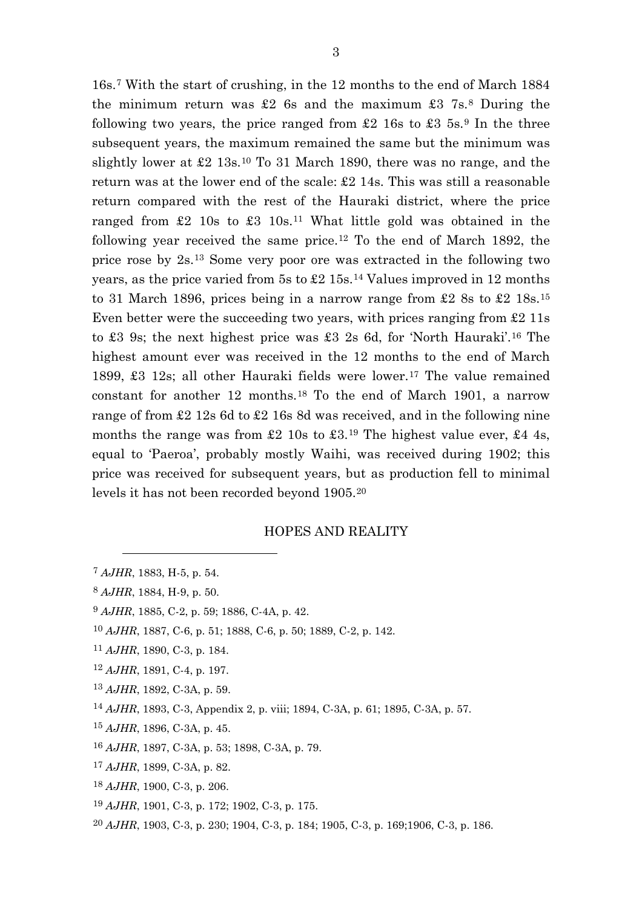16s.[7] With the start of crushing, in the 12 months to the end of March 1884 the minimum return was £2 6s and the maximum £3 7s.[8] During the following two years, the price ranged from £2 16s to £3 5s.[9] In the three subsequent years, the maximum remained the same but the minimum was slightly lower at £2 13s.[10] To 31 March 1890, there was no range, and the return was at the lower end of the scale: £2 14s. This was still a reasonable return compared with the rest of the Hauraki district, where the price ranged from £2 10s to £3 10s.[11] What little gold was obtained in the following year received the same price.[12] To the end of March 1892, the price rose by 2s.[13] Some very poor ore was extracted in the following two years, as the price varied from 5s to £2 15s.[14] Values improved in 12 months to 31 March 1896, prices being in a narrow range from £2 8s to £2 18s.[15] Even better were the succeeding two years, with prices ranging from £2 11s to £3 9s; the next highest price was £3 2s 6d, for 'North Hauraki'.[16] The highest amount ever was received in the 12 months to the end of March 1899, £3 12s; all other Hauraki fields were lower.[17] The value remained constant for another 12 months.[18] To the end of March 1901, a narrow range of from £2 12s 6d to £2 16s 8d was received, and in the following nine months the range was from £2 10s to £3.[19] The highest value ever, £4 4s, equal to 'Paeroa', probably mostly Waihi, was received during 1902; this price was received for subsequent years, but as production fell to minimal levels it has not been recorded beyond 1905.[20]

## HOPES AND REALITY

---

[7] *AJHR*, 1883, H-5, p. 54.

[8] *AJHR*, 1884, H-9, p. 50.

[9] *AJHR*, 1885, C-2, p. 59; 1886, C-4A, p. 42.

[10] *AJHR*, 1887, C-6, p. 51; 1888, C-6, p. 50; 1889, C-2, p. 142.

[11] *AJHR*, 1890, C-3, p. 184.

[12] *AJHR*, 1891, C-4, p. 197.

[13] *AJHR*, 1892, C-3A, p. 59.

[14] *AJHR*, 1893, C-3, Appendix 2, p. viii; 1894, C-3A, p. 61; 1895, C-3A, p. 57.

[15] *AJHR*, 1896, C-3A, p. 45.

[16] *AJHR*, 1897, C-3A, p. 53; 1898, C-3A, p. 79.

[17] *AJHR*, 1899, C-3A, p. 82.

[18] *AJHR*, 1900, C-3, p. 206.

[19] *AJHR*, 1901, C-3, p. 172; 1902, C-3, p. 175.

[20] *AJHR*, 1903, C-3, p. 230; 1904, C-3, p. 184; 1905, C-3, p. 169;1906, C-3, p. 186.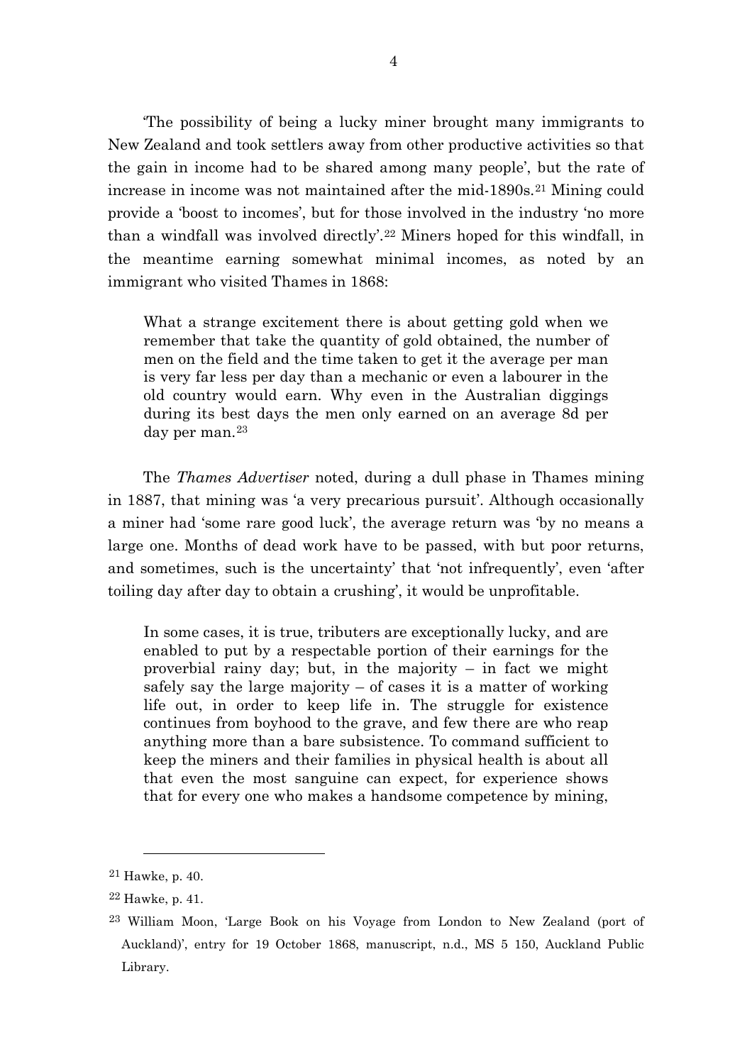'The possibility of being a lucky miner brought many immigrants to New Zealand and took settlers away from other productive activities so that the gain in income had to be shared among many people', but the rate of increase in income was not maintained after the mid-1890s.[21] Mining could provide a 'boost to incomes', but for those involved in the industry 'no more than a windfall was involved directly'.[22] Miners hoped for this windfall, in the meantime earning somewhat minimal incomes, as noted by an immigrant who visited Thames in 1868:

> What a strange excitement there is about getting gold when we remember that take the quantity of gold obtained, the number of men on the field and the time taken to get it the average per man is very far less per day than a mechanic or even a labourer in the old country would earn. Why even in the Australian diggings during its best days the men only earned on an average 8d per day per man.[23]

The *Thames Advertiser* noted, during a dull phase in Thames mining in 1887, that mining was 'a very precarious pursuit'. Although occasionally a miner had 'some rare good luck', the average return was 'by no means a large one. Months of dead work have to be passed, with but poor returns, and sometimes, such is the uncertainty' that 'not infrequently', even 'after toiling day after day to obtain a crushing', it would be unprofitable.

> In some cases, it is true, tributers are exceptionally lucky, and are enabled to put by a respectable portion of their earnings for the proverbial rainy day; but, in the majority – in fact we might safely say the large majority – of cases it is a matter of working life out, in order to keep life in. The struggle for existence continues from boyhood to the grave, and few there are who reap anything more than a bare subsistence. To command sufficient to keep the miners and their families in physical health is about all that even the most sanguine can expect, for experience shows that for every one who makes a handsome competence by mining,

---

[21] Hawke, p. 40.

[22] Hawke, p. 41.

[23] William Moon, 'Large Book on his Voyage from London to New Zealand (port of Auckland)', entry for 19 October 1868, manuscript, n.d., MS 5 150, Auckland Public Library.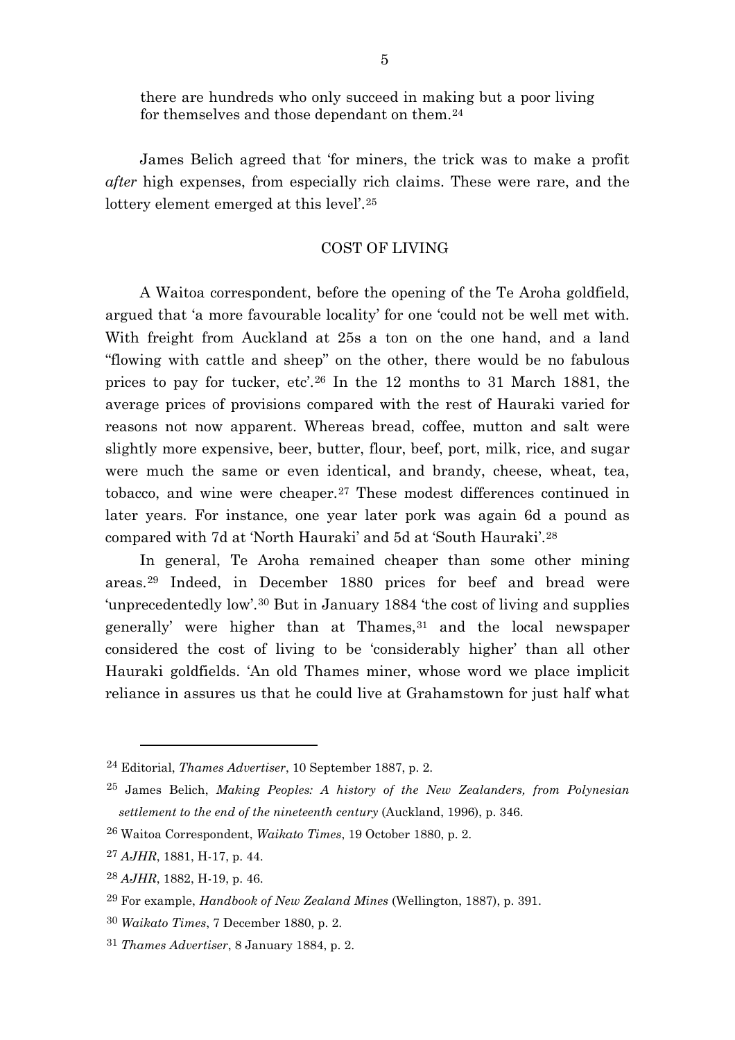there are hundreds who only succeed in making but a poor living for themselves and those dependant on them.[24]

James Belich agreed that 'for miners, the trick was to make a profit *after* high expenses, from especially rich claims. These were rare, and the lottery element emerged at this level'.[25]

## COST OF LIVING

A Waitoa correspondent, before the opening of the Te Aroha goldfield, argued that 'a more favourable locality' for one 'could not be well met with. With freight from Auckland at 25s a ton on the one hand, and a land "flowing with cattle and sheep" on the other, there would be no fabulous prices to pay for tucker, etc'.[26] In the 12 months to 31 March 1881, the average prices of provisions compared with the rest of Hauraki varied for reasons not now apparent. Whereas bread, coffee, mutton and salt were slightly more expensive, beer, butter, flour, beef, port, milk, rice, and sugar were much the same or even identical, and brandy, cheese, wheat, tea, tobacco, and wine were cheaper.[27] These modest differences continued in later years. For instance, one year later pork was again 6d a pound as compared with 7d at 'North Hauraki' and 5d at 'South Hauraki'.[28]

In general, Te Aroha remained cheaper than some other mining areas.[29] Indeed, in December 1880 prices for beef and bread were 'unprecedentedly low'.[30] But in January 1884 'the cost of living and supplies generally' were higher than at Thames,[31] and the local newspaper considered the cost of living to be 'considerably higher' than all other Hauraki goldfields. 'An old Thames miner, whose word we place implicit reliance in assures us that he could live at Grahamstown for just half what

---

[24] Editorial, *Thames Advertiser*, 10 September 1887, p. 2.

[25] James Belich, *Making Peoples: A history of the New Zealanders, from Polynesian settlement to the end of the nineteenth century* (Auckland, 1996), p. 346.

[26] Waitoa Correspondent, *Waikato Times*, 19 October 1880, p. 2.

[27] *AJHR*, 1881, H-17, p. 44.

[28] *AJHR*, 1882, H-19, p. 46.

[29] For example, *Handbook of New Zealand Mines* (Wellington, 1887), p. 391.

[30] *Waikato Times*, 7 December 1880, p. 2.

[31] *Thames Advertiser*, 8 January 1884, p. 2.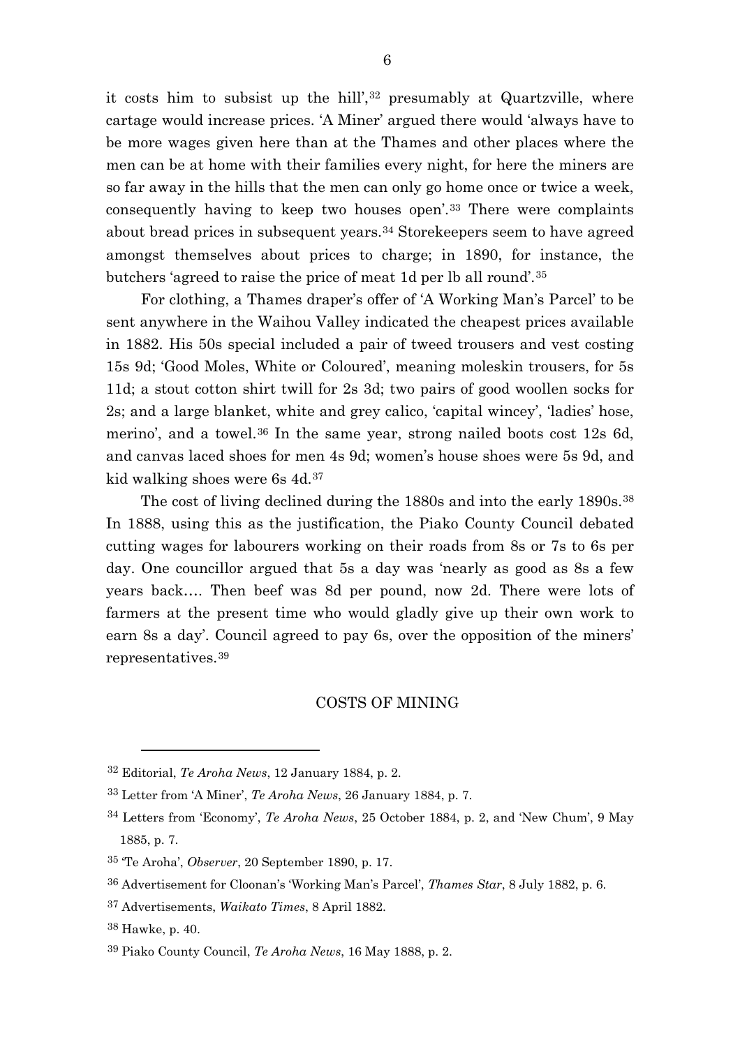it costs him to subsist up the hill',[32] presumably at Quartzville, where cartage would increase prices. 'A Miner' argued there would 'always have to be more wages given here than at the Thames and other places where the men can be at home with their families every night, for here the miners are so far away in the hills that the men can only go home once or twice a week, consequently having to keep two houses open'.[33] There were complaints about bread prices in subsequent years.[34] Storekeepers seem to have agreed amongst themselves about prices to charge; in 1890, for instance, the butchers 'agreed to raise the price of meat 1d per lb all round'.[35]

For clothing, a Thames draper's offer of 'A Working Man's Parcel' to be sent anywhere in the Waihou Valley indicated the cheapest prices available in 1882. His 50s special included a pair of tweed trousers and vest costing 15s 9d; 'Good Moles, White or Coloured', meaning moleskin trousers, for 5s 11d; a stout cotton shirt twill for 2s 3d; two pairs of good woollen socks for 2s; and a large blanket, white and grey calico, 'capital wincey', 'ladies' hose, merino', and a towel.[36] In the same year, strong nailed boots cost 12s 6d, and canvas laced shoes for men 4s 9d; women's house shoes were 5s 9d, and kid walking shoes were 6s 4d.[37]

The cost of living declined during the 1880s and into the early 1890s.[38] In 1888, using this as the justification, the Piako County Council debated cutting wages for labourers working on their roads from 8s or 7s to 6s per day. One councillor argued that 5s a day was 'nearly as good as 8s a few years back…. Then beef was 8d per pound, now 2d. There were lots of farmers at the present time who would gladly give up their own work to earn 8s a day'. Council agreed to pay 6s, over the opposition of the miners' representatives.[39]

## COSTS OF MINING

---

[32] Editorial, *Te Aroha News*, 12 January 1884, p. 2.

[33] Letter from 'A Miner', *Te Aroha News*, 26 January 1884, p. 7.

[34] Letters from 'Economy', *Te Aroha News*, 25 October 1884, p. 2, and 'New Chum', 9 May 1885, p. 7.

[35] 'Te Aroha', *Observer*, 20 September 1890, p. 17.

[36] Advertisement for Cloonan's 'Working Man's Parcel', *Thames Star*, 8 July 1882, p. 6.

[37] Advertisements, *Waikato Times*, 8 April 1882.

[38] Hawke, p. 40.

[39] Piako County Council, *Te Aroha News*, 16 May 1888, p. 2.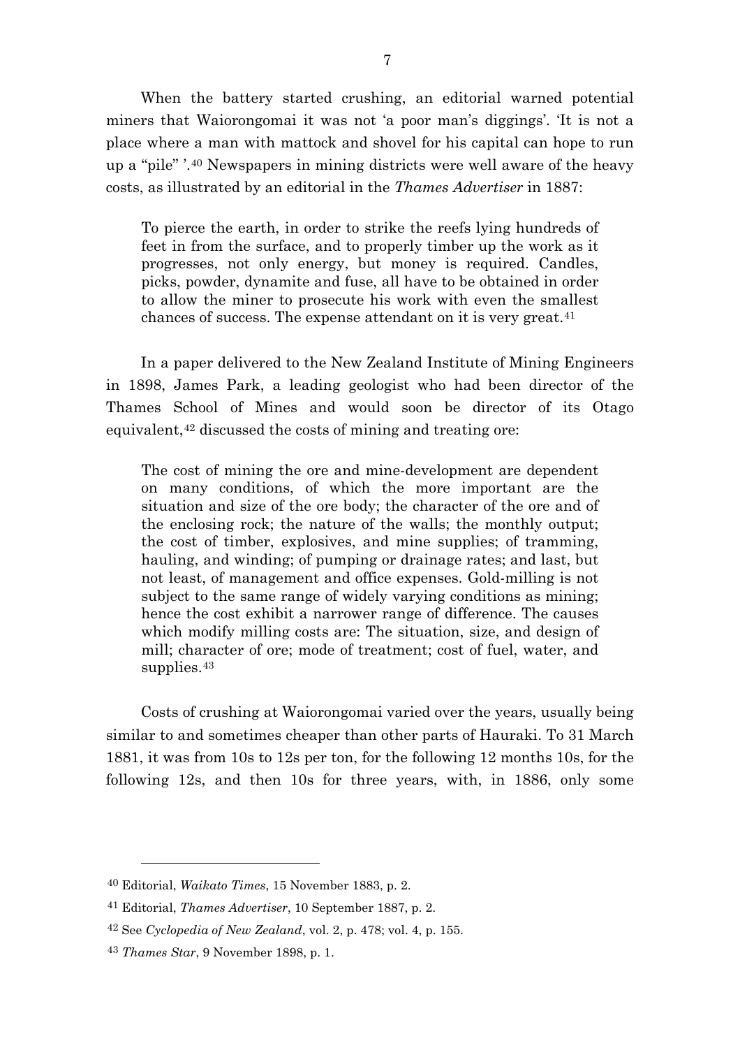When the battery started crushing, an editorial warned potential miners that Waiorongomai it was not 'a poor man's diggings'. 'It is not a place where a man with mattock and shovel for his capital can hope to run up a "pile" '.[40] Newspapers in mining districts were well aware of the heavy costs, as illustrated by an editorial in the *Thames Advertiser* in 1887:

> To pierce the earth, in order to strike the reefs lying hundreds of feet in from the surface, and to properly timber up the work as it progresses, not only energy, but money is required. Candles, picks, powder, dynamite and fuse, all have to be obtained in order to allow the miner to prosecute his work with even the smallest chances of success. The expense attendant on it is very great.[41]

In a paper delivered to the New Zealand Institute of Mining Engineers in 1898, James Park, a leading geologist who had been director of the Thames School of Mines and would soon be director of its Otago equivalent,[42] discussed the costs of mining and treating ore:

> The cost of mining the ore and mine-development are dependent on many conditions, of which the more important are the situation and size of the ore body; the character of the ore and of the enclosing rock; the nature of the walls; the monthly output; the cost of timber, explosives, and mine supplies; of tramming, hauling, and winding; of pumping or drainage rates; and last, but not least, of management and office expenses. Gold-milling is not subject to the same range of widely varying conditions as mining; hence the cost exhibit a narrower range of difference. The causes which modify milling costs are: The situation, size, and design of mill; character of ore; mode of treatment; cost of fuel, water, and supplies.[43]

Costs of crushing at Waiorongomai varied over the years, usually being similar to and sometimes cheaper than other parts of Hauraki. To 31 March 1881, it was from 10s to 12s per ton, for the following 12 months 10s, for the following 12s, and then 10s for three years, with, in 1886, only some

---

[40] Editorial, *Waikato Times*, 15 November 1883, p. 2.

[41] Editorial, *Thames Advertiser*, 10 September 1887, p. 2.

[42] See *Cyclopedia of New Zealand*, vol. 2, p. 478; vol. 4, p. 155.

[43] *Thames Star*, 9 November 1898, p. 1.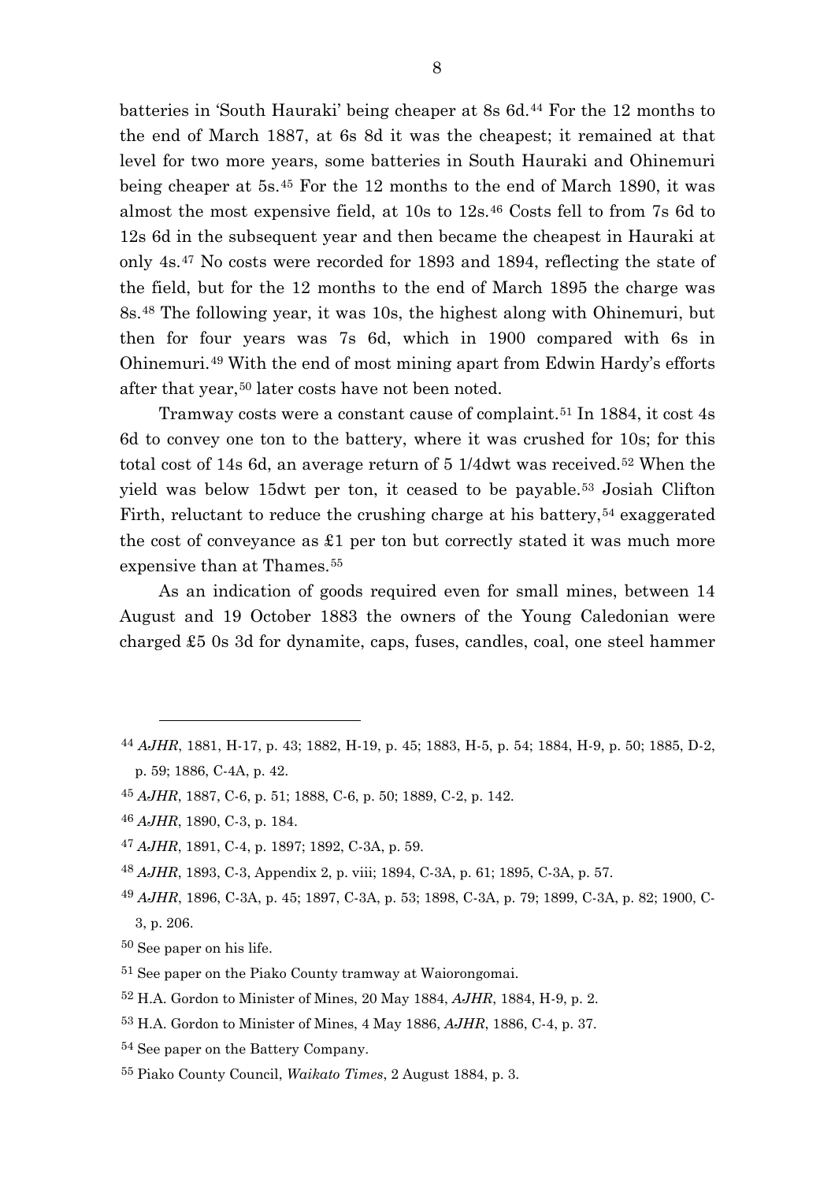batteries in 'South Hauraki' being cheaper at 8s 6d.[44] For the 12 months to the end of March 1887, at 6s 8d it was the cheapest; it remained at that level for two more years, some batteries in South Hauraki and Ohinemuri being cheaper at 5s.[45] For the 12 months to the end of March 1890, it was almost the most expensive field, at 10s to 12s.[46] Costs fell to from 7s 6d to 12s 6d in the subsequent year and then became the cheapest in Hauraki at only 4s.[47] No costs were recorded for 1893 and 1894, reflecting the state of the field, but for the 12 months to the end of March 1895 the charge was 8s.[48] The following year, it was 10s, the highest along with Ohinemuri, but then for four years was 7s 6d, which in 1900 compared with 6s in Ohinemuri.[49] With the end of most mining apart from Edwin Hardy's efforts after that year,[50] later costs have not been noted.

Tramway costs were a constant cause of complaint.[51] In 1884, it cost 4s 6d to convey one ton to the battery, where it was crushed for 10s; for this total cost of 14s 6d, an average return of 5 1/4dwt was received.[52] When the yield was below 15dwt per ton, it ceased to be payable.[53] Josiah Clifton Firth, reluctant to reduce the crushing charge at his battery,[54] exaggerated the cost of conveyance as £1 per ton but correctly stated it was much more expensive than at Thames.[55]

As an indication of goods required even for small mines, between 14 August and 19 October 1883 the owners of the Young Caledonian were charged £5 0s 3d for dynamite, caps, fuses, candles, coal, one steel hammer

---

[44] *AJHR*, 1881, H-17, p. 43; 1882, H-19, p. 45; 1883, H-5, p. 54; 1884, H-9, p. 50; 1885, D-2, p. 59; 1886, C-4A, p. 42.

[45] *AJHR*, 1887, C-6, p. 51; 1888, C-6, p. 50; 1889, C-2, p. 142.

[46] *AJHR*, 1890, C-3, p. 184.

[47] *AJHR*, 1891, C-4, p. 1897; 1892, C-3A, p. 59.

[48] *AJHR*, 1893, C-3, Appendix 2, p. viii; 1894, C-3A, p. 61; 1895, C-3A, p. 57.

[49] *AJHR*, 1896, C-3A, p. 45; 1897, C-3A, p. 53; 1898, C-3A, p. 79; 1899, C-3A, p. 82; 1900, C-3, p. 206.

[50] See paper on his life.

[51] See paper on the Piako County tramway at Waiorongomai.

[52] H.A. Gordon to Minister of Mines, 20 May 1884, *AJHR*, 1884, H-9, p. 2.

[53] H.A. Gordon to Minister of Mines, 4 May 1886, *AJHR*, 1886, C-4, p. 37.

[54] See paper on the Battery Company.

[55] Piako County Council, *Waikato Times*, 2 August 1884, p. 3.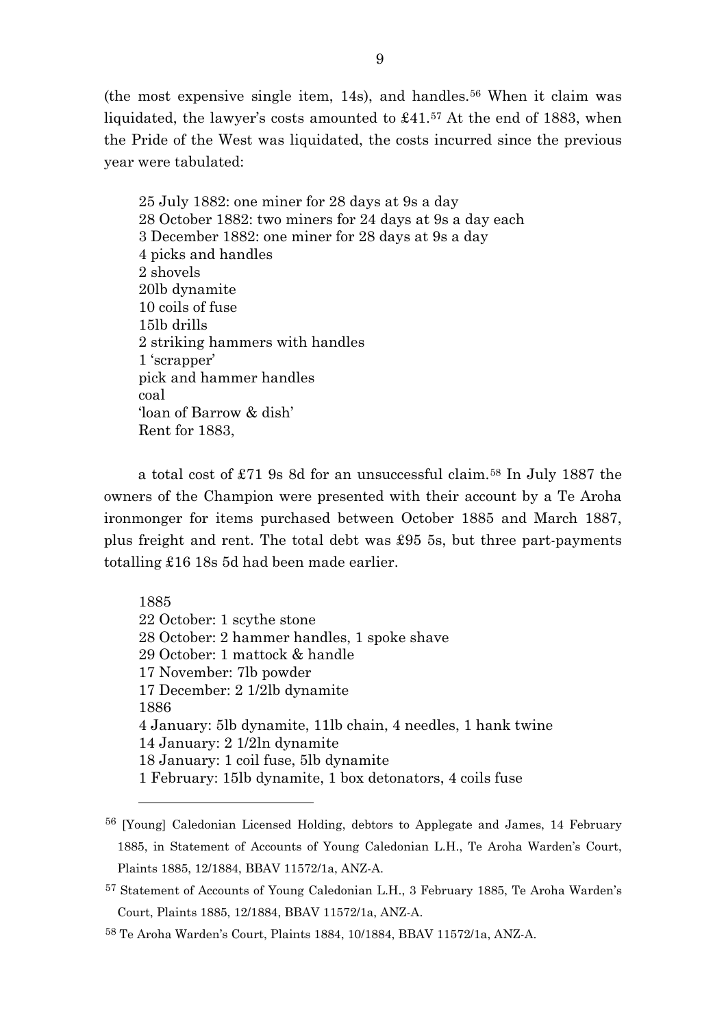(the most expensive single item, 14s), and handles.[56] When it claim was liquidated, the lawyer's costs amounted to £41.[57] At the end of 1883, when the Pride of the West was liquidated, the costs incurred since the previous year were tabulated:

> 25 July 1882: one miner for 28 days at 9s a day
> 28 October 1882: two miners for 24 days at 9s a day each
> 3 December 1882: one miner for 28 days at 9s a day
> 4 picks and handles
> 2 shovels
> 20lb dynamite
> 10 coils of fuse
> 15lb drills
> 2 striking hammers with handles
> 1 'scrapper'
> pick and hammer handles
> coal
> 'loan of Barrow & dish'
> Rent for 1883,

a total cost of £71 9s 8d for an unsuccessful claim.[58] In July 1887 the owners of the Champion were presented with their account by a Te Aroha ironmonger for items purchased between October 1885 and March 1887, plus freight and rent. The total debt was £95 5s, but three part-payments totalling £16 18s 5d had been made earlier.

> 1885
> 22 October: 1 scythe stone
> 28 October: 2 hammer handles, 1 spoke shave
> 29 October: 1 mattock & handle
> 17 November: 7lb powder
> 17 December: 2 1/2lb dynamite
> 1886
> 4 January: 5lb dynamite, 11lb chain, 4 needles, 1 hank twine
> 14 January: 2 1/2ln dynamite
> 18 January: 1 coil fuse, 5lb dynamite
> 1 February: 15lb dynamite, 1 box detonators, 4 coils fuse

---

[56] [Young] Caledonian Licensed Holding, debtors to Applegate and James, 14 February 1885, in Statement of Accounts of Young Caledonian L.H., Te Aroha Warden's Court, Plaints 1885, 12/1884, BBAV 11572/1a, ANZ-A.

[57] Statement of Accounts of Young Caledonian L.H., 3 February 1885, Te Aroha Warden's Court, Plaints 1885, 12/1884, BBAV 11572/1a, ANZ-A.

[58] Te Aroha Warden's Court, Plaints 1884, 10/1884, BBAV 11572/1a, ANZ-A.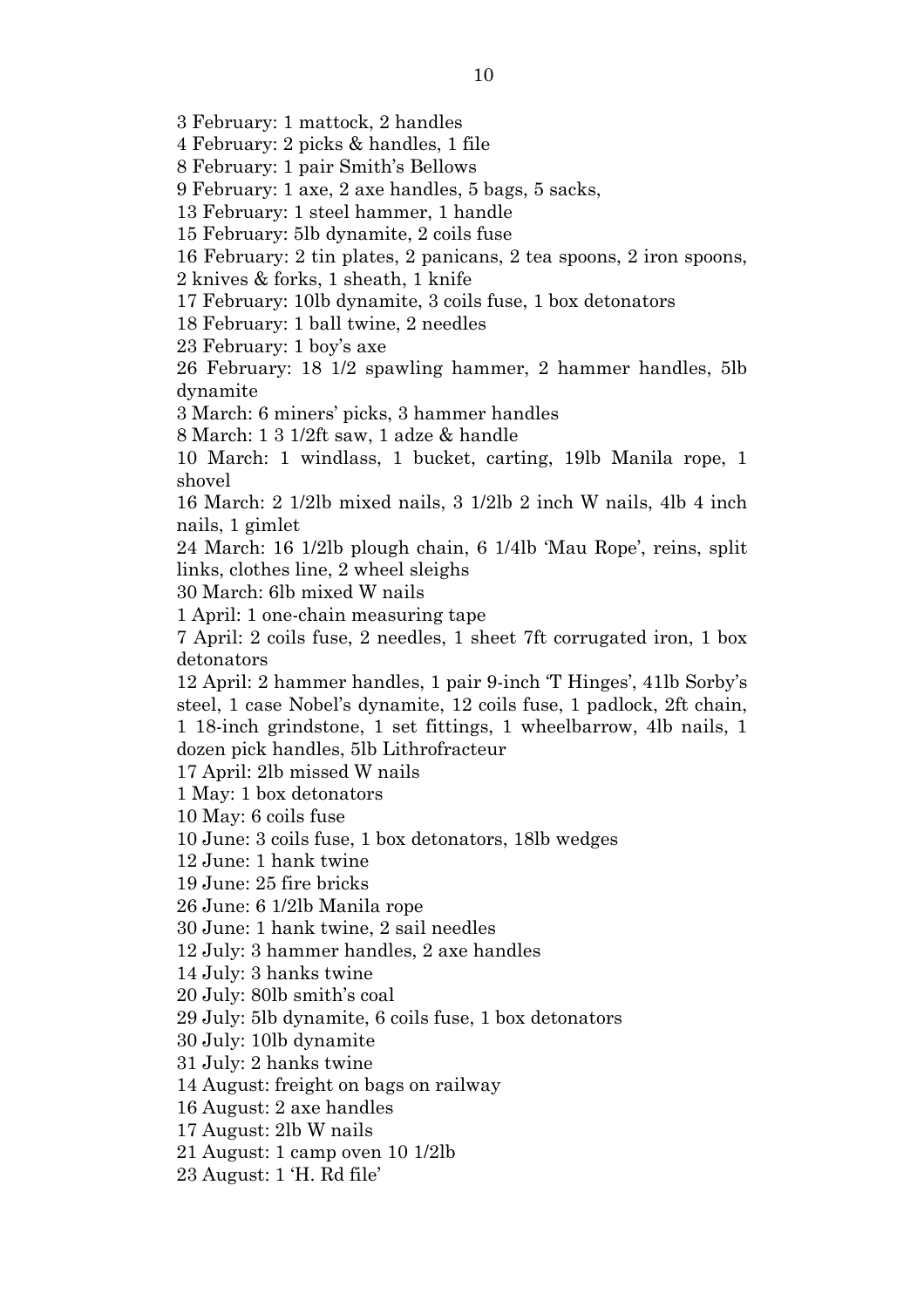3 February: 1 mattock, 2 handles

4 February: 2 picks & handles, 1 file

8 February: 1 pair Smith's Bellows

9 February: 1 axe, 2 axe handles, 5 bags, 5 sacks,

13 February: 1 steel hammer, 1 handle

15 February: 5lb dynamite, 2 coils fuse

16 February: 2 tin plates, 2 panicans, 2 tea spoons, 2 iron spoons, 2 knives & forks, 1 sheath, 1 knife

17 February: 10lb dynamite, 3 coils fuse, 1 box detonators

18 February: 1 ball twine, 2 needles

23 February: 1 boy's axe

26 February: 18 1/2 spawling hammer, 2 hammer handles, 5lb dynamite

3 March: 6 miners' picks, 3 hammer handles

8 March: 1 3 1/2ft saw, 1 adze & handle

10 March: 1 windlass, 1 bucket, carting, 19lb Manila rope, 1 shovel

16 March: 2 1/2lb mixed nails, 3 1/2lb 2 inch W nails, 4lb 4 inch nails, 1 gimlet

24 March: 16 1/2lb plough chain, 6 1/4lb 'Mau Rope', reins, split links, clothes line, 2 wheel sleighs

30 March: 6lb mixed W nails

1 April: 1 one-chain measuring tape

7 April: 2 coils fuse, 2 needles, 1 sheet 7ft corrugated iron, 1 box detonators

12 April: 2 hammer handles, 1 pair 9-inch 'T Hinges', 41lb Sorby's steel, 1 case Nobel's dynamite, 12 coils fuse, 1 padlock, 2ft chain, 1 18-inch grindstone, 1 set fittings, 1 wheelbarrow, 4lb nails, 1 dozen pick handles, 5lb Lithrofracteur

17 April: 2lb missed W nails

1 May: 1 box detonators

10 May: 6 coils fuse

10 June: 3 coils fuse, 1 box detonators, 18lb wedges

12 June: 1 hank twine

19 June: 25 fire bricks

26 June: 6 1/2lb Manila rope

30 June: 1 hank twine, 2 sail needles

12 July: 3 hammer handles, 2 axe handles

14 July: 3 hanks twine

20 July: 80lb smith's coal

29 July: 5lb dynamite, 6 coils fuse, 1 box detonators

30 July: 10lb dynamite

31 July: 2 hanks twine

14 August: freight on bags on railway

16 August: 2 axe handles

17 August: 2lb W nails

21 August: 1 camp oven 10 1/2lb

23 August: 1 'H. Rd file'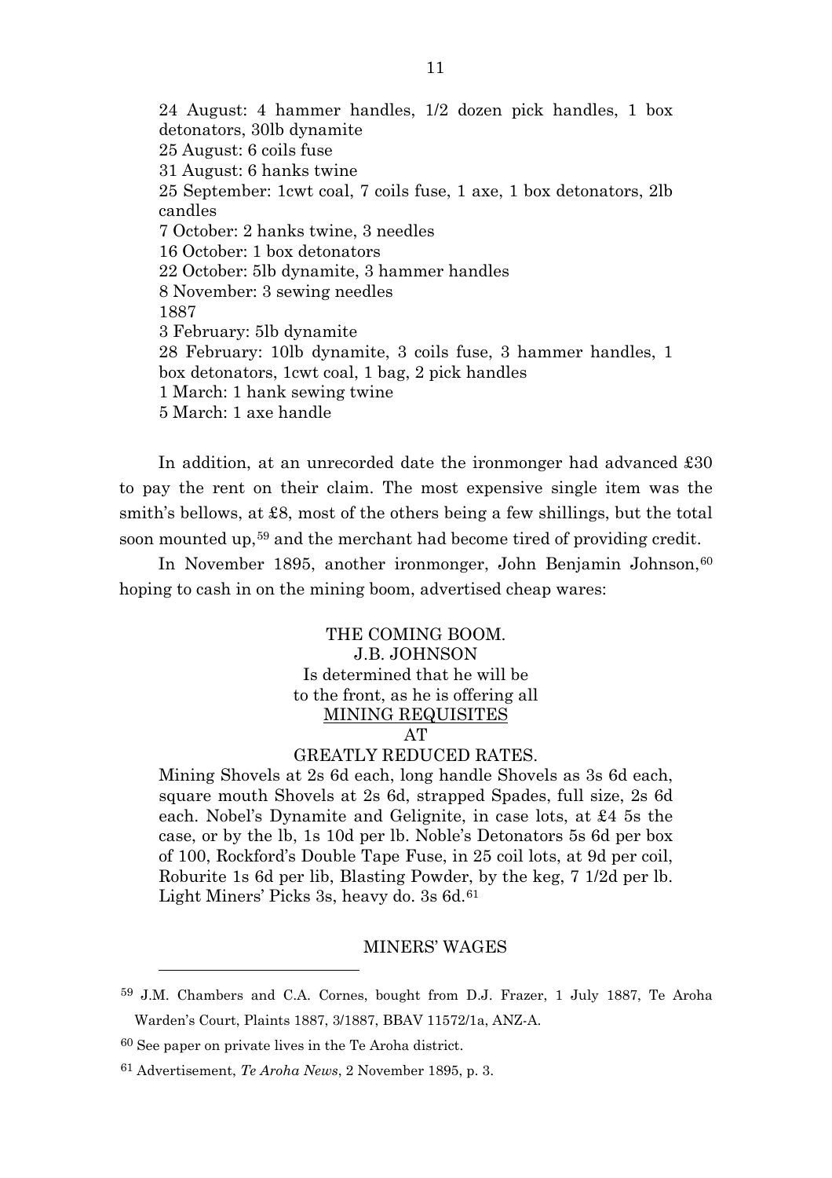24 August: 4 hammer handles, 1/2 dozen pick handles, 1 box detonators, 30lb dynamite
25 August: 6 coils fuse
31 August: 6 hanks twine
25 September: 1cwt coal, 7 coils fuse, 1 axe, 1 box detonators, 2lb candles
7 October: 2 hanks twine, 3 needles
16 October: 1 box detonators
22 October: 5lb dynamite, 3 hammer handles
8 November: 3 sewing needles
1887
3 February: 5lb dynamite
28 February: 10lb dynamite, 3 coils fuse, 3 hammer handles, 1 box detonators, 1cwt coal, 1 bag, 2 pick handles
1 March: 1 hank sewing twine
5 March: 1 axe handle

In addition, at an unrecorded date the ironmonger had advanced £30 to pay the rent on their claim. The most expensive single item was the smith's bellows, at £8, most of the others being a few shillings, but the total soon mounted up,[59] and the merchant had become tired of providing credit.

In November 1895, another ironmonger, John Benjamin Johnson,[60] hoping to cash in on the mining boom, advertised cheap wares:

THE COMING BOOM.
J.B. JOHNSON
Is determined that he will be
to the front, as he is offering all
MINING REQUISITES
AT
GREATLY REDUCED RATES.

Mining Shovels at 2s 6d each, long handle Shovels as 3s 6d each, square mouth Shovels at 2s 6d, strapped Spades, full size, 2s 6d each. Nobel's Dynamite and Gelignite, in case lots, at £4 5s the case, or by the lb, 1s 10d per lb. Noble's Detonators 5s 6d per box of 100, Rockford's Double Tape Fuse, in 25 coil lots, at 9d per coil, Roburite 1s 6d per lib, Blasting Powder, by the keg, 7 1/2d per lb. Light Miners' Picks 3s, heavy do. 3s 6d.[61]

## MINERS' WAGES

---

[59] J.M. Chambers and C.A. Cornes, bought from D.J. Frazer, 1 July 1887, Te Aroha Warden's Court, Plaints 1887, 3/1887, BBAV 11572/1a, ANZ-A.

[60] See paper on private lives in the Te Aroha district.

[61] Advertisement, *Te Aroha News*, 2 November 1895, p. 3.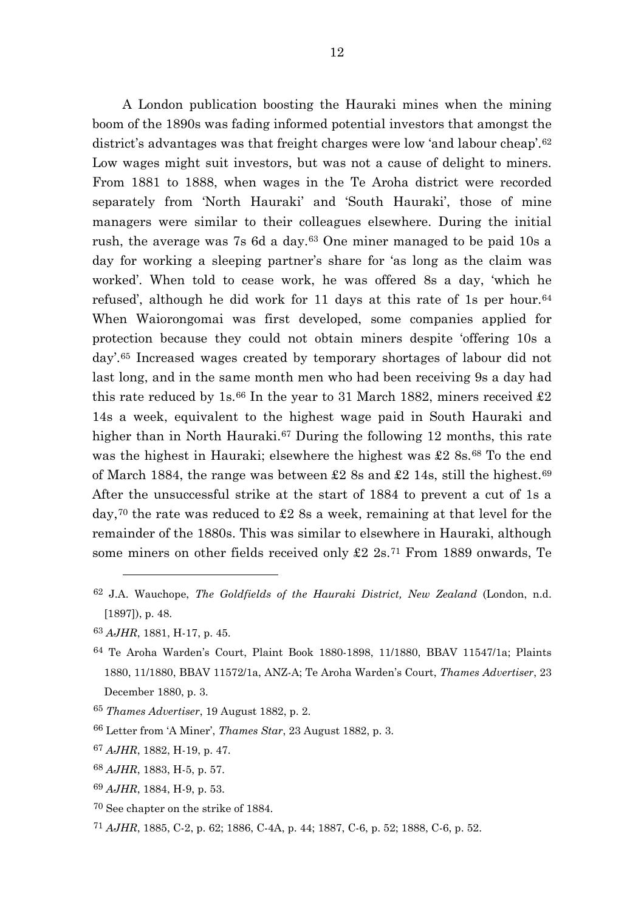A London publication boosting the Hauraki mines when the mining boom of the 1890s was fading informed potential investors that amongst the district's advantages was that freight charges were low 'and labour cheap'.[62] Low wages might suit investors, but was not a cause of delight to miners. From 1881 to 1888, when wages in the Te Aroha district were recorded separately from 'North Hauraki' and 'South Hauraki', those of mine managers were similar to their colleagues elsewhere. During the initial rush, the average was 7s 6d a day.[63] One miner managed to be paid 10s a day for working a sleeping partner's share for 'as long as the claim was worked'. When told to cease work, he was offered 8s a day, 'which he refused', although he did work for 11 days at this rate of 1s per hour.[64] When Waiorongomai was first developed, some companies applied for protection because they could not obtain miners despite 'offering 10s a day'.[65] Increased wages created by temporary shortages of labour did not last long, and in the same month men who had been receiving 9s a day had this rate reduced by 1s.[66] In the year to 31 March 1882, miners received £2 14s a week, equivalent to the highest wage paid in South Hauraki and higher than in North Hauraki.[67] During the following 12 months, this rate was the highest in Hauraki; elsewhere the highest was £2 8s.[68] To the end of March 1884, the range was between £2 8s and £2 14s, still the highest.[69] After the unsuccessful strike at the start of 1884 to prevent a cut of 1s a day,[70] the rate was reduced to £2 8s a week, remaining at that level for the remainder of the 1880s. This was similar to elsewhere in Hauraki, although some miners on other fields received only £2 2s.[71] From 1889 onwards, Te

---

[62] J.A. Wauchope, *The Goldfields of the Hauraki District, New Zealand* (London, n.d. [1897]), p. 48.

[63] *AJHR*, 1881, H-17, p. 45.

[64] Te Aroha Warden's Court, Plaint Book 1880-1898, 11/1880, BBAV 11547/1a; Plaints 1880, 11/1880, BBAV 11572/1a, ANZ-A; Te Aroha Warden's Court, *Thames Advertiser*, 23 December 1880, p. 3.

[65] *Thames Advertiser*, 19 August 1882, p. 2.

[66] Letter from 'A Miner', *Thames Star*, 23 August 1882, p. 3.

[67] *AJHR*, 1882, H-19, p. 47.

[68] *AJHR*, 1883, H-5, p. 57.

[69] *AJHR*, 1884, H-9, p. 53.

[70] See chapter on the strike of 1884.

[71] *AJHR*, 1885, C-2, p. 62; 1886, C-4A, p. 44; 1887, C-6, p. 52; 1888, C-6, p. 52.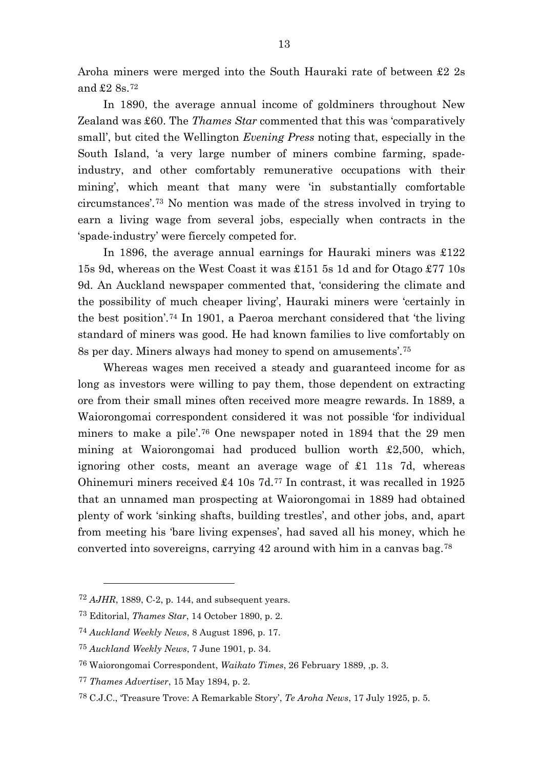Aroha miners were merged into the South Hauraki rate of between £2 2s and £2 8s.[72]

In 1890, the average annual income of goldminers throughout New Zealand was £60. The *Thames Star* commented that this was 'comparatively small', but cited the Wellington *Evening Press* noting that, especially in the South Island, 'a very large number of miners combine farming, spade-industry, and other comfortably remunerative occupations with their mining', which meant that many were 'in substantially comfortable circumstances'.[73] No mention was made of the stress involved in trying to earn a living wage from several jobs, especially when contracts in the 'spade-industry' were fiercely competed for.

In 1896, the average annual earnings for Hauraki miners was £122 15s 9d, whereas on the West Coast it was £151 5s 1d and for Otago £77 10s 9d. An Auckland newspaper commented that, 'considering the climate and the possibility of much cheaper living', Hauraki miners were 'certainly in the best position'.[74] In 1901, a Paeroa merchant considered that 'the living standard of miners was good. He had known families to live comfortably on 8s per day. Miners always had money to spend on amusements'.[75]

Whereas wages men received a steady and guaranteed income for as long as investors were willing to pay them, those dependent on extracting ore from their small mines often received more meagre rewards. In 1889, a Waiorongomai correspondent considered it was not possible 'for individual miners to make a pile'.[76] One newspaper noted in 1894 that the 29 men mining at Waiorongomai had produced bullion worth £2,500, which, ignoring other costs, meant an average wage of £1 11s 7d, whereas Ohinemuri miners received £4 10s 7d.[77] In contrast, it was recalled in 1925 that an unnamed man prospecting at Waiorongomai in 1889 had obtained plenty of work 'sinking shafts, building trestles', and other jobs, and, apart from meeting his 'bare living expenses', had saved all his money, which he converted into sovereigns, carrying 42 around with him in a canvas bag.[78]

---

[72] *AJHR*, 1889, C-2, p. 144, and subsequent years.

[73] Editorial, *Thames Star*, 14 October 1890, p. 2.

[74] *Auckland Weekly News*, 8 August 1896, p. 17.

[75] *Auckland Weekly News*, 7 June 1901, p. 34.

[76] Waiorongomai Correspondent, *Waikato Times*, 26 February 1889, ,p. 3.

[77] *Thames Advertiser*, 15 May 1894, p. 2.

[78] C.J.C., 'Treasure Trove: A Remarkable Story', *Te Aroha News*, 17 July 1925, p. 5.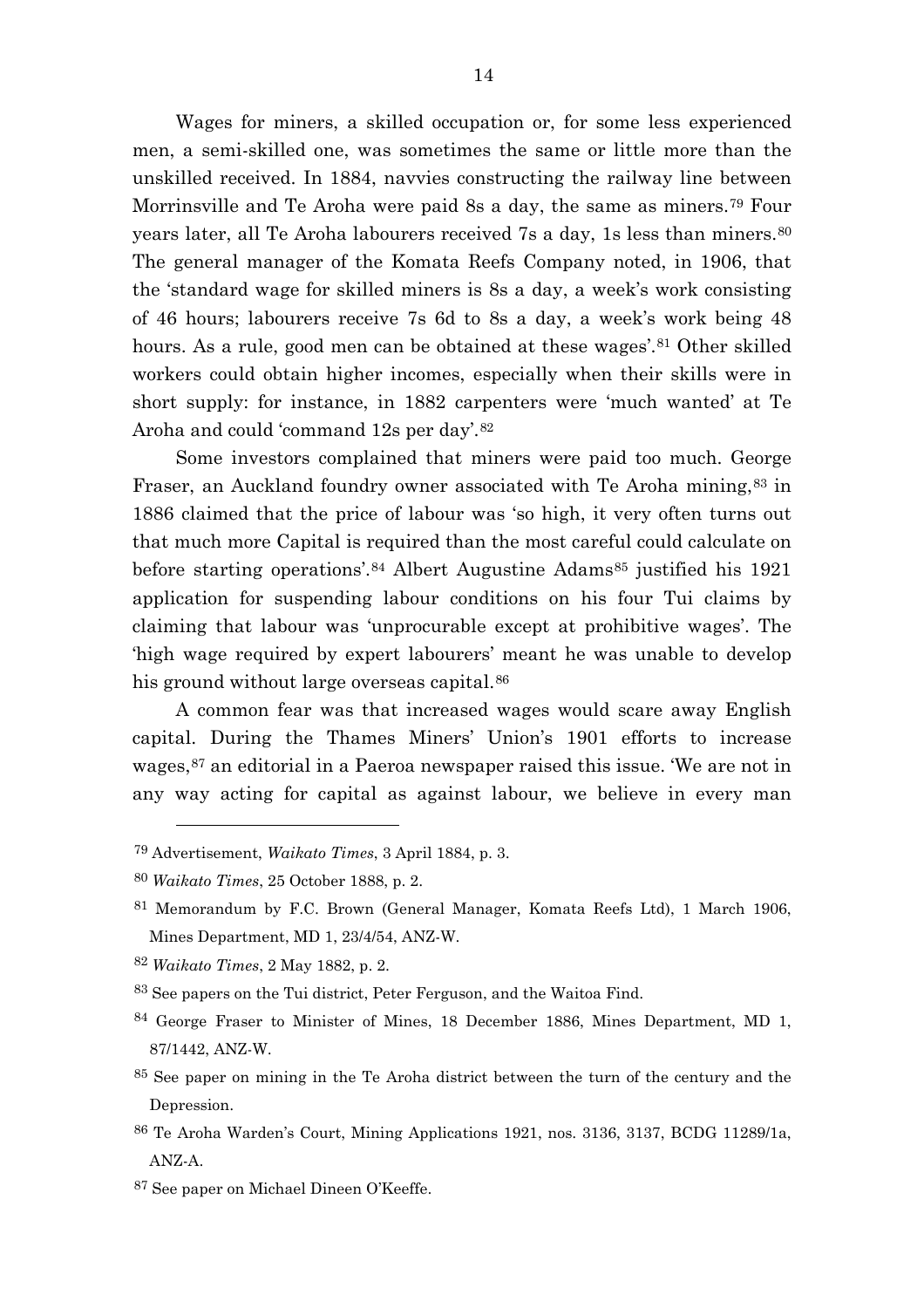Wages for miners, a skilled occupation or, for some less experienced men, a semi-skilled one, was sometimes the same or little more than the unskilled received. In 1884, navvies constructing the railway line between Morrinsville and Te Aroha were paid 8s a day, the same as miners.[79] Four years later, all Te Aroha labourers received 7s a day, 1s less than miners.[80] The general manager of the Komata Reefs Company noted, in 1906, that the 'standard wage for skilled miners is 8s a day, a week's work consisting of 46 hours; labourers receive 7s 6d to 8s a day, a week's work being 48 hours. As a rule, good men can be obtained at these wages'.[81] Other skilled workers could obtain higher incomes, especially when their skills were in short supply: for instance, in 1882 carpenters were 'much wanted' at Te Aroha and could 'command 12s per day'.[82]

Some investors complained that miners were paid too much. George Fraser, an Auckland foundry owner associated with Te Aroha mining,[83] in 1886 claimed that the price of labour was 'so high, it very often turns out that much more Capital is required than the most careful could calculate on before starting operations'.[84] Albert Augustine Adams[85] justified his 1921 application for suspending labour conditions on his four Tui claims by claiming that labour was 'unprocurable except at prohibitive wages'. The 'high wage required by expert labourers' meant he was unable to develop his ground without large overseas capital.[86]

A common fear was that increased wages would scare away English capital. During the Thames Miners' Union's 1901 efforts to increase wages,[87] an editorial in a Paeroa newspaper raised this issue. 'We are not in any way acting for capital as against labour, we believe in every man

---

[79] Advertisement, *Waikato Times*, 3 April 1884, p. 3.

[80] *Waikato Times*, 25 October 1888, p. 2.

[81] Memorandum by F.C. Brown (General Manager, Komata Reefs Ltd), 1 March 1906, Mines Department, MD 1, 23/4/54, ANZ-W.

[82] *Waikato Times*, 2 May 1882, p. 2.

[83] See papers on the Tui district, Peter Ferguson, and the Waitoa Find.

[84] George Fraser to Minister of Mines, 18 December 1886, Mines Department, MD 1, 87/1442, ANZ-W.

[85] See paper on mining in the Te Aroha district between the turn of the century and the Depression.

[86] Te Aroha Warden's Court, Mining Applications 1921, nos. 3136, 3137, BCDG 11289/1a, ANZ-A.

[87] See paper on Michael Dineen O'Keeffe.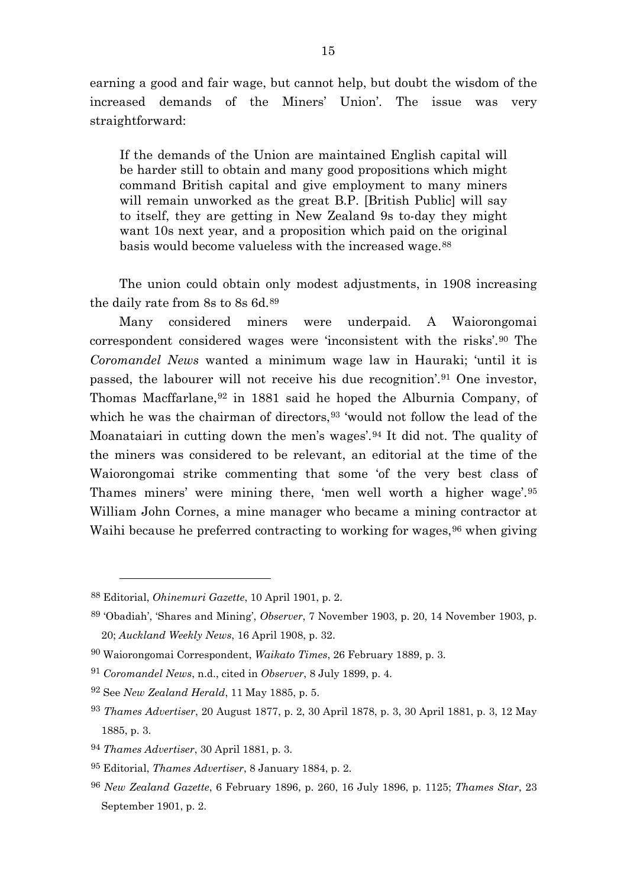earning a good and fair wage, but cannot help, but doubt the wisdom of the increased demands of the Miners' Union'. The issue was very straightforward:

> If the demands of the Union are maintained English capital will be harder still to obtain and many good propositions which might command British capital and give employment to many miners will remain unworked as the great B.P. [British Public] will say to itself, they are getting in New Zealand 9s to-day they might want 10s next year, and a proposition which paid on the original basis would become valueless with the increased wage.[88]

The union could obtain only modest adjustments, in 1908 increasing the daily rate from 8s to 8s 6d.[89]

Many considered miners were underpaid. A Waiorongomai correspondent considered wages were 'inconsistent with the risks'.[90] The *Coromandel News* wanted a minimum wage law in Hauraki; 'until it is passed, the labourer will not receive his due recognition'.[91] One investor, Thomas Macffarlane,[92] in 1881 said he hoped the Alburnia Company, of which he was the chairman of directors,[93] 'would not follow the lead of the Moanataiari in cutting down the men's wages'.[94] It did not. The quality of the miners was considered to be relevant, an editorial at the time of the Waiorongomai strike commenting that some 'of the very best class of Thames miners' were mining there, 'men well worth a higher wage'.[95] William John Cornes, a mine manager who became a mining contractor at Waihi because he preferred contracting to working for wages,[96] when giving

---

88 Editorial, *Ohinemuri Gazette*, 10 April 1901, p. 2.

89 'Obadiah', 'Shares and Mining', *Observer*, 7 November 1903, p. 20, 14 November 1903, p. 20; *Auckland Weekly News*, 16 April 1908, p. 32.

90 Waiorongomai Correspondent, *Waikato Times*, 26 February 1889, p. 3.

91 *Coromandel News*, n.d., cited in *Observer*, 8 July 1899, p. 4.

92 See *New Zealand Herald*, 11 May 1885, p. 5.

93 *Thames Advertiser*, 20 August 1877, p. 2, 30 April 1878, p. 3, 30 April 1881, p. 3, 12 May 1885, p. 3.

94 *Thames Advertiser*, 30 April 1881, p. 3.

95 Editorial, *Thames Advertiser*, 8 January 1884, p. 2.

96 *New Zealand Gazette*, 6 February 1896, p. 260, 16 July 1896, p. 1125; *Thames Star*, 23 September 1901, p. 2.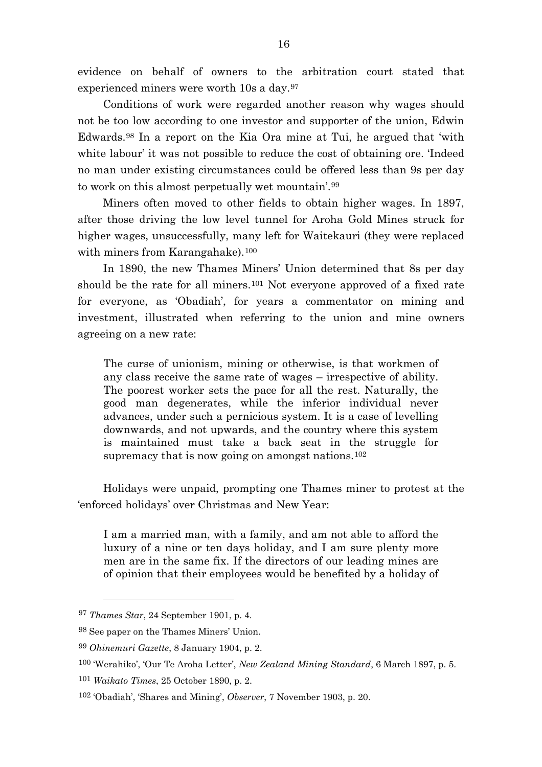evidence on behalf of owners to the arbitration court stated that experienced miners were worth 10s a day.[97]

Conditions of work were regarded another reason why wages should not be too low according to one investor and supporter of the union, Edwin Edwards.[98] In a report on the Kia Ora mine at Tui, he argued that 'with white labour' it was not possible to reduce the cost of obtaining ore. 'Indeed no man under existing circumstances could be offered less than 9s per day to work on this almost perpetually wet mountain'.[99]

Miners often moved to other fields to obtain higher wages. In 1897, after those driving the low level tunnel for Aroha Gold Mines struck for higher wages, unsuccessfully, many left for Waitekauri (they were replaced with miners from Karangahake).[100]

In 1890, the new Thames Miners' Union determined that 8s per day should be the rate for all miners.[101] Not everyone approved of a fixed rate for everyone, as 'Obadiah', for years a commentator on mining and investment, illustrated when referring to the union and mine owners agreeing on a new rate:

> The curse of unionism, mining or otherwise, is that workmen of any class receive the same rate of wages – irrespective of ability. The poorest worker sets the pace for all the rest. Naturally, the good man degenerates, while the inferior individual never advances, under such a pernicious system. It is a case of levelling downwards, and not upwards, and the country where this system is maintained must take a back seat in the struggle for supremacy that is now going on amongst nations.[102]

Holidays were unpaid, prompting one Thames miner to protest at the 'enforced holidays' over Christmas and New Year:

> I am a married man, with a family, and am not able to afford the luxury of a nine or ten days holiday, and I am sure plenty more men are in the same fix. If the directors of our leading mines are of opinion that their employees would be benefited by a holiday of

---

[97] *Thames Star*, 24 September 1901, p. 4.

[98] See paper on the Thames Miners' Union.

[99] *Ohinemuri Gazette*, 8 January 1904, p. 2.

[100] 'Werahiko', 'Our Te Aroha Letter', *New Zealand Mining Standard*, 6 March 1897, p. 5.

[101] *Waikato Times*, 25 October 1890, p. 2.

[102] 'Obadiah', 'Shares and Mining', *Observer*, 7 November 1903, p. 20.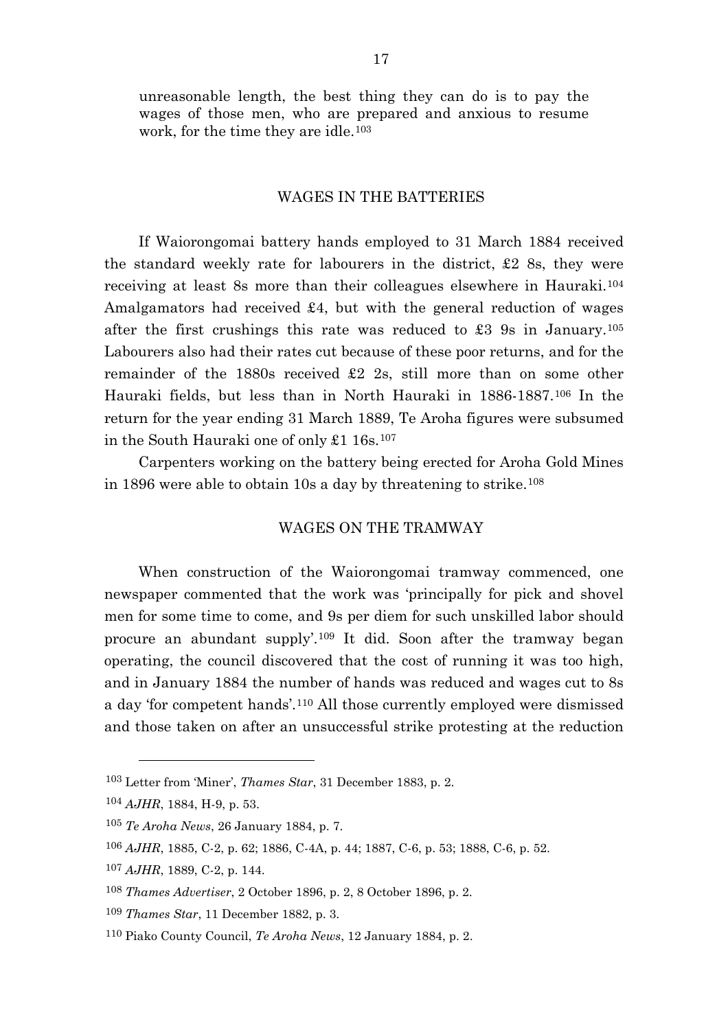unreasonable length, the best thing they can do is to pay the wages of those men, who are prepared and anxious to resume work, for the time they are idle.[103]

## WAGES IN THE BATTERIES

If Waiorongomai battery hands employed to 31 March 1884 received the standard weekly rate for labourers in the district, £2 8s, they were receiving at least 8s more than their colleagues elsewhere in Hauraki.[104] Amalgamators had received £4, but with the general reduction of wages after the first crushings this rate was reduced to £3 9s in January.[105] Labourers also had their rates cut because of these poor returns, and for the remainder of the 1880s received £2 2s, still more than on some other Hauraki fields, but less than in North Hauraki in 1886-1887.[106] In the return for the year ending 31 March 1889, Te Aroha figures were subsumed in the South Hauraki one of only £1 16s.[107]

Carpenters working on the battery being erected for Aroha Gold Mines in 1896 were able to obtain 10s a day by threatening to strike.[108]

## WAGES ON THE TRAMWAY

When construction of the Waiorongomai tramway commenced, one newspaper commented that the work was 'principally for pick and shovel men for some time to come, and 9s per diem for such unskilled labor should procure an abundant supply'.[109] It did. Soon after the tramway began operating, the council discovered that the cost of running it was too high, and in January 1884 the number of hands was reduced and wages cut to 8s a day 'for competent hands'.[110] All those currently employed were dismissed and those taken on after an unsuccessful strike protesting at the reduction

---

[103] Letter from 'Miner', *Thames Star*, 31 December 1883, p. 2.

[104] *AJHR*, 1884, H-9, p. 53.

[105] *Te Aroha News*, 26 January 1884, p. 7.

[106] *AJHR*, 1885, C-2, p. 62; 1886, C-4A, p. 44; 1887, C-6, p. 53; 1888, C-6, p. 52.

[107] *AJHR*, 1889, C-2, p. 144.

[108] *Thames Advertiser*, 2 October 1896, p. 2, 8 October 1896, p. 2.

[109] *Thames Star*, 11 December 1882, p. 3.

[110] Piako County Council, *Te Aroha News*, 12 January 1884, p. 2.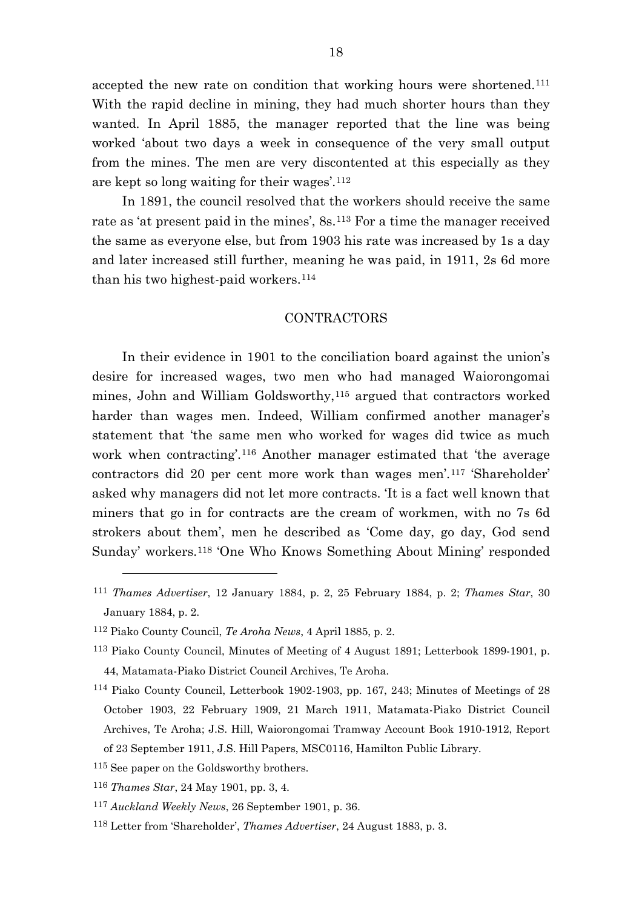accepted the new rate on condition that working hours were shortened.[111] With the rapid decline in mining, they had much shorter hours than they wanted. In April 1885, the manager reported that the line was being worked 'about two days a week in consequence of the very small output from the mines. The men are very discontented at this especially as they are kept so long waiting for their wages'.[112]

In 1891, the council resolved that the workers should receive the same rate as 'at present paid in the mines', 8s.[113] For a time the manager received the same as everyone else, but from 1903 his rate was increased by 1s a day and later increased still further, meaning he was paid, in 1911, 2s 6d more than his two highest-paid workers.[114]

## CONTRACTORS

In their evidence in 1901 to the conciliation board against the union's desire for increased wages, two men who had managed Waiorongomai mines, John and William Goldsworthy,[115] argued that contractors worked harder than wages men. Indeed, William confirmed another manager's statement that 'the same men who worked for wages did twice as much work when contracting'.[116] Another manager estimated that 'the average contractors did 20 per cent more work than wages men'.[117] 'Shareholder' asked why managers did not let more contracts. 'It is a fact well known that miners that go in for contracts are the cream of workmen, with no 7s 6d strokers about them', men he described as 'Come day, go day, God send Sunday' workers.[118] 'One Who Knows Something About Mining' responded

---

[111] *Thames Advertiser*, 12 January 1884, p. 2, 25 February 1884, p. 2; *Thames Star*, 30 January 1884, p. 2.

[112] Piako County Council, *Te Aroha News*, 4 April 1885, p. 2.

[113] Piako County Council, Minutes of Meeting of 4 August 1891; Letterbook 1899-1901, p. 44, Matamata-Piako District Council Archives, Te Aroha.

[114] Piako County Council, Letterbook 1902-1903, pp. 167, 243; Minutes of Meetings of 28 October 1903, 22 February 1909, 21 March 1911, Matamata-Piako District Council Archives, Te Aroha; J.S. Hill, Waiorongomai Tramway Account Book 1910-1912, Report of 23 September 1911, J.S. Hill Papers, MSC0116, Hamilton Public Library.

[115] See paper on the Goldsworthy brothers.

[116] *Thames Star*, 24 May 1901, pp. 3, 4.

[117] *Auckland Weekly News*, 26 September 1901, p. 36.

[118] Letter from 'Shareholder', *Thames Advertiser*, 24 August 1883, p. 3.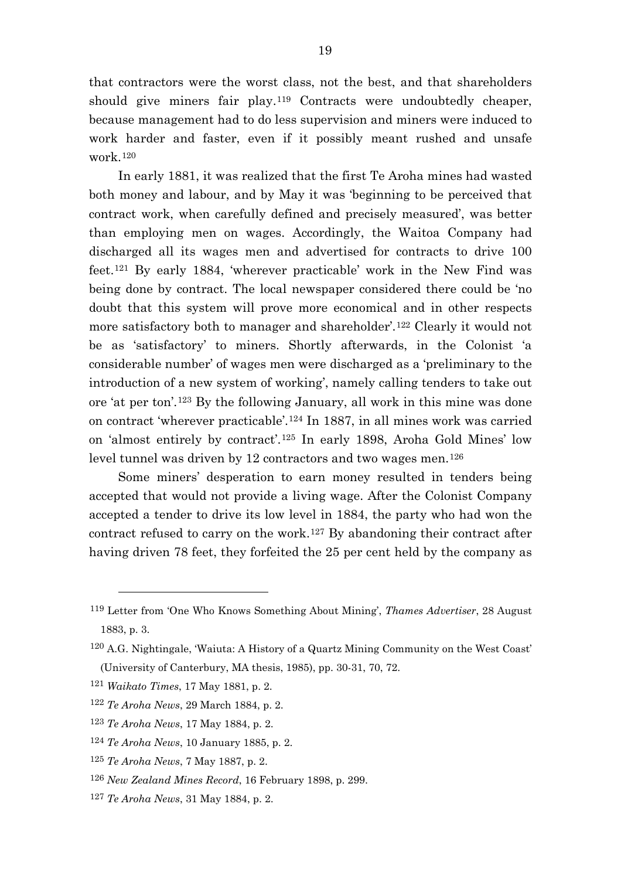that contractors were the worst class, not the best, and that shareholders should give miners fair play.[119] Contracts were undoubtedly cheaper, because management had to do less supervision and miners were induced to work harder and faster, even if it possibly meant rushed and unsafe work.[120]

In early 1881, it was realized that the first Te Aroha mines had wasted both money and labour, and by May it was 'beginning to be perceived that contract work, when carefully defined and precisely measured', was better than employing men on wages. Accordingly, the Waitoa Company had discharged all its wages men and advertised for contracts to drive 100 feet.[121] By early 1884, 'wherever practicable' work in the New Find was being done by contract. The local newspaper considered there could be 'no doubt that this system will prove more economical and in other respects more satisfactory both to manager and shareholder'.[122] Clearly it would not be as 'satisfactory' to miners. Shortly afterwards, in the Colonist 'a considerable number' of wages men were discharged as a 'preliminary to the introduction of a new system of working', namely calling tenders to take out ore 'at per ton'.[123] By the following January, all work in this mine was done on contract 'wherever practicable'.[124] In 1887, in all mines work was carried on 'almost entirely by contract'.[125] In early 1898, Aroha Gold Mines' low level tunnel was driven by 12 contractors and two wages men.[126]

Some miners' desperation to earn money resulted in tenders being accepted that would not provide a living wage. After the Colonist Company accepted a tender to drive its low level in 1884, the party who had won the contract refused to carry on the work.[127] By abandoning their contract after having driven 78 feet, they forfeited the 25 per cent held by the company as

---

[119] Letter from 'One Who Knows Something About Mining', *Thames Advertiser*, 28 August 1883, p. 3.

[120] A.G. Nightingale, 'Waiuta: A History of a Quartz Mining Community on the West Coast' (University of Canterbury, MA thesis, 1985), pp. 30-31, 70, 72.

[121] *Waikato Times*, 17 May 1881, p. 2.

[122] *Te Aroha News*, 29 March 1884, p. 2.

[123] *Te Aroha News*, 17 May 1884, p. 2.

[124] *Te Aroha News*, 10 January 1885, p. 2.

[125] *Te Aroha News*, 7 May 1887, p. 2.

[126] *New Zealand Mines Record*, 16 February 1898, p. 299.

[127] *Te Aroha News*, 31 May 1884, p. 2.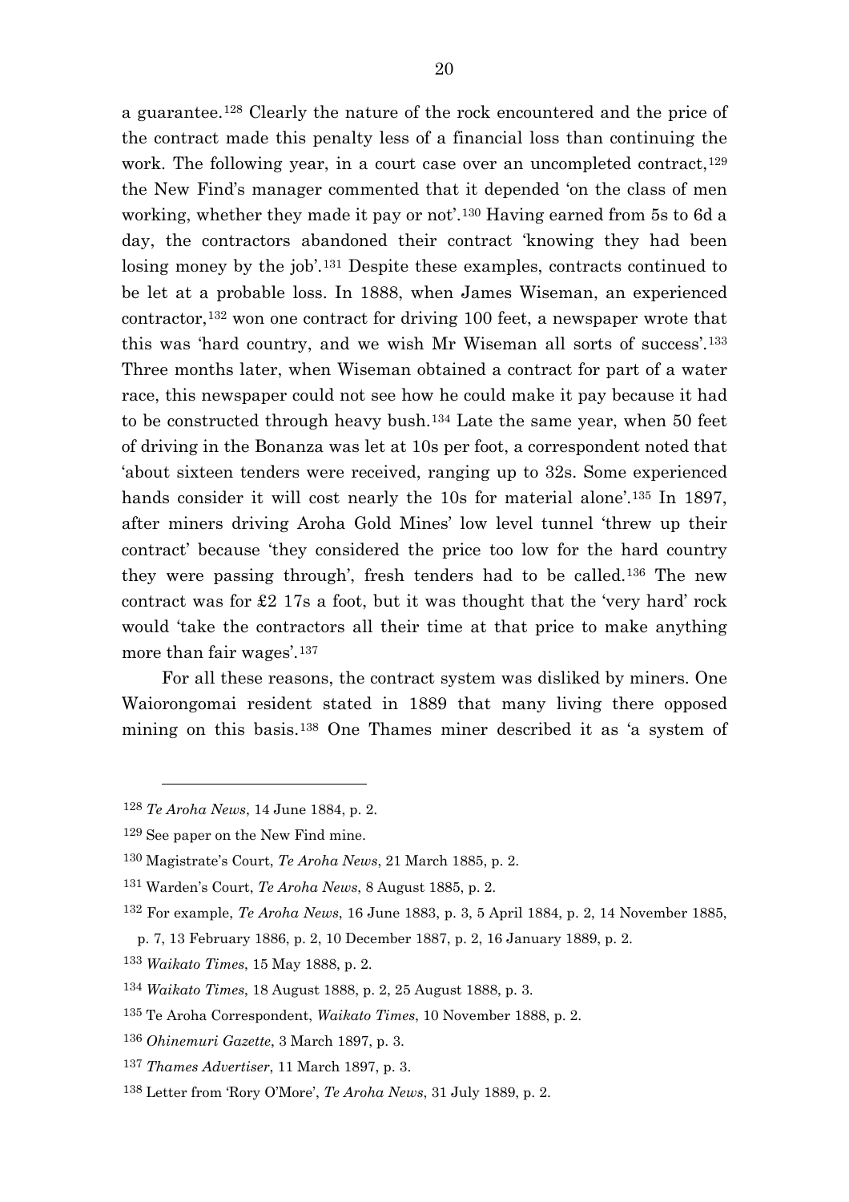a guarantee.[128] Clearly the nature of the rock encountered and the price of the contract made this penalty less of a financial loss than continuing the work. The following year, in a court case over an uncompleted contract,[129] the New Find's manager commented that it depended 'on the class of men working, whether they made it pay or not'.[130] Having earned from 5s to 6d a day, the contractors abandoned their contract 'knowing they had been losing money by the job'.[131] Despite these examples, contracts continued to be let at a probable loss. In 1888, when James Wiseman, an experienced contractor,[132] won one contract for driving 100 feet, a newspaper wrote that this was 'hard country, and we wish Mr Wiseman all sorts of success'.[133] Three months later, when Wiseman obtained a contract for part of a water race, this newspaper could not see how he could make it pay because it had to be constructed through heavy bush.[134] Late the same year, when 50 feet of driving in the Bonanza was let at 10s per foot, a correspondent noted that 'about sixteen tenders were received, ranging up to 32s. Some experienced hands consider it will cost nearly the 10s for material alone'.[135] In 1897, after miners driving Aroha Gold Mines' low level tunnel 'threw up their contract' because 'they considered the price too low for the hard country they were passing through', fresh tenders had to be called.[136] The new contract was for £2 17s a foot, but it was thought that the 'very hard' rock would 'take the contractors all their time at that price to make anything more than fair wages'.[137]

For all these reasons, the contract system was disliked by miners. One Waiorongomai resident stated in 1889 that many living there opposed mining on this basis.[138] One Thames miner described it as 'a system of

---

[128] *Te Aroha News*, 14 June 1884, p. 2.

[129] See paper on the New Find mine.

[130] Magistrate's Court, *Te Aroha News*, 21 March 1885, p. 2.

[131] Warden's Court, *Te Aroha News*, 8 August 1885, p. 2.

[132] For example, *Te Aroha News*, 16 June 1883, p. 3, 5 April 1884, p. 2, 14 November 1885, p. 7, 13 February 1886, p. 2, 10 December 1887, p. 2, 16 January 1889, p. 2.

[133] *Waikato Times*, 15 May 1888, p. 2.

[134] *Waikato Times*, 18 August 1888, p. 2, 25 August 1888, p. 3.

[135] Te Aroha Correspondent, *Waikato Times*, 10 November 1888, p. 2.

[136] *Ohinemuri Gazette*, 3 March 1897, p. 3.

[137] *Thames Advertiser*, 11 March 1897, p. 3.

[138] Letter from 'Rory O'More', *Te Aroha News*, 31 July 1889, p. 2.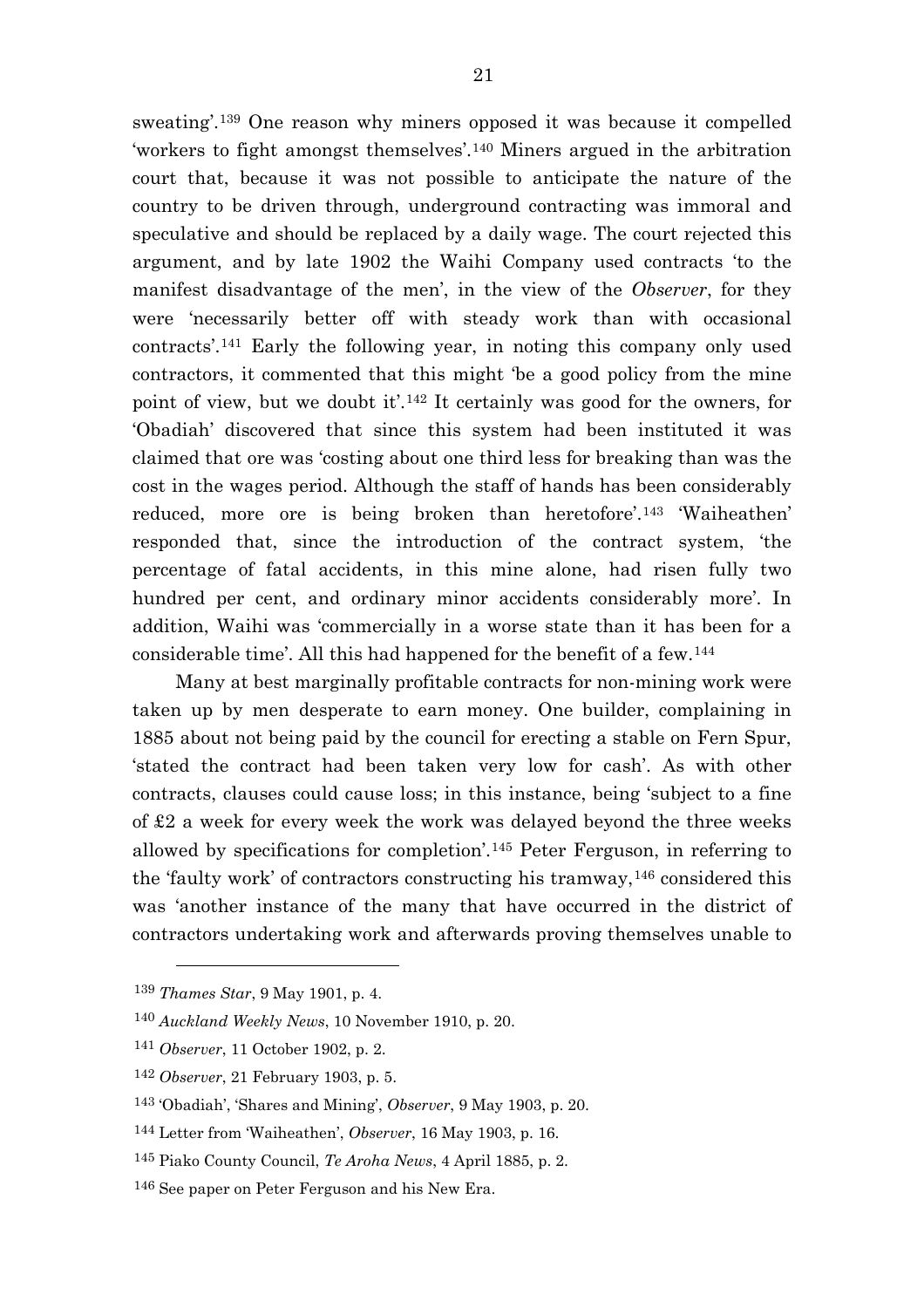sweating'.[139] One reason why miners opposed it was because it compelled 'workers to fight amongst themselves'.[140] Miners argued in the arbitration court that, because it was not possible to anticipate the nature of the country to be driven through, underground contracting was immoral and speculative and should be replaced by a daily wage. The court rejected this argument, and by late 1902 the Waihi Company used contracts 'to the manifest disadvantage of the men', in the view of the *Observer*, for they were 'necessarily better off with steady work than with occasional contracts'.[141] Early the following year, in noting this company only used contractors, it commented that this might 'be a good policy from the mine point of view, but we doubt it'.[142] It certainly was good for the owners, for 'Obadiah' discovered that since this system had been instituted it was claimed that ore was 'costing about one third less for breaking than was the cost in the wages period. Although the staff of hands has been considerably reduced, more ore is being broken than heretofore'.[143] 'Waiheathen' responded that, since the introduction of the contract system, 'the percentage of fatal accidents, in this mine alone, had risen fully two hundred per cent, and ordinary minor accidents considerably more'. In addition, Waihi was 'commercially in a worse state than it has been for a considerable time'. All this had happened for the benefit of a few.[144]

Many at best marginally profitable contracts for non-mining work were taken up by men desperate to earn money. One builder, complaining in 1885 about not being paid by the council for erecting a stable on Fern Spur, 'stated the contract had been taken very low for cash'. As with other contracts, clauses could cause loss; in this instance, being 'subject to a fine of £2 a week for every week the work was delayed beyond the three weeks allowed by specifications for completion'.[145] Peter Ferguson, in referring to the 'faulty work' of contractors constructing his tramway,[146] considered this was 'another instance of the many that have occurred in the district of contractors undertaking work and afterwards proving themselves unable to

---

[139] *Thames Star*, 9 May 1901, p. 4.

[140] *Auckland Weekly News*, 10 November 1910, p. 20.

[141] *Observer*, 11 October 1902, p. 2.

[142] *Observer*, 21 February 1903, p. 5.

[143] 'Obadiah', 'Shares and Mining', *Observer*, 9 May 1903, p. 20.

[144] Letter from 'Waiheathen', *Observer*, 16 May 1903, p. 16.

[145] Piako County Council, *Te Aroha News*, 4 April 1885, p. 2.

[146] See paper on Peter Ferguson and his New Era.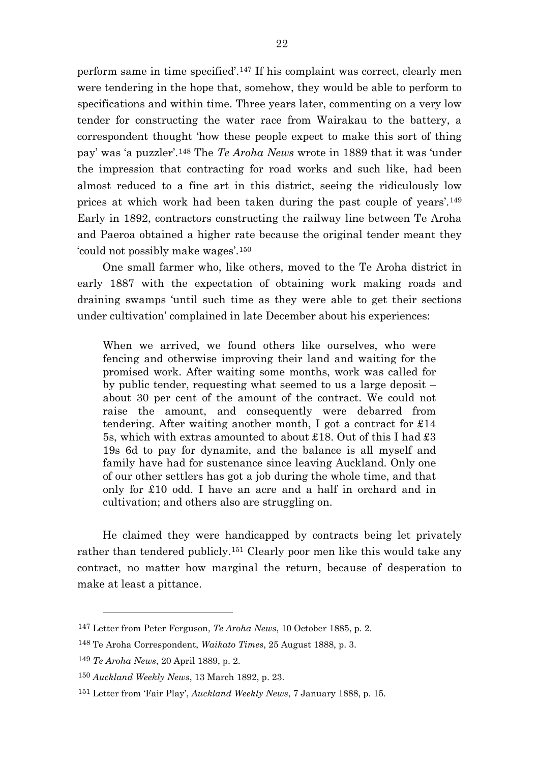perform same in time specified'.[147] If his complaint was correct, clearly men were tendering in the hope that, somehow, they would be able to perform to specifications and within time. Three years later, commenting on a very low tender for constructing the water race from Wairakau to the battery, a correspondent thought 'how these people expect to make this sort of thing pay' was 'a puzzler'.[148] The *Te Aroha News* wrote in 1889 that it was 'under the impression that contracting for road works and such like, had been almost reduced to a fine art in this district, seeing the ridiculously low prices at which work had been taken during the past couple of years'.[149] Early in 1892, contractors constructing the railway line between Te Aroha and Paeroa obtained a higher rate because the original tender meant they 'could not possibly make wages'.[150]

One small farmer who, like others, moved to the Te Aroha district in early 1887 with the expectation of obtaining work making roads and draining swamps 'until such time as they were able to get their sections under cultivation' complained in late December about his experiences:

> When we arrived, we found others like ourselves, who were fencing and otherwise improving their land and waiting for the promised work. After waiting some months, work was called for by public tender, requesting what seemed to us a large deposit – about 30 per cent of the amount of the contract. We could not raise the amount, and consequently were debarred from tendering. After waiting another month, I got a contract for £14 5s, which with extras amounted to about £18. Out of this I had £3 19s 6d to pay for dynamite, and the balance is all myself and family have had for sustenance since leaving Auckland. Only one of our other settlers has got a job during the whole time, and that only for £10 odd. I have an acre and a half in orchard and in cultivation; and others also are struggling on.

He claimed they were handicapped by contracts being let privately rather than tendered publicly.[151] Clearly poor men like this would take any contract, no matter how marginal the return, because of desperation to make at least a pittance.

---

[147] Letter from Peter Ferguson, *Te Aroha News*, 10 October 1885, p. 2.

[148] Te Aroha Correspondent, *Waikato Times*, 25 August 1888, p. 3.

[149] *Te Aroha News*, 20 April 1889, p. 2.

[150] *Auckland Weekly News*, 13 March 1892, p. 23.

[151] Letter from 'Fair Play', *Auckland Weekly News*, 7 January 1888, p. 15.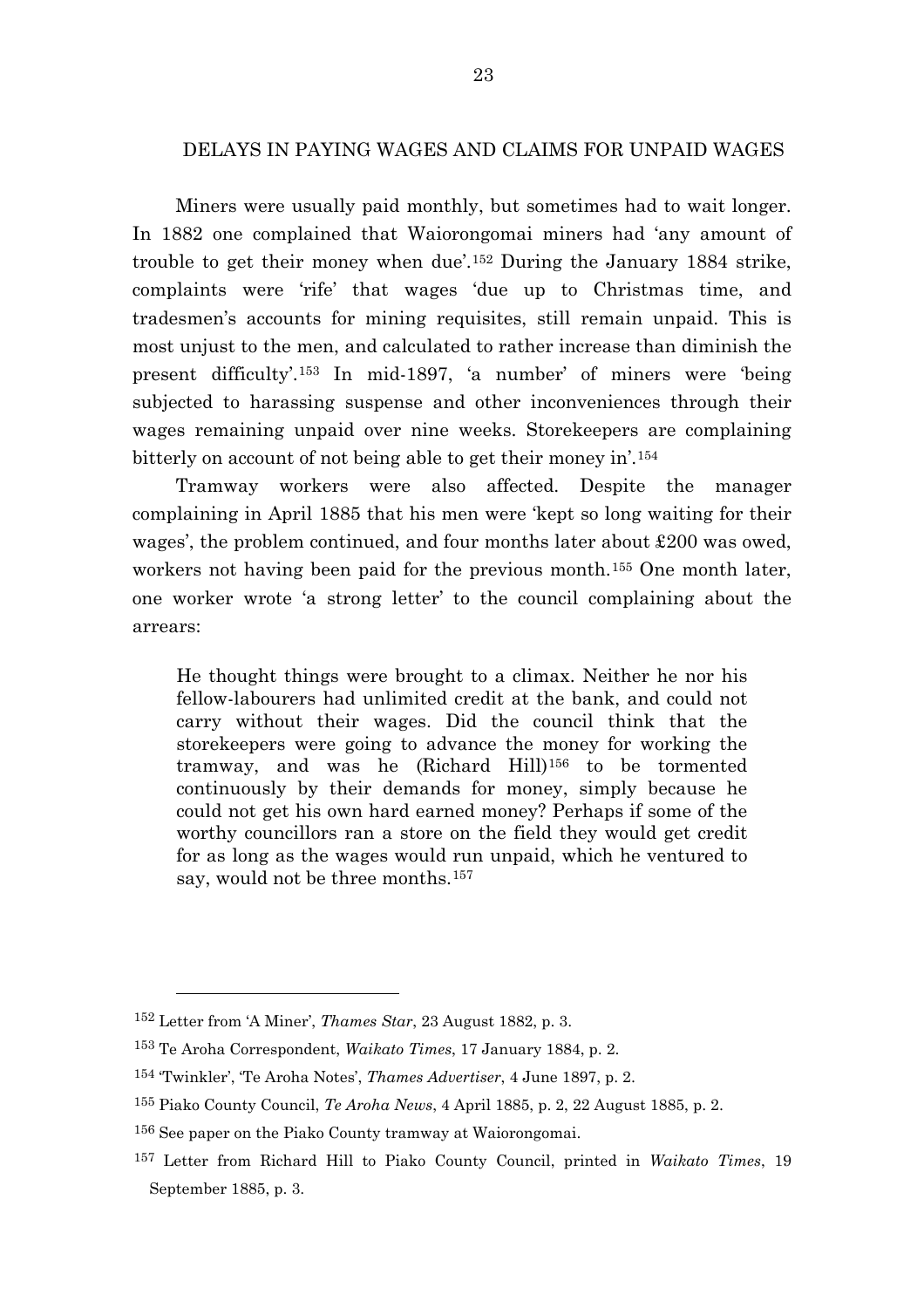## DELAYS IN PAYING WAGES AND CLAIMS FOR UNPAID WAGES

Miners were usually paid monthly, but sometimes had to wait longer. In 1882 one complained that Waiorongomai miners had 'any amount of trouble to get their money when due'.[152] During the January 1884 strike, complaints were 'rife' that wages 'due up to Christmas time, and tradesmen's accounts for mining requisites, still remain unpaid. This is most unjust to the men, and calculated to rather increase than diminish the present difficulty'.[153] In mid-1897, 'a number' of miners were 'being subjected to harassing suspense and other inconveniences through their wages remaining unpaid over nine weeks. Storekeepers are complaining bitterly on account of not being able to get their money in'.[154]

Tramway workers were also affected. Despite the manager complaining in April 1885 that his men were 'kept so long waiting for their wages', the problem continued, and four months later about £200 was owed, workers not having been paid for the previous month.[155] One month later, one worker wrote 'a strong letter' to the council complaining about the arrears:

> He thought things were brought to a climax. Neither he nor his fellow-labourers had unlimited credit at the bank, and could not carry without their wages. Did the council think that the storekeepers were going to advance the money for working the tramway, and was he (Richard Hill)[156] to be tormented continuously by their demands for money, simply because he could not get his own hard earned money? Perhaps if some of the worthy councillors ran a store on the field they would get credit for as long as the wages would run unpaid, which he ventured to say, would not be three months.[157]

---

[152] Letter from 'A Miner', *Thames Star*, 23 August 1882, p. 3.

[153] Te Aroha Correspondent, *Waikato Times*, 17 January 1884, p. 2.

[154] 'Twinkler', 'Te Aroha Notes', *Thames Advertiser*, 4 June 1897, p. 2.

[155] Piako County Council, *Te Aroha News*, 4 April 1885, p. 2, 22 August 1885, p. 2.

[156] See paper on the Piako County tramway at Waiorongomai.

[157] Letter from Richard Hill to Piako County Council, printed in *Waikato Times*, 19 September 1885, p. 3.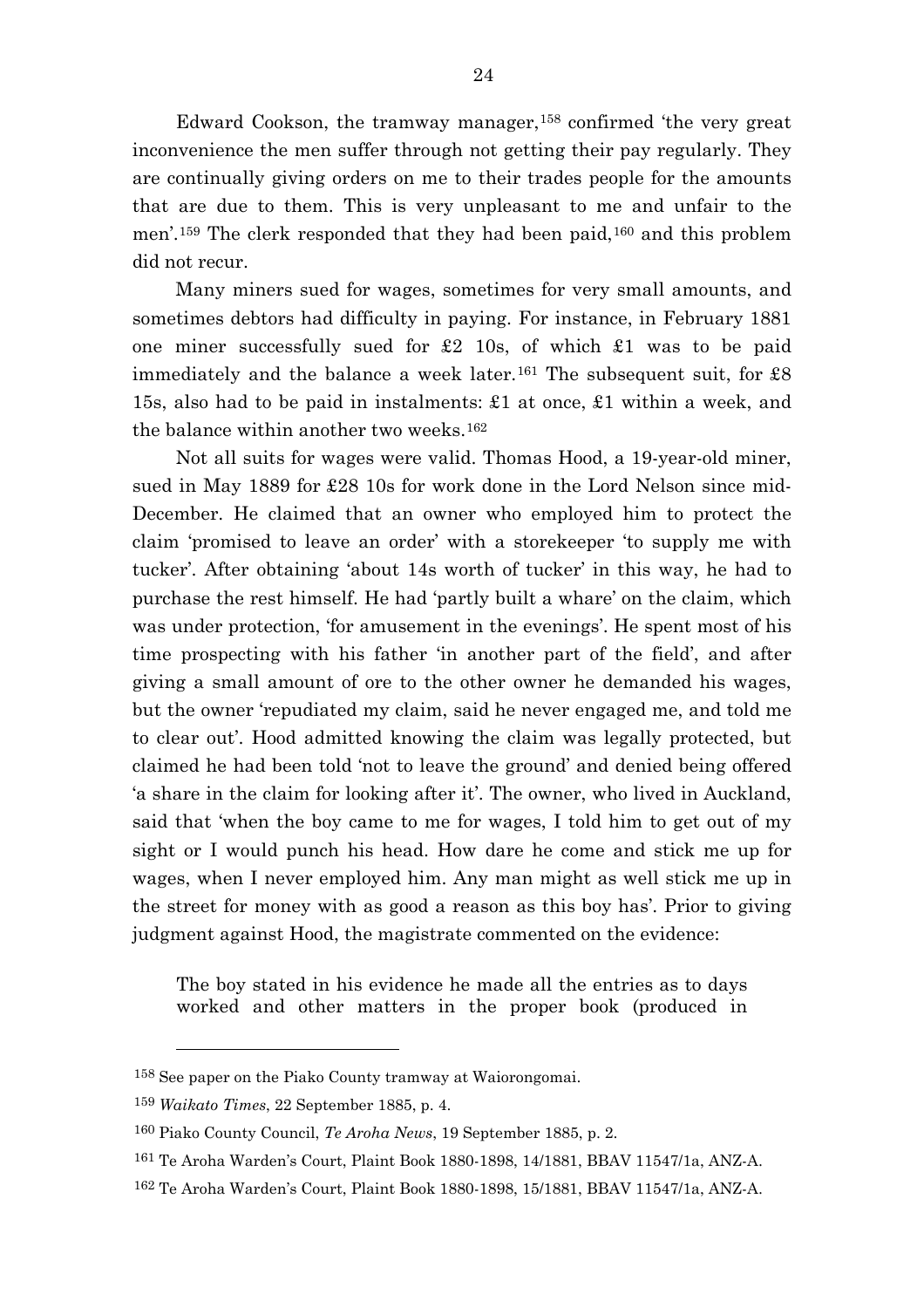Edward Cookson, the tramway manager,[158] confirmed 'the very great inconvenience the men suffer through not getting their pay regularly. They are continually giving orders on me to their trades people for the amounts that are due to them. This is very unpleasant to me and unfair to the men'.[159] The clerk responded that they had been paid,[160] and this problem did not recur.

Many miners sued for wages, sometimes for very small amounts, and sometimes debtors had difficulty in paying. For instance, in February 1881 one miner successfully sued for £2 10s, of which £1 was to be paid immediately and the balance a week later.[161] The subsequent suit, for £8 15s, also had to be paid in instalments: £1 at once, £1 within a week, and the balance within another two weeks.[162]

Not all suits for wages were valid. Thomas Hood, a 19-year-old miner, sued in May 1889 for £28 10s for work done in the Lord Nelson since mid-December. He claimed that an owner who employed him to protect the claim 'promised to leave an order' with a storekeeper 'to supply me with tucker'. After obtaining 'about 14s worth of tucker' in this way, he had to purchase the rest himself. He had 'partly built a whare' on the claim, which was under protection, 'for amusement in the evenings'. He spent most of his time prospecting with his father 'in another part of the field', and after giving a small amount of ore to the other owner he demanded his wages, but the owner 'repudiated my claim, said he never engaged me, and told me to clear out'. Hood admitted knowing the claim was legally protected, but claimed he had been told 'not to leave the ground' and denied being offered 'a share in the claim for looking after it'. The owner, who lived in Auckland, said that 'when the boy came to me for wages, I told him to get out of my sight or I would punch his head. How dare he come and stick me up for wages, when I never employed him. Any man might as well stick me up in the street for money with as good a reason as this boy has'. Prior to giving judgment against Hood, the magistrate commented on the evidence:

> The boy stated in his evidence he made all the entries as to days worked and other matters in the proper book (produced in

---

[158] See paper on the Piako County tramway at Waiorongomai.

[159] *Waikato Times*, 22 September 1885, p. 4.

[160] Piako County Council, *Te Aroha News*, 19 September 1885, p. 2.

[161] Te Aroha Warden's Court, Plaint Book 1880-1898, 14/1881, BBAV 11547/1a, ANZ-A.

[162] Te Aroha Warden's Court, Plaint Book 1880-1898, 15/1881, BBAV 11547/1a, ANZ-A.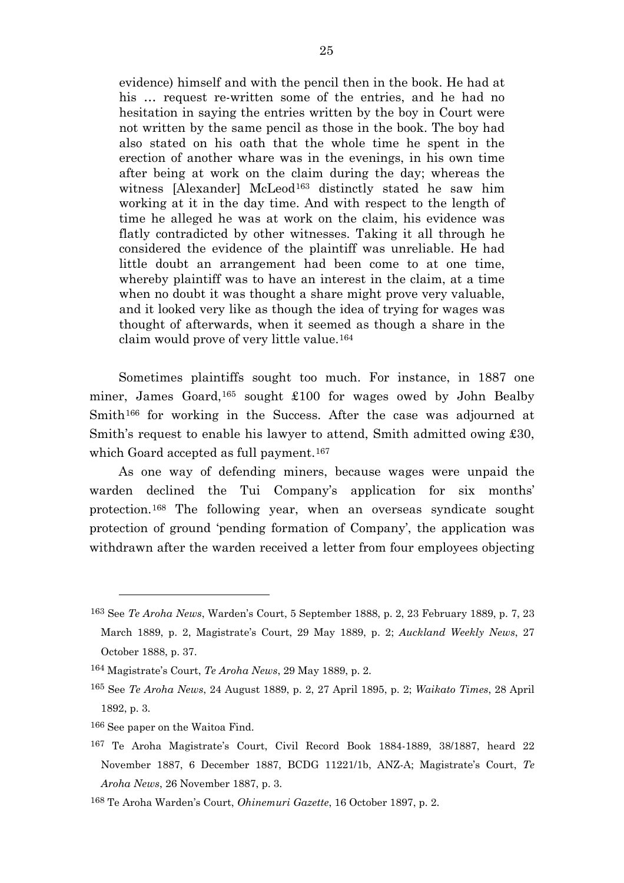evidence) himself and with the pencil then in the book. He had at his … request re-written some of the entries, and he had no hesitation in saying the entries written by the boy in Court were not written by the same pencil as those in the book. The boy had also stated on his oath that the whole time he spent in the erection of another whare was in the evenings, in his own time after being at work on the claim during the day; whereas the witness [Alexander] McLeod[163] distinctly stated he saw him working at it in the day time. And with respect to the length of time he alleged he was at work on the claim, his evidence was flatly contradicted by other witnesses. Taking it all through he considered the evidence of the plaintiff was unreliable. He had little doubt an arrangement had been come to at one time, whereby plaintiff was to have an interest in the claim, at a time when no doubt it was thought a share might prove very valuable, and it looked very like as though the idea of trying for wages was thought of afterwards, when it seemed as though a share in the claim would prove of very little value.[164]

Sometimes plaintiffs sought too much. For instance, in 1887 one miner, James Goard,[165] sought £100 for wages owed by John Bealby Smith[166] for working in the Success. After the case was adjourned at Smith's request to enable his lawyer to attend, Smith admitted owing £30, which Goard accepted as full payment.[167]

As one way of defending miners, because wages were unpaid the warden declined the Tui Company's application for six months' protection.[168] The following year, when an overseas syndicate sought protection of ground 'pending formation of Company', the application was withdrawn after the warden received a letter from four employees objecting

---

[163] See *Te Aroha News*, Warden's Court, 5 September 1888, p. 2, 23 February 1889, p. 7, 23 March 1889, p. 2, Magistrate's Court, 29 May 1889, p. 2; *Auckland Weekly News*, 27 October 1888, p. 37.

[164] Magistrate's Court, *Te Aroha News*, 29 May 1889, p. 2.

[165] See *Te Aroha News*, 24 August 1889, p. 2, 27 April 1895, p. 2; *Waikato Times*, 28 April 1892, p. 3.

[166] See paper on the Waitoa Find.

[167] Te Aroha Magistrate's Court, Civil Record Book 1884-1889, 38/1887, heard 22 November 1887, 6 December 1887, BCDG 11221/1b, ANZ-A; Magistrate's Court, *Te Aroha News*, 26 November 1887, p. 3.

[168] Te Aroha Warden's Court, *Ohinemuri Gazette*, 16 October 1897, p. 2.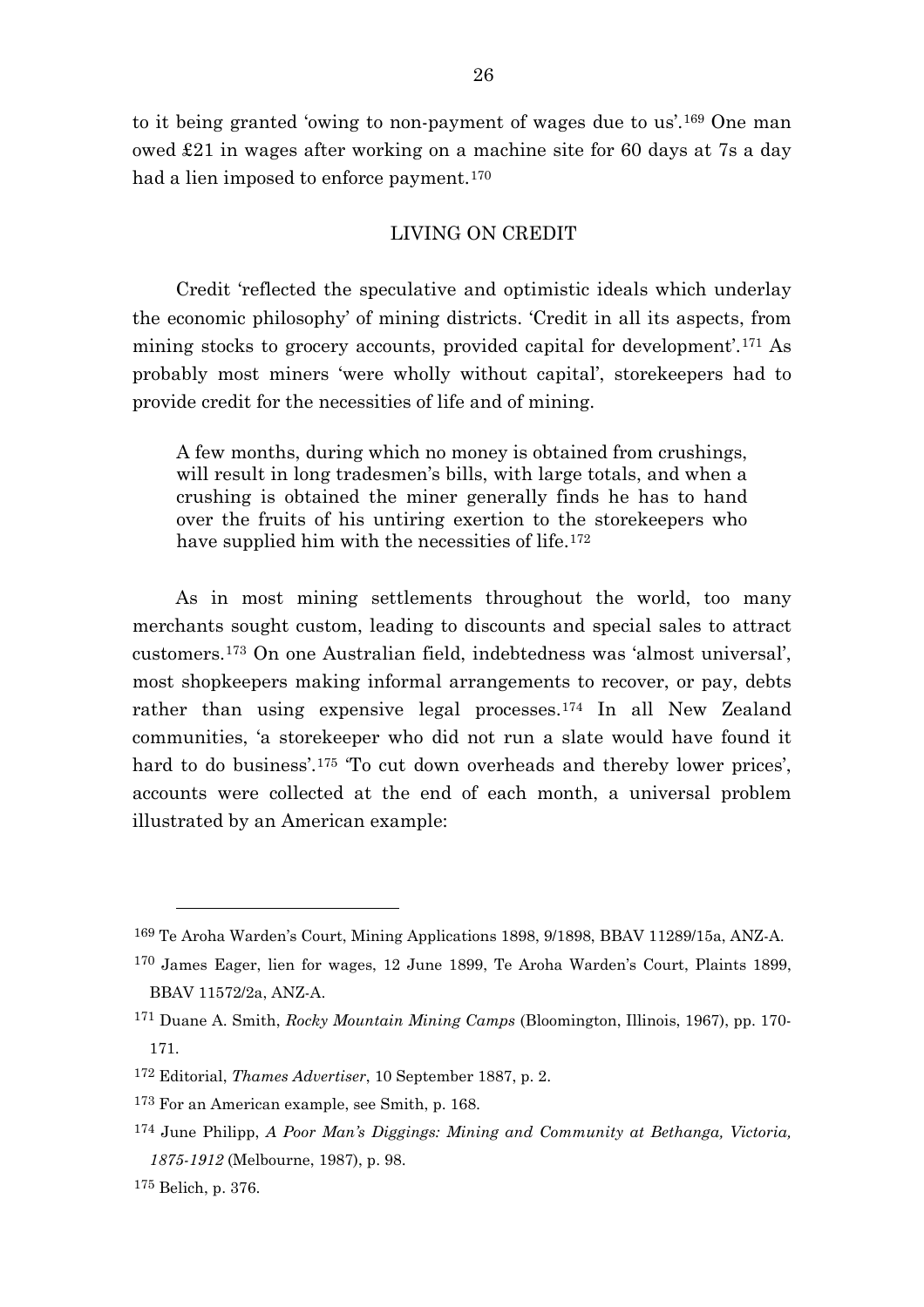to it being granted 'owing to non-payment of wages due to us'.[169] One man owed £21 in wages after working on a machine site for 60 days at 7s a day had a lien imposed to enforce payment.[170]

## LIVING ON CREDIT

Credit 'reflected the speculative and optimistic ideals which underlay the economic philosophy' of mining districts. 'Credit in all its aspects, from mining stocks to grocery accounts, provided capital for development'.[171] As probably most miners 'were wholly without capital', storekeepers had to provide credit for the necessities of life and of mining.

> A few months, during which no money is obtained from crushings, will result in long tradesmen's bills, with large totals, and when a crushing is obtained the miner generally finds he has to hand over the fruits of his untiring exertion to the storekeepers who have supplied him with the necessities of life.[172]

As in most mining settlements throughout the world, too many merchants sought custom, leading to discounts and special sales to attract customers.[173] On one Australian field, indebtedness was 'almost universal', most shopkeepers making informal arrangements to recover, or pay, debts rather than using expensive legal processes.[174] In all New Zealand communities, 'a storekeeper who did not run a slate would have found it hard to do business'.[175] 'To cut down overheads and thereby lower prices', accounts were collected at the end of each month, a universal problem illustrated by an American example:

---

[169] Te Aroha Warden's Court, Mining Applications 1898, 9/1898, BBAV 11289/15a, ANZ-A.

[170] James Eager, lien for wages, 12 June 1899, Te Aroha Warden's Court, Plaints 1899, BBAV 11572/2a, ANZ-A.

[171] Duane A. Smith, *Rocky Mountain Mining Camps* (Bloomington, Illinois, 1967), pp. 170-171.

[172] Editorial, *Thames Advertiser*, 10 September 1887, p. 2.

[173] For an American example, see Smith, p. 168.

[174] June Philipp, *A Poor Man's Diggings: Mining and Community at Bethanga, Victoria, 1875-1912* (Melbourne, 1987), p. 98.

[175] Belich, p. 376.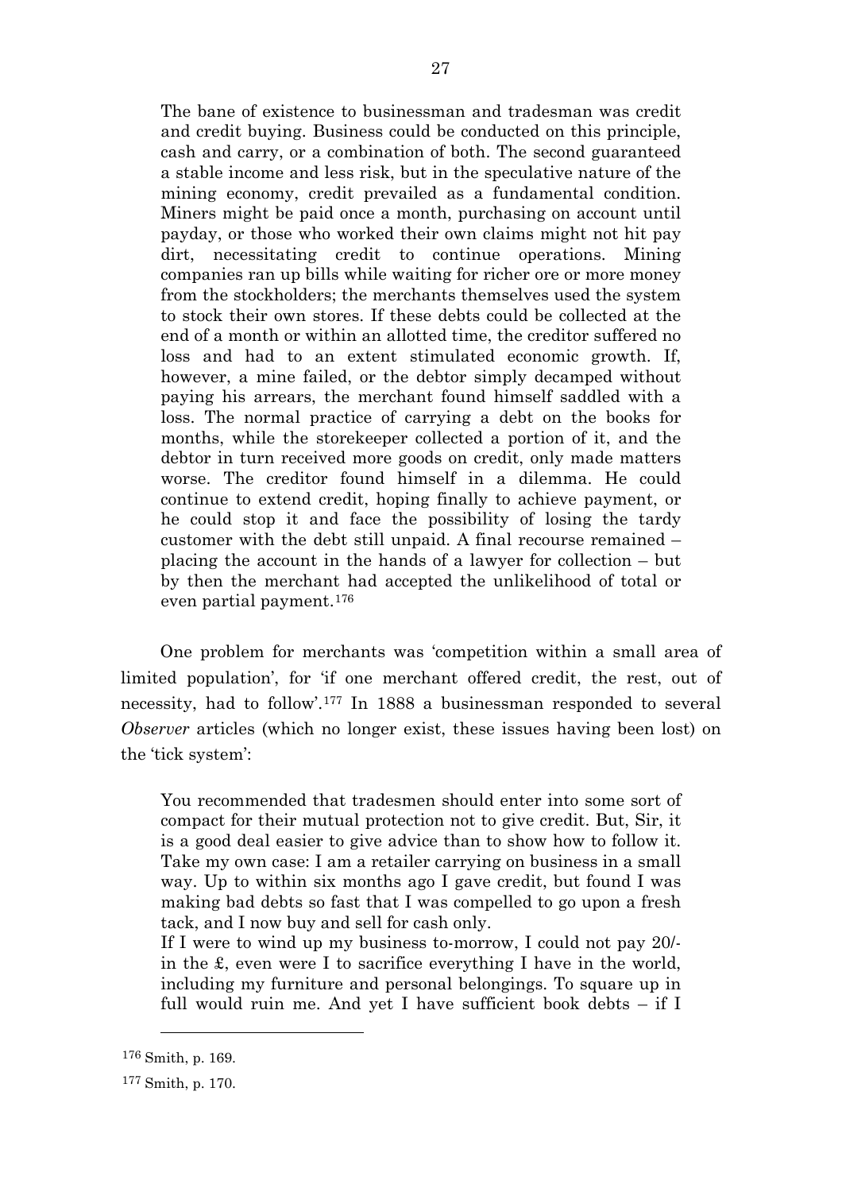> The bane of existence to businessman and tradesman was credit and credit buying. Business could be conducted on this principle, cash and carry, or a combination of both. The second guaranteed a stable income and less risk, but in the speculative nature of the mining economy, credit prevailed as a fundamental condition. Miners might be paid once a month, purchasing on account until payday, or those who worked their own claims might not hit pay dirt, necessitating credit to continue operations. Mining companies ran up bills while waiting for richer ore or more money from the stockholders; the merchants themselves used the system to stock their own stores. If these debts could be collected at the end of a month or within an allotted time, the creditor suffered no loss and had to an extent stimulated economic growth. If, however, a mine failed, or the debtor simply decamped without paying his arrears, the merchant found himself saddled with a loss. The normal practice of carrying a debt on the books for months, while the storekeeper collected a portion of it, and the debtor in turn received more goods on credit, only made matters worse. The creditor found himself in a dilemma. He could continue to extend credit, hoping finally to achieve payment, or he could stop it and face the possibility of losing the tardy customer with the debt still unpaid. A final recourse remained – placing the account in the hands of a lawyer for collection – but by then the merchant had accepted the unlikelihood of total or even partial payment.[176]

One problem for merchants was 'competition within a small area of limited population', for 'if one merchant offered credit, the rest, out of necessity, had to follow'.[177] In 1888 a businessman responded to several *Observer* articles (which no longer exist, these issues having been lost) on the 'tick system':

> You recommended that tradesmen should enter into some sort of compact for their mutual protection not to give credit. But, Sir, it is a good deal easier to give advice than to show how to follow it. Take my own case: I am a retailer carrying on business in a small way. Up to within six months ago I gave credit, but found I was making bad debts so fast that I was compelled to go upon a fresh tack, and I now buy and sell for cash only.
>
> If I were to wind up my business to-morrow, I could not pay 20/- in the £, even were I to sacrifice everything I have in the world, including my furniture and personal belongings. To square up in full would ruin me. And yet I have sufficient book debts – if I

---

[176] Smith, p. 169.

[177] Smith, p. 170.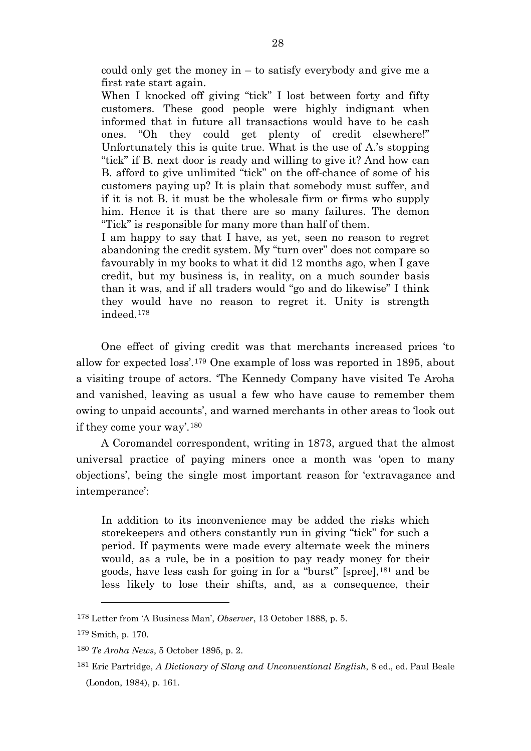> could only get the money in – to satisfy everybody and give me a first rate start again.
>
> When I knocked off giving "tick" I lost between forty and fifty customers. These good people were highly indignant when informed that in future all transactions would have to be cash ones. "Oh they could get plenty of credit elsewhere!" Unfortunately this is quite true. What is the use of A.'s stopping "tick" if B. next door is ready and willing to give it? And how can B. afford to give unlimited "tick" on the off-chance of some of his customers paying up? It is plain that somebody must suffer, and if it is not B. it must be the wholesale firm or firms who supply him. Hence it is that there are so many failures. The demon "Tick" is responsible for many more than half of them.
>
> I am happy to say that I have, as yet, seen no reason to regret abandoning the credit system. My "turn over" does not compare so favourably in my books to what it did 12 months ago, when I gave credit, but my business is, in reality, on a much sounder basis than it was, and if all traders would "go and do likewise" I think they would have no reason to regret it. Unity is strength indeed.[178]

One effect of giving credit was that merchants increased prices 'to allow for expected loss'.[179] One example of loss was reported in 1895, about a visiting troupe of actors. 'The Kennedy Company have visited Te Aroha and vanished, leaving as usual a few who have cause to remember them owing to unpaid accounts', and warned merchants in other areas to 'look out if they come your way'.[180]

A Coromandel correspondent, writing in 1873, argued that the almost universal practice of paying miners once a month was 'open to many objections', being the single most important reason for 'extravagance and intemperance':

> In addition to its inconvenience may be added the risks which storekeepers and others constantly run in giving "tick" for such a period. If payments were made every alternate week the miners would, as a rule, be in a position to pay ready money for their goods, have less cash for going in for a "burst" [spree],[181] and be less likely to lose their shifts, and, as a consequence, their

---

[178] Letter from 'A Business Man', *Observer*, 13 October 1888, p. 5.

[179] Smith, p. 170.

[180] *Te Aroha News*, 5 October 1895, p. 2.

[181] Eric Partridge, *A Dictionary of Slang and Unconventional English*, 8 ed., ed. Paul Beale (London, 1984), p. 161.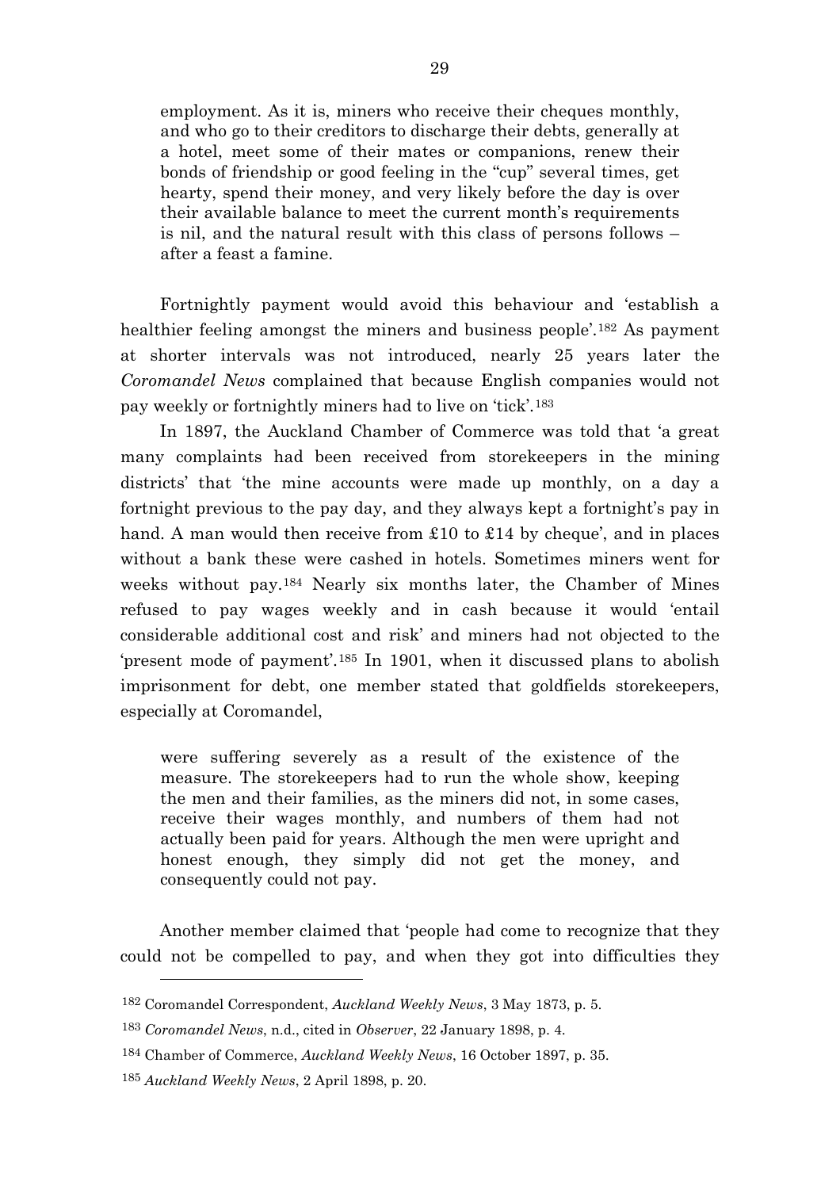> employment. As it is, miners who receive their cheques monthly, and who go to their creditors to discharge their debts, generally at a hotel, meet some of their mates or companions, renew their bonds of friendship or good feeling in the "cup" several times, get hearty, spend their money, and very likely before the day is over their available balance to meet the current month's requirements is nil, and the natural result with this class of persons follows – after a feast a famine.

Fortnightly payment would avoid this behaviour and 'establish a healthier feeling amongst the miners and business people'.[182] As payment at shorter intervals was not introduced, nearly 25 years later the *Coromandel News* complained that because English companies would not pay weekly or fortnightly miners had to live on 'tick'.[183]

In 1897, the Auckland Chamber of Commerce was told that 'a great many complaints had been received from storekeepers in the mining districts' that 'the mine accounts were made up monthly, on a day a fortnight previous to the pay day, and they always kept a fortnight's pay in hand. A man would then receive from £10 to £14 by cheque', and in places without a bank these were cashed in hotels. Sometimes miners went for weeks without pay.[184] Nearly six months later, the Chamber of Mines refused to pay wages weekly and in cash because it would 'entail considerable additional cost and risk' and miners had not objected to the 'present mode of payment'.[185] In 1901, when it discussed plans to abolish imprisonment for debt, one member stated that goldfields storekeepers, especially at Coromandel,

> were suffering severely as a result of the existence of the measure. The storekeepers had to run the whole show, keeping the men and their families, as the miners did not, in some cases, receive their wages monthly, and numbers of them had not actually been paid for years. Although the men were upright and honest enough, they simply did not get the money, and consequently could not pay.

Another member claimed that 'people had come to recognize that they could not be compelled to pay, and when they got into difficulties they

---

[182] Coromandel Correspondent, *Auckland Weekly News*, 3 May 1873, p. 5.

[183] *Coromandel News*, n.d., cited in *Observer*, 22 January 1898, p. 4.

[184] Chamber of Commerce, *Auckland Weekly News*, 16 October 1897, p. 35.

[185] *Auckland Weekly News*, 2 April 1898, p. 20.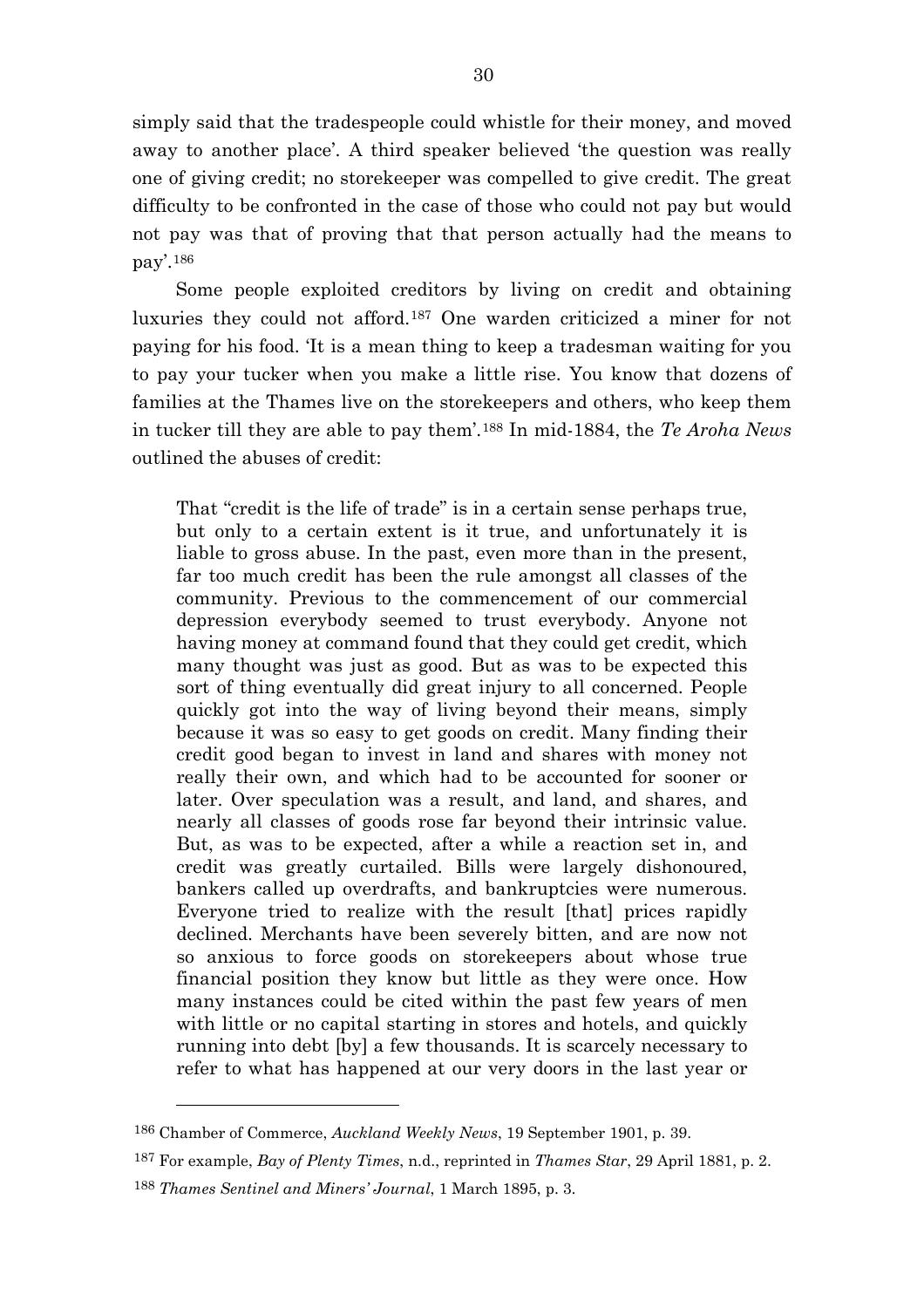simply said that the tradespeople could whistle for their money, and moved away to another place'. A third speaker believed 'the question was really one of giving credit; no storekeeper was compelled to give credit. The great difficulty to be confronted in the case of those who could not pay but would not pay was that of proving that that person actually had the means to pay'.[186]

Some people exploited creditors by living on credit and obtaining luxuries they could not afford.[187] One warden criticized a miner for not paying for his food. 'It is a mean thing to keep a tradesman waiting for you to pay your tucker when you make a little rise. You know that dozens of families at the Thames live on the storekeepers and others, who keep them in tucker till they are able to pay them'.[188] In mid-1884, the *Te Aroha News* outlined the abuses of credit:

> That "credit is the life of trade" is in a certain sense perhaps true, but only to a certain extent is it true, and unfortunately it is liable to gross abuse. In the past, even more than in the present, far too much credit has been the rule amongst all classes of the community. Previous to the commencement of our commercial depression everybody seemed to trust everybody. Anyone not having money at command found that they could get credit, which many thought was just as good. But as was to be expected this sort of thing eventually did great injury to all concerned. People quickly got into the way of living beyond their means, simply because it was so easy to get goods on credit. Many finding their credit good began to invest in land and shares with money not really their own, and which had to be accounted for sooner or later. Over speculation was a result, and land, and shares, and nearly all classes of goods rose far beyond their intrinsic value. But, as was to be expected, after a while a reaction set in, and credit was greatly curtailed. Bills were largely dishonoured, bankers called up overdrafts, and bankruptcies were numerous. Everyone tried to realize with the result [that] prices rapidly declined. Merchants have been severely bitten, and are now not so anxious to force goods on storekeepers about whose true financial position they know but little as they were once. How many instances could be cited within the past few years of men with little or no capital starting in stores and hotels, and quickly running into debt [by] a few thousands. It is scarcely necessary to refer to what has happened at our very doors in the last year or

---

[186] Chamber of Commerce, *Auckland Weekly News*, 19 September 1901, p. 39.

[187] For example, *Bay of Plenty Times*, n.d., reprinted in *Thames Star*, 29 April 1881, p. 2.

[188] *Thames Sentinel and Miners' Journal*, 1 March 1895, p. 3.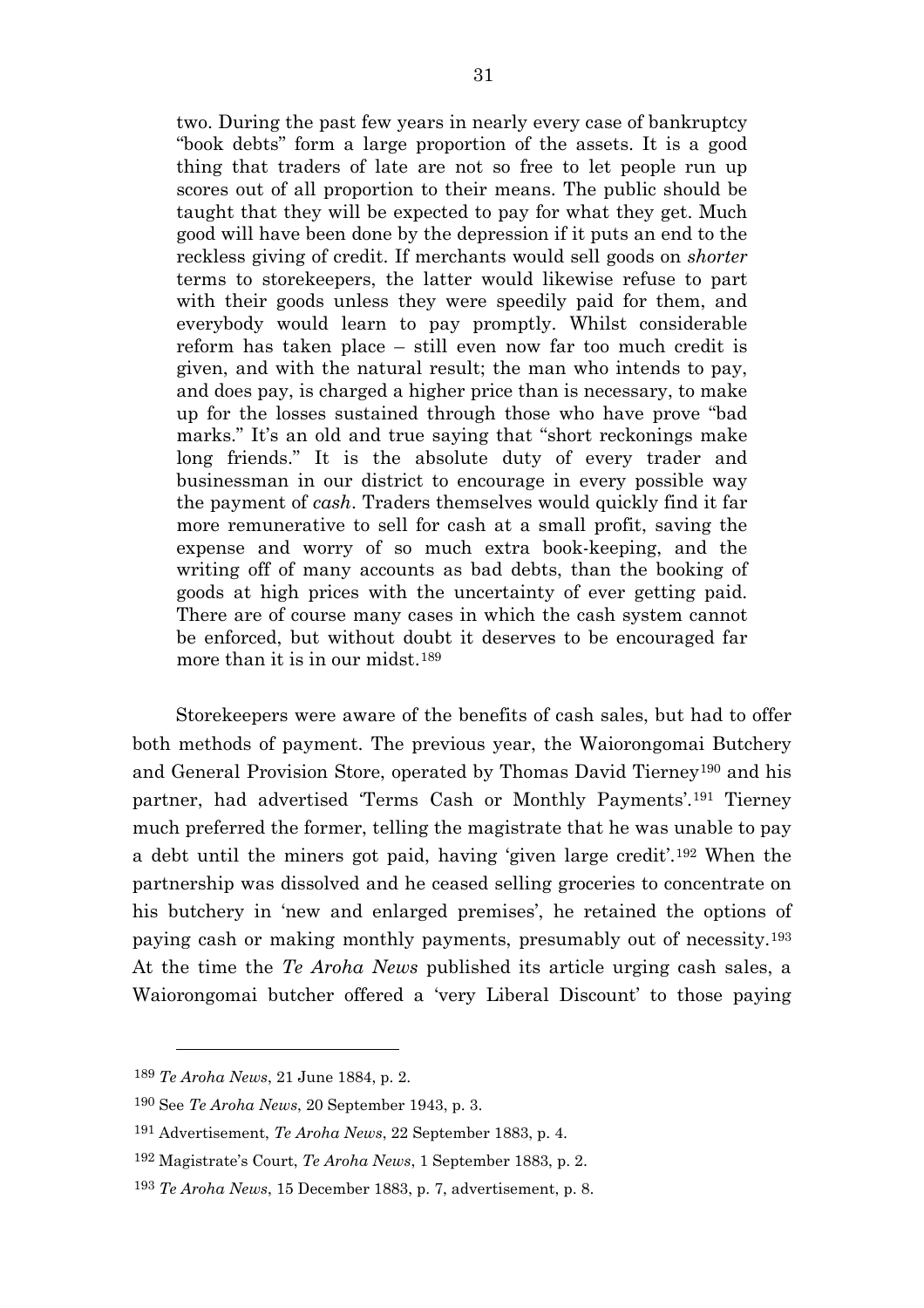two. During the past few years in nearly every case of bankruptcy "book debts" form a large proportion of the assets. It is a good thing that traders of late are not so free to let people run up scores out of all proportion to their means. The public should be taught that they will be expected to pay for what they get. Much good will have been done by the depression if it puts an end to the reckless giving of credit. If merchants would sell goods on *shorter* terms to storekeepers, the latter would likewise refuse to part with their goods unless they were speedily paid for them, and everybody would learn to pay promptly. Whilst considerable reform has taken place – still even now far too much credit is given, and with the natural result; the man who intends to pay, and does pay, is charged a higher price than is necessary, to make up for the losses sustained through those who have prove "bad marks." It's an old and true saying that "short reckonings make long friends." It is the absolute duty of every trader and businessman in our district to encourage in every possible way the payment of *cash*. Traders themselves would quickly find it far more remunerative to sell for cash at a small profit, saving the expense and worry of so much extra book-keeping, and the writing off of many accounts as bad debts, than the booking of goods at high prices with the uncertainty of ever getting paid. There are of course many cases in which the cash system cannot be enforced, but without doubt it deserves to be encouraged far more than it is in our midst.[189]

Storekeepers were aware of the benefits of cash sales, but had to offer both methods of payment. The previous year, the Waiorongomai Butchery and General Provision Store, operated by Thomas David Tierney[190] and his partner, had advertised 'Terms Cash or Monthly Payments'.[191] Tierney much preferred the former, telling the magistrate that he was unable to pay a debt until the miners got paid, having 'given large credit'.[192] When the partnership was dissolved and he ceased selling groceries to concentrate on his butchery in 'new and enlarged premises', he retained the options of paying cash or making monthly payments, presumably out of necessity.[193] At the time the *Te Aroha News* published its article urging cash sales, a Waiorongomai butcher offered a 'very Liberal Discount' to those paying

---

[189] *Te Aroha News*, 21 June 1884, p. 2.

[190] See *Te Aroha News*, 20 September 1943, p. 3.

[191] Advertisement, *Te Aroha News*, 22 September 1883, p. 4.

[192] Magistrate's Court, *Te Aroha News*, 1 September 1883, p. 2.

[193] *Te Aroha News*, 15 December 1883, p. 7, advertisement, p. 8.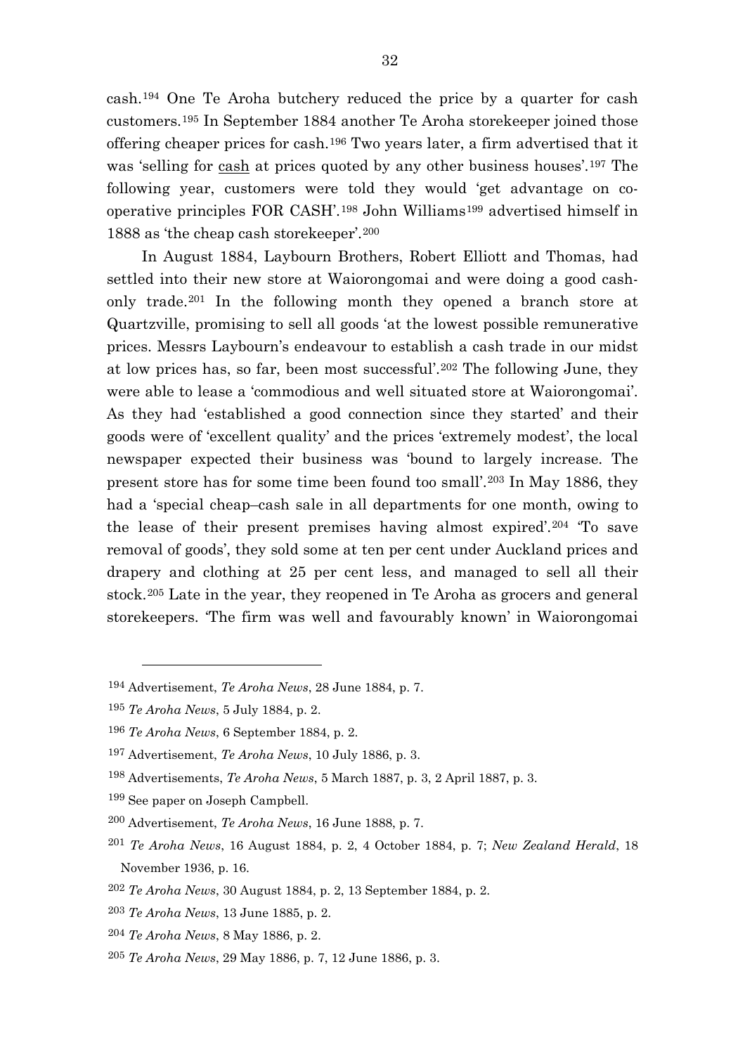cash.[194] One Te Aroha butchery reduced the price by a quarter for cash customers.[195] In September 1884 another Te Aroha storekeeper joined those offering cheaper prices for cash.[196] Two years later, a firm advertised that it was 'selling for <u>cash</u> at prices quoted by any other business houses'.[197] The following year, customers were told they would 'get advantage on co-operative principles FOR CASH'.[198] John Williams[199] advertised himself in 1888 as 'the cheap cash storekeeper'.[200]

In August 1884, Laybourn Brothers, Robert Elliott and Thomas, had settled into their new store at Waiorongomai and were doing a good cash-only trade.[201] In the following month they opened a branch store at Quartzville, promising to sell all goods 'at the lowest possible remunerative prices. Messrs Laybourn's endeavour to establish a cash trade in our midst at low prices has, so far, been most successful'.[202] The following June, they were able to lease a 'commodious and well situated store at Waiorongomai'. As they had 'established a good connection since they started' and their goods were of 'excellent quality' and the prices 'extremely modest', the local newspaper expected their business was 'bound to largely increase. The present store has for some time been found too small'.[203] In May 1886, they had a 'special cheap–cash sale in all departments for one month, owing to the lease of their present premises having almost expired'.[204] 'To save removal of goods', they sold some at ten per cent under Auckland prices and drapery and clothing at 25 per cent less, and managed to sell all their stock.[205] Late in the year, they reopened in Te Aroha as grocers and general storekeepers. 'The firm was well and favourably known' in Waiorongomai

---

194 Advertisement, *Te Aroha News*, 28 June 1884, p. 7.

195 *Te Aroha News*, 5 July 1884, p. 2.

196 *Te Aroha News*, 6 September 1884, p. 2.

197 Advertisement, *Te Aroha News*, 10 July 1886, p. 3.

198 Advertisements, *Te Aroha News*, 5 March 1887, p. 3, 2 April 1887, p. 3.

199 See paper on Joseph Campbell.

200 Advertisement, *Te Aroha News*, 16 June 1888, p. 7.

201 *Te Aroha News*, 16 August 1884, p. 2, 4 October 1884, p. 7; *New Zealand Herald*, 18 November 1936, p. 16.

202 *Te Aroha News*, 30 August 1884, p. 2, 13 September 1884, p. 2.

203 *Te Aroha News*, 13 June 1885, p. 2.

204 *Te Aroha News*, 8 May 1886, p. 2.

205 *Te Aroha News*, 29 May 1886, p. 7, 12 June 1886, p. 3.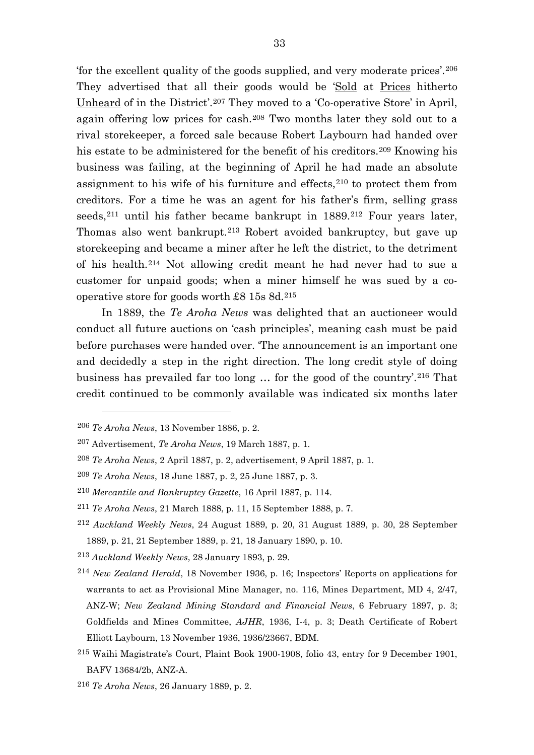'for the excellent quality of the goods supplied, and very moderate prices'.[206] They advertised that all their goods would be 'Sold at Prices hitherto Unheard of in the District'.[207] They moved to a 'Co-operative Store' in April, again offering low prices for cash.[208] Two months later they sold out to a rival storekeeper, a forced sale because Robert Laybourn had handed over his estate to be administered for the benefit of his creditors.[209] Knowing his business was failing, at the beginning of April he had made an absolute assignment to his wife of his furniture and effects,[210] to protect them from creditors. For a time he was an agent for his father's firm, selling grass seeds,[211] until his father became bankrupt in 1889.[212] Four years later, Thomas also went bankrupt.[213] Robert avoided bankruptcy, but gave up storekeeping and became a miner after he left the district, to the detriment of his health.[214] Not allowing credit meant he had never had to sue a customer for unpaid goods; when a miner himself he was sued by a co-operative store for goods worth £8 15s 8d.[215]

In 1889, the *Te Aroha News* was delighted that an auctioneer would conduct all future auctions on 'cash principles', meaning cash must be paid before purchases were handed over. 'The announcement is an important one and decidedly a step in the right direction. The long credit style of doing business has prevailed far too long … for the good of the country'.[216] That credit continued to be commonly available was indicated six months later

---

[206] *Te Aroha News*, 13 November 1886, p. 2.

[207] Advertisement, *Te Aroha News*, 19 March 1887, p. 1.

[208] *Te Aroha News*, 2 April 1887, p. 2, advertisement, 9 April 1887, p. 1.

[209] *Te Aroha News*, 18 June 1887, p. 2, 25 June 1887, p. 3.

[210] *Mercantile and Bankruptcy Gazette*, 16 April 1887, p. 114.

[211] *Te Aroha News*, 21 March 1888, p. 11, 15 September 1888, p. 7.

[212] *Auckland Weekly News*, 24 August 1889, p. 20, 31 August 1889, p. 30, 28 September 1889, p. 21, 21 September 1889, p. 21, 18 January 1890, p. 10.

[213] *Auckland Weekly News*, 28 January 1893, p. 29.

[214] *New Zealand Herald*, 18 November 1936, p. 16; Inspectors' Reports on applications for warrants to act as Provisional Mine Manager, no. 116, Mines Department, MD 4, 2/47, ANZ-W; *New Zealand Mining Standard and Financial News*, 6 February 1897, p. 3; Goldfields and Mines Committee, *AJHR*, 1936, I-4, p. 3; Death Certificate of Robert Elliott Laybourn, 13 November 1936, 1936/23667, BDM.

[215] Waihi Magistrate's Court, Plaint Book 1900-1908, folio 43, entry for 9 December 1901, BAFV 13684/2b, ANZ-A.

[216] *Te Aroha News*, 26 January 1889, p. 2.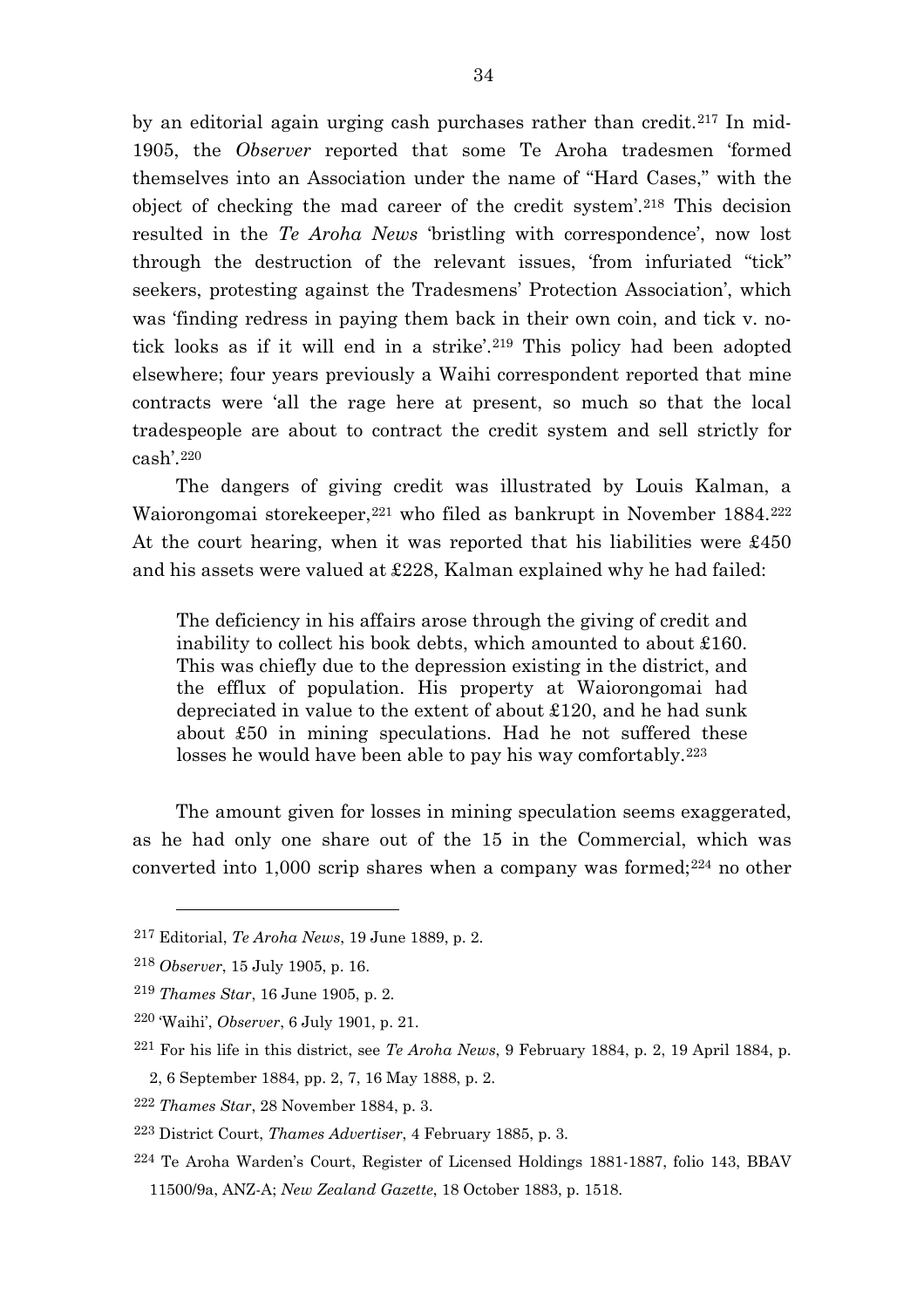by an editorial again urging cash purchases rather than credit.[217] In mid-1905, the *Observer* reported that some Te Aroha tradesmen 'formed themselves into an Association under the name of "Hard Cases," with the object of checking the mad career of the credit system'.[218] This decision resulted in the *Te Aroha News* 'bristling with correspondence', now lost through the destruction of the relevant issues, 'from infuriated "tick" seekers, protesting against the Tradesmens' Protection Association', which was 'finding redress in paying them back in their own coin, and tick v. no-tick looks as if it will end in a strike'.[219] This policy had been adopted elsewhere; four years previously a Waihi correspondent reported that mine contracts were 'all the rage here at present, so much so that the local tradespeople are about to contract the credit system and sell strictly for cash'.[220]

The dangers of giving credit was illustrated by Louis Kalman, a Waiorongomai storekeeper,[221] who filed as bankrupt in November 1884.[222] At the court hearing, when it was reported that his liabilities were £450 and his assets were valued at £228, Kalman explained why he had failed:

> The deficiency in his affairs arose through the giving of credit and inability to collect his book debts, which amounted to about £160. This was chiefly due to the depression existing in the district, and the efflux of population. His property at Waiorongomai had depreciated in value to the extent of about £120, and he had sunk about £50 in mining speculations. Had he not suffered these losses he would have been able to pay his way comfortably.[223]

The amount given for losses in mining speculation seems exaggerated, as he had only one share out of the 15 in the Commercial, which was converted into 1,000 scrip shares when a company was formed;[224] no other

---

[217] Editorial, *Te Aroha News*, 19 June 1889, p. 2.

[218] *Observer*, 15 July 1905, p. 16.

[219] *Thames Star*, 16 June 1905, p. 2.

[220] 'Waihi', *Observer*, 6 July 1901, p. 21.

[221] For his life in this district, see *Te Aroha News*, 9 February 1884, p. 2, 19 April 1884, p. 2, 6 September 1884, pp. 2, 7, 16 May 1888, p. 2.

[222] *Thames Star*, 28 November 1884, p. 3.

[223] District Court, *Thames Advertiser*, 4 February 1885, p. 3.

[224] Te Aroha Warden's Court, Register of Licensed Holdings 1881-1887, folio 143, BBAV 11500/9a, ANZ-A; *New Zealand Gazette*, 18 October 1883, p. 1518.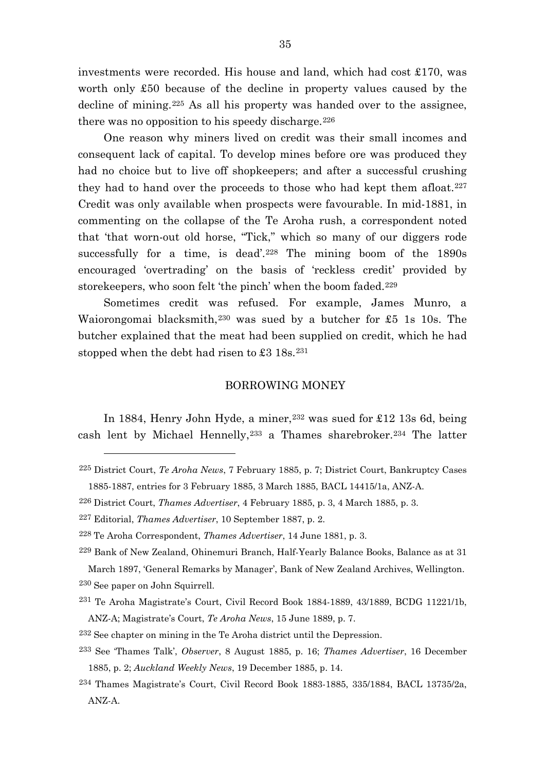investments were recorded. His house and land, which had cost £170, was worth only £50 because of the decline in property values caused by the decline of mining.[225] As all his property was handed over to the assignee, there was no opposition to his speedy discharge.[226]

One reason why miners lived on credit was their small incomes and consequent lack of capital. To develop mines before ore was produced they had no choice but to live off shopkeepers; and after a successful crushing they had to hand over the proceeds to those who had kept them afloat.[227] Credit was only available when prospects were favourable. In mid-1881, in commenting on the collapse of the Te Aroha rush, a correspondent noted that 'that worn-out old horse, "Tick," which so many of our diggers rode successfully for a time, is dead'.[228] The mining boom of the 1890s encouraged 'overtrading' on the basis of 'reckless credit' provided by storekeepers, who soon felt 'the pinch' when the boom faded.[229]

Sometimes credit was refused. For example, James Munro, a Waiorongomai blacksmith,[230] was sued by a butcher for £5 1s 10s. The butcher explained that the meat had been supplied on credit, which he had stopped when the debt had risen to £3 18s.[231]

## BORROWING MONEY

In 1884, Henry John Hyde, a miner,[232] was sued for £12 13s 6d, being cash lent by Michael Hennelly,[233] a Thames sharebroker.[234] The latter

---

[225] District Court, *Te Aroha News*, 7 February 1885, p. 7; District Court, Bankruptcy Cases 1885-1887, entries for 3 February 1885, 3 March 1885, BACL 14415/1a, ANZ-A.

[226] District Court, *Thames Advertiser*, 4 February 1885, p. 3, 4 March 1885, p. 3.

[227] Editorial, *Thames Advertiser*, 10 September 1887, p. 2.

[228] Te Aroha Correspondent, *Thames Advertiser*, 14 June 1881, p. 3.

[229] Bank of New Zealand, Ohinemuri Branch, Half-Yearly Balance Books, Balance as at 31 March 1897, 'General Remarks by Manager', Bank of New Zealand Archives, Wellington.

[230] See paper on John Squirrell.

[231] Te Aroha Magistrate's Court, Civil Record Book 1884-1889, 43/1889, BCDG 11221/1b, ANZ-A; Magistrate's Court, *Te Aroha News*, 15 June 1889, p. 7.

[232] See chapter on mining in the Te Aroha district until the Depression.

[233] See 'Thames Talk', *Observer*, 8 August 1885, p. 16; *Thames Advertiser*, 16 December 1885, p. 2; *Auckland Weekly News*, 19 December 1885, p. 14.

[234] Thames Magistrate's Court, Civil Record Book 1883-1885, 335/1884, BACL 13735/2a, ANZ-A.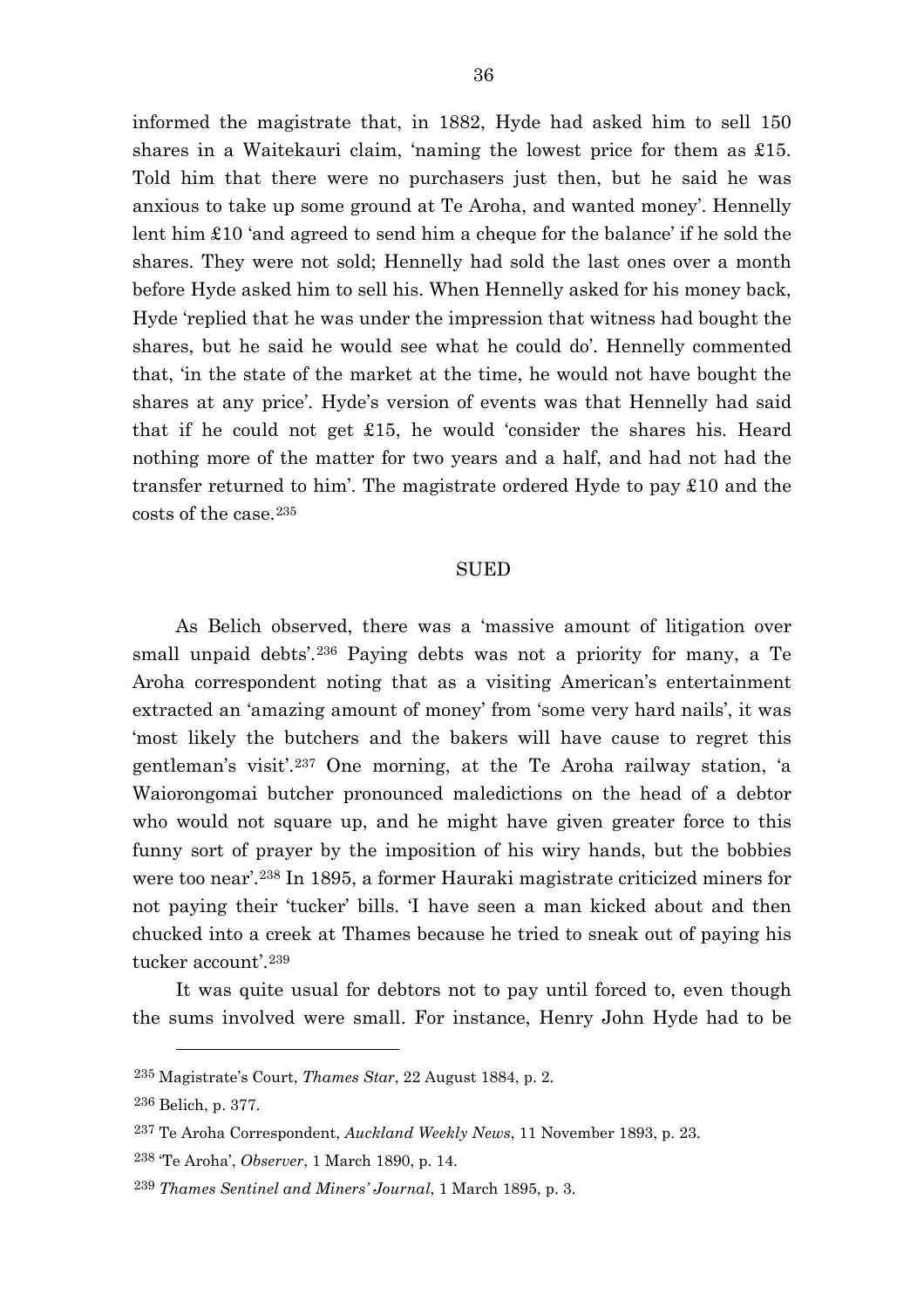informed the magistrate that, in 1882, Hyde had asked him to sell 150 shares in a Waitekauri claim, 'naming the lowest price for them as £15. Told him that there were no purchasers just then, but he said he was anxious to take up some ground at Te Aroha, and wanted money'. Hennelly lent him £10 'and agreed to send him a cheque for the balance' if he sold the shares. They were not sold; Hennelly had sold the last ones over a month before Hyde asked him to sell his. When Hennelly asked for his money back, Hyde 'replied that he was under the impression that witness had bought the shares, but he said he would see what he could do'. Hennelly commented that, 'in the state of the market at the time, he would not have bought the shares at any price'. Hyde's version of events was that Hennelly had said that if he could not get £15, he would 'consider the shares his. Heard nothing more of the matter for two years and a half, and had not had the transfer returned to him'. The magistrate ordered Hyde to pay £10 and the costs of the case.[235]

## SUED

As Belich observed, there was a 'massive amount of litigation over small unpaid debts'.[236] Paying debts was not a priority for many, a Te Aroha correspondent noting that as a visiting American's entertainment extracted an 'amazing amount of money' from 'some very hard nails', it was 'most likely the butchers and the bakers will have cause to regret this gentleman's visit'.[237] One morning, at the Te Aroha railway station, 'a Waiorongomai butcher pronounced maledictions on the head of a debtor who would not square up, and he might have given greater force to this funny sort of prayer by the imposition of his wiry hands, but the bobbies were too near'.[238] In 1895, a former Hauraki magistrate criticized miners for not paying their 'tucker' bills. 'I have seen a man kicked about and then chucked into a creek at Thames because he tried to sneak out of paying his tucker account'.[239]

It was quite usual for debtors not to pay until forced to, even though the sums involved were small. For instance, Henry John Hyde had to be

---

[235] Magistrate's Court, *Thames Star*, 22 August 1884, p. 2.

[236] Belich, p. 377.

[237] Te Aroha Correspondent, *Auckland Weekly News*, 11 November 1893, p. 23.

[238] 'Te Aroha', *Observer*, 1 March 1890, p. 14.

[239] *Thames Sentinel and Miners' Journal*, 1 March 1895, p. 3.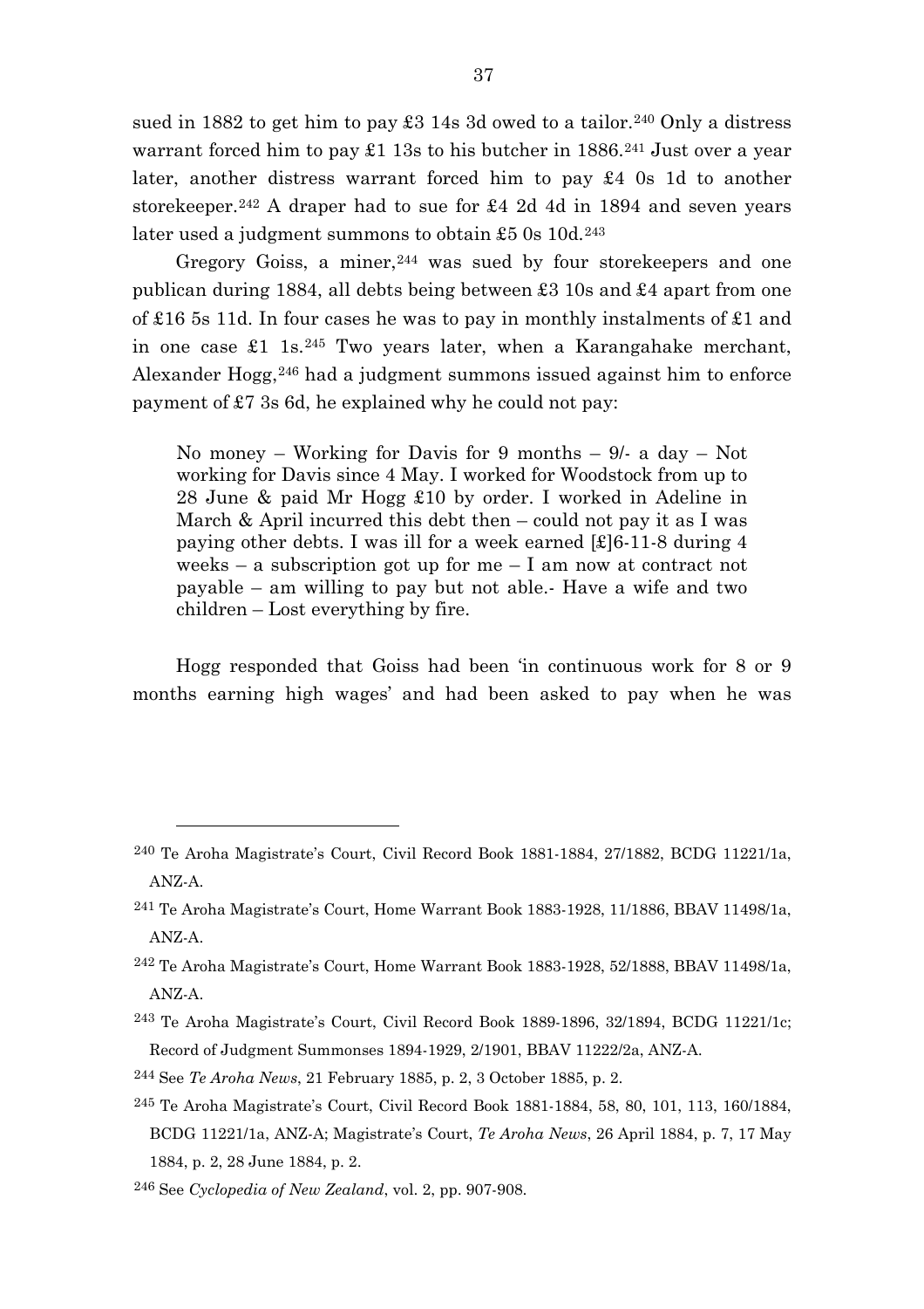sued in 1882 to get him to pay £3 14s 3d owed to a tailor.[240] Only a distress warrant forced him to pay £1 13s to his butcher in 1886.[241] Just over a year later, another distress warrant forced him to pay £4 0s 1d to another storekeeper.[242] A draper had to sue for £4 2d 4d in 1894 and seven years later used a judgment summons to obtain £5 0s 10d.[243]

Gregory Goiss, a miner,[244] was sued by four storekeepers and one publican during 1884, all debts being between £3 10s and £4 apart from one of £16 5s 11d. In four cases he was to pay in monthly instalments of £1 and in one case £1 1s.[245] Two years later, when a Karangahake merchant, Alexander Hogg,[246] had a judgment summons issued against him to enforce payment of £7 3s 6d, he explained why he could not pay:

> No money – Working for Davis for 9 months – 9/- a day – Not working for Davis since 4 May. I worked for Woodstock from up to 28 June & paid Mr Hogg £10 by order. I worked in Adeline in March & April incurred this debt then – could not pay it as I was paying other debts. I was ill for a week earned [£]6-11-8 during 4 weeks – a subscription got up for me – I am now at contract not payable – am willing to pay but not able.- Have a wife and two children – Lost everything by fire.

Hogg responded that Goiss had been 'in continuous work for 8 or 9 months earning high wages' and had been asked to pay when he was

---

[240] Te Aroha Magistrate's Court, Civil Record Book 1881-1884, 27/1882, BCDG 11221/1a, ANZ-A.

[241] Te Aroha Magistrate's Court, Home Warrant Book 1883-1928, 11/1886, BBAV 11498/1a, ANZ-A.

[242] Te Aroha Magistrate's Court, Home Warrant Book 1883-1928, 52/1888, BBAV 11498/1a, ANZ-A.

[243] Te Aroha Magistrate's Court, Civil Record Book 1889-1896, 32/1894, BCDG 11221/1c; Record of Judgment Summonses 1894-1929, 2/1901, BBAV 11222/2a, ANZ-A.

[244] See *Te Aroha News*, 21 February 1885, p. 2, 3 October 1885, p. 2.

[245] Te Aroha Magistrate's Court, Civil Record Book 1881-1884, 58, 80, 101, 113, 160/1884, BCDG 11221/1a, ANZ-A; Magistrate's Court, *Te Aroha News*, 26 April 1884, p. 7, 17 May 1884, p. 2, 28 June 1884, p. 2.

[246] See *Cyclopedia of New Zealand*, vol. 2, pp. 907-908.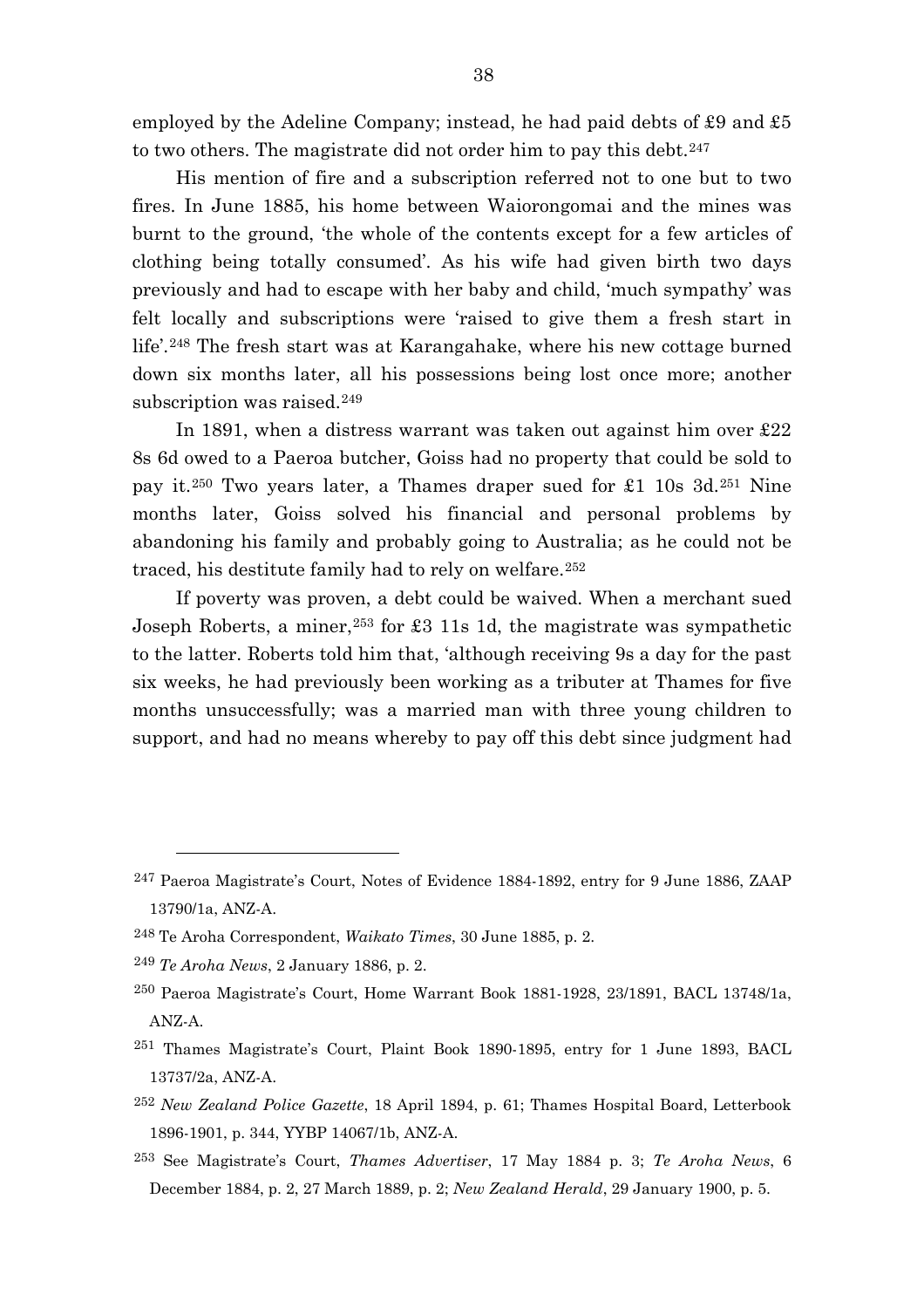employed by the Adeline Company; instead, he had paid debts of £9 and £5 to two others. The magistrate did not order him to pay this debt.[247]

His mention of fire and a subscription referred not to one but to two fires. In June 1885, his home between Waiorongomai and the mines was burnt to the ground, 'the whole of the contents except for a few articles of clothing being totally consumed'. As his wife had given birth two days previously and had to escape with her baby and child, 'much sympathy' was felt locally and subscriptions were 'raised to give them a fresh start in life'.[248] The fresh start was at Karangahake, where his new cottage burned down six months later, all his possessions being lost once more; another subscription was raised.[249]

In 1891, when a distress warrant was taken out against him over £22 8s 6d owed to a Paeroa butcher, Goiss had no property that could be sold to pay it.[250] Two years later, a Thames draper sued for £1 10s 3d.[251] Nine months later, Goiss solved his financial and personal problems by abandoning his family and probably going to Australia; as he could not be traced, his destitute family had to rely on welfare.[252]

If poverty was proven, a debt could be waived. When a merchant sued Joseph Roberts, a miner,[253] for £3 11s 1d, the magistrate was sympathetic to the latter. Roberts told him that, 'although receiving 9s a day for the past six weeks, he had previously been working as a tributer at Thames for five months unsuccessfully; was a married man with three young children to support, and had no means whereby to pay off this debt since judgment had

---

[247] Paeroa Magistrate's Court, Notes of Evidence 1884-1892, entry for 9 June 1886, ZAAP 13790/1a, ANZ-A.

[248] Te Aroha Correspondent, *Waikato Times*, 30 June 1885, p. 2.

[249] *Te Aroha News*, 2 January 1886, p. 2.

[250] Paeroa Magistrate's Court, Home Warrant Book 1881-1928, 23/1891, BACL 13748/1a, ANZ-A.

[251] Thames Magistrate's Court, Plaint Book 1890-1895, entry for 1 June 1893, BACL 13737/2a, ANZ-A.

[252] *New Zealand Police Gazette*, 18 April 1894, p. 61; Thames Hospital Board, Letterbook 1896-1901, p. 344, YYBP 14067/1b, ANZ-A.

[253] See Magistrate's Court, *Thames Advertiser*, 17 May 1884 p. 3; *Te Aroha News*, 6 December 1884, p. 2, 27 March 1889, p. 2; *New Zealand Herald*, 29 January 1900, p. 5.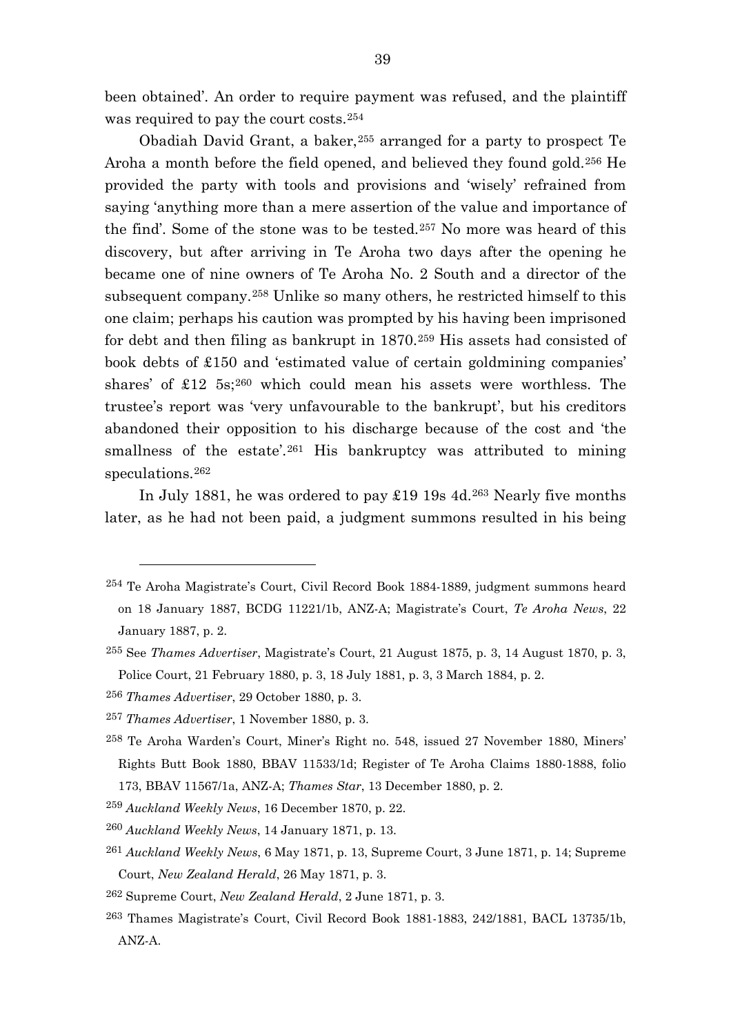been obtained'. An order to require payment was refused, and the plaintiff was required to pay the court costs.[254]

Obadiah David Grant, a baker,[255] arranged for a party to prospect Te Aroha a month before the field opened, and believed they found gold.[256] He provided the party with tools and provisions and 'wisely' refrained from saying 'anything more than a mere assertion of the value and importance of the find'. Some of the stone was to be tested.[257] No more was heard of this discovery, but after arriving in Te Aroha two days after the opening he became one of nine owners of Te Aroha No. 2 South and a director of the subsequent company.[258] Unlike so many others, he restricted himself to this one claim; perhaps his caution was prompted by his having been imprisoned for debt and then filing as bankrupt in 1870.[259] His assets had consisted of book debts of £150 and 'estimated value of certain goldmining companies' shares' of £12 5s;[260] which could mean his assets were worthless. The trustee's report was 'very unfavourable to the bankrupt', but his creditors abandoned their opposition to his discharge because of the cost and 'the smallness of the estate'.[261] His bankruptcy was attributed to mining speculations.[262]

In July 1881, he was ordered to pay £19 19s 4d.[263] Nearly five months later, as he had not been paid, a judgment summons resulted in his being

---

[254] Te Aroha Magistrate's Court, Civil Record Book 1884-1889, judgment summons heard on 18 January 1887, BCDG 11221/1b, ANZ-A; Magistrate's Court, *Te Aroha News*, 22 January 1887, p. 2.

[255] See *Thames Advertiser*, Magistrate's Court, 21 August 1875, p. 3, 14 August 1870, p. 3, Police Court, 21 February 1880, p. 3, 18 July 1881, p. 3, 3 March 1884, p. 2.

[256] *Thames Advertiser*, 29 October 1880, p. 3.

[257] *Thames Advertiser*, 1 November 1880, p. 3.

[258] Te Aroha Warden's Court, Miner's Right no. 548, issued 27 November 1880, Miners' Rights Butt Book 1880, BBAV 11533/1d; Register of Te Aroha Claims 1880-1888, folio 173, BBAV 11567/1a, ANZ-A; *Thames Star*, 13 December 1880, p. 2.

[259] *Auckland Weekly News*, 16 December 1870, p. 22.

[260] *Auckland Weekly News*, 14 January 1871, p. 13.

[261] *Auckland Weekly News*, 6 May 1871, p. 13, Supreme Court, 3 June 1871, p. 14; Supreme Court, *New Zealand Herald*, 26 May 1871, p. 3.

[262] Supreme Court, *New Zealand Herald*, 2 June 1871, p. 3.

[263] Thames Magistrate's Court, Civil Record Book 1881-1883, 242/1881, BACL 13735/1b, ANZ-A.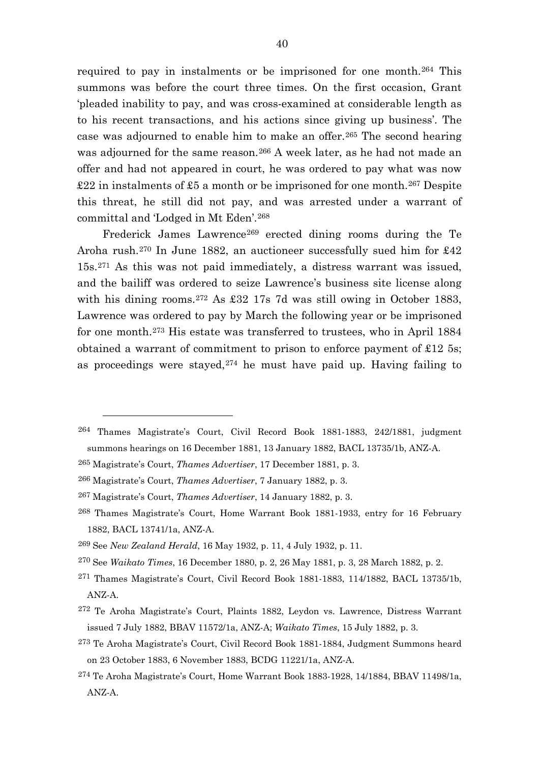required to pay in instalments or be imprisoned for one month.[264] This summons was before the court three times. On the first occasion, Grant 'pleaded inability to pay, and was cross-examined at considerable length as to his recent transactions, and his actions since giving up business'. The case was adjourned to enable him to make an offer.[265] The second hearing was adjourned for the same reason.[266] A week later, as he had not made an offer and had not appeared in court, he was ordered to pay what was now £22 in instalments of £5 a month or be imprisoned for one month.[267] Despite this threat, he still did not pay, and was arrested under a warrant of committal and 'Lodged in Mt Eden'.[268]

Frederick James Lawrence[269] erected dining rooms during the Te Aroha rush.[270] In June 1882, an auctioneer successfully sued him for £42 15s.[271] As this was not paid immediately, a distress warrant was issued, and the bailiff was ordered to seize Lawrence's business site license along with his dining rooms.[272] As £32 17s 7d was still owing in October 1883, Lawrence was ordered to pay by March the following year or be imprisoned for one month.[273] His estate was transferred to trustees, who in April 1884 obtained a warrant of commitment to prison to enforce payment of £12 5s; as proceedings were stayed,[274] he must have paid up. Having failing to

---

[264] Thames Magistrate's Court, Civil Record Book 1881-1883, 242/1881, judgment summons hearings on 16 December 1881, 13 January 1882, BACL 13735/1b, ANZ-A.

[265] Magistrate's Court, *Thames Advertiser*, 17 December 1881, p. 3.

[266] Magistrate's Court, *Thames Advertiser*, 7 January 1882, p. 3.

[267] Magistrate's Court, *Thames Advertiser*, 14 January 1882, p. 3.

[268] Thames Magistrate's Court, Home Warrant Book 1881-1933, entry for 16 February 1882, BACL 13741/1a, ANZ-A.

[269] See *New Zealand Herald*, 16 May 1932, p. 11, 4 July 1932, p. 11.

[270] See *Waikato Times*, 16 December 1880, p. 2, 26 May 1881, p. 3, 28 March 1882, p. 2.

[271] Thames Magistrate's Court, Civil Record Book 1881-1883, 114/1882, BACL 13735/1b, ANZ-A.

[272] Te Aroha Magistrate's Court, Plaints 1882, Leydon vs. Lawrence, Distress Warrant issued 7 July 1882, BBAV 11572/1a, ANZ-A; *Waikato Times*, 15 July 1882, p. 3.

[273] Te Aroha Magistrate's Court, Civil Record Book 1881-1884, Judgment Summons heard on 23 October 1883, 6 November 1883, BCDG 11221/1a, ANZ-A.

[274] Te Aroha Magistrate's Court, Home Warrant Book 1883-1928, 14/1884, BBAV 11498/1a, ANZ-A.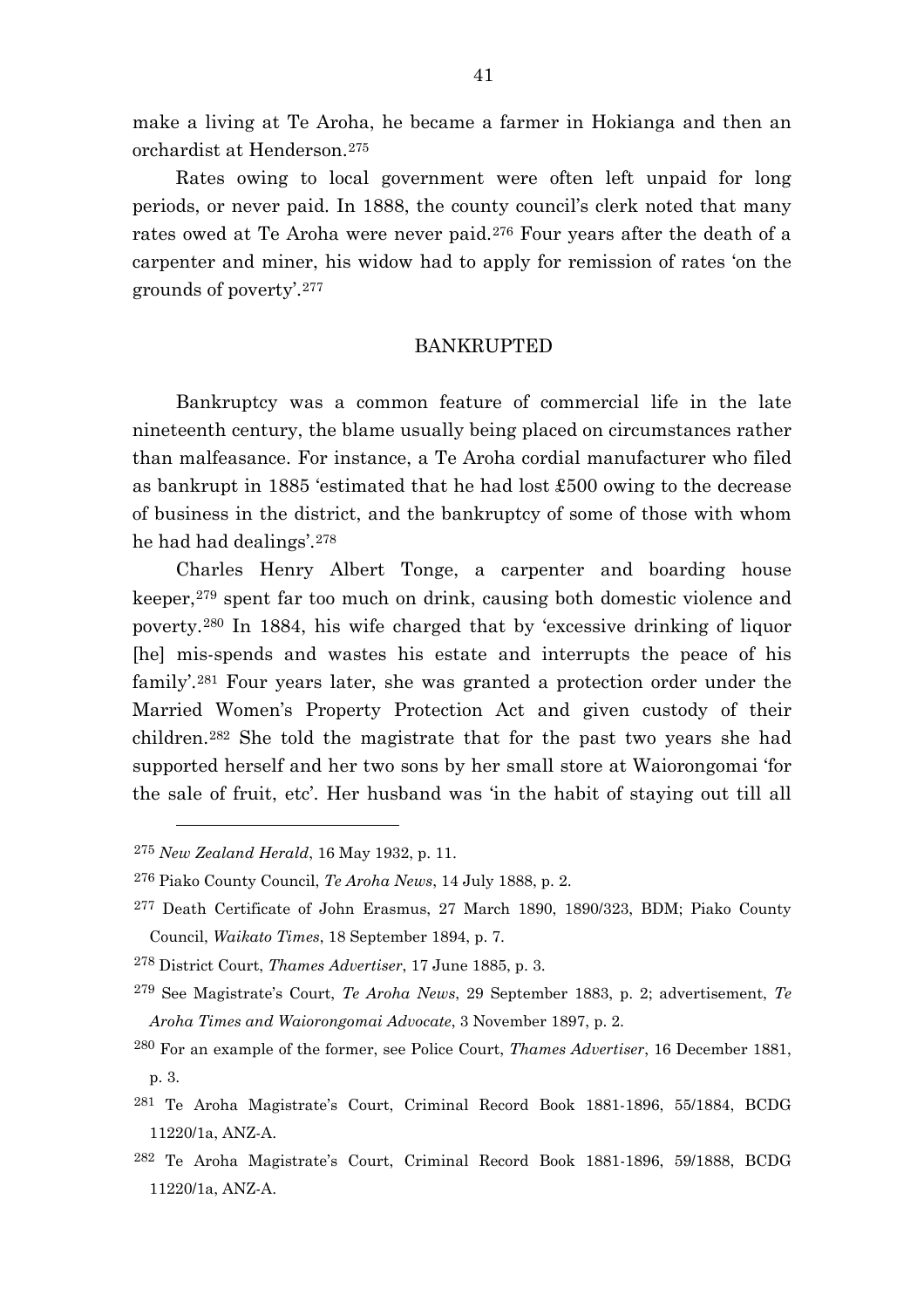make a living at Te Aroha, he became a farmer in Hokianga and then an orchardist at Henderson.[275]

Rates owing to local government were often left unpaid for long periods, or never paid. In 1888, the county council's clerk noted that many rates owed at Te Aroha were never paid.[276] Four years after the death of a carpenter and miner, his widow had to apply for remission of rates 'on the grounds of poverty'.[277]

## BANKRUPTED

Bankruptcy was a common feature of commercial life in the late nineteenth century, the blame usually being placed on circumstances rather than malfeasance. For instance, a Te Aroha cordial manufacturer who filed as bankrupt in 1885 'estimated that he had lost £500 owing to the decrease of business in the district, and the bankruptcy of some of those with whom he had had dealings'.[278]

Charles Henry Albert Tonge, a carpenter and boarding house keeper,[279] spent far too much on drink, causing both domestic violence and poverty.[280] In 1884, his wife charged that by 'excessive drinking of liquor [he] mis-spends and wastes his estate and interrupts the peace of his family'.[281] Four years later, she was granted a protection order under the Married Women's Property Protection Act and given custody of their children.[282] She told the magistrate that for the past two years she had supported herself and her two sons by her small store at Waiorongomai 'for the sale of fruit, etc'. Her husband was 'in the habit of staying out till all

---

[275] *New Zealand Herald*, 16 May 1932, p. 11.

[276] Piako County Council, *Te Aroha News*, 14 July 1888, p. 2.

[277] Death Certificate of John Erasmus, 27 March 1890, 1890/323, BDM; Piako County Council, *Waikato Times*, 18 September 1894, p. 7.

[278] District Court, *Thames Advertiser*, 17 June 1885, p. 3.

[279] See Magistrate's Court, *Te Aroha News*, 29 September 1883, p. 2; advertisement, *Te Aroha Times and Waiorongomai Advocate*, 3 November 1897, p. 2.

[280] For an example of the former, see Police Court, *Thames Advertiser*, 16 December 1881, p. 3.

[281] Te Aroha Magistrate's Court, Criminal Record Book 1881-1896, 55/1884, BCDG 11220/1a, ANZ-A.

[282] Te Aroha Magistrate's Court, Criminal Record Book 1881-1896, 59/1888, BCDG 11220/1a, ANZ-A.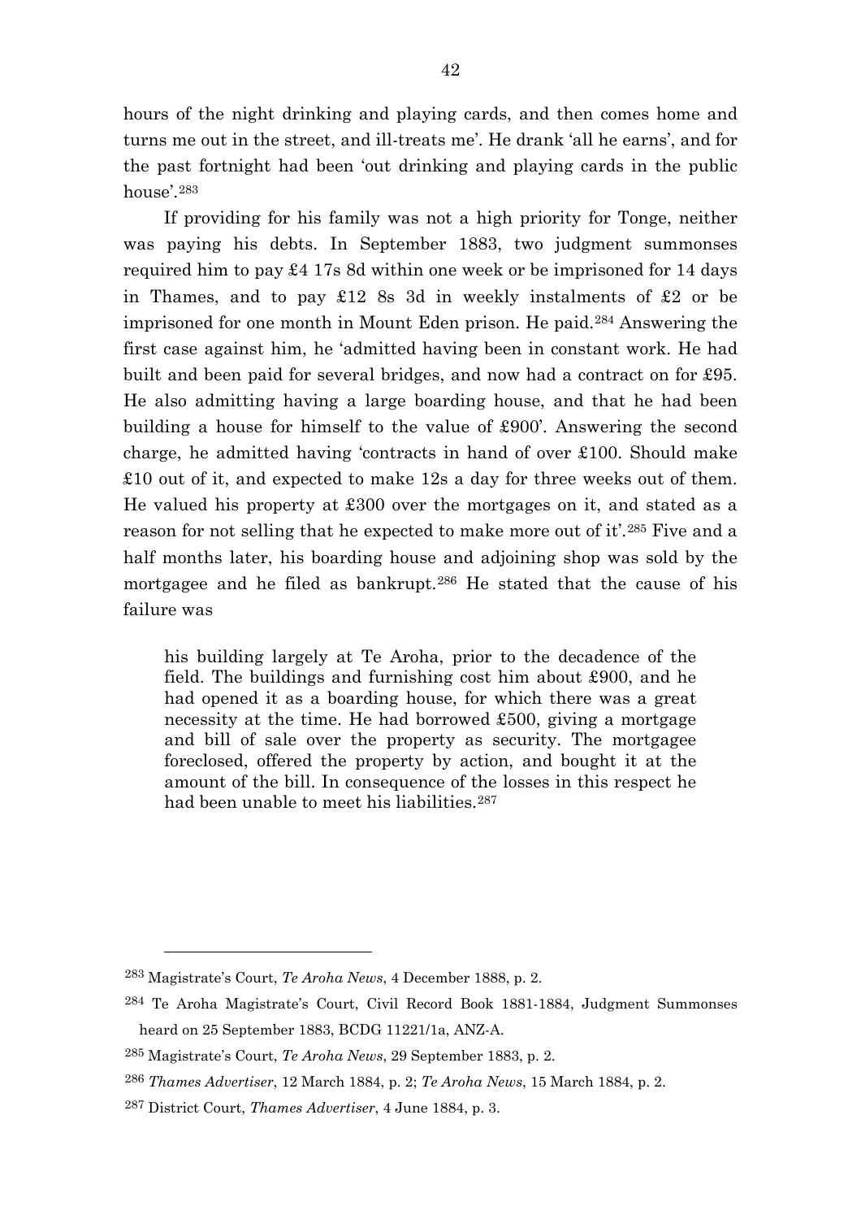hours of the night drinking and playing cards, and then comes home and turns me out in the street, and ill-treats me'. He drank 'all he earns', and for the past fortnight had been 'out drinking and playing cards in the public house'.[283]

If providing for his family was not a high priority for Tonge, neither was paying his debts. In September 1883, two judgment summonses required him to pay £4 17s 8d within one week or be imprisoned for 14 days in Thames, and to pay £12 8s 3d in weekly instalments of £2 or be imprisoned for one month in Mount Eden prison. He paid.[284] Answering the first case against him, he 'admitted having been in constant work. He had built and been paid for several bridges, and now had a contract on for £95. He also admitting having a large boarding house, and that he had been building a house for himself to the value of £900'. Answering the second charge, he admitted having 'contracts in hand of over £100. Should make £10 out of it, and expected to make 12s a day for three weeks out of them. He valued his property at £300 over the mortgages on it, and stated as a reason for not selling that he expected to make more out of it'.[285] Five and a half months later, his boarding house and adjoining shop was sold by the mortgagee and he filed as bankrupt.[286] He stated that the cause of his failure was

> his building largely at Te Aroha, prior to the decadence of the field. The buildings and furnishing cost him about £900, and he had opened it as a boarding house, for which there was a great necessity at the time. He had borrowed £500, giving a mortgage and bill of sale over the property as security. The mortgagee foreclosed, offered the property by action, and bought it at the amount of the bill. In consequence of the losses in this respect he had been unable to meet his liabilities.[287]

---

[283] Magistrate's Court, *Te Aroha News*, 4 December 1888, p. 2.

[284] Te Aroha Magistrate's Court, Civil Record Book 1881-1884, Judgment Summonses heard on 25 September 1883, BCDG 11221/1a, ANZ-A.

[285] Magistrate's Court, *Te Aroha News*, 29 September 1883, p. 2.

[286] *Thames Advertiser*, 12 March 1884, p. 2; *Te Aroha News*, 15 March 1884, p. 2.

[287] District Court, *Thames Advertiser*, 4 June 1884, p. 3.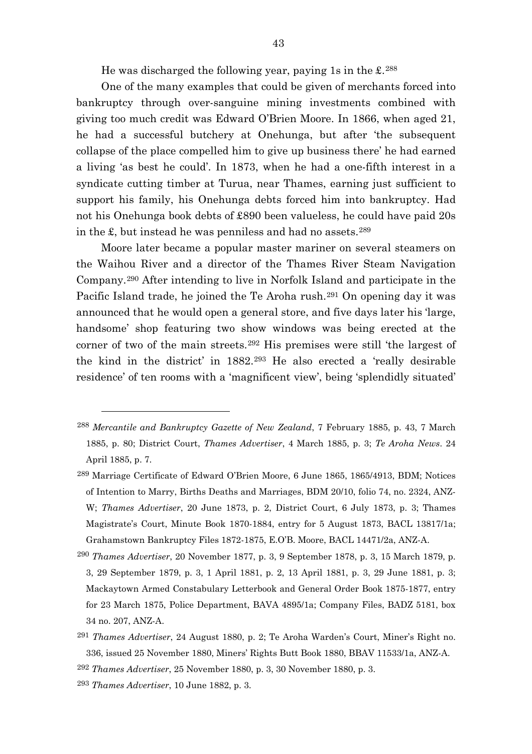He was discharged the following year, paying 1s in the £.[288]

One of the many examples that could be given of merchants forced into bankruptcy through over-sanguine mining investments combined with giving too much credit was Edward O'Brien Moore. In 1866, when aged 21, he had a successful butchery at Onehunga, but after 'the subsequent collapse of the place compelled him to give up business there' he had earned a living 'as best he could'. In 1873, when he had a one-fifth interest in a syndicate cutting timber at Turua, near Thames, earning just sufficient to support his family, his Onehunga debts forced him into bankruptcy. Had not his Onehunga book debts of £890 been valueless, he could have paid 20s in the £, but instead he was penniless and had no assets.[289]

Moore later became a popular master mariner on several steamers on the Waihou River and a director of the Thames River Steam Navigation Company.[290] After intending to live in Norfolk Island and participate in the Pacific Island trade, he joined the Te Aroha rush.[291] On opening day it was announced that he would open a general store, and five days later his 'large, handsome' shop featuring two show windows was being erected at the corner of two of the main streets.[292] His premises were still 'the largest of the kind in the district' in 1882.[293] He also erected a 'really desirable residence' of ten rooms with a 'magnificent view', being 'splendidly situated'

---

[288] *Mercantile and Bankruptcy Gazette of New Zealand*, 7 February 1885, p. 43, 7 March 1885, p. 80; District Court, *Thames Advertiser*, 4 March 1885, p. 3; *Te Aroha News*. 24 April 1885, p. 7.

[289] Marriage Certificate of Edward O'Brien Moore, 6 June 1865, 1865/4913, BDM; Notices of Intention to Marry, Births Deaths and Marriages, BDM 20/10, folio 74, no. 2324, ANZ-W; *Thames Advertiser*, 20 June 1873, p. 2, District Court, 6 July 1873, p. 3; Thames Magistrate's Court, Minute Book 1870-1884, entry for 5 August 1873, BACL 13817/1a; Grahamstown Bankruptcy Files 1872-1875, E.O'B. Moore, BACL 14471/2a, ANZ-A.

[290] *Thames Advertiser*, 20 November 1877, p. 3, 9 September 1878, p. 3, 15 March 1879, p. 3, 29 September 1879, p. 3, 1 April 1881, p. 2, 13 April 1881, p. 3, 29 June 1881, p. 3; Mackaytown Armed Constabulary Letterbook and General Order Book 1875-1877, entry for 23 March 1875, Police Department, BAVA 4895/1a; Company Files, BADZ 5181, box 34 no. 207, ANZ-A.

[291] *Thames Advertiser*, 24 August 1880, p. 2; Te Aroha Warden's Court, Miner's Right no. 336, issued 25 November 1880, Miners' Rights Butt Book 1880, BBAV 11533/1a, ANZ-A.

[292] *Thames Advertiser*, 25 November 1880, p. 3, 30 November 1880, p. 3.

[293] *Thames Advertiser*, 10 June 1882, p. 3.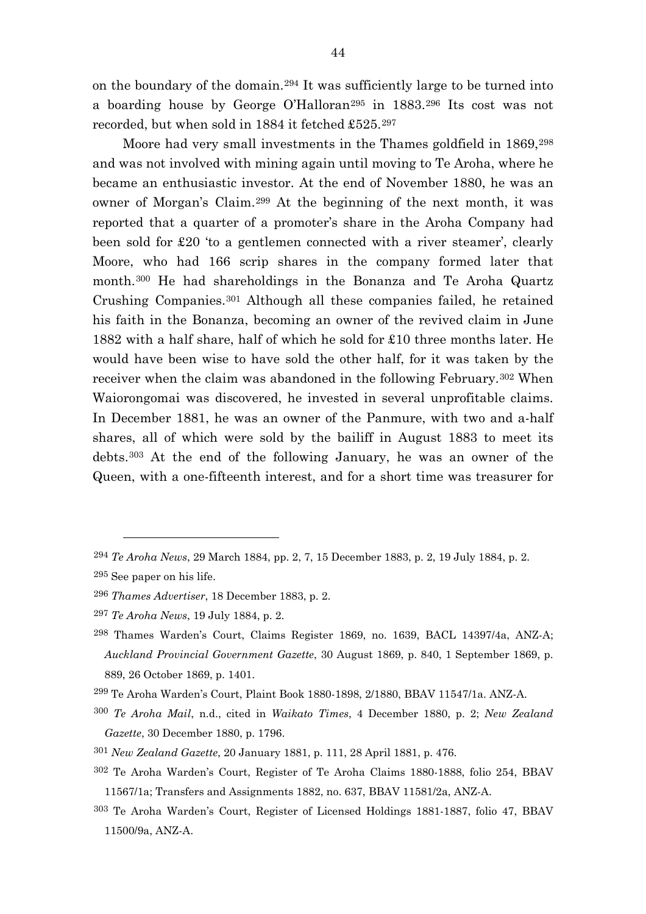on the boundary of the domain.[294] It was sufficiently large to be turned into a boarding house by George O'Halloran[295] in 1883.[296] Its cost was not recorded, but when sold in 1884 it fetched £525.[297]

Moore had very small investments in the Thames goldfield in 1869,[298] and was not involved with mining again until moving to Te Aroha, where he became an enthusiastic investor. At the end of November 1880, he was an owner of Morgan's Claim.[299] At the beginning of the next month, it was reported that a quarter of a promoter's share in the Aroha Company had been sold for £20 'to a gentlemen connected with a river steamer', clearly Moore, who had 166 scrip shares in the company formed later that month.[300] He had shareholdings in the Bonanza and Te Aroha Quartz Crushing Companies.[301] Although all these companies failed, he retained his faith in the Bonanza, becoming an owner of the revived claim in June 1882 with a half share, half of which he sold for £10 three months later. He would have been wise to have sold the other half, for it was taken by the receiver when the claim was abandoned in the following February.[302] When Waiorongomai was discovered, he invested in several unprofitable claims. In December 1881, he was an owner of the Panmure, with two and a-half shares, all of which were sold by the bailiff in August 1883 to meet its debts.[303] At the end of the following January, he was an owner of the Queen, with a one-fifteenth interest, and for a short time was treasurer for

---

[294] *Te Aroha News*, 29 March 1884, pp. 2, 7, 15 December 1883, p. 2, 19 July 1884, p. 2.

[295] See paper on his life.

[296] *Thames Advertiser*, 18 December 1883, p. 2.

[297] *Te Aroha News*, 19 July 1884, p. 2.

[298] Thames Warden's Court, Claims Register 1869, no. 1639, BACL 14397/4a, ANZ-A; *Auckland Provincial Government Gazette*, 30 August 1869, p. 840, 1 September 1869, p. 889, 26 October 1869, p. 1401.

[299] Te Aroha Warden's Court, Plaint Book 1880-1898, 2/1880, BBAV 11547/1a. ANZ-A.

[300] *Te Aroha Mail*, n.d., cited in *Waikato Times*, 4 December 1880, p. 2; *New Zealand Gazette*, 30 December 1880, p. 1796.

[301] *New Zealand Gazette*, 20 January 1881, p. 111, 28 April 1881, p. 476.

[302] Te Aroha Warden's Court, Register of Te Aroha Claims 1880-1888, folio 254, BBAV 11567/1a; Transfers and Assignments 1882, no. 637, BBAV 11581/2a, ANZ-A.

[303] Te Aroha Warden's Court, Register of Licensed Holdings 1881-1887, folio 47, BBAV 11500/9a, ANZ-A.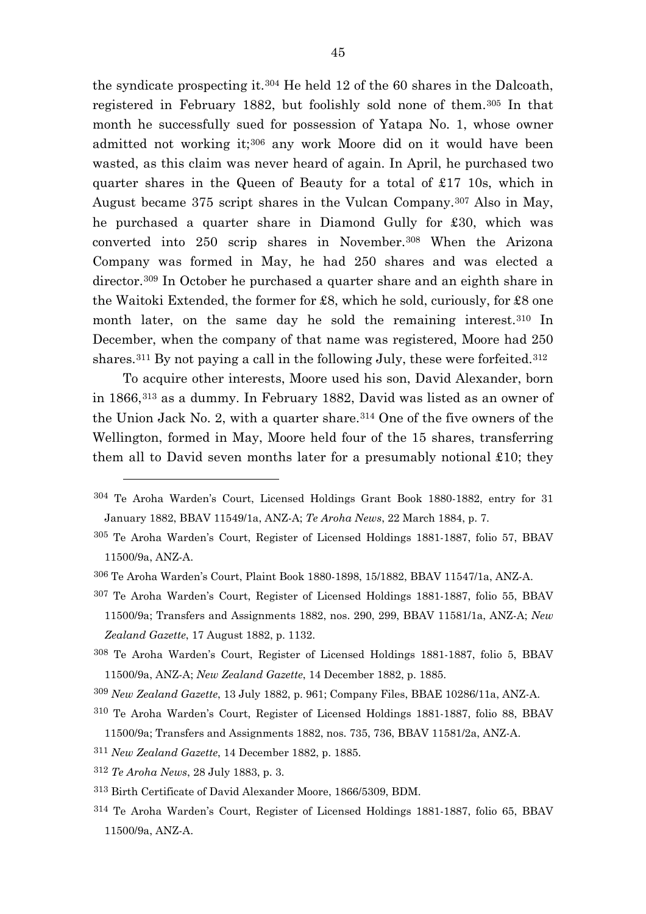the syndicate prospecting it.[304] He held 12 of the 60 shares in the Dalcoath, registered in February 1882, but foolishly sold none of them.[305] In that month he successfully sued for possession of Yatapa No. 1, whose owner admitted not working it;[306] any work Moore did on it would have been wasted, as this claim was never heard of again. In April, he purchased two quarter shares in the Queen of Beauty for a total of £17 10s, which in August became 375 script shares in the Vulcan Company.[307] Also in May, he purchased a quarter share in Diamond Gully for £30, which was converted into 250 scrip shares in November.[308] When the Arizona Company was formed in May, he had 250 shares and was elected a director.[309] In October he purchased a quarter share and an eighth share in the Waitoki Extended, the former for £8, which he sold, curiously, for £8 one month later, on the same day he sold the remaining interest.[310] In December, when the company of that name was registered, Moore had 250 shares.[311] By not paying a call in the following July, these were forfeited.[312]

To acquire other interests, Moore used his son, David Alexander, born in 1866,[313] as a dummy. In February 1882, David was listed as an owner of the Union Jack No. 2, with a quarter share.[314] One of the five owners of the Wellington, formed in May, Moore held four of the 15 shares, transferring them all to David seven months later for a presumably notional £10; they

---

[304] Te Aroha Warden's Court, Licensed Holdings Grant Book 1880-1882, entry for 31 January 1882, BBAV 11549/1a, ANZ-A; *Te Aroha News*, 22 March 1884, p. 7.

[305] Te Aroha Warden's Court, Register of Licensed Holdings 1881-1887, folio 57, BBAV 11500/9a, ANZ-A.

[306] Te Aroha Warden's Court, Plaint Book 1880-1898, 15/1882, BBAV 11547/1a, ANZ-A.

[307] Te Aroha Warden's Court, Register of Licensed Holdings 1881-1887, folio 55, BBAV 11500/9a; Transfers and Assignments 1882, nos. 290, 299, BBAV 11581/1a, ANZ-A; *New Zealand Gazette*, 17 August 1882, p. 1132.

[308] Te Aroha Warden's Court, Register of Licensed Holdings 1881-1887, folio 5, BBAV 11500/9a, ANZ-A; *New Zealand Gazette*, 14 December 1882, p. 1885.

[309] *New Zealand Gazette*, 13 July 1882, p. 961; Company Files, BBAE 10286/11a, ANZ-A.

[310] Te Aroha Warden's Court, Register of Licensed Holdings 1881-1887, folio 88, BBAV 11500/9a; Transfers and Assignments 1882, nos. 735, 736, BBAV 11581/2a, ANZ-A.

[311] *New Zealand Gazette*, 14 December 1882, p. 1885.

[312] *Te Aroha News*, 28 July 1883, p. 3.

[313] Birth Certificate of David Alexander Moore, 1866/5309, BDM.

[314] Te Aroha Warden's Court, Register of Licensed Holdings 1881-1887, folio 65, BBAV 11500/9a, ANZ-A.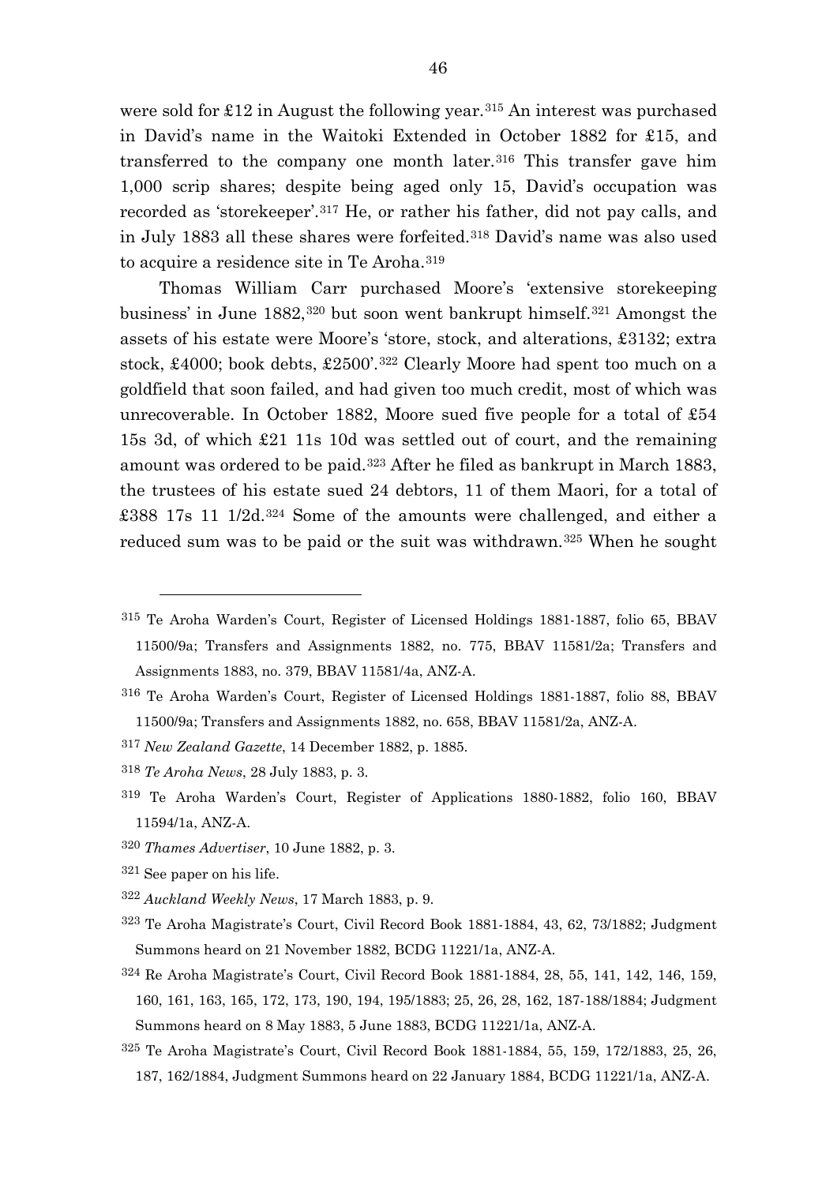were sold for £12 in August the following year.[315] An interest was purchased in David's name in the Waitoki Extended in October 1882 for £15, and transferred to the company one month later.[316] This transfer gave him 1,000 scrip shares; despite being aged only 15, David's occupation was recorded as 'storekeeper'.[317] He, or rather his father, did not pay calls, and in July 1883 all these shares were forfeited.[318] David's name was also used to acquire a residence site in Te Aroha.[319]

Thomas William Carr purchased Moore's 'extensive storekeeping business' in June 1882,[320] but soon went bankrupt himself.[321] Amongst the assets of his estate were Moore's 'store, stock, and alterations, £3132; extra stock, £4000; book debts, £2500'.[322] Clearly Moore had spent too much on a goldfield that soon failed, and had given too much credit, most of which was unrecoverable. In October 1882, Moore sued five people for a total of £54 15s 3d, of which £21 11s 10d was settled out of court, and the remaining amount was ordered to be paid.[323] After he filed as bankrupt in March 1883, the trustees of his estate sued 24 debtors, 11 of them Maori, for a total of £388 17s 11 1/2d.[324] Some of the amounts were challenged, and either a reduced sum was to be paid or the suit was withdrawn.[325] When he sought

---

[315] Te Aroha Warden's Court, Register of Licensed Holdings 1881-1887, folio 65, BBAV 11500/9a; Transfers and Assignments 1882, no. 775, BBAV 11581/2a; Transfers and Assignments 1883, no. 379, BBAV 11581/4a, ANZ-A.

[316] Te Aroha Warden's Court, Register of Licensed Holdings 1881-1887, folio 88, BBAV 11500/9a; Transfers and Assignments 1882, no. 658, BBAV 11581/2a, ANZ-A.

[317] *New Zealand Gazette*, 14 December 1882, p. 1885.

[318] *Te Aroha News*, 28 July 1883, p. 3.

[319] Te Aroha Warden's Court, Register of Applications 1880-1882, folio 160, BBAV 11594/1a, ANZ-A.

[320] *Thames Advertiser*, 10 June 1882, p. 3.

[321] See paper on his life.

[322] *Auckland Weekly News*, 17 March 1883, p. 9.

[323] Te Aroha Magistrate's Court, Civil Record Book 1881-1884, 43, 62, 73/1882; Judgment Summons heard on 21 November 1882, BCDG 11221/1a, ANZ-A.

[324] Re Aroha Magistrate's Court, Civil Record Book 1881-1884, 28, 55, 141, 142, 146, 159, 160, 161, 163, 165, 172, 173, 190, 194, 195/1883; 25, 26, 28, 162, 187-188/1884; Judgment Summons heard on 8 May 1883, 5 June 1883, BCDG 11221/1a, ANZ-A.

[325] Te Aroha Magistrate's Court, Civil Record Book 1881-1884, 55, 159, 172/1883, 25, 26, 187, 162/1884, Judgment Summons heard on 22 January 1884, BCDG 11221/1a, ANZ-A.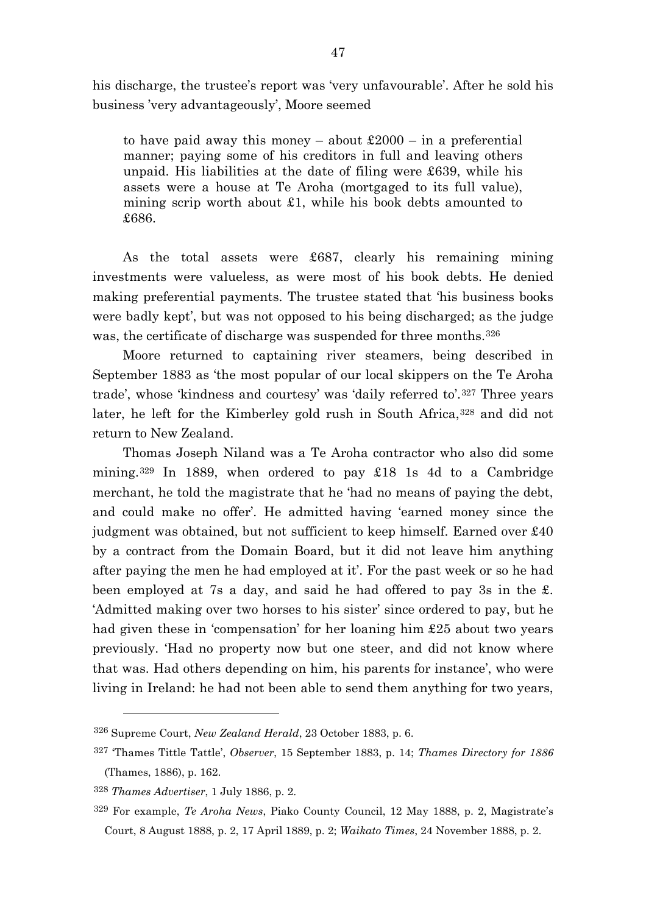his discharge, the trustee's report was 'very unfavourable'. After he sold his business 'very advantageously', Moore seemed

> to have paid away this money – about £2000 – in a preferential manner; paying some of his creditors in full and leaving others unpaid. His liabilities at the date of filing were £639, while his assets were a house at Te Aroha (mortgaged to its full value), mining scrip worth about £1, while his book debts amounted to £686.

As the total assets were £687, clearly his remaining mining investments were valueless, as were most of his book debts. He denied making preferential payments. The trustee stated that 'his business books were badly kept', but was not opposed to his being discharged; as the judge was, the certificate of discharge was suspended for three months.[326]

Moore returned to captaining river steamers, being described in September 1883 as 'the most popular of our local skippers on the Te Aroha trade', whose 'kindness and courtesy' was 'daily referred to'.[327] Three years later, he left for the Kimberley gold rush in South Africa,[328] and did not return to New Zealand.

Thomas Joseph Niland was a Te Aroha contractor who also did some mining.[329] In 1889, when ordered to pay £18 1s 4d to a Cambridge merchant, he told the magistrate that he 'had no means of paying the debt, and could make no offer'. He admitted having 'earned money since the judgment was obtained, but not sufficient to keep himself. Earned over £40 by a contract from the Domain Board, but it did not leave him anything after paying the men he had employed at it'. For the past week or so he had been employed at 7s a day, and said he had offered to pay 3s in the £. 'Admitted making over two horses to his sister' since ordered to pay, but he had given these in 'compensation' for her loaning him £25 about two years previously. 'Had no property now but one steer, and did not know where that was. Had others depending on him, his parents for instance', who were living in Ireland: he had not been able to send them anything for two years,

---

[326] Supreme Court, *New Zealand Herald*, 23 October 1883, p. 6.

[327] 'Thames Tittle Tattle', *Observer*, 15 September 1883, p. 14; *Thames Directory for 1886* (Thames, 1886), p. 162.

[328] *Thames Advertiser*, 1 July 1886, p. 2.

[329] For example, *Te Aroha News*, Piako County Council, 12 May 1888, p. 2, Magistrate's Court, 8 August 1888, p. 2, 17 April 1889, p. 2; *Waikato Times*, 24 November 1888, p. 2.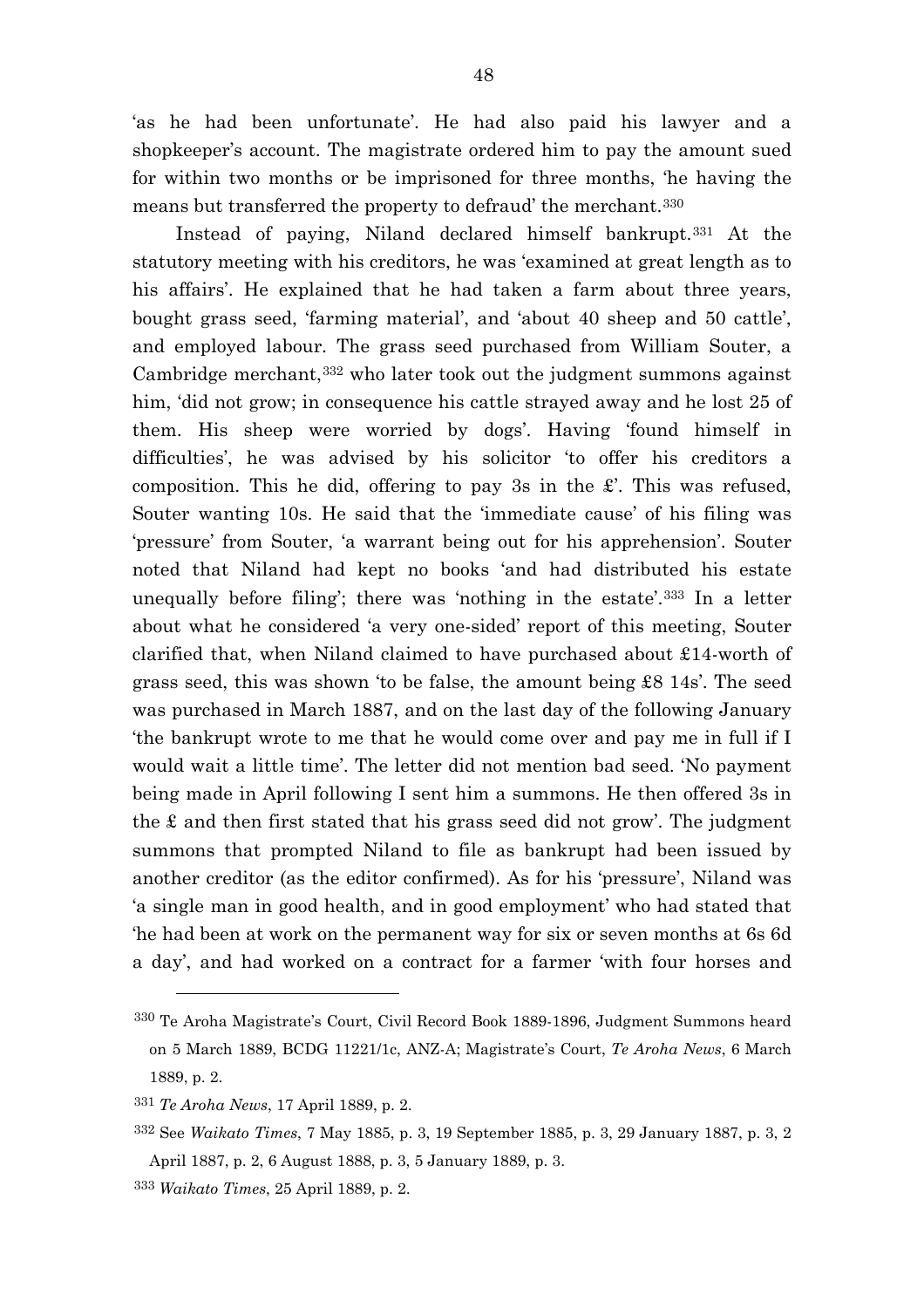'as he had been unfortunate'. He had also paid his lawyer and a shopkeeper's account. The magistrate ordered him to pay the amount sued for within two months or be imprisoned for three months, 'he having the means but transferred the property to defraud' the merchant.[330]

Instead of paying, Niland declared himself bankrupt.[331] At the statutory meeting with his creditors, he was 'examined at great length as to his affairs'. He explained that he had taken a farm about three years, bought grass seed, 'farming material', and 'about 40 sheep and 50 cattle', and employed labour. The grass seed purchased from William Souter, a Cambridge merchant,[332] who later took out the judgment summons against him, 'did not grow; in consequence his cattle strayed away and he lost 25 of them. His sheep were worried by dogs'. Having 'found himself in difficulties', he was advised by his solicitor 'to offer his creditors a composition. This he did, offering to pay 3s in the £'. This was refused, Souter wanting 10s. He said that the 'immediate cause' of his filing was 'pressure' from Souter, 'a warrant being out for his apprehension'. Souter noted that Niland had kept no books 'and had distributed his estate unequally before filing'; there was 'nothing in the estate'.[333] In a letter about what he considered 'a very one-sided' report of this meeting, Souter clarified that, when Niland claimed to have purchased about £14-worth of grass seed, this was shown 'to be false, the amount being £8 14s'. The seed was purchased in March 1887, and on the last day of the following January 'the bankrupt wrote to me that he would come over and pay me in full if I would wait a little time'. The letter did not mention bad seed. 'No payment being made in April following I sent him a summons. He then offered 3s in the £ and then first stated that his grass seed did not grow'. The judgment summons that prompted Niland to file as bankrupt had been issued by another creditor (as the editor confirmed). As for his 'pressure', Niland was 'a single man in good health, and in good employment' who had stated that 'he had been at work on the permanent way for six or seven months at 6s 6d a day', and had worked on a contract for a farmer 'with four horses and

---

[330] Te Aroha Magistrate's Court, Civil Record Book 1889-1896, Judgment Summons heard on 5 March 1889, BCDG 11221/1c, ANZ-A; Magistrate's Court, *Te Aroha News*, 6 March 1889, p. 2.

[331] *Te Aroha News*, 17 April 1889, p. 2.

[332] See *Waikato Times*, 7 May 1885, p. 3, 19 September 1885, p. 3, 29 January 1887, p. 3, 2 April 1887, p. 2, 6 August 1888, p. 3, 5 January 1889, p. 3.

[333] *Waikato Times*, 25 April 1889, p. 2.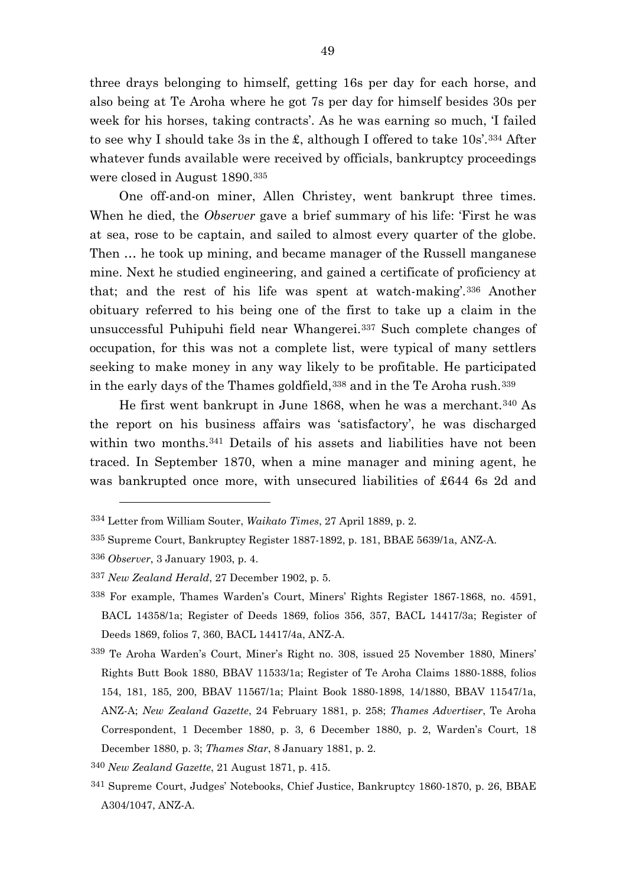three drays belonging to himself, getting 16s per day for each horse, and also being at Te Aroha where he got 7s per day for himself besides 30s per week for his horses, taking contracts'. As he was earning so much, 'I failed to see why I should take 3s in the £, although I offered to take 10s'.[334] After whatever funds available were received by officials, bankruptcy proceedings were closed in August 1890.[335]

One off-and-on miner, Allen Christey, went bankrupt three times. When he died, the *Observer* gave a brief summary of his life: 'First he was at sea, rose to be captain, and sailed to almost every quarter of the globe. Then … he took up mining, and became manager of the Russell manganese mine. Next he studied engineering, and gained a certificate of proficiency at that; and the rest of his life was spent at watch-making'.[336] Another obituary referred to his being one of the first to take up a claim in the unsuccessful Puhipuhi field near Whangerei.[337] Such complete changes of occupation, for this was not a complete list, were typical of many settlers seeking to make money in any way likely to be profitable. He participated in the early days of the Thames goldfield,[338] and in the Te Aroha rush.[339]

He first went bankrupt in June 1868, when he was a merchant.[340] As the report on his business affairs was 'satisfactory', he was discharged within two months.[341] Details of his assets and liabilities have not been traced. In September 1870, when a mine manager and mining agent, he was bankrupted once more, with unsecured liabilities of £644 6s 2d and

---

[334] Letter from William Souter, *Waikato Times*, 27 April 1889, p. 2.

[335] Supreme Court, Bankruptcy Register 1887-1892, p. 181, BBAE 5639/1a, ANZ-A.

[336] *Observer*, 3 January 1903, p. 4.

[337] *New Zealand Herald*, 27 December 1902, p. 5.

[338] For example, Thames Warden's Court, Miners' Rights Register 1867-1868, no. 4591, BACL 14358/1a; Register of Deeds 1869, folios 356, 357, BACL 14417/3a; Register of Deeds 1869, folios 7, 360, BACL 14417/4a, ANZ-A.

[339] Te Aroha Warden's Court, Miner's Right no. 308, issued 25 November 1880, Miners' Rights Butt Book 1880, BBAV 11533/1a; Register of Te Aroha Claims 1880-1888, folios 154, 181, 185, 200, BBAV 11567/1a; Plaint Book 1880-1898, 14/1880, BBAV 11547/1a, ANZ-A; *New Zealand Gazette*, 24 February 1881, p. 258; *Thames Advertiser*, Te Aroha Correspondent, 1 December 1880, p. 3, 6 December 1880, p. 2, Warden's Court, 18 December 1880, p. 3; *Thames Star*, 8 January 1881, p. 2.

[340] *New Zealand Gazette*, 21 August 1871, p. 415.

[341] Supreme Court, Judges' Notebooks, Chief Justice, Bankruptcy 1860-1870, p. 26, BBAE A304/1047, ANZ-A.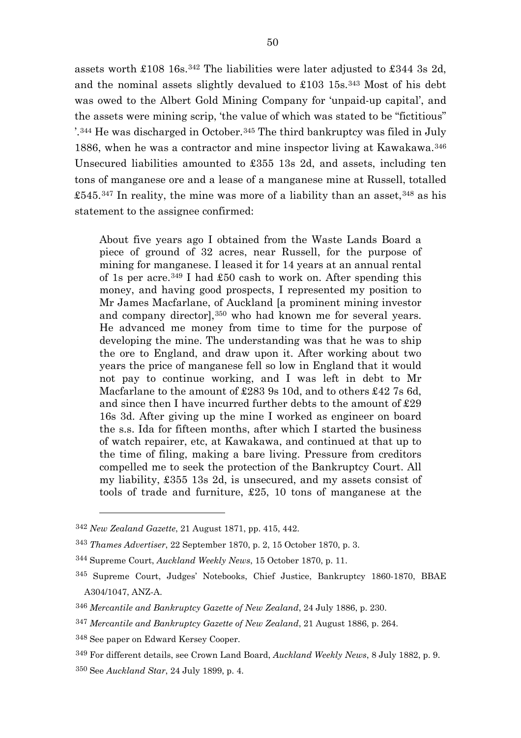assets worth £108 16s.[342] The liabilities were later adjusted to £344 3s 2d, and the nominal assets slightly devalued to £103 15s.[343] Most of his debt was owed to the Albert Gold Mining Company for 'unpaid-up capital', and the assets were mining scrip, 'the value of which was stated to be "fictitious" '.[344] He was discharged in October.[345] The third bankruptcy was filed in July 1886, when he was a contractor and mine inspector living at Kawakawa.[346] Unsecured liabilities amounted to £355 13s 2d, and assets, including ten tons of manganese ore and a lease of a manganese mine at Russell, totalled £545.[347] In reality, the mine was more of a liability than an asset,[348] as his statement to the assignee confirmed:

> About five years ago I obtained from the Waste Lands Board a piece of ground of 32 acres, near Russell, for the purpose of mining for manganese. I leased it for 14 years at an annual rental of 1s per acre.[349] I had £50 cash to work on. After spending this money, and having good prospects, I represented my position to Mr James Macfarlane, of Auckland [a prominent mining investor and company director],[350] who had known me for several years. He advanced me money from time to time for the purpose of developing the mine. The understanding was that he was to ship the ore to England, and draw upon it. After working about two years the price of manganese fell so low in England that it would not pay to continue working, and I was left in debt to Mr Macfarlane to the amount of £283 9s 10d, and to others £42 7s 6d, and since then I have incurred further debts to the amount of £29 16s 3d. After giving up the mine I worked as engineer on board the s.s. Ida for fifteen months, after which I started the business of watch repairer, etc, at Kawakawa, and continued at that up to the time of filing, making a bare living. Pressure from creditors compelled me to seek the protection of the Bankruptcy Court. All my liability, £355 13s 2d, is unsecured, and my assets consist of tools of trade and furniture, £25, 10 tons of manganese at the

---

[342] *New Zealand Gazette*, 21 August 1871, pp. 415, 442.

[343] *Thames Advertiser*, 22 September 1870, p. 2, 15 October 1870, p. 3.

[344] Supreme Court, *Auckland Weekly News*, 15 October 1870, p. 11.

[345] Supreme Court, Judges' Notebooks, Chief Justice, Bankruptcy 1860-1870, BBAE A304/1047, ANZ-A.

[346] *Mercantile and Bankruptcy Gazette of New Zealand*, 24 July 1886, p. 230.

[347] *Mercantile and Bankruptcy Gazette of New Zealand*, 21 August 1886, p. 264.

[348] See paper on Edward Kersey Cooper.

[349] For different details, see Crown Land Board, *Auckland Weekly News*, 8 July 1882, p. 9.

[350] See *Auckland Star*, 24 July 1899, p. 4.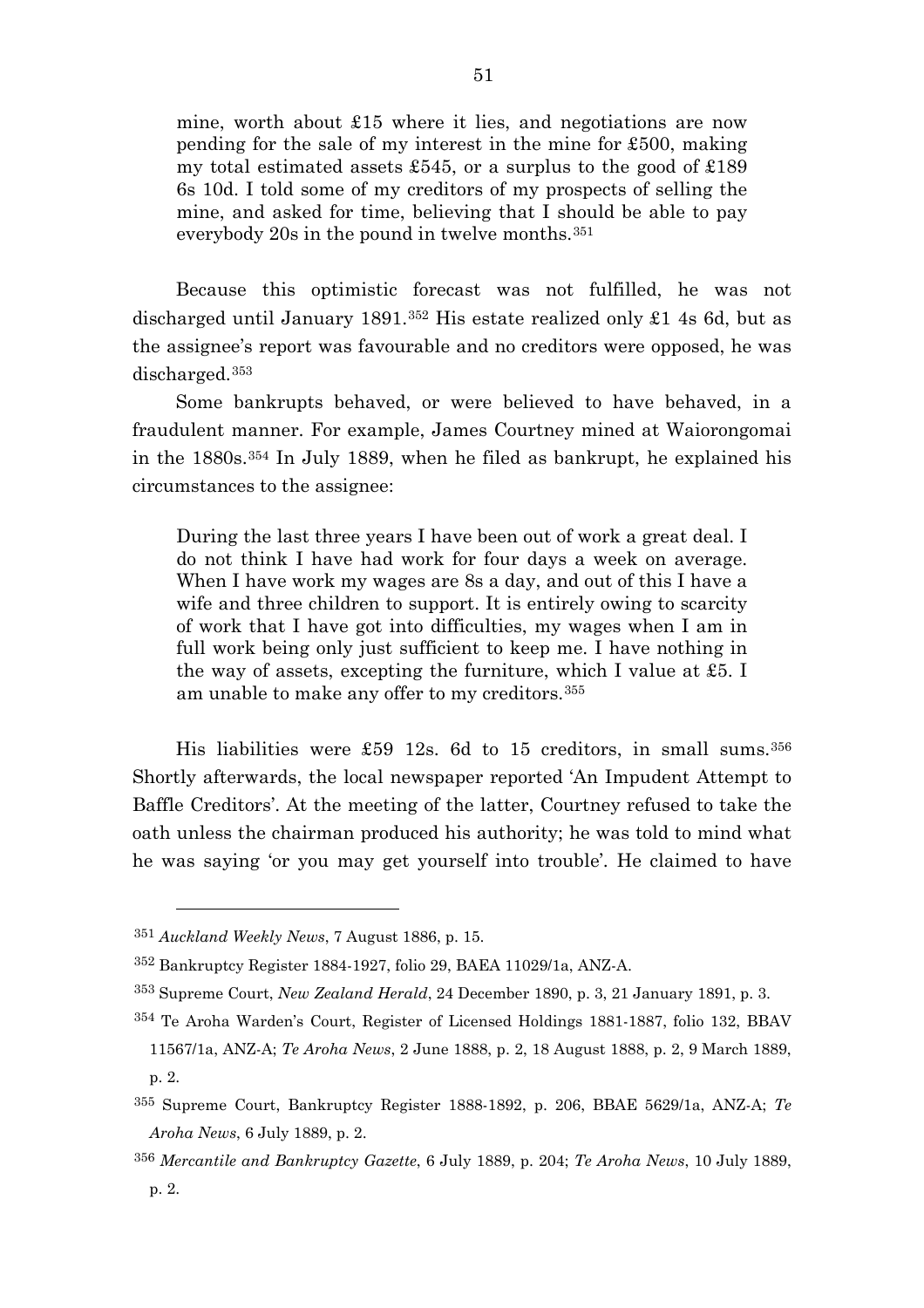mine, worth about £15 where it lies, and negotiations are now pending for the sale of my interest in the mine for £500, making my total estimated assets £545, or a surplus to the good of £189 6s 10d. I told some of my creditors of my prospects of selling the mine, and asked for time, believing that I should be able to pay everybody 20s in the pound in twelve months.[351]

Because this optimistic forecast was not fulfilled, he was not discharged until January 1891.[352] His estate realized only £1 4s 6d, but as the assignee's report was favourable and no creditors were opposed, he was discharged.[353]

Some bankrupts behaved, or were believed to have behaved, in a fraudulent manner. For example, James Courtney mined at Waiorongomai in the 1880s.[354] In July 1889, when he filed as bankrupt, he explained his circumstances to the assignee:

> During the last three years I have been out of work a great deal. I do not think I have had work for four days a week on average. When I have work my wages are 8s a day, and out of this I have a wife and three children to support. It is entirely owing to scarcity of work that I have got into difficulties, my wages when I am in full work being only just sufficient to keep me. I have nothing in the way of assets, excepting the furniture, which I value at £5. I am unable to make any offer to my creditors.[355]

His liabilities were £59 12s. 6d to 15 creditors, in small sums.[356] Shortly afterwards, the local newspaper reported 'An Impudent Attempt to Baffle Creditors'. At the meeting of the latter, Courtney refused to take the oath unless the chairman produced his authority; he was told to mind what he was saying 'or you may get yourself into trouble'. He claimed to have

---

[351] *Auckland Weekly News*, 7 August 1886, p. 15.

[352] Bankruptcy Register 1884-1927, folio 29, BAEA 11029/1a, ANZ-A.

[353] Supreme Court, *New Zealand Herald*, 24 December 1890, p. 3, 21 January 1891, p. 3.

[354] Te Aroha Warden's Court, Register of Licensed Holdings 1881-1887, folio 132, BBAV 11567/1a, ANZ-A; *Te Aroha News*, 2 June 1888, p. 2, 18 August 1888, p. 2, 9 March 1889, p. 2.

[355] Supreme Court, Bankruptcy Register 1888-1892, p. 206, BBAE 5629/1a, ANZ-A; *Te Aroha News*, 6 July 1889, p. 2.

[356] *Mercantile and Bankruptcy Gazette*, 6 July 1889, p. 204; *Te Aroha News*, 10 July 1889, p. 2.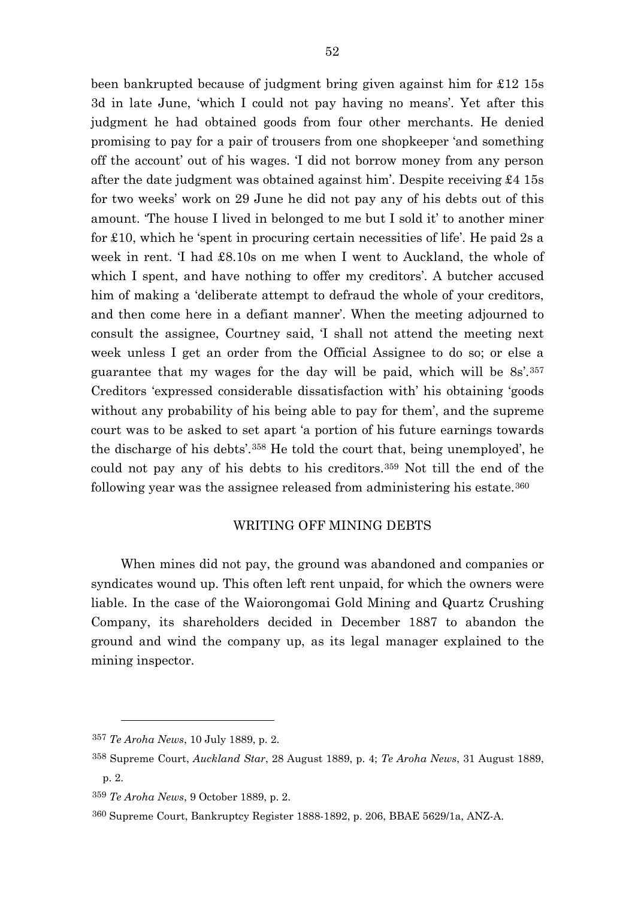been bankrupted because of judgment bring given against him for £12 15s 3d in late June, 'which I could not pay having no means'. Yet after this judgment he had obtained goods from four other merchants. He denied promising to pay for a pair of trousers from one shopkeeper 'and something off the account' out of his wages. 'I did not borrow money from any person after the date judgment was obtained against him'. Despite receiving £4 15s for two weeks' work on 29 June he did not pay any of his debts out of this amount. 'The house I lived in belonged to me but I sold it' to another miner for £10, which he 'spent in procuring certain necessities of life'. He paid 2s a week in rent. 'I had £8.10s on me when I went to Auckland, the whole of which I spent, and have nothing to offer my creditors'. A butcher accused him of making a 'deliberate attempt to defraud the whole of your creditors, and then come here in a defiant manner'. When the meeting adjourned to consult the assignee, Courtney said, 'I shall not attend the meeting next week unless I get an order from the Official Assignee to do so; or else a guarantee that my wages for the day will be paid, which will be 8s'.[357] Creditors 'expressed considerable dissatisfaction with' his obtaining 'goods without any probability of his being able to pay for them', and the supreme court was to be asked to set apart 'a portion of his future earnings towards the discharge of his debts'.[358] He told the court that, being unemployed', he could not pay any of his debts to his creditors.[359] Not till the end of the following year was the assignee released from administering his estate.[360]

## WRITING OFF MINING DEBTS

When mines did not pay, the ground was abandoned and companies or syndicates wound up. This often left rent unpaid, for which the owners were liable. In the case of the Waiorongomai Gold Mining and Quartz Crushing Company, its shareholders decided in December 1887 to abandon the ground and wind the company up, as its legal manager explained to the mining inspector.

---

[357] *Te Aroha News*, 10 July 1889, p. 2.

[358] Supreme Court, *Auckland Star*, 28 August 1889, p. 4; *Te Aroha News*, 31 August 1889, p. 2.

[359] *Te Aroha News*, 9 October 1889, p. 2.

[360] Supreme Court, Bankruptcy Register 1888-1892, p. 206, BBAE 5629/1a, ANZ-A.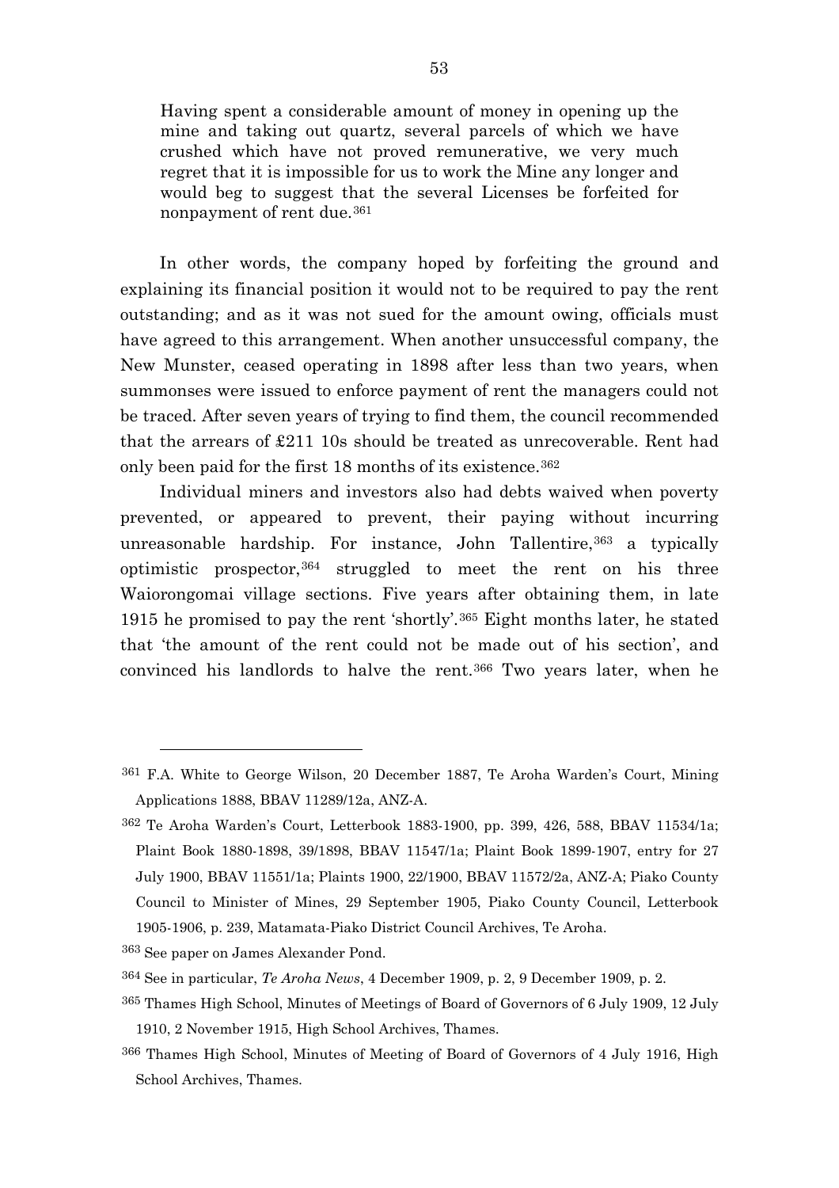> Having spent a considerable amount of money in opening up the mine and taking out quartz, several parcels of which we have crushed which have not proved remunerative, we very much regret that it is impossible for us to work the Mine any longer and would beg to suggest that the several Licenses be forfeited for nonpayment of rent due.[361]

In other words, the company hoped by forfeiting the ground and explaining its financial position it would not to be required to pay the rent outstanding; and as it was not sued for the amount owing, officials must have agreed to this arrangement. When another unsuccessful company, the New Munster, ceased operating in 1898 after less than two years, when summonses were issued to enforce payment of rent the managers could not be traced. After seven years of trying to find them, the council recommended that the arrears of £211 10s should be treated as unrecoverable. Rent had only been paid for the first 18 months of its existence.[362]

Individual miners and investors also had debts waived when poverty prevented, or appeared to prevent, their paying without incurring unreasonable hardship. For instance, John Tallentire,[363] a typically optimistic prospector,[364] struggled to meet the rent on his three Waiorongomai village sections. Five years after obtaining them, in late 1915 he promised to pay the rent 'shortly'.[365] Eight months later, he stated that 'the amount of the rent could not be made out of his section', and convinced his landlords to halve the rent.[366] Two years later, when he

---

[361] F.A. White to George Wilson, 20 December 1887, Te Aroha Warden's Court, Mining Applications 1888, BBAV 11289/12a, ANZ-A.

[362] Te Aroha Warden's Court, Letterbook 1883-1900, pp. 399, 426, 588, BBAV 11534/1a; Plaint Book 1880-1898, 39/1898, BBAV 11547/1a; Plaint Book 1899-1907, entry for 27 July 1900, BBAV 11551/1a; Plaints 1900, 22/1900, BBAV 11572/2a, ANZ-A; Piako County Council to Minister of Mines, 29 September 1905, Piako County Council, Letterbook 1905-1906, p. 239, Matamata-Piako District Council Archives, Te Aroha.

[363] See paper on James Alexander Pond.

[364] See in particular, *Te Aroha News*, 4 December 1909, p. 2, 9 December 1909, p. 2.

[365] Thames High School, Minutes of Meetings of Board of Governors of 6 July 1909, 12 July 1910, 2 November 1915, High School Archives, Thames.

[366] Thames High School, Minutes of Meeting of Board of Governors of 4 July 1916, High School Archives, Thames.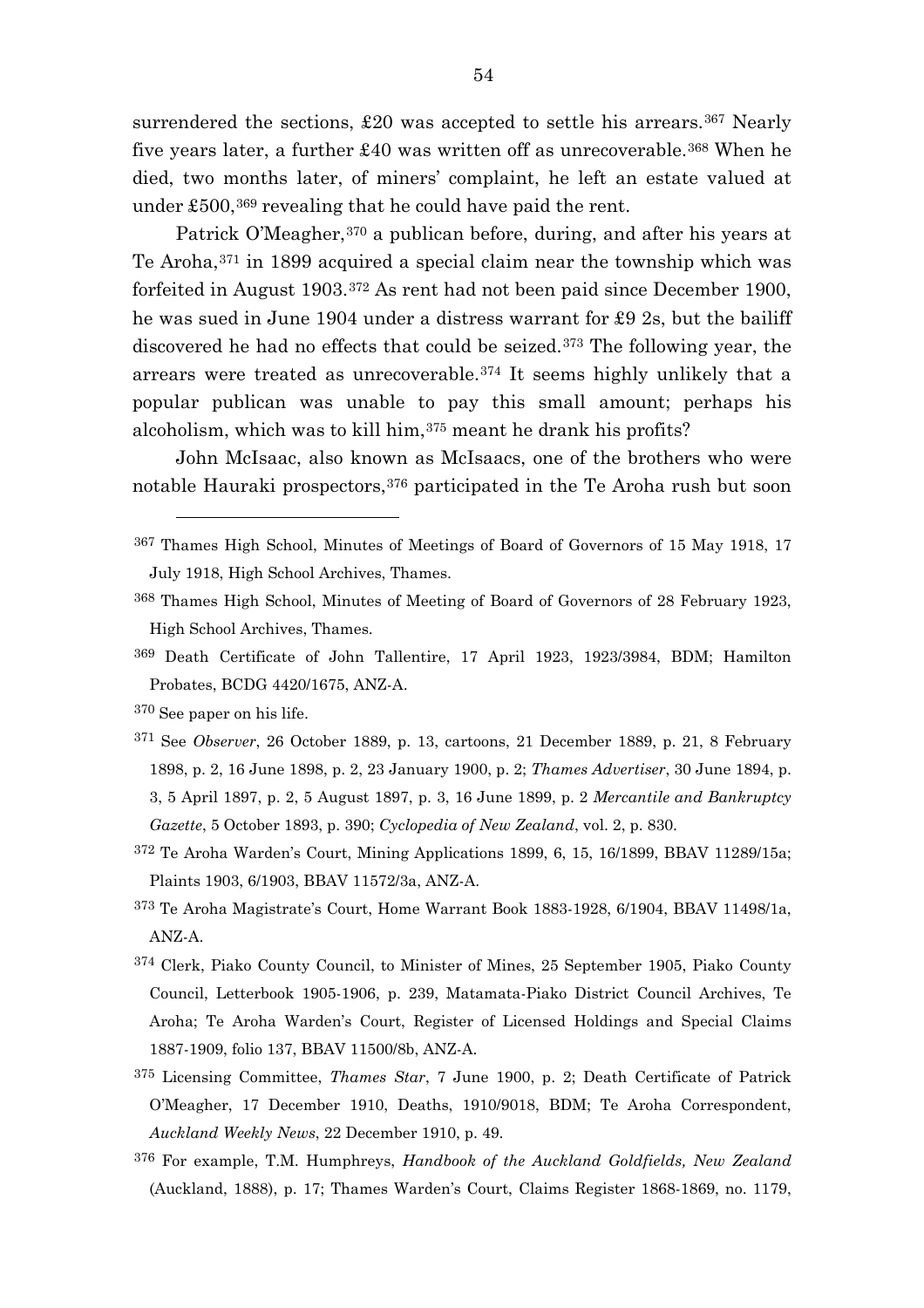surrendered the sections, £20 was accepted to settle his arrears.[367] Nearly five years later, a further £40 was written off as unrecoverable.[368] When he died, two months later, of miners' complaint, he left an estate valued at under £500,[369] revealing that he could have paid the rent.

Patrick O'Meagher,[370] a publican before, during, and after his years at Te Aroha,[371] in 1899 acquired a special claim near the township which was forfeited in August 1903.[372] As rent had not been paid since December 1900, he was sued in June 1904 under a distress warrant for £9 2s, but the bailiff discovered he had no effects that could be seized.[373] The following year, the arrears were treated as unrecoverable.[374] It seems highly unlikely that a popular publican was unable to pay this small amount; perhaps his alcoholism, which was to kill him,[375] meant he drank his profits?

John McIsaac, also known as McIsaacs, one of the brothers who were notable Hauraki prospectors,[376] participated in the Te Aroha rush but soon

---

[367] Thames High School, Minutes of Meetings of Board of Governors of 15 May 1918, 17 July 1918, High School Archives, Thames.

[368] Thames High School, Minutes of Meeting of Board of Governors of 28 February 1923, High School Archives, Thames.

[369] Death Certificate of John Tallentire, 17 April 1923, 1923/3984, BDM; Hamilton Probates, BCDG 4420/1675, ANZ-A.

[370] See paper on his life.

[371] See *Observer*, 26 October 1889, p. 13, cartoons, 21 December 1889, p. 21, 8 February 1898, p. 2, 16 June 1898, p. 2, 23 January 1900, p. 2; *Thames Advertiser*, 30 June 1894, p. 3, 5 April 1897, p. 2, 5 August 1897, p. 3, 16 June 1899, p. 2 *Mercantile and Bankruptcy Gazette*, 5 October 1893, p. 390; *Cyclopedia of New Zealand*, vol. 2, p. 830.

[372] Te Aroha Warden's Court, Mining Applications 1899, 6, 15, 16/1899, BBAV 11289/15a; Plaints 1903, 6/1903, BBAV 11572/3a, ANZ-A.

[373] Te Aroha Magistrate's Court, Home Warrant Book 1883-1928, 6/1904, BBAV 11498/1a, ANZ-A.

[374] Clerk, Piako County Council, to Minister of Mines, 25 September 1905, Piako County Council, Letterbook 1905-1906, p. 239, Matamata-Piako District Council Archives, Te Aroha; Te Aroha Warden's Court, Register of Licensed Holdings and Special Claims 1887-1909, folio 137, BBAV 11500/8b, ANZ-A.

[375] Licensing Committee, *Thames Star*, 7 June 1900, p. 2; Death Certificate of Patrick O'Meagher, 17 December 1910, Deaths, 1910/9018, BDM; Te Aroha Correspondent, *Auckland Weekly News*, 22 December 1910, p. 49.

[376] For example, T.M. Humphreys, *Handbook of the Auckland Goldfields, New Zealand* (Auckland, 1888), p. 17; Thames Warden's Court, Claims Register 1868-1869, no. 1179,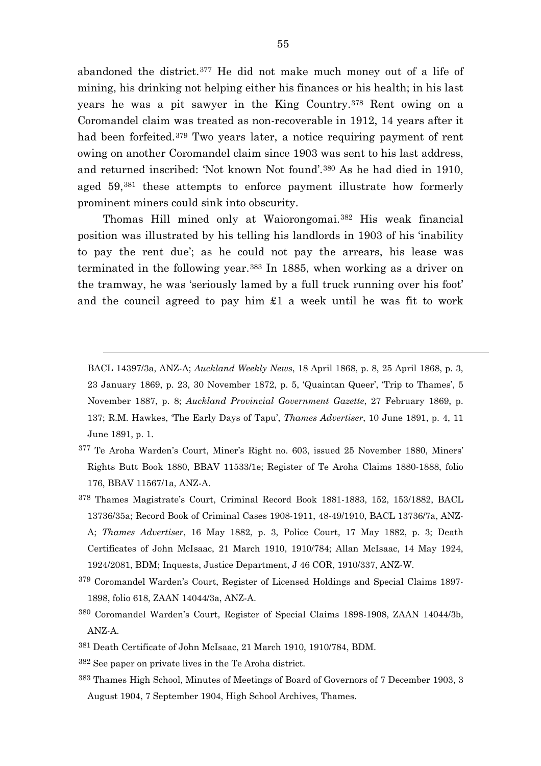abandoned the district.[377] He did not make much money out of a life of mining, his drinking not helping either his finances or his health; in his last years he was a pit sawyer in the King Country.[378] Rent owing on a Coromandel claim was treated as non-recoverable in 1912, 14 years after it had been forfeited.[379] Two years later, a notice requiring payment of rent owing on another Coromandel claim since 1903 was sent to his last address, and returned inscribed: 'Not known Not found'.[380] As he had died in 1910, aged 59,[381] these attempts to enforce payment illustrate how formerly prominent miners could sink into obscurity.

Thomas Hill mined only at Waiorongomai.[382] His weak financial position was illustrated by his telling his landlords in 1903 of his 'inability to pay the rent due'; as he could not pay the arrears, his lease was terminated in the following year.[383] In 1885, when working as a driver on the tramway, he was 'seriously lamed by a full truck running over his foot' and the council agreed to pay him £1 a week until he was fit to work

---

BACL 14397/3a, ANZ-A; *Auckland Weekly News*, 18 April 1868, p. 8, 25 April 1868, p. 3, 23 January 1869, p. 23, 30 November 1872, p. 5, 'Quaintan Queer', 'Trip to Thames', 5 November 1887, p. 8; *Auckland Provincial Government Gazette*, 27 February 1869, p. 137; R.M. Hawkes, 'The Early Days of Tapu', *Thames Advertiser*, 10 June 1891, p. 4, 11 June 1891, p. 1.

377 Te Aroha Warden's Court, Miner's Right no. 603, issued 25 November 1880, Miners' Rights Butt Book 1880, BBAV 11533/1e; Register of Te Aroha Claims 1880-1888, folio 176, BBAV 11567/1a, ANZ-A.

378 Thames Magistrate's Court, Criminal Record Book 1881-1883, 152, 153/1882, BACL 13736/35a; Record Book of Criminal Cases 1908-1911, 48-49/1910, BACL 13736/7a, ANZ-A; *Thames Advertiser*, 16 May 1882, p. 3, Police Court, 17 May 1882, p. 3; Death Certificates of John McIsaac, 21 March 1910, 1910/784; Allan McIsaac, 14 May 1924, 1924/2081, BDM; Inquests, Justice Department, J 46 COR, 1910/337, ANZ-W.

379 Coromandel Warden's Court, Register of Licensed Holdings and Special Claims 1897-1898, folio 618, ZAAN 14044/3a, ANZ-A.

380 Coromandel Warden's Court, Register of Special Claims 1898-1908, ZAAN 14044/3b, ANZ-A.

381 Death Certificate of John McIsaac, 21 March 1910, 1910/784, BDM.

382 See paper on private lives in the Te Aroha district.

383 Thames High School, Minutes of Meetings of Board of Governors of 7 December 1903, 3 August 1904, 7 September 1904, High School Archives, Thames.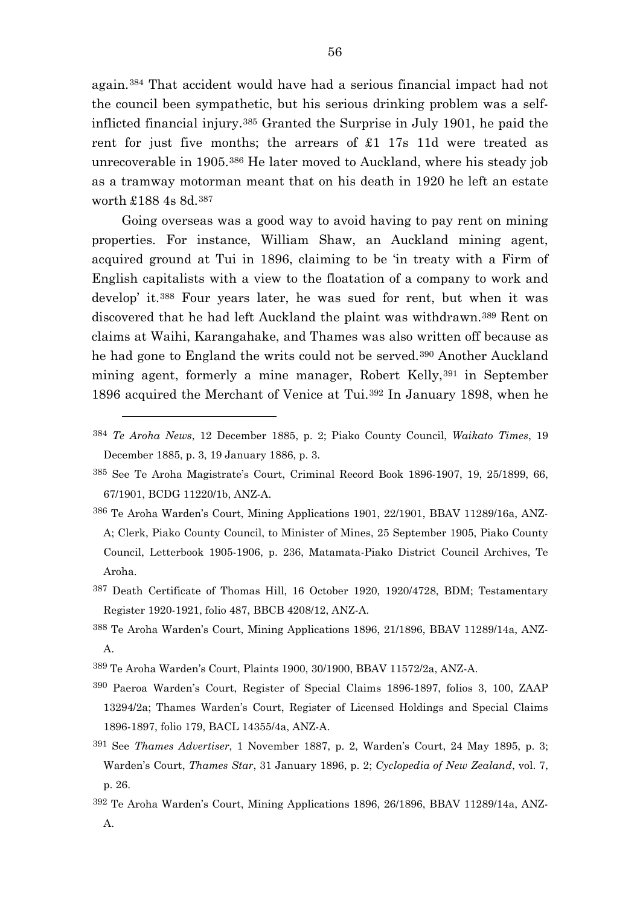again.[384] That accident would have had a serious financial impact had not the council been sympathetic, but his serious drinking problem was a self-inflicted financial injury.[385] Granted the Surprise in July 1901, he paid the rent for just five months; the arrears of £1 17s 11d were treated as unrecoverable in 1905.[386] He later moved to Auckland, where his steady job as a tramway motorman meant that on his death in 1920 he left an estate worth £188 4s 8d.[387]

Going overseas was a good way to avoid having to pay rent on mining properties. For instance, William Shaw, an Auckland mining agent, acquired ground at Tui in 1896, claiming to be 'in treaty with a Firm of English capitalists with a view to the floatation of a company to work and develop' it.[388] Four years later, he was sued for rent, but when it was discovered that he had left Auckland the plaint was withdrawn.[389] Rent on claims at Waihi, Karangahake, and Thames was also written off because as he had gone to England the writs could not be served.[390] Another Auckland mining agent, formerly a mine manager, Robert Kelly,[391] in September 1896 acquired the Merchant of Venice at Tui.[392] In January 1898, when he

---

[384] *Te Aroha News*, 12 December 1885, p. 2; Piako County Council, *Waikato Times*, 19 December 1885, p. 3, 19 January 1886, p. 3.

[385] See Te Aroha Magistrate's Court, Criminal Record Book 1896-1907, 19, 25/1899, 66, 67/1901, BCDG 11220/1b, ANZ-A.

[386] Te Aroha Warden's Court, Mining Applications 1901, 22/1901, BBAV 11289/16a, ANZ-A; Clerk, Piako County Council, to Minister of Mines, 25 September 1905, Piako County Council, Letterbook 1905-1906, p. 236, Matamata-Piako District Council Archives, Te Aroha.

[387] Death Certificate of Thomas Hill, 16 October 1920, 1920/4728, BDM; Testamentary Register 1920-1921, folio 487, BBCB 4208/12, ANZ-A.

[388] Te Aroha Warden's Court, Mining Applications 1896, 21/1896, BBAV 11289/14a, ANZ-A.

[389] Te Aroha Warden's Court, Plaints 1900, 30/1900, BBAV 11572/2a, ANZ-A.

[390] Paeroa Warden's Court, Register of Special Claims 1896-1897, folios 3, 100, ZAAP 13294/2a; Thames Warden's Court, Register of Licensed Holdings and Special Claims 1896-1897, folio 179, BACL 14355/4a, ANZ-A.

[391] See *Thames Advertiser*, 1 November 1887, p. 2, Warden's Court, 24 May 1895, p. 3; Warden's Court, *Thames Star*, 31 January 1896, p. 2; *Cyclopedia of New Zealand*, vol. 7, p. 26.

[392] Te Aroha Warden's Court, Mining Applications 1896, 26/1896, BBAV 11289/14a, ANZ-A.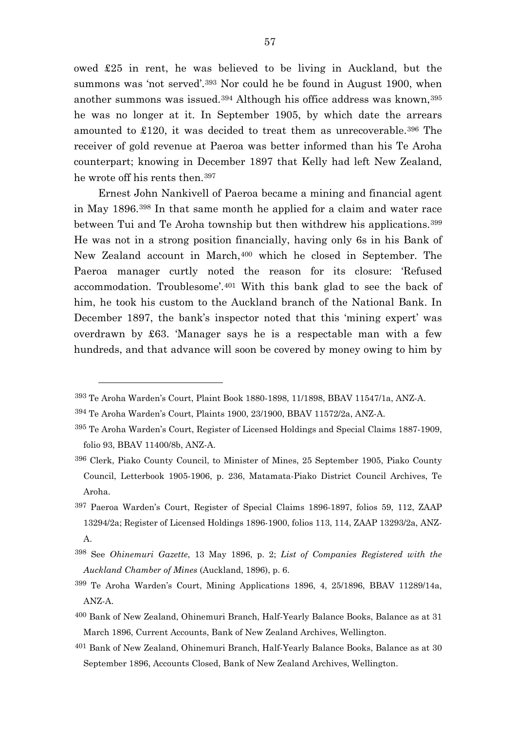owed £25 in rent, he was believed to be living in Auckland, but the summons was 'not served'.[393] Nor could he be found in August 1900, when another summons was issued.[394] Although his office address was known,[395] he was no longer at it. In September 1905, by which date the arrears amounted to £120, it was decided to treat them as unrecoverable.[396] The receiver of gold revenue at Paeroa was better informed than his Te Aroha counterpart; knowing in December 1897 that Kelly had left New Zealand, he wrote off his rents then.[397]

Ernest John Nankivell of Paeroa became a mining and financial agent in May 1896.[398] In that same month he applied for a claim and water race between Tui and Te Aroha township but then withdrew his applications.[399] He was not in a strong position financially, having only 6s in his Bank of New Zealand account in March,[400] which he closed in September. The Paeroa manager curtly noted the reason for its closure: 'Refused accommodation. Troublesome'.[401] With this bank glad to see the back of him, he took his custom to the Auckland branch of the National Bank. In December 1897, the bank's inspector noted that this 'mining expert' was overdrawn by £63. 'Manager says he is a respectable man with a few hundreds, and that advance will soon be covered by money owing to him by

---

393 Te Aroha Warden's Court, Plaint Book 1880-1898, 11/1898, BBAV 11547/1a, ANZ-A.

394 Te Aroha Warden's Court, Plaints 1900, 23/1900, BBAV 11572/2a, ANZ-A.

395 Te Aroha Warden's Court, Register of Licensed Holdings and Special Claims 1887-1909, folio 93, BBAV 11400/8b, ANZ-A.

396 Clerk, Piako County Council, to Minister of Mines, 25 September 1905, Piako County Council, Letterbook 1905-1906, p. 236, Matamata-Piako District Council Archives, Te Aroha.

397 Paeroa Warden's Court, Register of Special Claims 1896-1897, folios 59, 112, ZAAP 13294/2a; Register of Licensed Holdings 1896-1900, folios 113, 114, ZAAP 13293/2a, ANZ-A.

398 See *Ohinemuri Gazette*, 13 May 1896, p. 2; *List of Companies Registered with the Auckland Chamber of Mines* (Auckland, 1896), p. 6.

399 Te Aroha Warden's Court, Mining Applications 1896, 4, 25/1896, BBAV 11289/14a, ANZ-A.

400 Bank of New Zealand, Ohinemuri Branch, Half-Yearly Balance Books, Balance as at 31 March 1896, Current Accounts, Bank of New Zealand Archives, Wellington.

401 Bank of New Zealand, Ohinemuri Branch, Half-Yearly Balance Books, Balance as at 30 September 1896, Accounts Closed, Bank of New Zealand Archives, Wellington.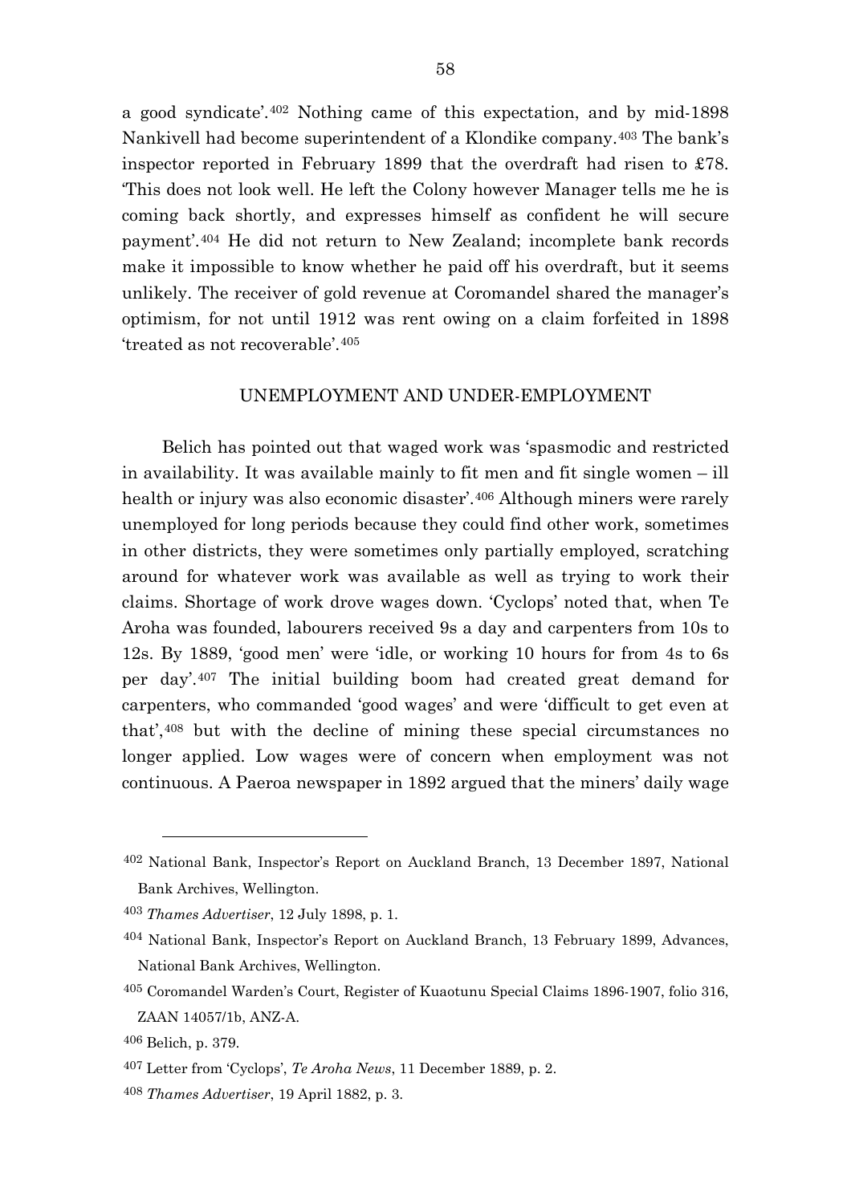a good syndicate'.[402] Nothing came of this expectation, and by mid-1898 Nankivell had become superintendent of a Klondike company.[403] The bank's inspector reported in February 1899 that the overdraft had risen to £78. 'This does not look well. He left the Colony however Manager tells me he is coming back shortly, and expresses himself as confident he will secure payment'.[404] He did not return to New Zealand; incomplete bank records make it impossible to know whether he paid off his overdraft, but it seems unlikely. The receiver of gold revenue at Coromandel shared the manager's optimism, for not until 1912 was rent owing on a claim forfeited in 1898 'treated as not recoverable'.[405]

## UNEMPLOYMENT AND UNDER-EMPLOYMENT

Belich has pointed out that waged work was 'spasmodic and restricted in availability. It was available mainly to fit men and fit single women – ill health or injury was also economic disaster'.[406] Although miners were rarely unemployed for long periods because they could find other work, sometimes in other districts, they were sometimes only partially employed, scratching around for whatever work was available as well as trying to work their claims. Shortage of work drove wages down. 'Cyclops' noted that, when Te Aroha was founded, labourers received 9s a day and carpenters from 10s to 12s. By 1889, 'good men' were 'idle, or working 10 hours for from 4s to 6s per day'.[407] The initial building boom had created great demand for carpenters, who commanded 'good wages' and were 'difficult to get even at that',[408] but with the decline of mining these special circumstances no longer applied. Low wages were of concern when employment was not continuous. A Paeroa newspaper in 1892 argued that the miners' daily wage

---

402 National Bank, Inspector's Report on Auckland Branch, 13 December 1897, National Bank Archives, Wellington.

403 *Thames Advertiser*, 12 July 1898, p. 1.

404 National Bank, Inspector's Report on Auckland Branch, 13 February 1899, Advances, National Bank Archives, Wellington.

405 Coromandel Warden's Court, Register of Kuaotunu Special Claims 1896-1907, folio 316, ZAAN 14057/1b, ANZ-A.

406 Belich, p. 379.

407 Letter from 'Cyclops', *Te Aroha News*, 11 December 1889, p. 2.

408 *Thames Advertiser*, 19 April 1882, p. 3.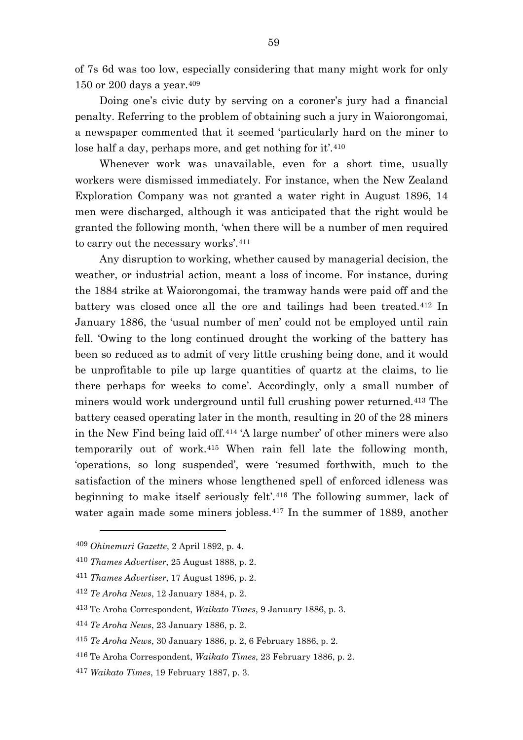of 7s 6d was too low, especially considering that many might work for only 150 or 200 days a year.[409]

Doing one's civic duty by serving on a coroner's jury had a financial penalty. Referring to the problem of obtaining such a jury in Waiorongomai, a newspaper commented that it seemed 'particularly hard on the miner to lose half a day, perhaps more, and get nothing for it'.[410]

Whenever work was unavailable, even for a short time, usually workers were dismissed immediately. For instance, when the New Zealand Exploration Company was not granted a water right in August 1896, 14 men were discharged, although it was anticipated that the right would be granted the following month, 'when there will be a number of men required to carry out the necessary works'.[411]

Any disruption to working, whether caused by managerial decision, the weather, or industrial action, meant a loss of income. For instance, during the 1884 strike at Waiorongomai, the tramway hands were paid off and the battery was closed once all the ore and tailings had been treated.[412] In January 1886, the 'usual number of men' could not be employed until rain fell. 'Owing to the long continued drought the working of the battery has been so reduced as to admit of very little crushing being done, and it would be unprofitable to pile up large quantities of quartz at the claims, to lie there perhaps for weeks to come'. Accordingly, only a small number of miners would work underground until full crushing power returned.[413] The battery ceased operating later in the month, resulting in 20 of the 28 miners in the New Find being laid off.[414] 'A large number' of other miners were also temporarily out of work.[415] When rain fell late the following month, 'operations, so long suspended', were 'resumed forthwith, much to the satisfaction of the miners whose lengthened spell of enforced idleness was beginning to make itself seriously felt'.[416] The following summer, lack of water again made some miners jobless.[417] In the summer of 1889, another

---

[409] *Ohinemuri Gazette*, 2 April 1892, p. 4.

[410] *Thames Advertiser*, 25 August 1888, p. 2.

[411] *Thames Advertiser*, 17 August 1896, p. 2.

[412] *Te Aroha News*, 12 January 1884, p. 2.

[413] Te Aroha Correspondent, *Waikato Times*, 9 January 1886, p. 3.

[414] *Te Aroha News*, 23 January 1886, p. 2.

[415] *Te Aroha News*, 30 January 1886, p. 2, 6 February 1886, p. 2.

[416] Te Aroha Correspondent, *Waikato Times*, 23 February 1886, p. 2.

[417] *Waikato Times*, 19 February 1887, p. 3.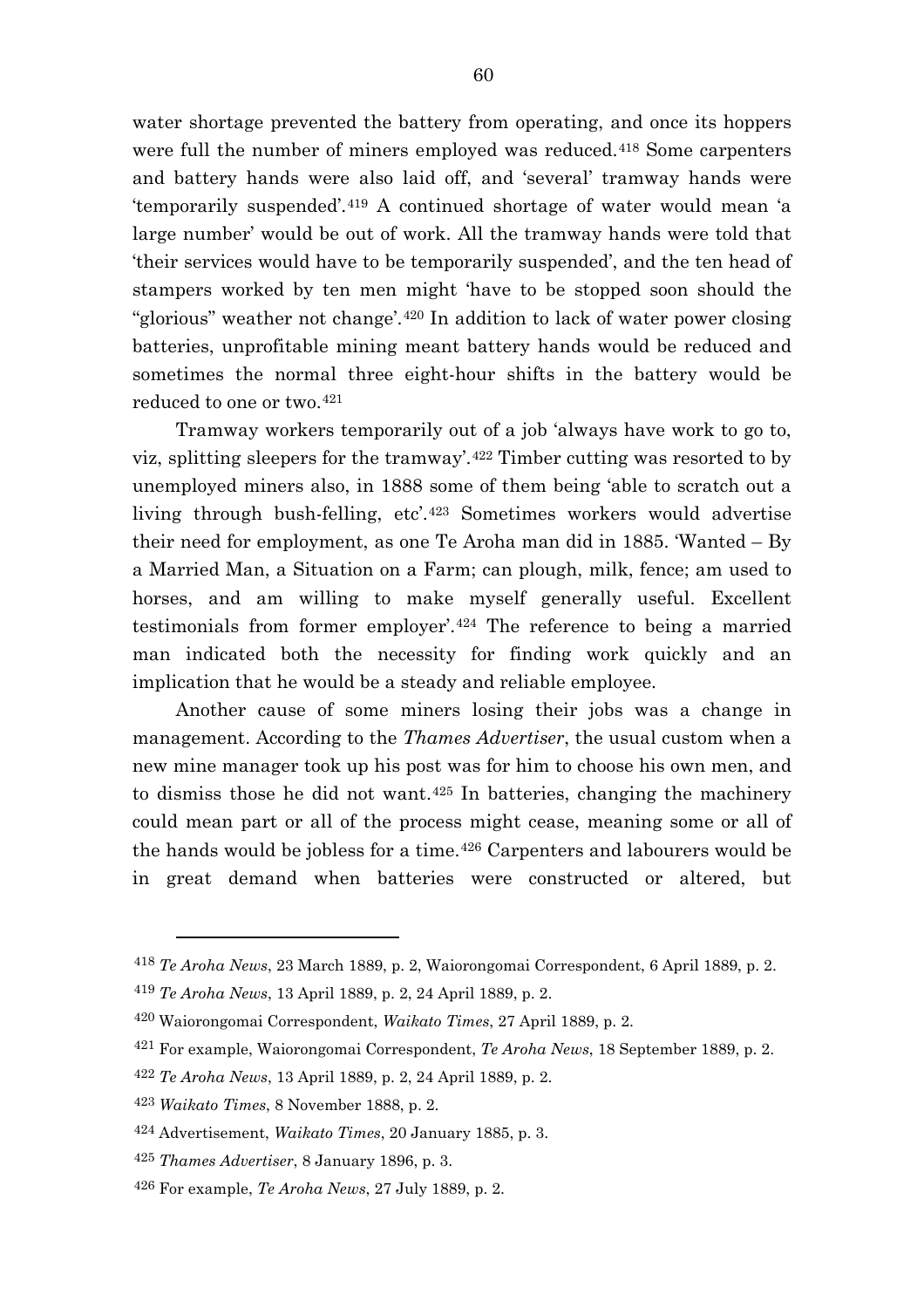water shortage prevented the battery from operating, and once its hoppers were full the number of miners employed was reduced.[418] Some carpenters and battery hands were also laid off, and 'several' tramway hands were 'temporarily suspended'.[419] A continued shortage of water would mean 'a large number' would be out of work. All the tramway hands were told that 'their services would have to be temporarily suspended', and the ten head of stampers worked by ten men might 'have to be stopped soon should the "glorious" weather not change'.[420] In addition to lack of water power closing batteries, unprofitable mining meant battery hands would be reduced and sometimes the normal three eight-hour shifts in the battery would be reduced to one or two.[421]

Tramway workers temporarily out of a job 'always have work to go to, viz, splitting sleepers for the tramway'.[422] Timber cutting was resorted to by unemployed miners also, in 1888 some of them being 'able to scratch out a living through bush-felling, etc'.[423] Sometimes workers would advertise their need for employment, as one Te Aroha man did in 1885. 'Wanted – By a Married Man, a Situation on a Farm; can plough, milk, fence; am used to horses, and am willing to make myself generally useful. Excellent testimonials from former employer'.[424] The reference to being a married man indicated both the necessity for finding work quickly and an implication that he would be a steady and reliable employee.

Another cause of some miners losing their jobs was a change in management. According to the *Thames Advertiser*, the usual custom when a new mine manager took up his post was for him to choose his own men, and to dismiss those he did not want.[425] In batteries, changing the machinery could mean part or all of the process might cease, meaning some or all of the hands would be jobless for a time.[426] Carpenters and labourers would be in great demand when batteries were constructed or altered, but

---

[418] *Te Aroha News*, 23 March 1889, p. 2, Waiorongomai Correspondent, 6 April 1889, p. 2.

[419] *Te Aroha News*, 13 April 1889, p. 2, 24 April 1889, p. 2.

[420] Waiorongomai Correspondent, *Waikato Times*, 27 April 1889, p. 2.

[421] For example, Waiorongomai Correspondent, *Te Aroha News*, 18 September 1889, p. 2.

[422] *Te Aroha News*, 13 April 1889, p. 2, 24 April 1889, p. 2.

[423] *Waikato Times*, 8 November 1888, p. 2.

[424] Advertisement, *Waikato Times*, 20 January 1885, p. 3.

[425] *Thames Advertiser*, 8 January 1896, p. 3.

[426] For example, *Te Aroha News*, 27 July 1889, p. 2.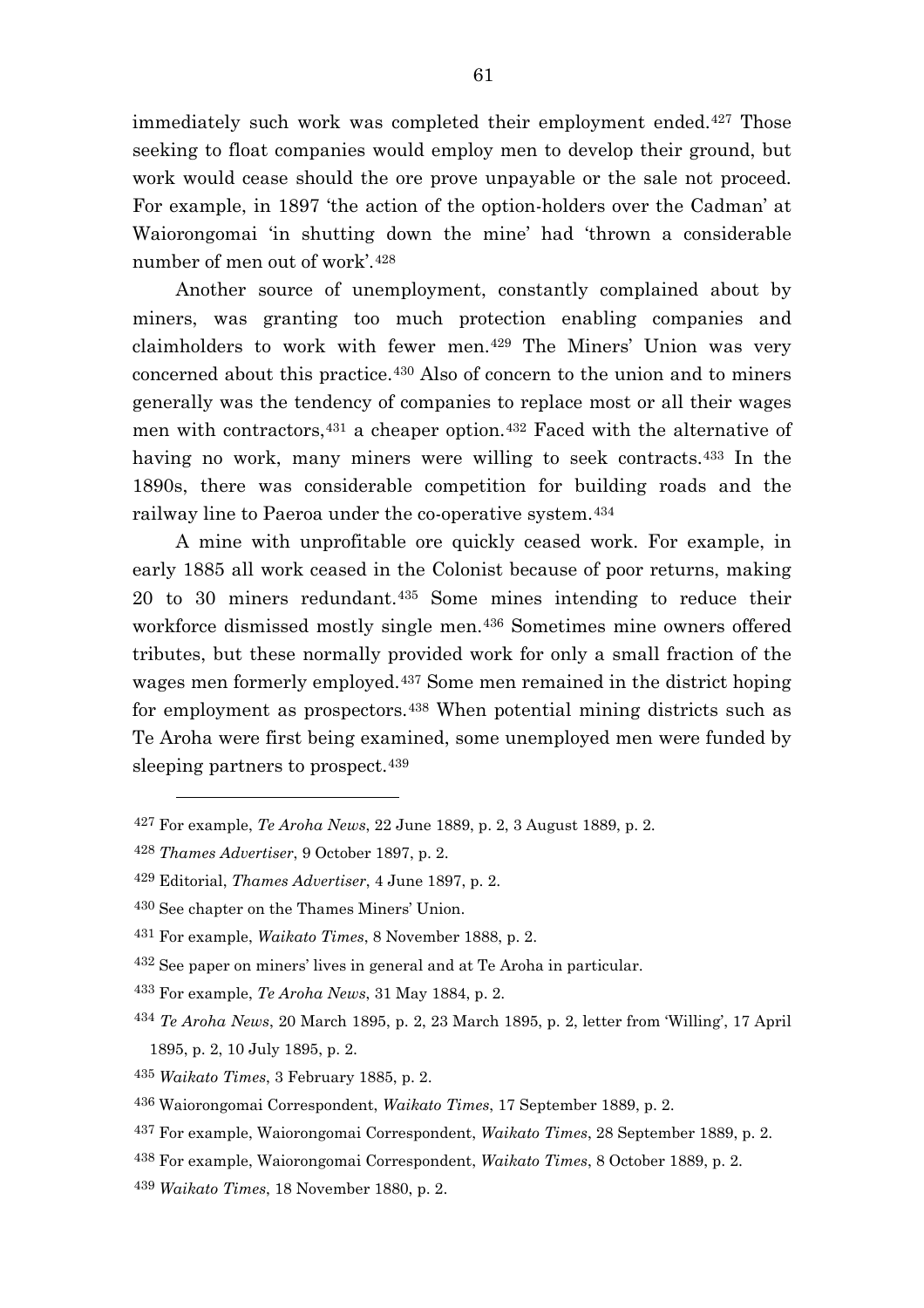immediately such work was completed their employment ended.[427] Those seeking to float companies would employ men to develop their ground, but work would cease should the ore prove unpayable or the sale not proceed. For example, in 1897 'the action of the option-holders over the Cadman' at Waiorongomai 'in shutting down the mine' had 'thrown a considerable number of men out of work'.[428]

Another source of unemployment, constantly complained about by miners, was granting too much protection enabling companies and claimholders to work with fewer men.[429] The Miners' Union was very concerned about this practice.[430] Also of concern to the union and to miners generally was the tendency of companies to replace most or all their wages men with contractors,[431] a cheaper option.[432] Faced with the alternative of having no work, many miners were willing to seek contracts.[433] In the 1890s, there was considerable competition for building roads and the railway line to Paeroa under the co-operative system.[434]

A mine with unprofitable ore quickly ceased work. For example, in early 1885 all work ceased in the Colonist because of poor returns, making 20 to 30 miners redundant.[435] Some mines intending to reduce their workforce dismissed mostly single men.[436] Sometimes mine owners offered tributes, but these normally provided work for only a small fraction of the wages men formerly employed.[437] Some men remained in the district hoping for employment as prospectors.[438] When potential mining districts such as Te Aroha were first being examined, some unemployed men were funded by sleeping partners to prospect.[439]

---

[427] For example, *Te Aroha News*, 22 June 1889, p. 2, 3 August 1889, p. 2.

[428] *Thames Advertiser*, 9 October 1897, p. 2.

[429] Editorial, *Thames Advertiser*, 4 June 1897, p. 2.

[430] See chapter on the Thames Miners' Union.

[431] For example, *Waikato Times*, 8 November 1888, p. 2.

[432] See paper on miners' lives in general and at Te Aroha in particular.

[433] For example, *Te Aroha News*, 31 May 1884, p. 2.

[434] *Te Aroha News*, 20 March 1895, p. 2, 23 March 1895, p. 2, letter from 'Willing', 17 April 1895, p. 2, 10 July 1895, p. 2.

[435] *Waikato Times*, 3 February 1885, p. 2.

[436] Waiorongomai Correspondent, *Waikato Times*, 17 September 1889, p. 2.

[437] For example, Waiorongomai Correspondent, *Waikato Times*, 28 September 1889, p. 2.

[438] For example, Waiorongomai Correspondent, *Waikato Times*, 8 October 1889, p. 2.

[439] *Waikato Times*, 18 November 1880, p. 2.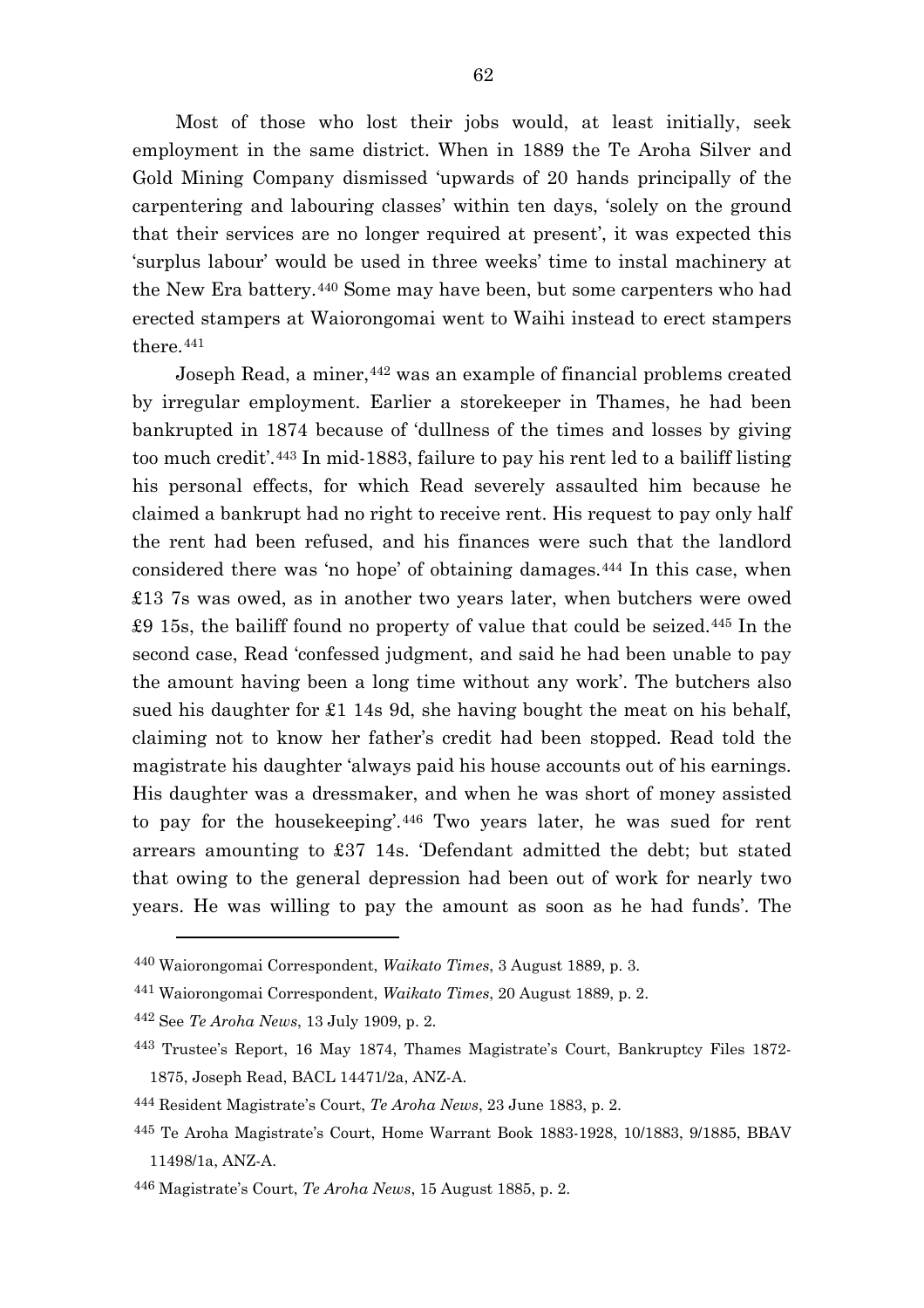Most of those who lost their jobs would, at least initially, seek employment in the same district. When in 1889 the Te Aroha Silver and Gold Mining Company dismissed 'upwards of 20 hands principally of the carpentering and labouring classes' within ten days, 'solely on the ground that their services are no longer required at present', it was expected this 'surplus labour' would be used in three weeks' time to instal machinery at the New Era battery.[440] Some may have been, but some carpenters who had erected stampers at Waiorongomai went to Waihi instead to erect stampers there.[441]

Joseph Read, a miner,[442] was an example of financial problems created by irregular employment. Earlier a storekeeper in Thames, he had been bankrupted in 1874 because of 'dullness of the times and losses by giving too much credit'.[443] In mid-1883, failure to pay his rent led to a bailiff listing his personal effects, for which Read severely assaulted him because he claimed a bankrupt had no right to receive rent. His request to pay only half the rent had been refused, and his finances were such that the landlord considered there was 'no hope' of obtaining damages.[444] In this case, when £13 7s was owed, as in another two years later, when butchers were owed £9 15s, the bailiff found no property of value that could be seized.[445] In the second case, Read 'confessed judgment, and said he had been unable to pay the amount having been a long time without any work'. The butchers also sued his daughter for £1 14s 9d, she having bought the meat on his behalf, claiming not to know her father's credit had been stopped. Read told the magistrate his daughter 'always paid his house accounts out of his earnings. His daughter was a dressmaker, and when he was short of money assisted to pay for the housekeeping'.[446] Two years later, he was sued for rent arrears amounting to £37 14s. 'Defendant admitted the debt; but stated that owing to the general depression had been out of work for nearly two years. He was willing to pay the amount as soon as he had funds'. The

---

[440] Waiorongomai Correspondent, *Waikato Times*, 3 August 1889, p. 3.

[441] Waiorongomai Correspondent, *Waikato Times*, 20 August 1889, p. 2.

[442] See *Te Aroha News*, 13 July 1909, p. 2.

[443] Trustee's Report, 16 May 1874, Thames Magistrate's Court, Bankruptcy Files 1872-1875, Joseph Read, BACL 14471/2a, ANZ-A.

[444] Resident Magistrate's Court, *Te Aroha News*, 23 June 1883, p. 2.

[445] Te Aroha Magistrate's Court, Home Warrant Book 1883-1928, 10/1883, 9/1885, BBAV 11498/1a, ANZ-A.

[446] Magistrate's Court, *Te Aroha News*, 15 August 1885, p. 2.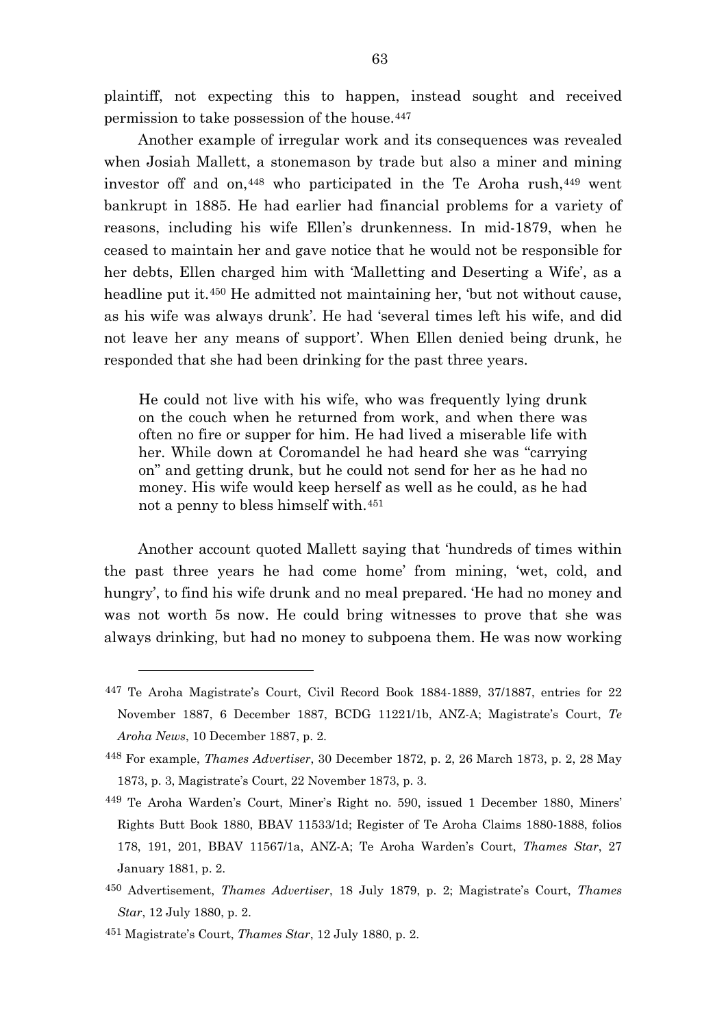plaintiff, not expecting this to happen, instead sought and received permission to take possession of the house.[447]

Another example of irregular work and its consequences was revealed when Josiah Mallett, a stonemason by trade but also a miner and mining investor off and on,[448] who participated in the Te Aroha rush,[449] went bankrupt in 1885. He had earlier had financial problems for a variety of reasons, including his wife Ellen's drunkenness. In mid-1879, when he ceased to maintain her and gave notice that he would not be responsible for her debts, Ellen charged him with 'Malletting and Deserting a Wife', as a headline put it.[450] He admitted not maintaining her, 'but not without cause, as his wife was always drunk'. He had 'several times left his wife, and did not leave her any means of support'. When Ellen denied being drunk, he responded that she had been drinking for the past three years.

> He could not live with his wife, who was frequently lying drunk on the couch when he returned from work, and when there was often no fire or supper for him. He had lived a miserable life with her. While down at Coromandel he had heard she was "carrying on" and getting drunk, but he could not send for her as he had no money. His wife would keep herself as well as he could, as he had not a penny to bless himself with.[451]

Another account quoted Mallett saying that 'hundreds of times within the past three years he had come home' from mining, 'wet, cold, and hungry', to find his wife drunk and no meal prepared. 'He had no money and was not worth 5s now. He could bring witnesses to prove that she was always drinking, but had no money to subpoena them. He was now working

---

[447] Te Aroha Magistrate's Court, Civil Record Book 1884-1889, 37/1887, entries for 22 November 1887, 6 December 1887, BCDG 11221/1b, ANZ-A; Magistrate's Court, *Te Aroha News*, 10 December 1887, p. 2.

[448] For example, *Thames Advertiser*, 30 December 1872, p. 2, 26 March 1873, p. 2, 28 May 1873, p. 3, Magistrate's Court, 22 November 1873, p. 3.

[449] Te Aroha Warden's Court, Miner's Right no. 590, issued 1 December 1880, Miners' Rights Butt Book 1880, BBAV 11533/1d; Register of Te Aroha Claims 1880-1888, folios 178, 191, 201, BBAV 11567/1a, ANZ-A; Te Aroha Warden's Court, *Thames Star*, 27 January 1881, p. 2.

[450] Advertisement, *Thames Advertiser*, 18 July 1879, p. 2; Magistrate's Court, *Thames Star*, 12 July 1880, p. 2.

[451] Magistrate's Court, *Thames Star*, 12 July 1880, p. 2.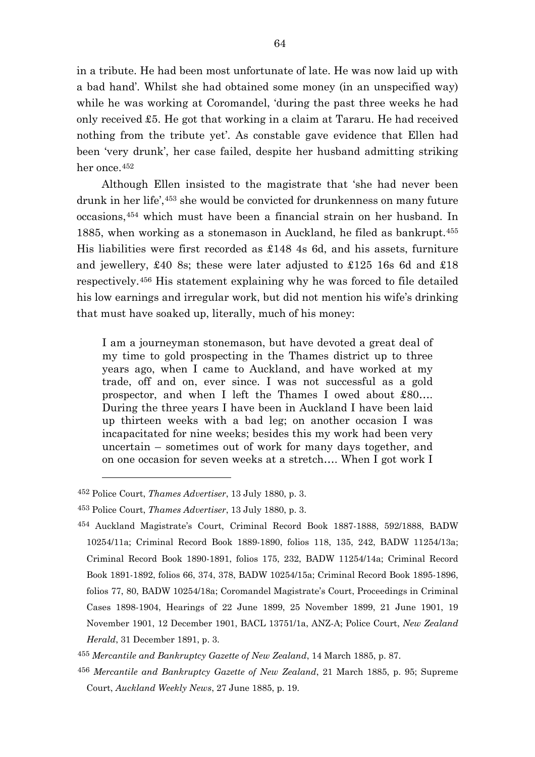in a tribute. He had been most unfortunate of late. He was now laid up with a bad hand'. Whilst she had obtained some money (in an unspecified way) while he was working at Coromandel, 'during the past three weeks he had only received £5. He got that working in a claim at Tararu. He had received nothing from the tribute yet'. As constable gave evidence that Ellen had been 'very drunk', her case failed, despite her husband admitting striking her once.[452]

Although Ellen insisted to the magistrate that 'she had never been drunk in her life',[453] she would be convicted for drunkenness on many future occasions,[454] which must have been a financial strain on her husband. In 1885, when working as a stonemason in Auckland, he filed as bankrupt.[455] His liabilities were first recorded as £148 4s 6d, and his assets, furniture and jewellery, £40 8s; these were later adjusted to £125 16s 6d and £18 respectively.[456] His statement explaining why he was forced to file detailed his low earnings and irregular work, but did not mention his wife's drinking that must have soaked up, literally, much of his money:

> I am a journeyman stonemason, but have devoted a great deal of my time to gold prospecting in the Thames district up to three years ago, when I came to Auckland, and have worked at my trade, off and on, ever since. I was not successful as a gold prospector, and when I left the Thames I owed about £80…. During the three years I have been in Auckland I have been laid up thirteen weeks with a bad leg; on another occasion I was incapacitated for nine weeks; besides this my work had been very uncertain – sometimes out of work for many days together, and on one occasion for seven weeks at a stretch…. When I got work I

---

[452] Police Court, *Thames Advertiser*, 13 July 1880, p. 3.

[453] Police Court, *Thames Advertiser*, 13 July 1880, p. 3.

[454] Auckland Magistrate's Court, Criminal Record Book 1887-1888, 592/1888, BADW 10254/11a; Criminal Record Book 1889-1890, folios 118, 135, 242, BADW 11254/13a; Criminal Record Book 1890-1891, folios 175, 232, BADW 11254/14a; Criminal Record Book 1891-1892, folios 66, 374, 378, BADW 10254/15a; Criminal Record Book 1895-1896, folios 77, 80, BADW 10254/18a; Coromandel Magistrate's Court, Proceedings in Criminal Cases 1898-1904, Hearings of 22 June 1899, 25 November 1899, 21 June 1901, 19 November 1901, 12 December 1901, BACL 13751/1a, ANZ-A; Police Court, *New Zealand Herald*, 31 December 1891, p. 3.

[455] *Mercantile and Bankruptcy Gazette of New Zealand*, 14 March 1885, p. 87.

[456] *Mercantile and Bankruptcy Gazette of New Zealand*, 21 March 1885, p. 95; Supreme Court, *Auckland Weekly News*, 27 June 1885, p. 19.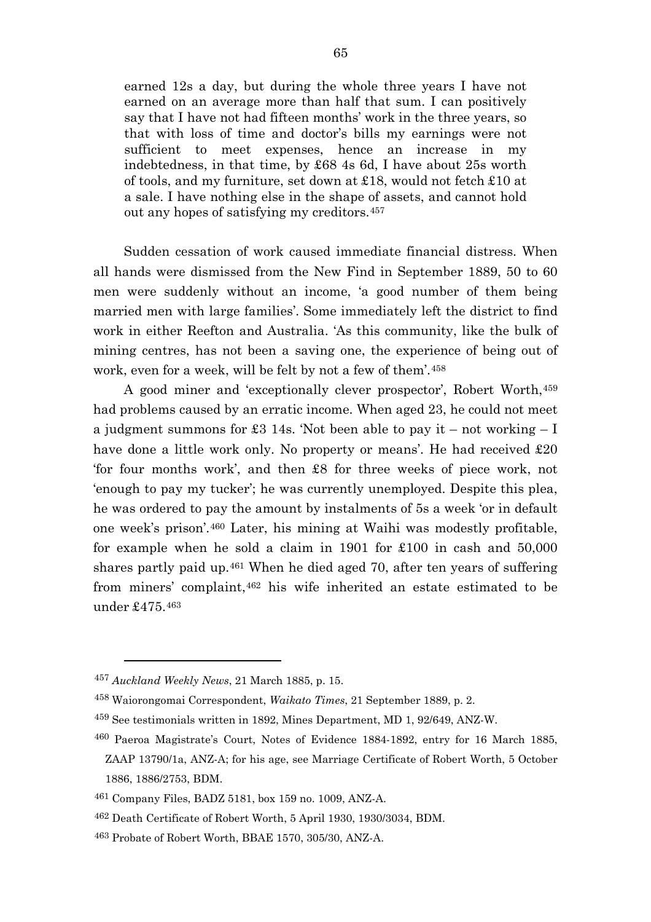> earned 12s a day, but during the whole three years I have not earned on an average more than half that sum. I can positively say that I have not had fifteen months' work in the three years, so that with loss of time and doctor's bills my earnings were not sufficient to meet expenses, hence an increase in my indebtedness, in that time, by £68 4s 6d, I have about 25s worth of tools, and my furniture, set down at £18, would not fetch £10 at a sale. I have nothing else in the shape of assets, and cannot hold out any hopes of satisfying my creditors.[457]

Sudden cessation of work caused immediate financial distress. When all hands were dismissed from the New Find in September 1889, 50 to 60 men were suddenly without an income, 'a good number of them being married men with large families'. Some immediately left the district to find work in either Reefton and Australia. 'As this community, like the bulk of mining centres, has not been a saving one, the experience of being out of work, even for a week, will be felt by not a few of them'.[458]

A good miner and 'exceptionally clever prospector', Robert Worth,[459] had problems caused by an erratic income. When aged 23, he could not meet a judgment summons for £3 14s. 'Not been able to pay it – not working – I have done a little work only. No property or means'. He had received £20 'for four months work', and then £8 for three weeks of piece work, not 'enough to pay my tucker'; he was currently unemployed. Despite this plea, he was ordered to pay the amount by instalments of 5s a week 'or in default one week's prison'.[460] Later, his mining at Waihi was modestly profitable, for example when he sold a claim in 1901 for £100 in cash and 50,000 shares partly paid up.[461] When he died aged 70, after ten years of suffering from miners' complaint,[462] his wife inherited an estate estimated to be under £475.[463]

---

[457] *Auckland Weekly News*, 21 March 1885, p. 15.

[458] Waiorongomai Correspondent, *Waikato Times*, 21 September 1889, p. 2.

[459] See testimonials written in 1892, Mines Department, MD 1, 92/649, ANZ-W.

[460] Paeroa Magistrate's Court, Notes of Evidence 1884-1892, entry for 16 March 1885, ZAAP 13790/1a, ANZ-A; for his age, see Marriage Certificate of Robert Worth, 5 October 1886, 1886/2753, BDM.

[461] Company Files, BADZ 5181, box 159 no. 1009, ANZ-A.

[462] Death Certificate of Robert Worth, 5 April 1930, 1930/3034, BDM.

[463] Probate of Robert Worth, BBAE 1570, 305/30, ANZ-A.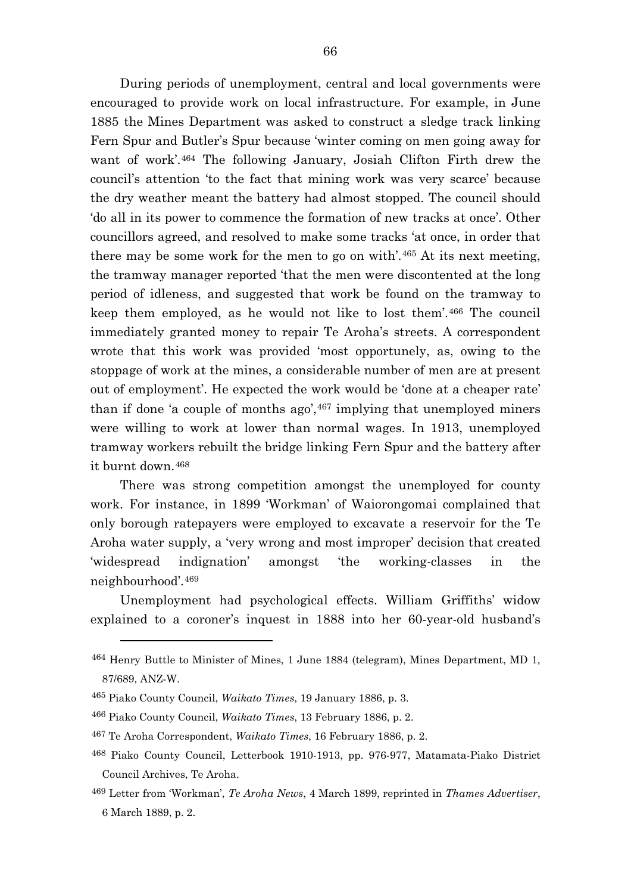During periods of unemployment, central and local governments were encouraged to provide work on local infrastructure. For example, in June 1885 the Mines Department was asked to construct a sledge track linking Fern Spur and Butler's Spur because 'winter coming on men going away for want of work'.[464] The following January, Josiah Clifton Firth drew the council's attention 'to the fact that mining work was very scarce' because the dry weather meant the battery had almost stopped. The council should 'do all in its power to commence the formation of new tracks at once'. Other councillors agreed, and resolved to make some tracks 'at once, in order that there may be some work for the men to go on with'.[465] At its next meeting, the tramway manager reported 'that the men were discontented at the long period of idleness, and suggested that work be found on the tramway to keep them employed, as he would not like to lost them'.[466] The council immediately granted money to repair Te Aroha's streets. A correspondent wrote that this work was provided 'most opportunely, as, owing to the stoppage of work at the mines, a considerable number of men are at present out of employment'. He expected the work would be 'done at a cheaper rate' than if done 'a couple of months ago',[467] implying that unemployed miners were willing to work at lower than normal wages. In 1913, unemployed tramway workers rebuilt the bridge linking Fern Spur and the battery after it burnt down.[468]

There was strong competition amongst the unemployed for county work. For instance, in 1899 'Workman' of Waiorongomai complained that only borough ratepayers were employed to excavate a reservoir for the Te Aroha water supply, a 'very wrong and most improper' decision that created 'widespread indignation' amongst 'the working-classes in the neighbourhood'.[469]

Unemployment had psychological effects. William Griffiths' widow explained to a coroner's inquest in 1888 into her 60-year-old husband's

---

[464] Henry Buttle to Minister of Mines, 1 June 1884 (telegram), Mines Department, MD 1, 87/689, ANZ-W.

[465] Piako County Council, *Waikato Times*, 19 January 1886, p. 3.

[466] Piako County Council, *Waikato Times*, 13 February 1886, p. 2.

[467] Te Aroha Correspondent, *Waikato Times*, 16 February 1886, p. 2.

[468] Piako County Council, Letterbook 1910-1913, pp. 976-977, Matamata-Piako District Council Archives, Te Aroha.

[469] Letter from 'Workman', *Te Aroha News*, 4 March 1899, reprinted in *Thames Advertiser*, 6 March 1889, p. 2.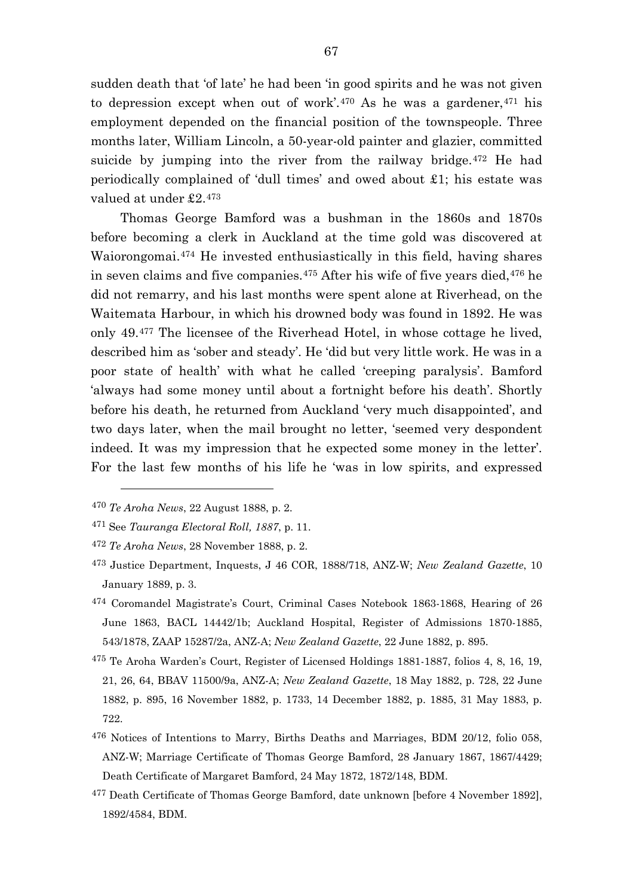sudden death that 'of late' he had been 'in good spirits and he was not given to depression except when out of work'.[470] As he was a gardener,[471] his employment depended on the financial position of the townspeople. Three months later, William Lincoln, a 50-year-old painter and glazier, committed suicide by jumping into the river from the railway bridge.[472] He had periodically complained of 'dull times' and owed about £1; his estate was valued at under £2.[473]

Thomas George Bamford was a bushman in the 1860s and 1870s before becoming a clerk in Auckland at the time gold was discovered at Waiorongomai.[474] He invested enthusiastically in this field, having shares in seven claims and five companies.[475] After his wife of five years died,[476] he did not remarry, and his last months were spent alone at Riverhead, on the Waitemata Harbour, in which his drowned body was found in 1892. He was only 49.[477] The licensee of the Riverhead Hotel, in whose cottage he lived, described him as 'sober and steady'. He 'did but very little work. He was in a poor state of health' with what he called 'creeping paralysis'. Bamford 'always had some money until about a fortnight before his death'. Shortly before his death, he returned from Auckland 'very much disappointed', and two days later, when the mail brought no letter, 'seemed very despondent indeed. It was my impression that he expected some money in the letter'. For the last few months of his life he 'was in low spirits, and expressed

---

[470] *Te Aroha News*, 22 August 1888, p. 2.

[471] See *Tauranga Electoral Roll, 1887*, p. 11.

[472] *Te Aroha News*, 28 November 1888, p. 2.

[473] Justice Department, Inquests, J 46 COR, 1888/718, ANZ-W; *New Zealand Gazette*, 10 January 1889, p. 3.

[474] Coromandel Magistrate's Court, Criminal Cases Notebook 1863-1868, Hearing of 26 June 1863, BACL 14442/1b; Auckland Hospital, Register of Admissions 1870-1885, 543/1878, ZAAP 15287/2a, ANZ-A; *New Zealand Gazette*, 22 June 1882, p. 895.

[475] Te Aroha Warden's Court, Register of Licensed Holdings 1881-1887, folios 4, 8, 16, 19, 21, 26, 64, BBAV 11500/9a, ANZ-A; *New Zealand Gazette*, 18 May 1882, p. 728, 22 June 1882, p. 895, 16 November 1882, p. 1733, 14 December 1882, p. 1885, 31 May 1883, p. 722.

[476] Notices of Intentions to Marry, Births Deaths and Marriages, BDM 20/12, folio 058, ANZ-W; Marriage Certificate of Thomas George Bamford, 28 January 1867, 1867/4429; Death Certificate of Margaret Bamford, 24 May 1872, 1872/148, BDM.

[477] Death Certificate of Thomas George Bamford, date unknown [before 4 November 1892], 1892/4584, BDM.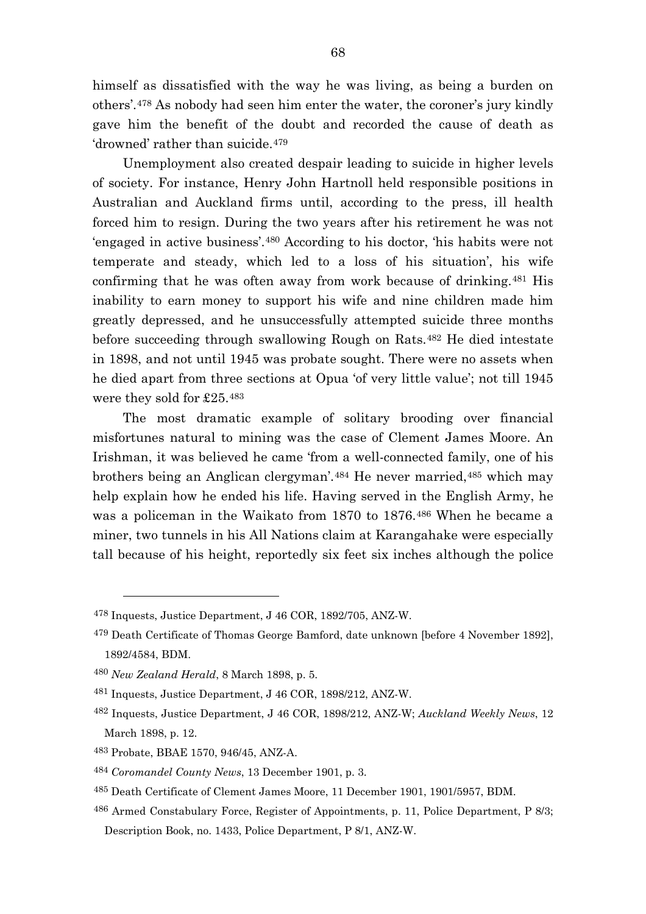himself as dissatisfied with the way he was living, as being a burden on others'.[478] As nobody had seen him enter the water, the coroner's jury kindly gave him the benefit of the doubt and recorded the cause of death as 'drowned' rather than suicide.[479]

Unemployment also created despair leading to suicide in higher levels of society. For instance, Henry John Hartnoll held responsible positions in Australian and Auckland firms until, according to the press, ill health forced him to resign. During the two years after his retirement he was not 'engaged in active business'.[480] According to his doctor, 'his habits were not temperate and steady, which led to a loss of his situation', his wife confirming that he was often away from work because of drinking.[481] His inability to earn money to support his wife and nine children made him greatly depressed, and he unsuccessfully attempted suicide three months before succeeding through swallowing Rough on Rats.[482] He died intestate in 1898, and not until 1945 was probate sought. There were no assets when he died apart from three sections at Opua 'of very little value'; not till 1945 were they sold for £25.[483]

The most dramatic example of solitary brooding over financial misfortunes natural to mining was the case of Clement James Moore. An Irishman, it was believed he came 'from a well-connected family, one of his brothers being an Anglican clergyman'.[484] He never married,[485] which may help explain how he ended his life. Having served in the English Army, he was a policeman in the Waikato from 1870 to 1876.[486] When he became a miner, two tunnels in his All Nations claim at Karangahake were especially tall because of his height, reportedly six feet six inches although the police

---

[478] Inquests, Justice Department, J 46 COR, 1892/705, ANZ-W.

[479] Death Certificate of Thomas George Bamford, date unknown [before 4 November 1892], 1892/4584, BDM.

[480] *New Zealand Herald*, 8 March 1898, p. 5.

[481] Inquests, Justice Department, J 46 COR, 1898/212, ANZ-W.

[482] Inquests, Justice Department, J 46 COR, 1898/212, ANZ-W; *Auckland Weekly News*, 12 March 1898, p. 12.

[483] Probate, BBAE 1570, 946/45, ANZ-A.

[484] *Coromandel County News*, 13 December 1901, p. 3.

[485] Death Certificate of Clement James Moore, 11 December 1901, 1901/5957, BDM.

[486] Armed Constabulary Force, Register of Appointments, p. 11, Police Department, P 8/3; Description Book, no. 1433, Police Department, P 8/1, ANZ-W.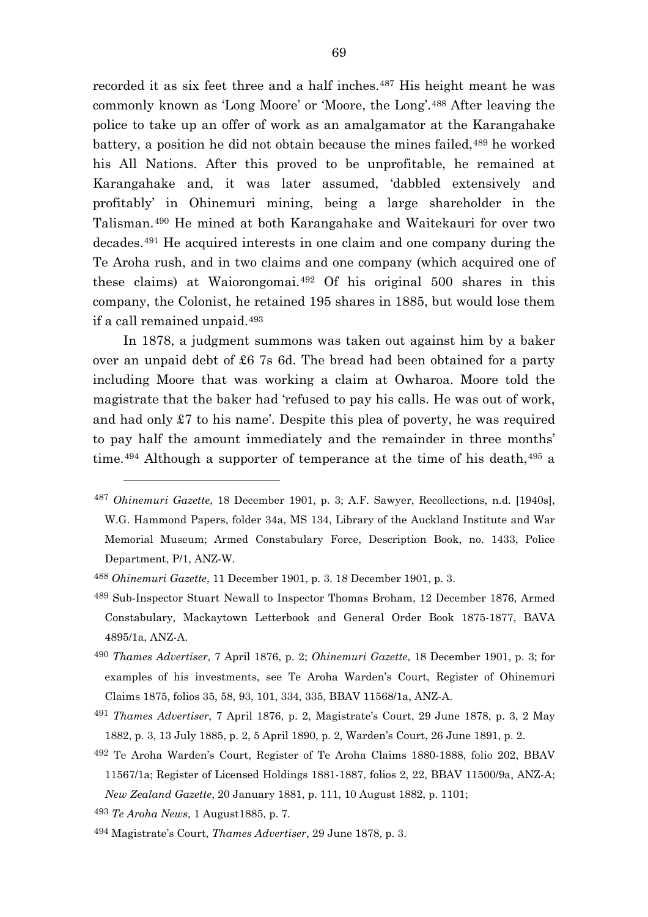recorded it as six feet three and a half inches.[487] His height meant he was commonly known as 'Long Moore' or 'Moore, the Long'.[488] After leaving the police to take up an offer of work as an amalgamator at the Karangahake battery, a position he did not obtain because the mines failed,[489] he worked his All Nations. After this proved to be unprofitable, he remained at Karangahake and, it was later assumed, 'dabbled extensively and profitably' in Ohinemuri mining, being a large shareholder in the Talisman.[490] He mined at both Karangahake and Waitekauri for over two decades.[491] He acquired interests in one claim and one company during the Te Aroha rush, and in two claims and one company (which acquired one of these claims) at Waiorongomai.[492] Of his original 500 shares in this company, the Colonist, he retained 195 shares in 1885, but would lose them if a call remained unpaid.[493]

In 1878, a judgment summons was taken out against him by a baker over an unpaid debt of £6 7s 6d. The bread had been obtained for a party including Moore that was working a claim at Owharoa. Moore told the magistrate that the baker had 'refused to pay his calls. He was out of work, and had only £7 to his name'. Despite this plea of poverty, he was required to pay half the amount immediately and the remainder in three months' time.[494] Although a supporter of temperance at the time of his death,[495] a

---

[487] *Ohinemuri Gazette*, 18 December 1901, p. 3; A.F. Sawyer, Recollections, n.d. [1940s], W.G. Hammond Papers, folder 34a, MS 134, Library of the Auckland Institute and War Memorial Museum; Armed Constabulary Force, Description Book, no. 1433, Police Department, P/1, ANZ-W.

[488] *Ohinemuri Gazette*, 11 December 1901, p. 3. 18 December 1901, p. 3.

[489] Sub-Inspector Stuart Newall to Inspector Thomas Broham, 12 December 1876, Armed Constabulary, Mackaytown Letterbook and General Order Book 1875-1877, BAVA 4895/1a, ANZ-A.

[490] *Thames Advertiser*, 7 April 1876, p. 2; *Ohinemuri Gazette*, 18 December 1901, p. 3; for examples of his investments, see Te Aroha Warden's Court, Register of Ohinemuri Claims 1875, folios 35, 58, 93, 101, 334, 335, BBAV 11568/1a, ANZ-A.

[491] *Thames Advertiser*, 7 April 1876, p. 2, Magistrate's Court, 29 June 1878, p. 3, 2 May 1882, p. 3, 13 July 1885, p. 2, 5 April 1890, p. 2, Warden's Court, 26 June 1891, p. 2.

[492] Te Aroha Warden's Court, Register of Te Aroha Claims 1880-1888, folio 202, BBAV 11567/1a; Register of Licensed Holdings 1881-1887, folios 2, 22, BBAV 11500/9a, ANZ-A; *New Zealand Gazette*, 20 January 1881, p. 111, 10 August 1882, p. 1101;

[493] *Te Aroha News*, 1 August1885, p. 7.

[494] Magistrate's Court, *Thames Advertiser*, 29 June 1878, p. 3.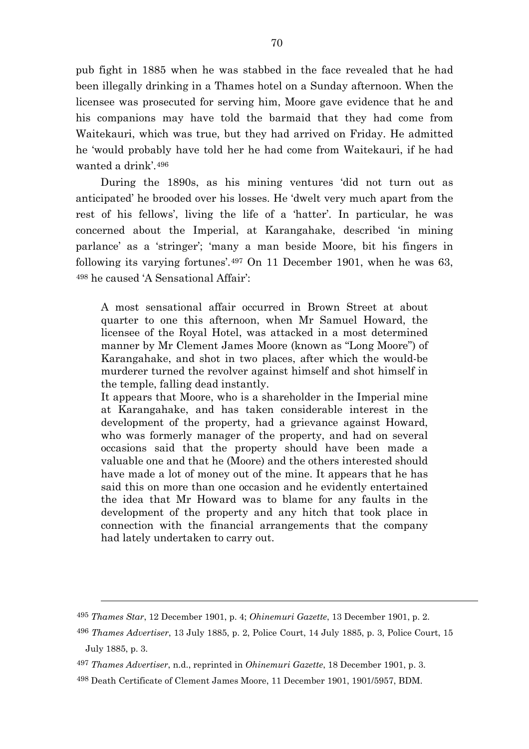pub fight in 1885 when he was stabbed in the face revealed that he had been illegally drinking in a Thames hotel on a Sunday afternoon. When the licensee was prosecuted for serving him, Moore gave evidence that he and his companions may have told the barmaid that they had come from Waitekauri, which was true, but they had arrived on Friday. He admitted he 'would probably have told her he had come from Waitekauri, if he had wanted a drink'.[496]

During the 1890s, as his mining ventures 'did not turn out as anticipated' he brooded over his losses. He 'dwelt very much apart from the rest of his fellows', living the life of a 'hatter'. In particular, he was concerned about the Imperial, at Karangahake, described 'in mining parlance' as a 'stringer'; 'many a man beside Moore, bit his fingers in following its varying fortunes'.[497] On 11 December 1901, when he was 63, [498] he caused 'A Sensational Affair':

> A most sensational affair occurred in Brown Street at about quarter to one this afternoon, when Mr Samuel Howard, the licensee of the Royal Hotel, was attacked in a most determined manner by Mr Clement James Moore (known as "Long Moore") of Karangahake, and shot in two places, after which the would-be murderer turned the revolver against himself and shot himself in the temple, falling dead instantly.
>
> It appears that Moore, who is a shareholder in the Imperial mine at Karangahake, and has taken considerable interest in the development of the property, had a grievance against Howard, who was formerly manager of the property, and had on several occasions said that the property should have been made a valuable one and that he (Moore) and the others interested should have made a lot of money out of the mine. It appears that he has said this on more than one occasion and he evidently entertained the idea that Mr Howard was to blame for any faults in the development of the property and any hitch that took place in connection with the financial arrangements that the company had lately undertaken to carry out.

---

[495] *Thames Star*, 12 December 1901, p. 4; *Ohinemuri Gazette*, 13 December 1901, p. 2.

[496] *Thames Advertiser*, 13 July 1885, p. 2, Police Court, 14 July 1885, p. 3, Police Court, 15 July 1885, p. 3.

[497] *Thames Advertiser*, n.d., reprinted in *Ohinemuri Gazette*, 18 December 1901, p. 3.

[498] Death Certificate of Clement James Moore, 11 December 1901, 1901/5957, BDM.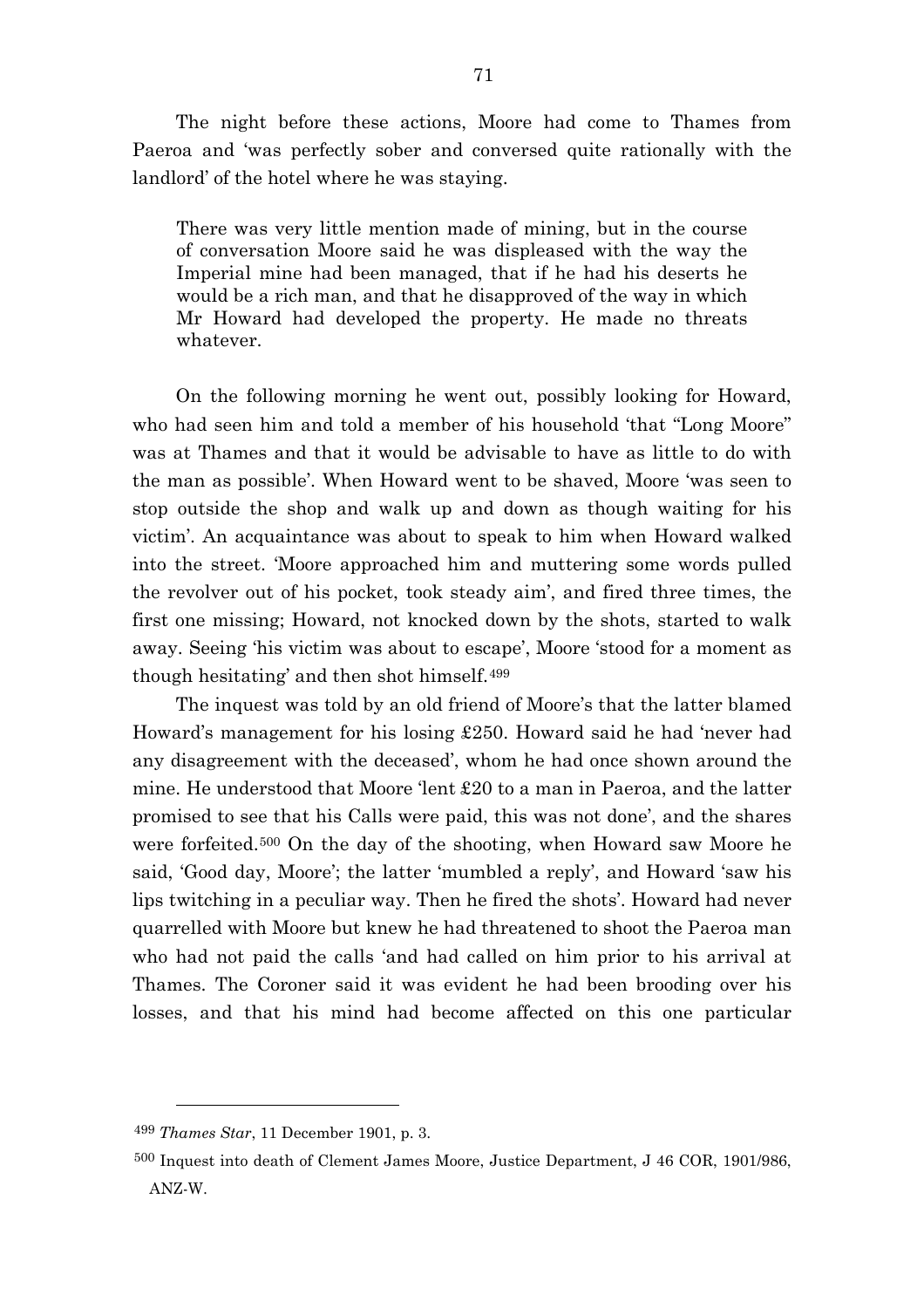The night before these actions, Moore had come to Thames from Paeroa and 'was perfectly sober and conversed quite rationally with the landlord' of the hotel where he was staying.

> There was very little mention made of mining, but in the course of conversation Moore said he was displeased with the way the Imperial mine had been managed, that if he had his deserts he would be a rich man, and that he disapproved of the way in which Mr Howard had developed the property. He made no threats whatever.

On the following morning he went out, possibly looking for Howard, who had seen him and told a member of his household 'that "Long Moore" was at Thames and that it would be advisable to have as little to do with the man as possible'. When Howard went to be shaved, Moore 'was seen to stop outside the shop and walk up and down as though waiting for his victim'. An acquaintance was about to speak to him when Howard walked into the street. 'Moore approached him and muttering some words pulled the revolver out of his pocket, took steady aim', and fired three times, the first one missing; Howard, not knocked down by the shots, started to walk away. Seeing 'his victim was about to escape', Moore 'stood for a moment as though hesitating' and then shot himself.[499]

The inquest was told by an old friend of Moore's that the latter blamed Howard's management for his losing £250. Howard said he had 'never had any disagreement with the deceased', whom he had once shown around the mine. He understood that Moore 'lent £20 to a man in Paeroa, and the latter promised to see that his Calls were paid, this was not done', and the shares were forfeited.[500] On the day of the shooting, when Howard saw Moore he said, 'Good day, Moore'; the latter 'mumbled a reply', and Howard 'saw his lips twitching in a peculiar way. Then he fired the shots'. Howard had never quarrelled with Moore but knew he had threatened to shoot the Paeroa man who had not paid the calls 'and had called on him prior to his arrival at Thames. The Coroner said it was evident he had been brooding over his losses, and that his mind had become affected on this one particular

---

[499] *Thames Star*, 11 December 1901, p. 3.

[500] Inquest into death of Clement James Moore, Justice Department, J 46 COR, 1901/986, ANZ-W.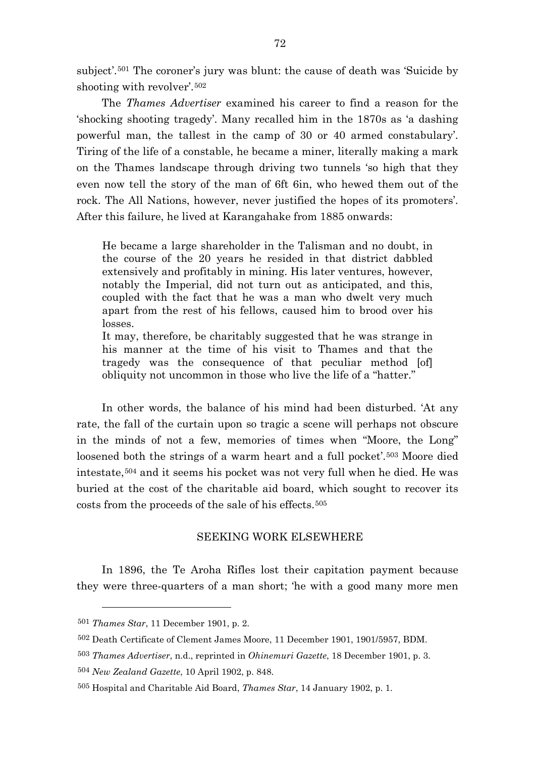subject'.[501] The coroner's jury was blunt: the cause of death was 'Suicide by shooting with revolver'.[502]

The *Thames Advertiser* examined his career to find a reason for the 'shocking shooting tragedy'. Many recalled him in the 1870s as 'a dashing powerful man, the tallest in the camp of 30 or 40 armed constabulary'. Tiring of the life of a constable, he became a miner, literally making a mark on the Thames landscape through driving two tunnels 'so high that they even now tell the story of the man of 6ft 6in, who hewed them out of the rock. The All Nations, however, never justified the hopes of its promoters'. After this failure, he lived at Karangahake from 1885 onwards:

> He became a large shareholder in the Talisman and no doubt, in the course of the 20 years he resided in that district dabbled extensively and profitably in mining. His later ventures, however, notably the Imperial, did not turn out as anticipated, and this, coupled with the fact that he was a man who dwelt very much apart from the rest of his fellows, caused him to brood over his losses.
> It may, therefore, be charitably suggested that he was strange in his manner at the time of his visit to Thames and that the tragedy was the consequence of that peculiar method [of] obliquity not uncommon in those who live the life of a "hatter."

In other words, the balance of his mind had been disturbed. 'At any rate, the fall of the curtain upon so tragic a scene will perhaps not obscure in the minds of not a few, memories of times when "Moore, the Long" loosened both the strings of a warm heart and a full pocket'.[503] Moore died intestate,[504] and it seems his pocket was not very full when he died. He was buried at the cost of the charitable aid board, which sought to recover its costs from the proceeds of the sale of his effects.[505]

## SEEKING WORK ELSEWHERE

In 1896, the Te Aroha Rifles lost their capitation payment because they were three-quarters of a man short; 'he with a good many more men

---

[501] *Thames Star*, 11 December 1901, p. 2.

[502] Death Certificate of Clement James Moore, 11 December 1901, 1901/5957, BDM.

[503] *Thames Advertiser*, n.d., reprinted in *Ohinemuri Gazette*, 18 December 1901, p. 3.

[504] *New Zealand Gazette*, 10 April 1902, p. 848.

[505] Hospital and Charitable Aid Board, *Thames Star*, 14 January 1902, p. 1.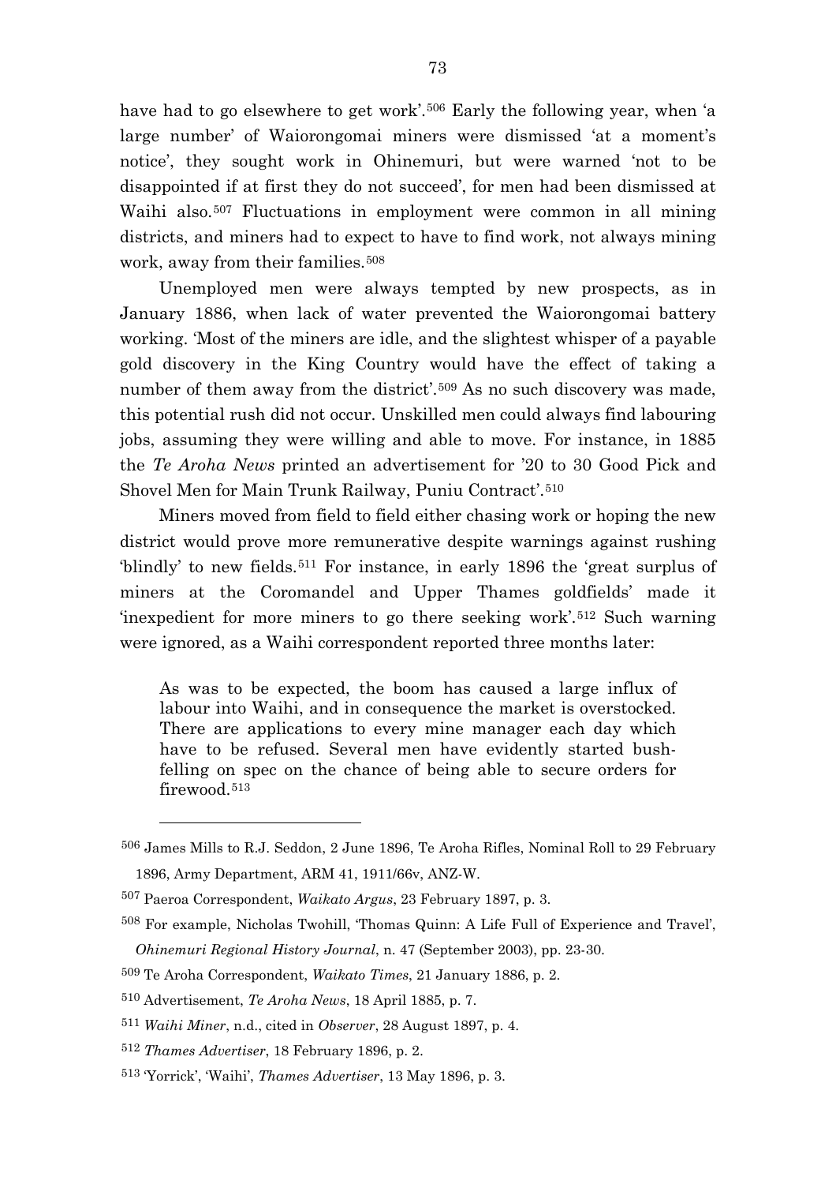have had to go elsewhere to get work'.[506] Early the following year, when 'a large number' of Waiorongomai miners were dismissed 'at a moment's notice', they sought work in Ohinemuri, but were warned 'not to be disappointed if at first they do not succeed', for men had been dismissed at Waihi also.[507] Fluctuations in employment were common in all mining districts, and miners had to expect to have to find work, not always mining work, away from their families.[508]

Unemployed men were always tempted by new prospects, as in January 1886, when lack of water prevented the Waiorongomai battery working. 'Most of the miners are idle, and the slightest whisper of a payable gold discovery in the King Country would have the effect of taking a number of them away from the district'.[509] As no such discovery was made, this potential rush did not occur. Unskilled men could always find labouring jobs, assuming they were willing and able to move. For instance, in 1885 the *Te Aroha News* printed an advertisement for '20 to 30 Good Pick and Shovel Men for Main Trunk Railway, Puniu Contract'.[510]

Miners moved from field to field either chasing work or hoping the new district would prove more remunerative despite warnings against rushing 'blindly' to new fields.[511] For instance, in early 1896 the 'great surplus of miners at the Coromandel and Upper Thames goldfields' made it 'inexpedient for more miners to go there seeking work'.[512] Such warning were ignored, as a Waihi correspondent reported three months later:

> As was to be expected, the boom has caused a large influx of labour into Waihi, and in consequence the market is overstocked. There are applications to every mine manager each day which have to be refused. Several men have evidently started bush-felling on spec on the chance of being able to secure orders for firewood.[513]

---

[506] James Mills to R.J. Seddon, 2 June 1896, Te Aroha Rifles, Nominal Roll to 29 February 1896, Army Department, ARM 41, 1911/66v, ANZ-W.

[507] Paeroa Correspondent, *Waikato Argus*, 23 February 1897, p. 3.

[508] For example, Nicholas Twohill, 'Thomas Quinn: A Life Full of Experience and Travel', *Ohinemuri Regional History Journal*, n. 47 (September 2003), pp. 23-30.

[509] Te Aroha Correspondent, *Waikato Times*, 21 January 1886, p. 2.

[510] Advertisement, *Te Aroha News*, 18 April 1885, p. 7.

[511] *Waihi Miner*, n.d., cited in *Observer*, 28 August 1897, p. 4.

[512] *Thames Advertiser*, 18 February 1896, p. 2.

[513] 'Yorrick', 'Waihi', *Thames Advertiser*, 13 May 1896, p. 3.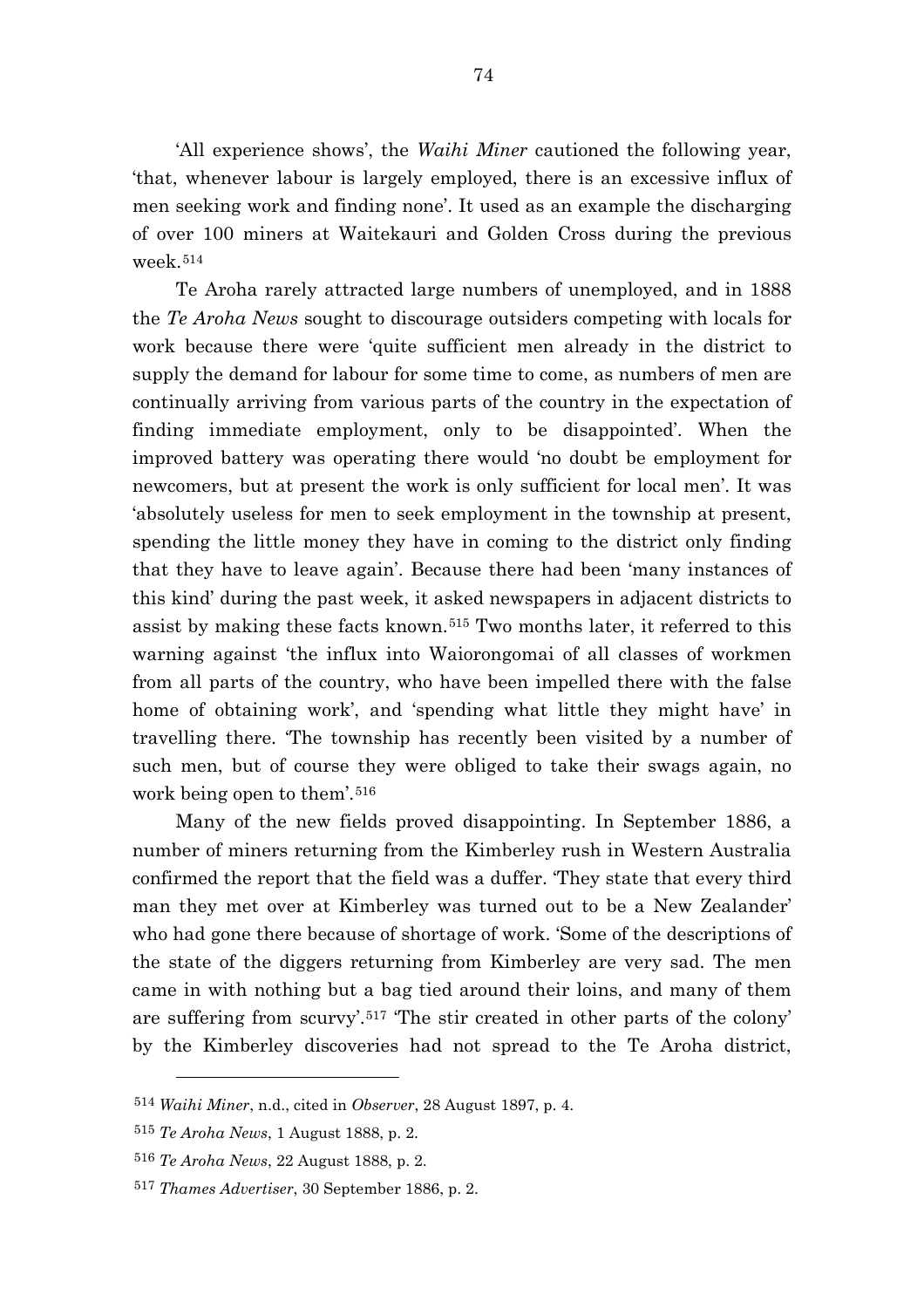'All experience shows', the *Waihi Miner* cautioned the following year, 'that, whenever labour is largely employed, there is an excessive influx of men seeking work and finding none'. It used as an example the discharging of over 100 miners at Waitekauri and Golden Cross during the previous week.[514]

Te Aroha rarely attracted large numbers of unemployed, and in 1888 the *Te Aroha News* sought to discourage outsiders competing with locals for work because there were 'quite sufficient men already in the district to supply the demand for labour for some time to come, as numbers of men are continually arriving from various parts of the country in the expectation of finding immediate employment, only to be disappointed'. When the improved battery was operating there would 'no doubt be employment for newcomers, but at present the work is only sufficient for local men'. It was 'absolutely useless for men to seek employment in the township at present, spending the little money they have in coming to the district only finding that they have to leave again'. Because there had been 'many instances of this kind' during the past week, it asked newspapers in adjacent districts to assist by making these facts known.[515] Two months later, it referred to this warning against 'the influx into Waiorongomai of all classes of workmen from all parts of the country, who have been impelled there with the false home of obtaining work', and 'spending what little they might have' in travelling there. 'The township has recently been visited by a number of such men, but of course they were obliged to take their swags again, no work being open to them'.[516]

Many of the new fields proved disappointing. In September 1886, a number of miners returning from the Kimberley rush in Western Australia confirmed the report that the field was a duffer. 'They state that every third man they met over at Kimberley was turned out to be a New Zealander' who had gone there because of shortage of work. 'Some of the descriptions of the state of the diggers returning from Kimberley are very sad. The men came in with nothing but a bag tied around their loins, and many of them are suffering from scurvy'.[517] 'The stir created in other parts of the colony' by the Kimberley discoveries had not spread to the Te Aroha district,

---

[514] *Waihi Miner*, n.d., cited in *Observer*, 28 August 1897, p. 4.

[515] *Te Aroha News*, 1 August 1888, p. 2.

[516] *Te Aroha News*, 22 August 1888, p. 2.

[517] *Thames Advertiser*, 30 September 1886, p. 2.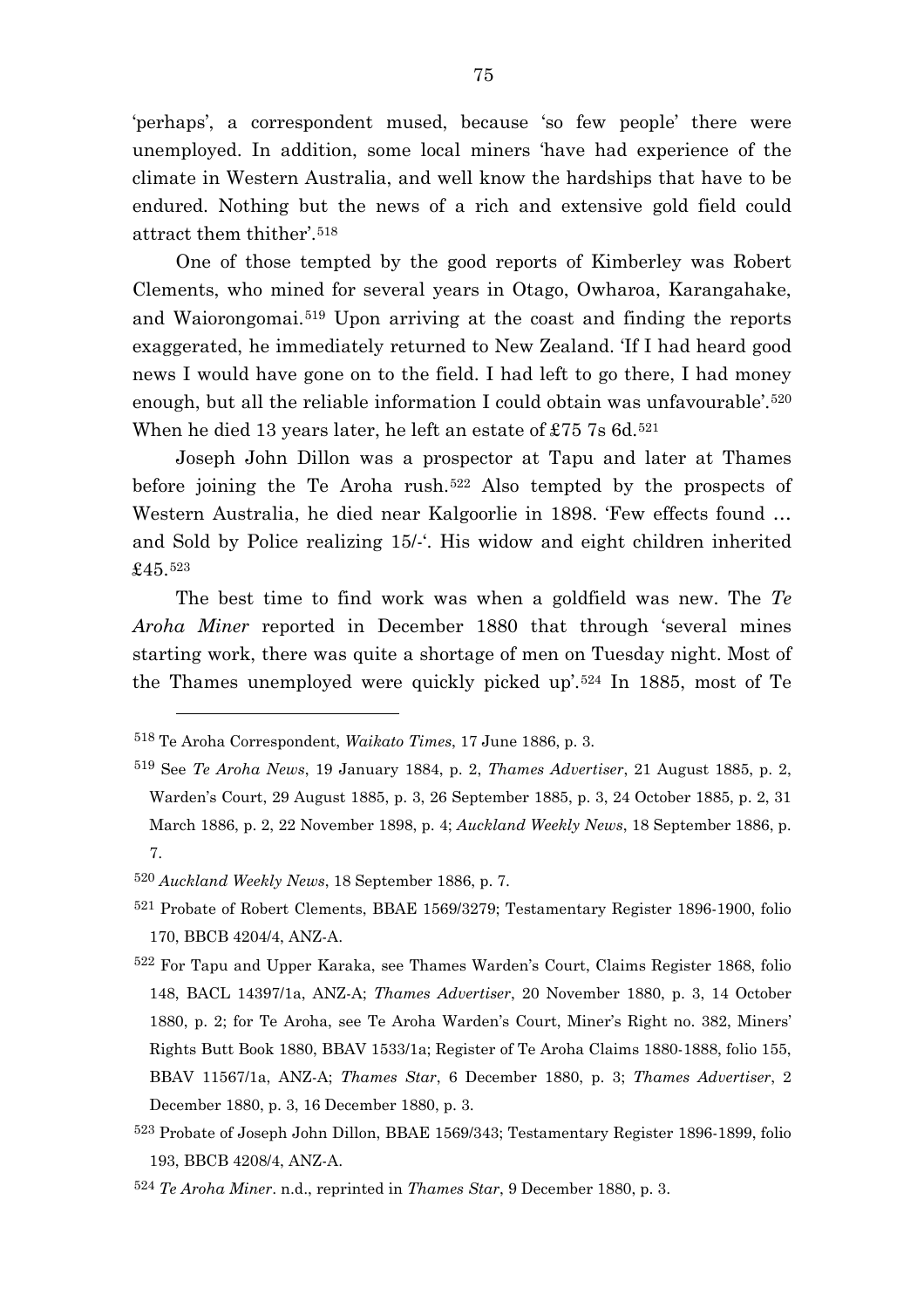'perhaps', a correspondent mused, because 'so few people' there were unemployed. In addition, some local miners 'have had experience of the climate in Western Australia, and well know the hardships that have to be endured. Nothing but the news of a rich and extensive gold field could attract them thither'.[518]

One of those tempted by the good reports of Kimberley was Robert Clements, who mined for several years in Otago, Owharoa, Karangahake, and Waiorongomai.[519] Upon arriving at the coast and finding the reports exaggerated, he immediately returned to New Zealand. 'If I had heard good news I would have gone on to the field. I had left to go there, I had money enough, but all the reliable information I could obtain was unfavourable'.[520] When he died 13 years later, he left an estate of £75 7s 6d.[521]

Joseph John Dillon was a prospector at Tapu and later at Thames before joining the Te Aroha rush.[522] Also tempted by the prospects of Western Australia, he died near Kalgoorlie in 1898. 'Few effects found … and Sold by Police realizing 15/-'. His widow and eight children inherited £45.[523]

The best time to find work was when a goldfield was new. The *Te Aroha Miner* reported in December 1880 that through 'several mines starting work, there was quite a shortage of men on Tuesday night. Most of the Thames unemployed were quickly picked up'.[524] In 1885, most of Te

---

[518] Te Aroha Correspondent, *Waikato Times*, 17 June 1886, p. 3.

[519] See *Te Aroha News*, 19 January 1884, p. 2, *Thames Advertiser*, 21 August 1885, p. 2, Warden's Court, 29 August 1885, p. 3, 26 September 1885, p. 3, 24 October 1885, p. 2, 31 March 1886, p. 2, 22 November 1898, p. 4; *Auckland Weekly News*, 18 September 1886, p. 7.

[520] *Auckland Weekly News*, 18 September 1886, p. 7.

[521] Probate of Robert Clements, BBAE 1569/3279; Testamentary Register 1896-1900, folio 170, BBCB 4204/4, ANZ-A.

[522] For Tapu and Upper Karaka, see Thames Warden's Court, Claims Register 1868, folio 148, BACL 14397/1a, ANZ-A; *Thames Advertiser*, 20 November 1880, p. 3, 14 October 1880, p. 2; for Te Aroha, see Te Aroha Warden's Court, Miner's Right no. 382, Miners' Rights Butt Book 1880, BBAV 1533/1a; Register of Te Aroha Claims 1880-1888, folio 155, BBAV 11567/1a, ANZ-A; *Thames Star*, 6 December 1880, p. 3; *Thames Advertiser*, 2 December 1880, p. 3, 16 December 1880, p. 3.

[523] Probate of Joseph John Dillon, BBAE 1569/343; Testamentary Register 1896-1899, folio 193, BBCB 4208/4, ANZ-A.

[524] *Te Aroha Miner*. n.d., reprinted in *Thames Star*, 9 December 1880, p. 3.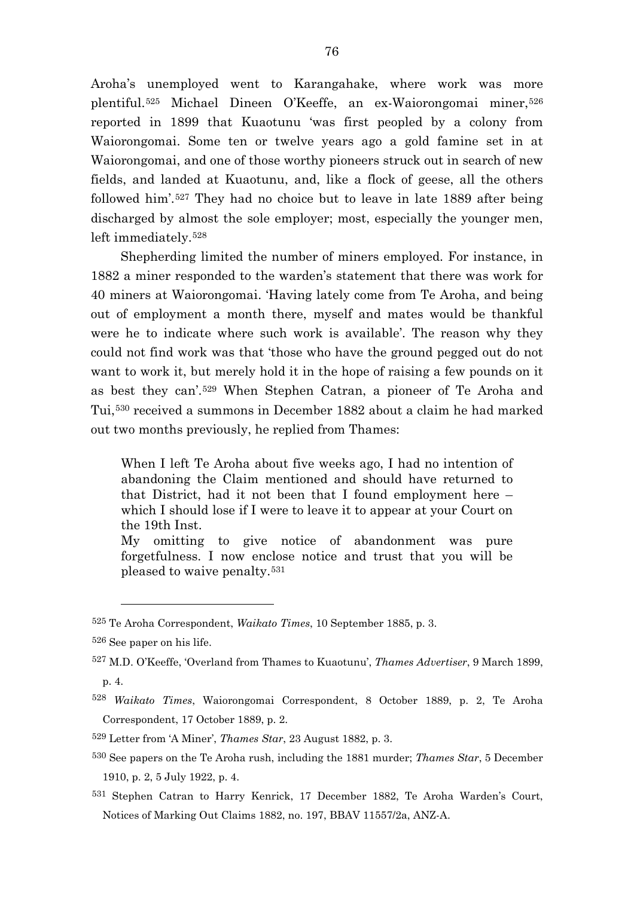Aroha's unemployed went to Karangahake, where work was more plentiful.[525] Michael Dineen O'Keeffe, an ex-Waiorongomai miner,[526] reported in 1899 that Kuaotunu 'was first peopled by a colony from Waiorongomai. Some ten or twelve years ago a gold famine set in at Waiorongomai, and one of those worthy pioneers struck out in search of new fields, and landed at Kuaotunu, and, like a flock of geese, all the others followed him'.[527] They had no choice but to leave in late 1889 after being discharged by almost the sole employer; most, especially the younger men, left immediately.[528]

Shepherding limited the number of miners employed. For instance, in 1882 a miner responded to the warden's statement that there was work for 40 miners at Waiorongomai. 'Having lately come from Te Aroha, and being out of employment a month there, myself and mates would be thankful were he to indicate where such work is available'. The reason why they could not find work was that 'those who have the ground pegged out do not want to work it, but merely hold it in the hope of raising a few pounds on it as best they can'.[529] When Stephen Catran, a pioneer of Te Aroha and Tui,[530] received a summons in December 1882 about a claim he had marked out two months previously, he replied from Thames:

> When I left Te Aroha about five weeks ago, I had no intention of abandoning the Claim mentioned and should have returned to that District, had it not been that I found employment here – which I should lose if I were to leave it to appear at your Court on the 19th Inst.
> My omitting to give notice of abandonment was pure forgetfulness. I now enclose notice and trust that you will be pleased to waive penalty.[531]

---

[525] Te Aroha Correspondent, *Waikato Times*, 10 September 1885, p. 3.

[526] See paper on his life.

[527] M.D. O'Keeffe, 'Overland from Thames to Kuaotunu', *Thames Advertiser*, 9 March 1899, p. 4.

[528] *Waikato Times*, Waiorongomai Correspondent, 8 October 1889, p. 2, Te Aroha Correspondent, 17 October 1889, p. 2.

[529] Letter from 'A Miner', *Thames Star*, 23 August 1882, p. 3.

[530] See papers on the Te Aroha rush, including the 1881 murder; *Thames Star*, 5 December 1910, p. 2, 5 July 1922, p. 4.

[531] Stephen Catran to Harry Kenrick, 17 December 1882, Te Aroha Warden's Court, Notices of Marking Out Claims 1882, no. 197, BBAV 11557/2a, ANZ-A.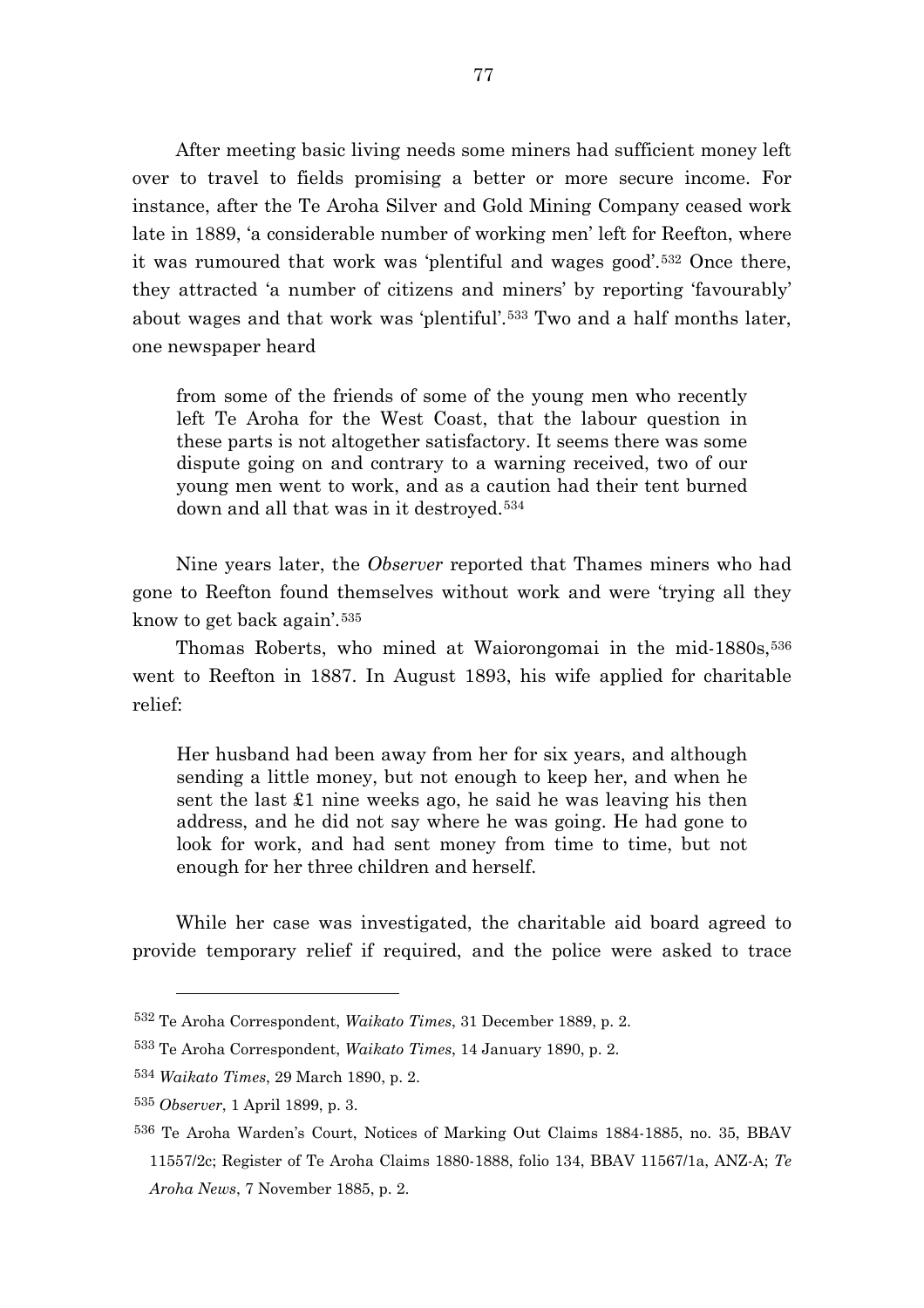After meeting basic living needs some miners had sufficient money left over to travel to fields promising a better or more secure income. For instance, after the Te Aroha Silver and Gold Mining Company ceased work late in 1889, 'a considerable number of working men' left for Reefton, where it was rumoured that work was 'plentiful and wages good'.[532] Once there, they attracted 'a number of citizens and miners' by reporting 'favourably' about wages and that work was 'plentiful'.[533] Two and a half months later, one newspaper heard

> from some of the friends of some of the young men who recently left Te Aroha for the West Coast, that the labour question in these parts is not altogether satisfactory. It seems there was some dispute going on and contrary to a warning received, two of our young men went to work, and as a caution had their tent burned down and all that was in it destroyed.[534]

Nine years later, the *Observer* reported that Thames miners who had gone to Reefton found themselves without work and were 'trying all they know to get back again'.[535]

Thomas Roberts, who mined at Waiorongomai in the mid-1880s,[536] went to Reefton in 1887. In August 1893, his wife applied for charitable relief:

> Her husband had been away from her for six years, and although sending a little money, but not enough to keep her, and when he sent the last £1 nine weeks ago, he said he was leaving his then address, and he did not say where he was going. He had gone to look for work, and had sent money from time to time, but not enough for her three children and herself.

While her case was investigated, the charitable aid board agreed to provide temporary relief if required, and the police were asked to trace

---

[532] Te Aroha Correspondent, *Waikato Times*, 31 December 1889, p. 2.

[533] Te Aroha Correspondent, *Waikato Times*, 14 January 1890, p. 2.

[534] *Waikato Times*, 29 March 1890, p. 2.

[535] *Observer*, 1 April 1899, p. 3.

[536] Te Aroha Warden's Court, Notices of Marking Out Claims 1884-1885, no. 35, BBAV 11557/2c; Register of Te Aroha Claims 1880-1888, folio 134, BBAV 11567/1a, ANZ-A; *Te Aroha News*, 7 November 1885, p. 2.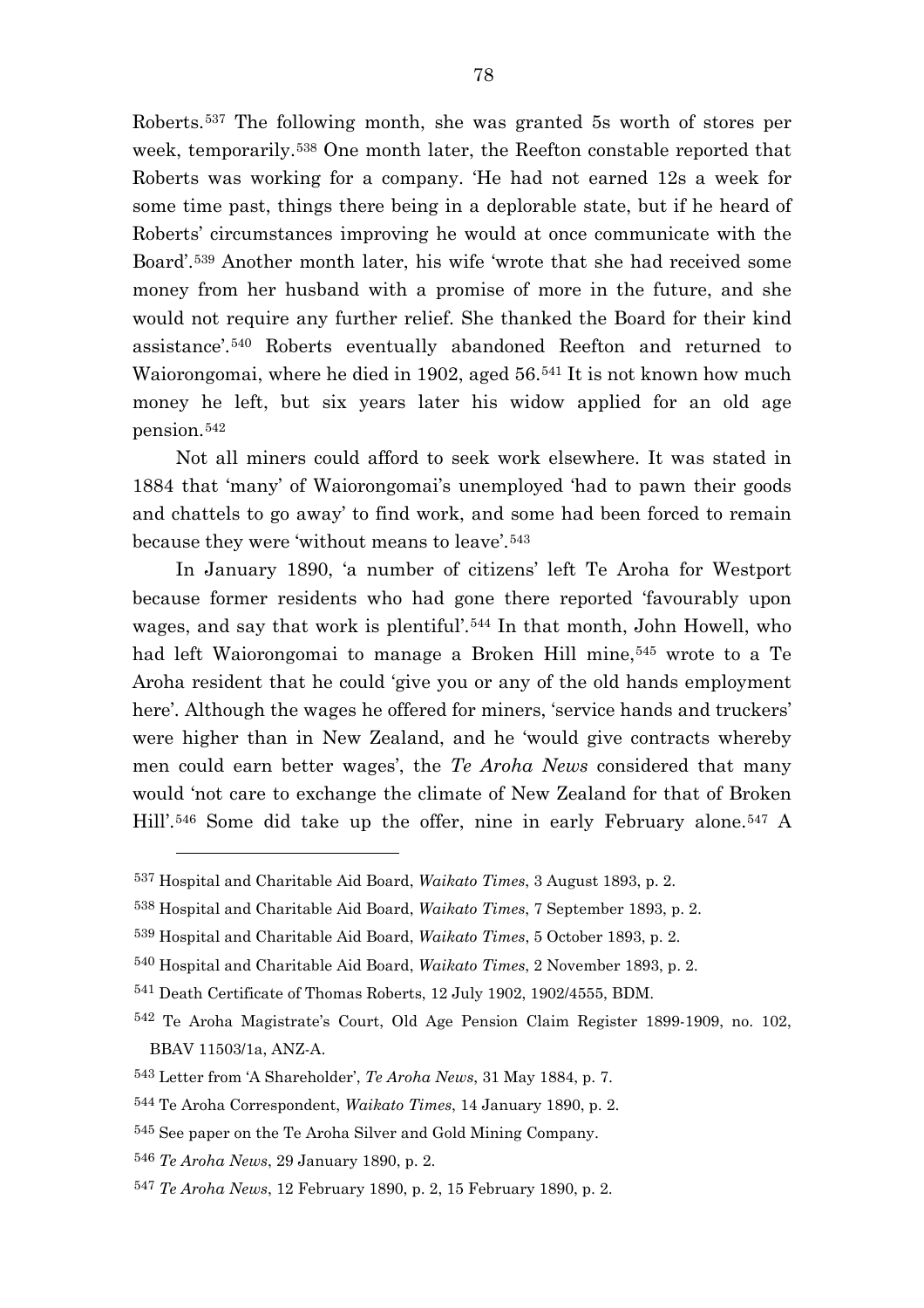Roberts.[537] The following month, she was granted 5s worth of stores per week, temporarily.[538] One month later, the Reefton constable reported that Roberts was working for a company. 'He had not earned 12s a week for some time past, things there being in a deplorable state, but if he heard of Roberts' circumstances improving he would at once communicate with the Board'.[539] Another month later, his wife 'wrote that she had received some money from her husband with a promise of more in the future, and she would not require any further relief. She thanked the Board for their kind assistance'.[540] Roberts eventually abandoned Reefton and returned to Waiorongomai, where he died in 1902, aged 56.[541] It is not known how much money he left, but six years later his widow applied for an old age pension.[542]

Not all miners could afford to seek work elsewhere. It was stated in 1884 that 'many' of Waiorongomai's unemployed 'had to pawn their goods and chattels to go away' to find work, and some had been forced to remain because they were 'without means to leave'.[543]

In January 1890, 'a number of citizens' left Te Aroha for Westport because former residents who had gone there reported 'favourably upon wages, and say that work is plentiful'.[544] In that month, John Howell, who had left Waiorongomai to manage a Broken Hill mine,[545] wrote to a Te Aroha resident that he could 'give you or any of the old hands employment here'. Although the wages he offered for miners, 'service hands and truckers' were higher than in New Zealand, and he 'would give contracts whereby men could earn better wages', the *Te Aroha News* considered that many would 'not care to exchange the climate of New Zealand for that of Broken Hill'.[546] Some did take up the offer, nine in early February alone.[547] A

---

537 Hospital and Charitable Aid Board, *Waikato Times*, 3 August 1893, p. 2.

538 Hospital and Charitable Aid Board, *Waikato Times*, 7 September 1893, p. 2.

539 Hospital and Charitable Aid Board, *Waikato Times*, 5 October 1893, p. 2.

540 Hospital and Charitable Aid Board, *Waikato Times*, 2 November 1893, p. 2.

541 Death Certificate of Thomas Roberts, 12 July 1902, 1902/4555, BDM.

542 Te Aroha Magistrate's Court, Old Age Pension Claim Register 1899-1909, no. 102, BBAV 11503/1a, ANZ-A.

543 Letter from 'A Shareholder', *Te Aroha News*, 31 May 1884, p. 7.

544 Te Aroha Correspondent, *Waikato Times*, 14 January 1890, p. 2.

545 See paper on the Te Aroha Silver and Gold Mining Company.

546 *Te Aroha News*, 29 January 1890, p. 2.

547 *Te Aroha News*, 12 February 1890, p. 2, 15 February 1890, p. 2.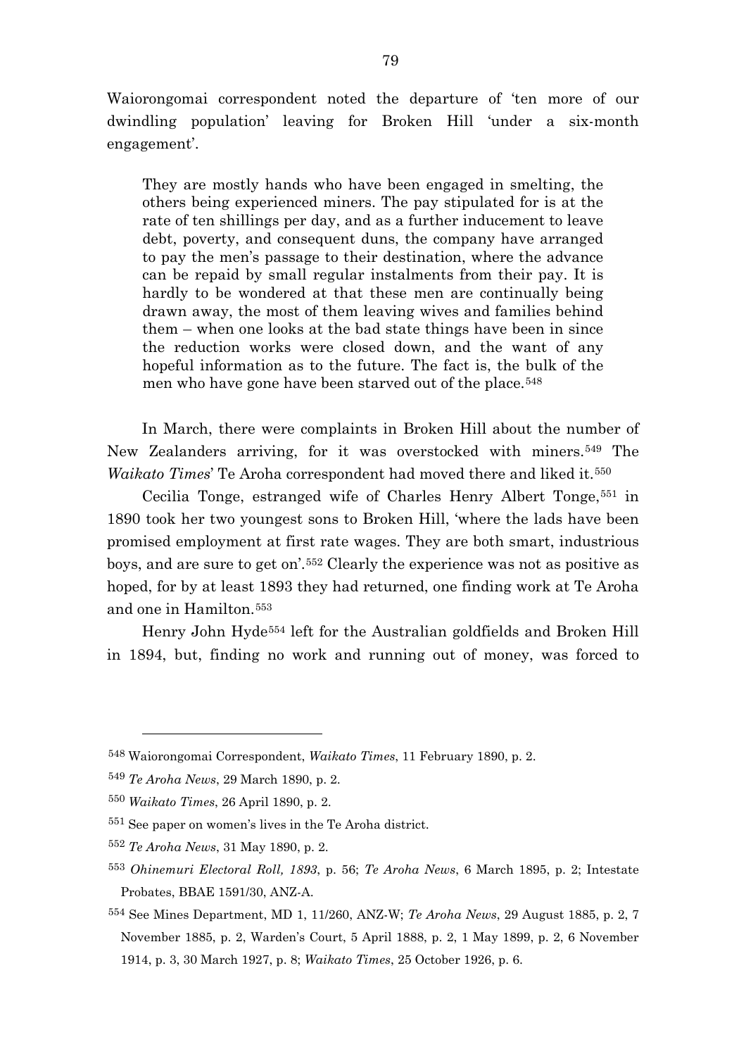Waiorongomai correspondent noted the departure of 'ten more of our dwindling population' leaving for Broken Hill 'under a six-month engagement'.

> They are mostly hands who have been engaged in smelting, the others being experienced miners. The pay stipulated for is at the rate of ten shillings per day, and as a further inducement to leave debt, poverty, and consequent duns, the company have arranged to pay the men's passage to their destination, where the advance can be repaid by small regular instalments from their pay. It is hardly to be wondered at that these men are continually being drawn away, the most of them leaving wives and families behind them – when one looks at the bad state things have been in since the reduction works were closed down, and the want of any hopeful information as to the future. The fact is, the bulk of the men who have gone have been starved out of the place.[548]

In March, there were complaints in Broken Hill about the number of New Zealanders arriving, for it was overstocked with miners.[549] The *Waikato Times*' Te Aroha correspondent had moved there and liked it.[550]

Cecilia Tonge, estranged wife of Charles Henry Albert Tonge,[551] in 1890 took her two youngest sons to Broken Hill, 'where the lads have been promised employment at first rate wages. They are both smart, industrious boys, and are sure to get on'.[552] Clearly the experience was not as positive as hoped, for by at least 1893 they had returned, one finding work at Te Aroha and one in Hamilton.[553]

Henry John Hyde[554] left for the Australian goldfields and Broken Hill in 1894, but, finding no work and running out of money, was forced to

---

[548] Waiorongomai Correspondent, *Waikato Times*, 11 February 1890, p. 2.

[549] *Te Aroha News*, 29 March 1890, p. 2.

[550] *Waikato Times*, 26 April 1890, p. 2.

[551] See paper on women's lives in the Te Aroha district.

[552] *Te Aroha News*, 31 May 1890, p. 2.

[553] *Ohinemuri Electoral Roll, 1893*, p. 56; *Te Aroha News*, 6 March 1895, p. 2; Intestate Probates, BBAE 1591/30, ANZ-A.

[554] See Mines Department, MD 1, 11/260, ANZ-W; *Te Aroha News*, 29 August 1885, p. 2, 7 November 1885, p. 2, Warden's Court, 5 April 1888, p. 2, 1 May 1899, p. 2, 6 November 1914, p. 3, 30 March 1927, p. 8; *Waikato Times*, 25 October 1926, p. 6.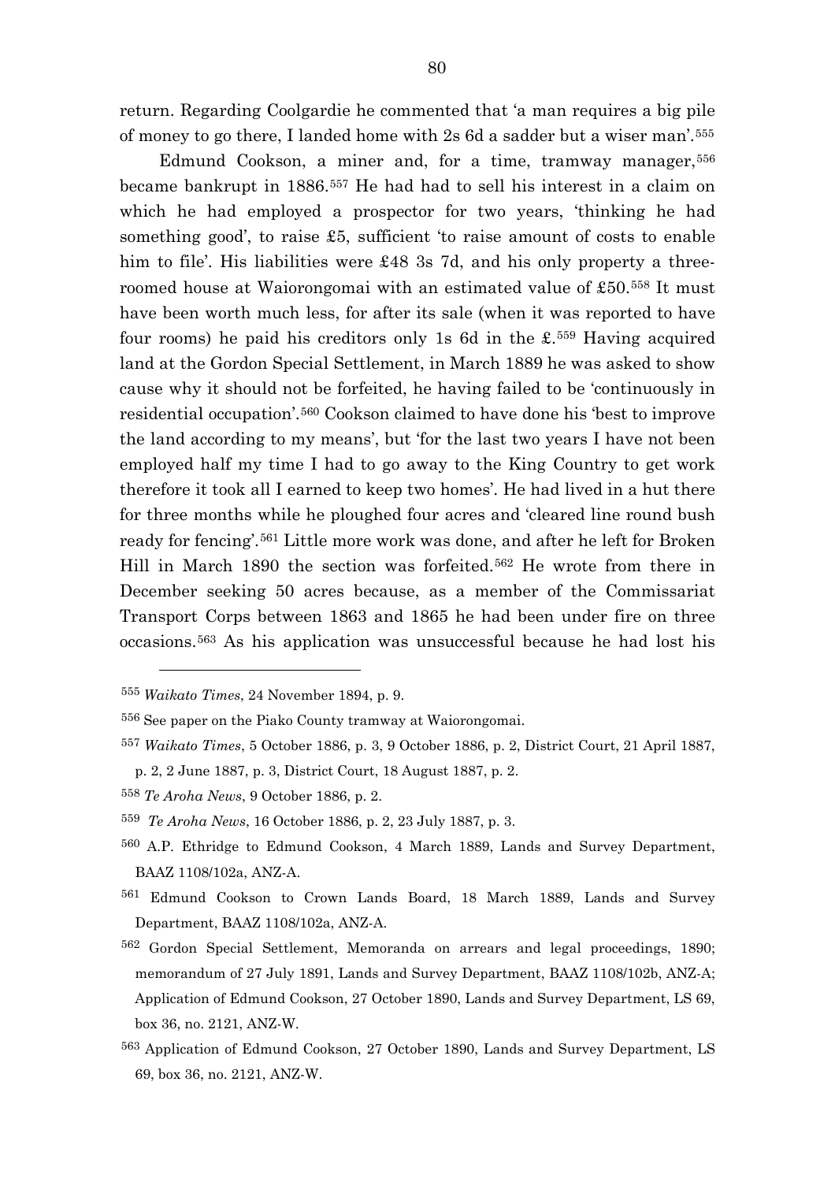return. Regarding Coolgardie he commented that 'a man requires a big pile of money to go there, I landed home with 2s 6d a sadder but a wiser man'.[555]

Edmund Cookson, a miner and, for a time, tramway manager,[556] became bankrupt in 1886.[557] He had had to sell his interest in a claim on which he had employed a prospector for two years, 'thinking he had something good', to raise £5, sufficient 'to raise amount of costs to enable him to file'. His liabilities were £48 3s 7d, and his only property a three-roomed house at Waiorongomai with an estimated value of £50.[558] It must have been worth much less, for after its sale (when it was reported to have four rooms) he paid his creditors only 1s 6d in the £.[559] Having acquired land at the Gordon Special Settlement, in March 1889 he was asked to show cause why it should not be forfeited, he having failed to be 'continuously in residential occupation'.[560] Cookson claimed to have done his 'best to improve the land according to my means', but 'for the last two years I have not been employed half my time I had to go away to the King Country to get work therefore it took all I earned to keep two homes'. He had lived in a hut there for three months while he ploughed four acres and 'cleared line round bush ready for fencing'.[561] Little more work was done, and after he left for Broken Hill in March 1890 the section was forfeited.[562] He wrote from there in December seeking 50 acres because, as a member of the Commissariat Transport Corps between 1863 and 1865 he had been under fire on three occasions.[563] As his application was unsuccessful because he had lost his

---

[555] *Waikato Times*, 24 November 1894, p. 9.

[556] See paper on the Piako County tramway at Waiorongomai.

[557] *Waikato Times*, 5 October 1886, p. 3, 9 October 1886, p. 2, District Court, 21 April 1887, p. 2, 2 June 1887, p. 3, District Court, 18 August 1887, p. 2.

[558] *Te Aroha News*, 9 October 1886, p. 2.

[559] *Te Aroha News*, 16 October 1886, p. 2, 23 July 1887, p. 3.

[560] A.P. Ethridge to Edmund Cookson, 4 March 1889, Lands and Survey Department, BAAZ 1108/102a, ANZ-A.

[561] Edmund Cookson to Crown Lands Board, 18 March 1889, Lands and Survey Department, BAAZ 1108/102a, ANZ-A.

[562] Gordon Special Settlement, Memoranda on arrears and legal proceedings, 1890; memorandum of 27 July 1891, Lands and Survey Department, BAAZ 1108/102b, ANZ-A; Application of Edmund Cookson, 27 October 1890, Lands and Survey Department, LS 69, box 36, no. 2121, ANZ-W.

[563] Application of Edmund Cookson, 27 October 1890, Lands and Survey Department, LS 69, box 36, no. 2121, ANZ-W.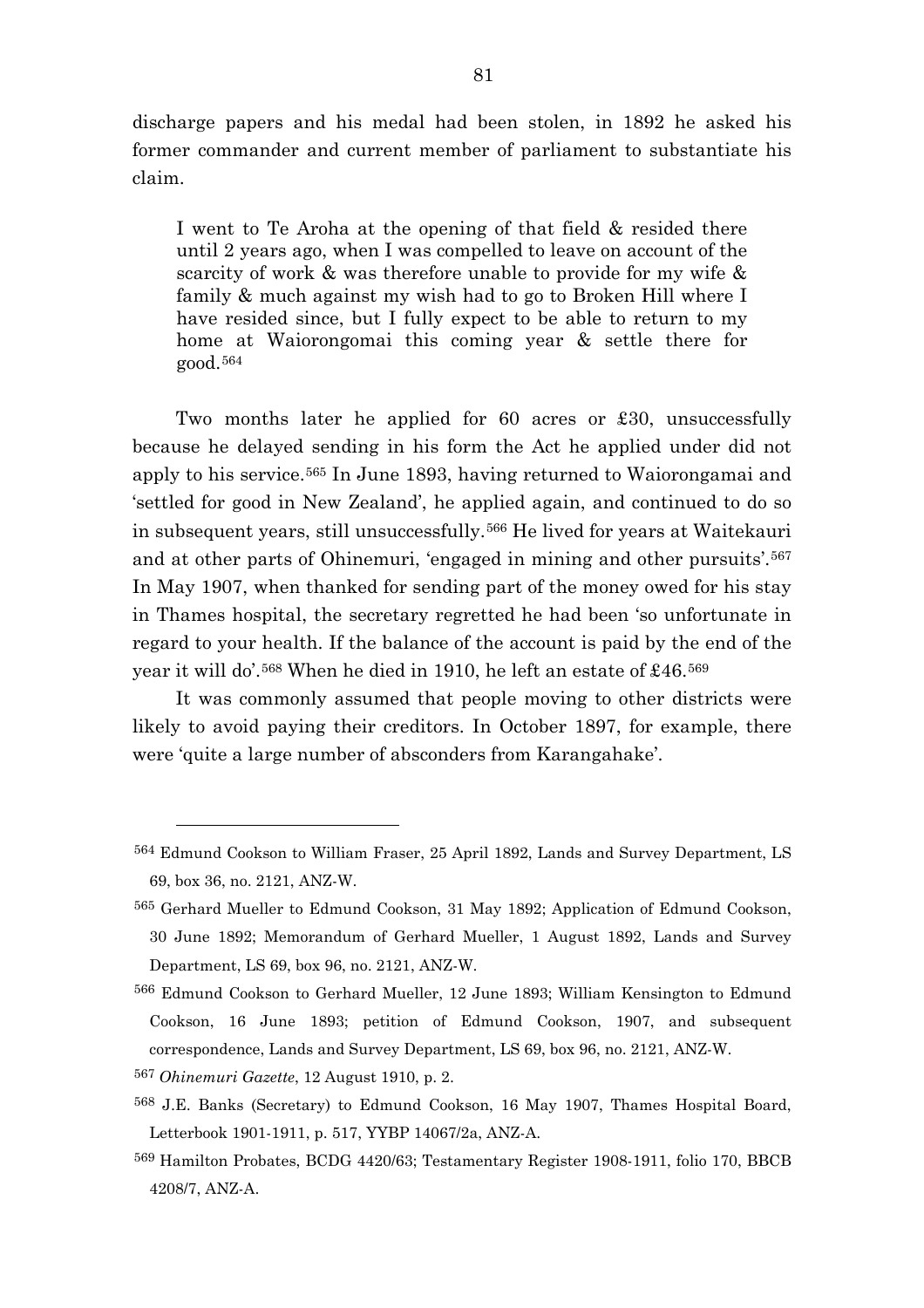discharge papers and his medal had been stolen, in 1892 he asked his former commander and current member of parliament to substantiate his claim.

> I went to Te Aroha at the opening of that field & resided there until 2 years ago, when I was compelled to leave on account of the scarcity of work & was therefore unable to provide for my wife & family & much against my wish had to go to Broken Hill where I have resided since, but I fully expect to be able to return to my home at Waiorongomai this coming year & settle there for good.[564]

Two months later he applied for 60 acres or £30, unsuccessfully because he delayed sending in his form the Act he applied under did not apply to his service.[565] In June 1893, having returned to Waiorongamai and 'settled for good in New Zealand', he applied again, and continued to do so in subsequent years, still unsuccessfully.[566] He lived for years at Waitekauri and at other parts of Ohinemuri, 'engaged in mining and other pursuits'.[567] In May 1907, when thanked for sending part of the money owed for his stay in Thames hospital, the secretary regretted he had been 'so unfortunate in regard to your health. If the balance of the account is paid by the end of the year it will do'.[568] When he died in 1910, he left an estate of £46.[569]

It was commonly assumed that people moving to other districts were likely to avoid paying their creditors. In October 1897, for example, there were 'quite a large number of absconders from Karangahake'.

---

[564] Edmund Cookson to William Fraser, 25 April 1892, Lands and Survey Department, LS 69, box 36, no. 2121, ANZ-W.

[565] Gerhard Mueller to Edmund Cookson, 31 May 1892; Application of Edmund Cookson, 30 June 1892; Memorandum of Gerhard Mueller, 1 August 1892, Lands and Survey Department, LS 69, box 96, no. 2121, ANZ-W.

[566] Edmund Cookson to Gerhard Mueller, 12 June 1893; William Kensington to Edmund Cookson, 16 June 1893; petition of Edmund Cookson, 1907, and subsequent correspondence, Lands and Survey Department, LS 69, box 96, no. 2121, ANZ-W.

[567] *Ohinemuri Gazette*, 12 August 1910, p. 2.

[568] J.E. Banks (Secretary) to Edmund Cookson, 16 May 1907, Thames Hospital Board, Letterbook 1901-1911, p. 517, YYBP 14067/2a, ANZ-A.

[569] Hamilton Probates, BCDG 4420/63; Testamentary Register 1908-1911, folio 170, BBCB 4208/7, ANZ-A.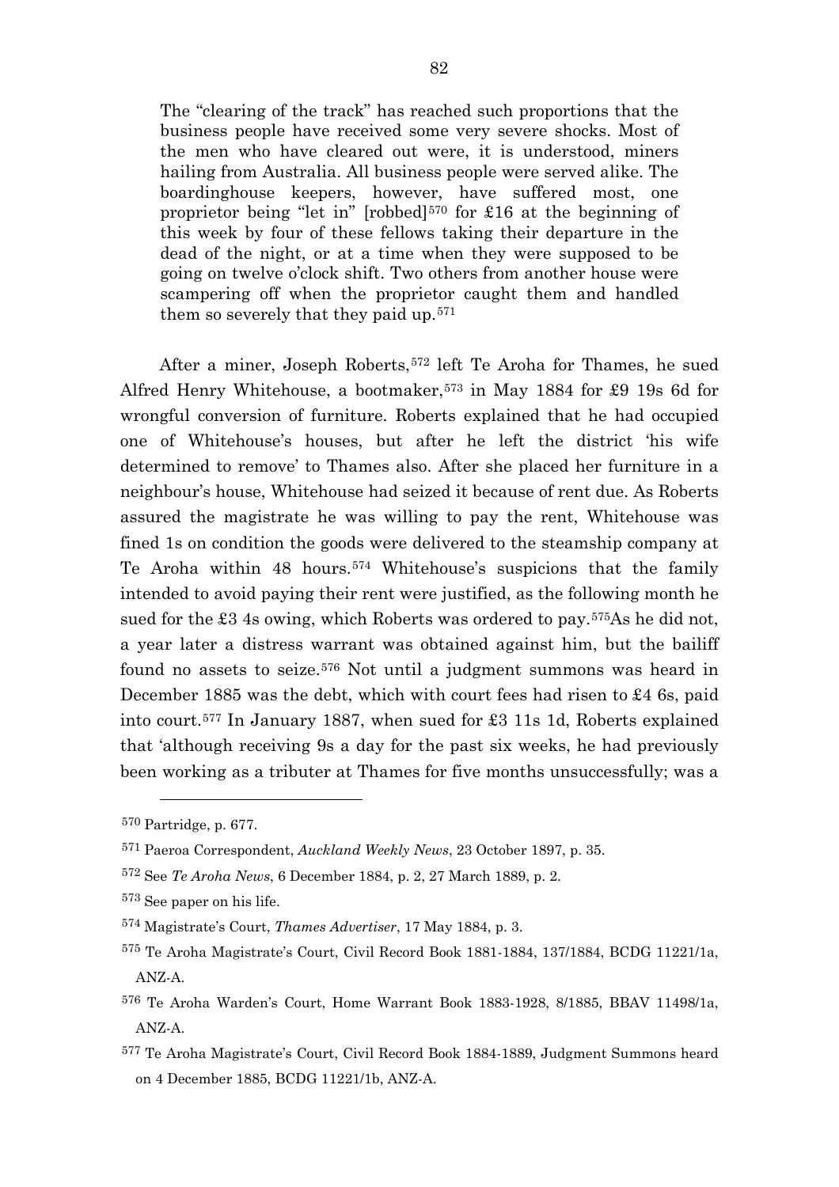> The "clearing of the track" has reached such proportions that the business people have received some very severe shocks. Most of the men who have cleared out were, it is understood, miners hailing from Australia. All business people were served alike. The boardinghouse keepers, however, have suffered most, one proprietor being "let in" [robbed][570] for £16 at the beginning of this week by four of these fellows taking their departure in the dead of the night, or at a time when they were supposed to be going on twelve o'clock shift. Two others from another house were scampering off when the proprietor caught them and handled them so severely that they paid up.[571]

After a miner, Joseph Roberts,[572] left Te Aroha for Thames, he sued Alfred Henry Whitehouse, a bootmaker,[573] in May 1884 for £9 19s 6d for wrongful conversion of furniture. Roberts explained that he had occupied one of Whitehouse's houses, but after he left the district 'his wife determined to remove' to Thames also. After she placed her furniture in a neighbour's house, Whitehouse had seized it because of rent due. As Roberts assured the magistrate he was willing to pay the rent, Whitehouse was fined 1s on condition the goods were delivered to the steamship company at Te Aroha within 48 hours.[574] Whitehouse's suspicions that the family intended to avoid paying their rent were justified, as the following month he sued for the £3 4s owing, which Roberts was ordered to pay.[575]As he did not, a year later a distress warrant was obtained against him, but the bailiff found no assets to seize.[576] Not until a judgment summons was heard in December 1885 was the debt, which with court fees had risen to £4 6s, paid into court.[577] In January 1887, when sued for £3 11s 1d, Roberts explained that 'although receiving 9s a day for the past six weeks, he had previously been working as a tributer at Thames for five months unsuccessfully; was a

---

570 Partridge, p. 677.

571 Paeroa Correspondent, *Auckland Weekly News*, 23 October 1897, p. 35.

572 See *Te Aroha News*, 6 December 1884, p. 2, 27 March 1889, p. 2.

573 See paper on his life.

574 Magistrate's Court, *Thames Advertiser*, 17 May 1884, p. 3.

575 Te Aroha Magistrate's Court, Civil Record Book 1881-1884, 137/1884, BCDG 11221/1a, ANZ-A.

576 Te Aroha Warden's Court, Home Warrant Book 1883-1928, 8/1885, BBAV 11498/1a, ANZ-A.

577 Te Aroha Magistrate's Court, Civil Record Book 1884-1889, Judgment Summons heard on 4 December 1885, BCDG 11221/1b, ANZ-A.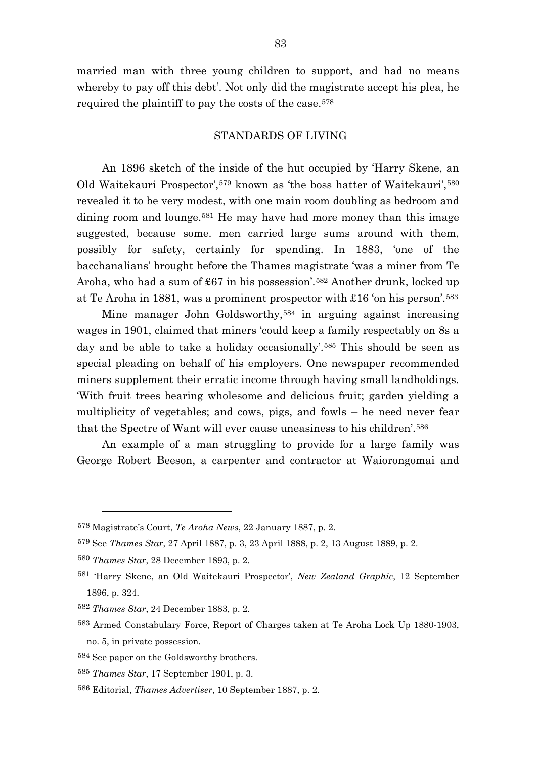married man with three young children to support, and had no means whereby to pay off this debt'. Not only did the magistrate accept his plea, he required the plaintiff to pay the costs of the case.[578]

## STANDARDS OF LIVING

An 1896 sketch of the inside of the hut occupied by 'Harry Skene, an Old Waitekauri Prospector',[579] known as 'the boss hatter of Waitekauri',[580] revealed it to be very modest, with one main room doubling as bedroom and dining room and lounge.[581] He may have had more money than this image suggested, because some. men carried large sums around with them, possibly for safety, certainly for spending. In 1883, 'one of the bacchanalians' brought before the Thames magistrate 'was a miner from Te Aroha, who had a sum of £67 in his possession'.[582] Another drunk, locked up at Te Aroha in 1881, was a prominent prospector with £16 'on his person'.[583]

Mine manager John Goldsworthy,[584] in arguing against increasing wages in 1901, claimed that miners 'could keep a family respectably on 8s a day and be able to take a holiday occasionally'.[585] This should be seen as special pleading on behalf of his employers. One newspaper recommended miners supplement their erratic income through having small landholdings. 'With fruit trees bearing wholesome and delicious fruit; garden yielding a multiplicity of vegetables; and cows, pigs, and fowls – he need never fear that the Spectre of Want will ever cause uneasiness to his children'.[586]

An example of a man struggling to provide for a large family was George Robert Beeson, a carpenter and contractor at Waiorongomai and

---

[578] Magistrate's Court, *Te Aroha News*, 22 January 1887, p. 2.

[579] See *Thames Star*, 27 April 1887, p. 3, 23 April 1888, p. 2, 13 August 1889, p. 2.

[580] *Thames Star*, 28 December 1893, p. 2.

[581] 'Harry Skene, an Old Waitekauri Prospector', *New Zealand Graphic*, 12 September 1896, p. 324.

[582] *Thames Star*, 24 December 1883, p. 2.

[583] Armed Constabulary Force, Report of Charges taken at Te Aroha Lock Up 1880-1903, no. 5, in private possession.

[584] See paper on the Goldsworthy brothers.

[585] *Thames Star*, 17 September 1901, p. 3.

[586] Editorial, *Thames Advertiser*, 10 September 1887, p. 2.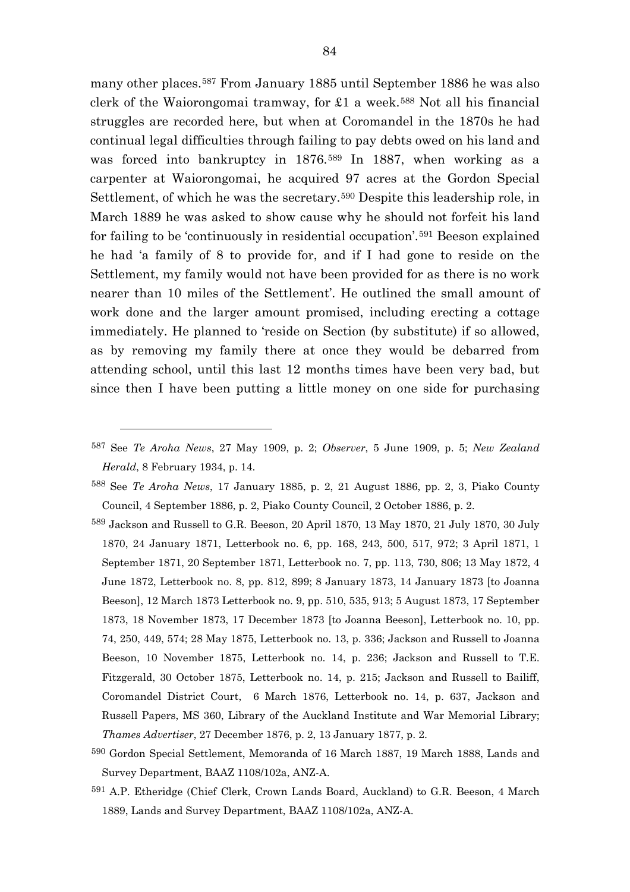many other places.[587] From January 1885 until September 1886 he was also clerk of the Waiorongomai tramway, for £1 a week.[588] Not all his financial struggles are recorded here, but when at Coromandel in the 1870s he had continual legal difficulties through failing to pay debts owed on his land and was forced into bankruptcy in 1876.[589] In 1887, when working as a carpenter at Waiorongomai, he acquired 97 acres at the Gordon Special Settlement, of which he was the secretary.[590] Despite this leadership role, in March 1889 he was asked to show cause why he should not forfeit his land for failing to be 'continuously in residential occupation'.[591] Beeson explained he had 'a family of 8 to provide for, and if I had gone to reside on the Settlement, my family would not have been provided for as there is no work nearer than 10 miles of the Settlement'. He outlined the small amount of work done and the larger amount promised, including erecting a cottage immediately. He planned to 'reside on Section (by substitute) if so allowed, as by removing my family there at once they would be debarred from attending school, until this last 12 months times have been very bad, but since then I have been putting a little money on one side for purchasing

---

[587] See *Te Aroha News*, 27 May 1909, p. 2; *Observer*, 5 June 1909, p. 5; *New Zealand Herald*, 8 February 1934, p. 14.

[588] See *Te Aroha News*, 17 January 1885, p. 2, 21 August 1886, pp. 2, 3, Piako County Council, 4 September 1886, p. 2, Piako County Council, 2 October 1886, p. 2.

[589] Jackson and Russell to G.R. Beeson, 20 April 1870, 13 May 1870, 21 July 1870, 30 July 1870, 24 January 1871, Letterbook no. 6, pp. 168, 243, 500, 517, 972; 3 April 1871, 1 September 1871, 20 September 1871, Letterbook no. 7, pp. 113, 730, 806; 13 May 1872, 4 June 1872, Letterbook no. 8, pp. 812, 899; 8 January 1873, 14 January 1873 [to Joanna Beeson], 12 March 1873 Letterbook no. 9, pp. 510, 535, 913; 5 August 1873, 17 September 1873, 18 November 1873, 17 December 1873 [to Joanna Beeson], Letterbook no. 10, pp. 74, 250, 449, 574; 28 May 1875, Letterbook no. 13, p. 336; Jackson and Russell to Joanna Beeson, 10 November 1875, Letterbook no. 14, p. 236; Jackson and Russell to T.E. Fitzgerald, 30 October 1875, Letterbook no. 14, p. 215; Jackson and Russell to Bailiff, Coromandel District Court, 6 March 1876, Letterbook no. 14, p. 637, Jackson and Russell Papers, MS 360, Library of the Auckland Institute and War Memorial Library; *Thames Advertiser*, 27 December 1876, p. 2, 13 January 1877, p. 2.

[590] Gordon Special Settlement, Memoranda of 16 March 1887, 19 March 1888, Lands and Survey Department, BAAZ 1108/102a, ANZ-A.

[591] A.P. Etheridge (Chief Clerk, Crown Lands Board, Auckland) to G.R. Beeson, 4 March 1889, Lands and Survey Department, BAAZ 1108/102a, ANZ-A.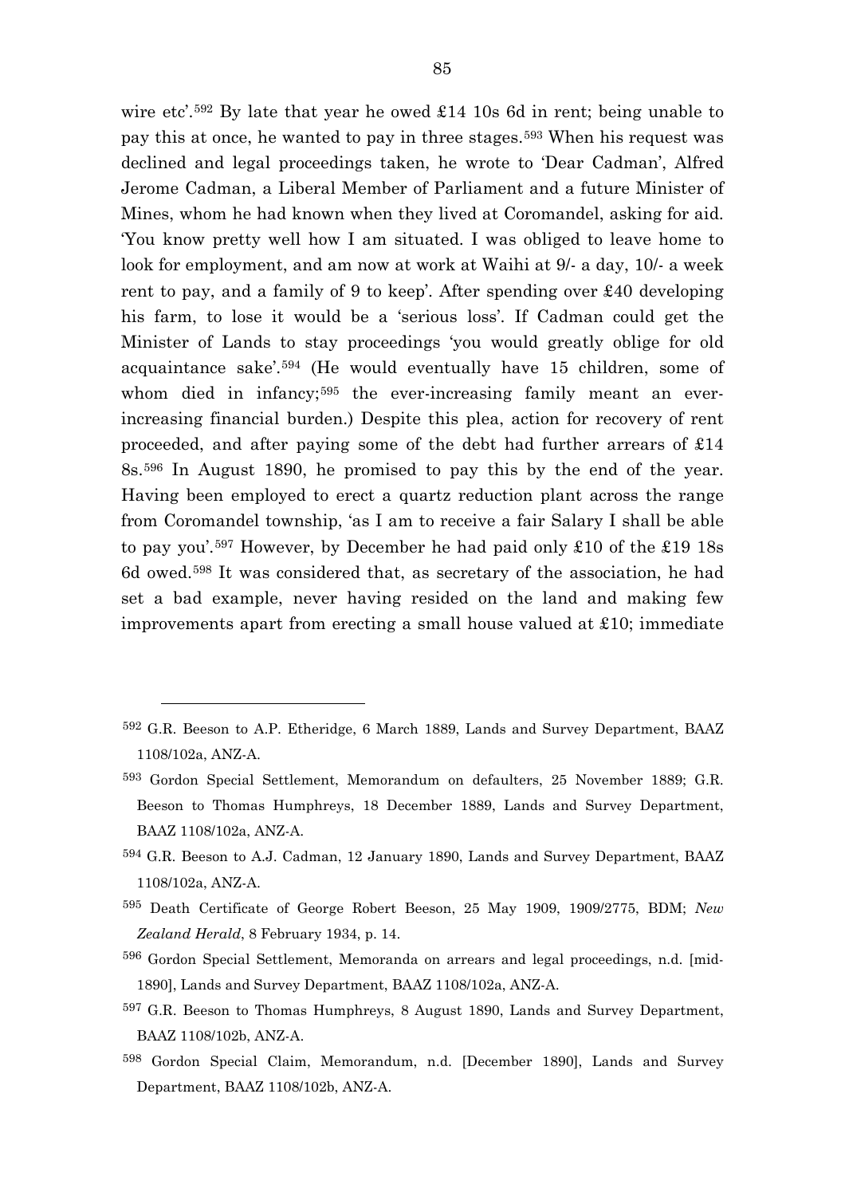wire etc'.[592] By late that year he owed £14 10s 6d in rent; being unable to pay this at once, he wanted to pay in three stages.[593] When his request was declined and legal proceedings taken, he wrote to 'Dear Cadman', Alfred Jerome Cadman, a Liberal Member of Parliament and a future Minister of Mines, whom he had known when they lived at Coromandel, asking for aid. 'You know pretty well how I am situated. I was obliged to leave home to look for employment, and am now at work at Waihi at 9/- a day, 10/- a week rent to pay, and a family of 9 to keep'. After spending over £40 developing his farm, to lose it would be a 'serious loss'. If Cadman could get the Minister of Lands to stay proceedings 'you would greatly oblige for old acquaintance sake'.[594] (He would eventually have 15 children, some of whom died in infancy;[595] the ever-increasing family meant an ever-increasing financial burden.) Despite this plea, action for recovery of rent proceeded, and after paying some of the debt had further arrears of £14 8s.[596] In August 1890, he promised to pay this by the end of the year. Having been employed to erect a quartz reduction plant across the range from Coromandel township, 'as I am to receive a fair Salary I shall be able to pay you'.[597] However, by December he had paid only £10 of the £19 18s 6d owed.[598] It was considered that, as secretary of the association, he had set a bad example, never having resided on the land and making few improvements apart from erecting a small house valued at £10; immediate

---

592 G.R. Beeson to A.P. Etheridge, 6 March 1889, Lands and Survey Department, BAAZ 1108/102a, ANZ-A.

593 Gordon Special Settlement, Memorandum on defaulters, 25 November 1889; G.R. Beeson to Thomas Humphreys, 18 December 1889, Lands and Survey Department, BAAZ 1108/102a, ANZ-A.

594 G.R. Beeson to A.J. Cadman, 12 January 1890, Lands and Survey Department, BAAZ 1108/102a, ANZ-A.

595 Death Certificate of George Robert Beeson, 25 May 1909, 1909/2775, BDM; *New Zealand Herald*, 8 February 1934, p. 14.

596 Gordon Special Settlement, Memoranda on arrears and legal proceedings, n.d. [mid-1890], Lands and Survey Department, BAAZ 1108/102a, ANZ-A.

597 G.R. Beeson to Thomas Humphreys, 8 August 1890, Lands and Survey Department, BAAZ 1108/102b, ANZ-A.

598 Gordon Special Claim, Memorandum, n.d. [December 1890], Lands and Survey Department, BAAZ 1108/102b, ANZ-A.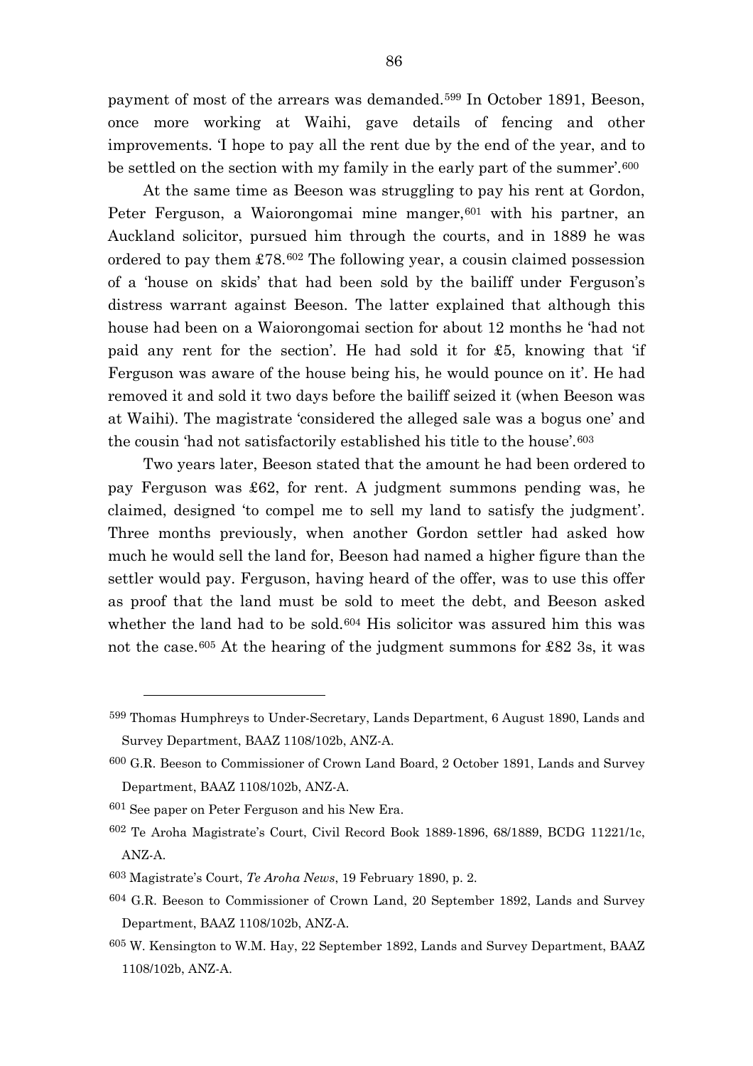payment of most of the arrears was demanded.[599] In October 1891, Beeson, once more working at Waihi, gave details of fencing and other improvements. 'I hope to pay all the rent due by the end of the year, and to be settled on the section with my family in the early part of the summer'.[600]

At the same time as Beeson was struggling to pay his rent at Gordon, Peter Ferguson, a Waiorongomai mine manger,[601] with his partner, an Auckland solicitor, pursued him through the courts, and in 1889 he was ordered to pay them £78.[602] The following year, a cousin claimed possession of a 'house on skids' that had been sold by the bailiff under Ferguson's distress warrant against Beeson. The latter explained that although this house had been on a Waiorongomai section for about 12 months he 'had not paid any rent for the section'. He had sold it for £5, knowing that 'if Ferguson was aware of the house being his, he would pounce on it'. He had removed it and sold it two days before the bailiff seized it (when Beeson was at Waihi). The magistrate 'considered the alleged sale was a bogus one' and the cousin 'had not satisfactorily established his title to the house'.[603]

Two years later, Beeson stated that the amount he had been ordered to pay Ferguson was £62, for rent. A judgment summons pending was, he claimed, designed 'to compel me to sell my land to satisfy the judgment'. Three months previously, when another Gordon settler had asked how much he would sell the land for, Beeson had named a higher figure than the settler would pay. Ferguson, having heard of the offer, was to use this offer as proof that the land must be sold to meet the debt, and Beeson asked whether the land had to be sold.[604] His solicitor was assured him this was not the case.[605] At the hearing of the judgment summons for £82 3s, it was

---

[599] Thomas Humphreys to Under-Secretary, Lands Department, 6 August 1890, Lands and Survey Department, BAAZ 1108/102b, ANZ-A.

[600] G.R. Beeson to Commissioner of Crown Land Board, 2 October 1891, Lands and Survey Department, BAAZ 1108/102b, ANZ-A.

[601] See paper on Peter Ferguson and his New Era.

[602] Te Aroha Magistrate's Court, Civil Record Book 1889-1896, 68/1889, BCDG 11221/1c, ANZ-A.

[603] Magistrate's Court, *Te Aroha News*, 19 February 1890, p. 2.

[604] G.R. Beeson to Commissioner of Crown Land, 20 September 1892, Lands and Survey Department, BAAZ 1108/102b, ANZ-A.

[605] W. Kensington to W.M. Hay, 22 September 1892, Lands and Survey Department, BAAZ 1108/102b, ANZ-A.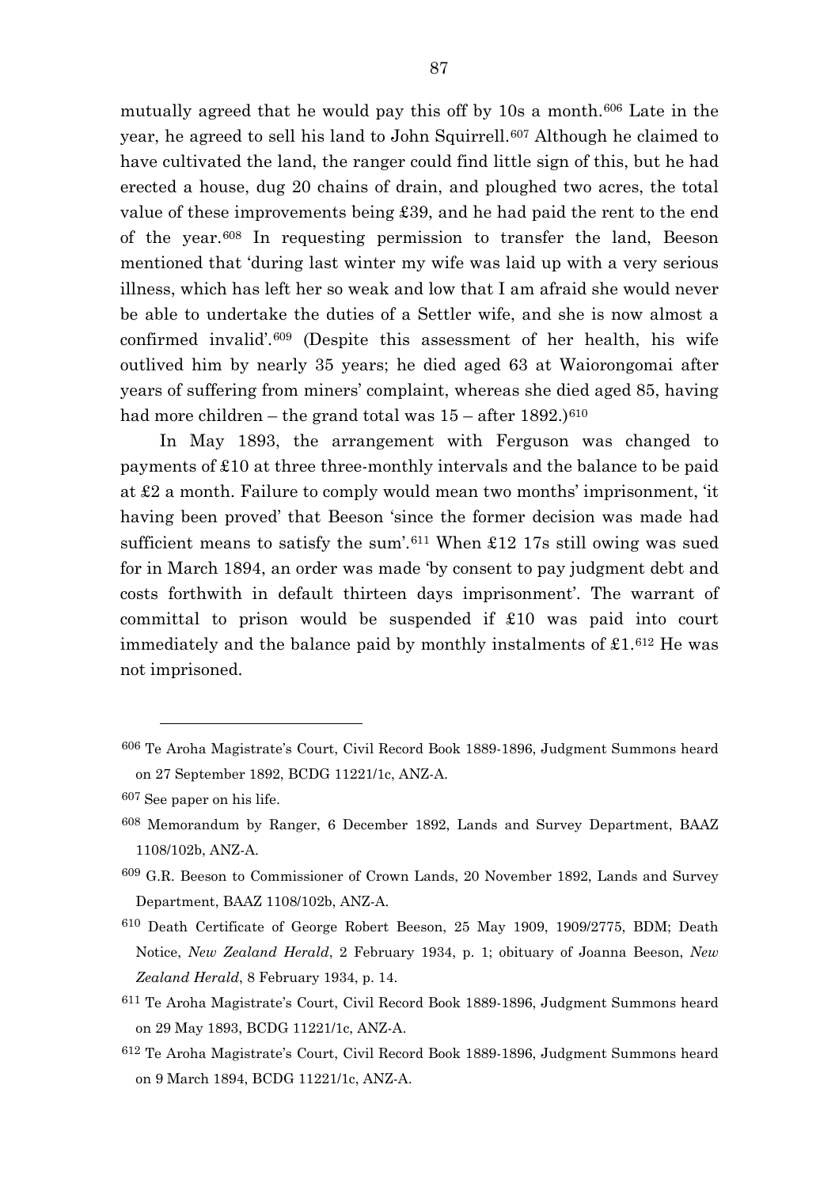mutually agreed that he would pay this off by 10s a month.[606] Late in the year, he agreed to sell his land to John Squirrell.[607] Although he claimed to have cultivated the land, the ranger could find little sign of this, but he had erected a house, dug 20 chains of drain, and ploughed two acres, the total value of these improvements being £39, and he had paid the rent to the end of the year.[608] In requesting permission to transfer the land, Beeson mentioned that 'during last winter my wife was laid up with a very serious illness, which has left her so weak and low that I am afraid she would never be able to undertake the duties of a Settler wife, and she is now almost a confirmed invalid'.[609] (Despite this assessment of her health, his wife outlived him by nearly 35 years; he died aged 63 at Waiorongomai after years of suffering from miners' complaint, whereas she died aged 85, having had more children – the grand total was 15 – after 1892.)[610]

In May 1893, the arrangement with Ferguson was changed to payments of £10 at three three-monthly intervals and the balance to be paid at £2 a month. Failure to comply would mean two months' imprisonment, 'it having been proved' that Beeson 'since the former decision was made had sufficient means to satisfy the sum'.[611] When £12 17s still owing was sued for in March 1894, an order was made 'by consent to pay judgment debt and costs forthwith in default thirteen days imprisonment'. The warrant of committal to prison would be suspended if £10 was paid into court immediately and the balance paid by monthly instalments of £1.[612] He was not imprisoned.

---

[606] Te Aroha Magistrate's Court, Civil Record Book 1889-1896, Judgment Summons heard on 27 September 1892, BCDG 11221/1c, ANZ-A.

[607] See paper on his life.

[608] Memorandum by Ranger, 6 December 1892, Lands and Survey Department, BAAZ 1108/102b, ANZ-A.

[609] G.R. Beeson to Commissioner of Crown Lands, 20 November 1892, Lands and Survey Department, BAAZ 1108/102b, ANZ-A.

[610] Death Certificate of George Robert Beeson, 25 May 1909, 1909/2775, BDM; Death Notice, *New Zealand Herald*, 2 February 1934, p. 1; obituary of Joanna Beeson, *New Zealand Herald*, 8 February 1934, p. 14.

[611] Te Aroha Magistrate's Court, Civil Record Book 1889-1896, Judgment Summons heard on 29 May 1893, BCDG 11221/1c, ANZ-A.

[612] Te Aroha Magistrate's Court, Civil Record Book 1889-1896, Judgment Summons heard on 9 March 1894, BCDG 11221/1c, ANZ-A.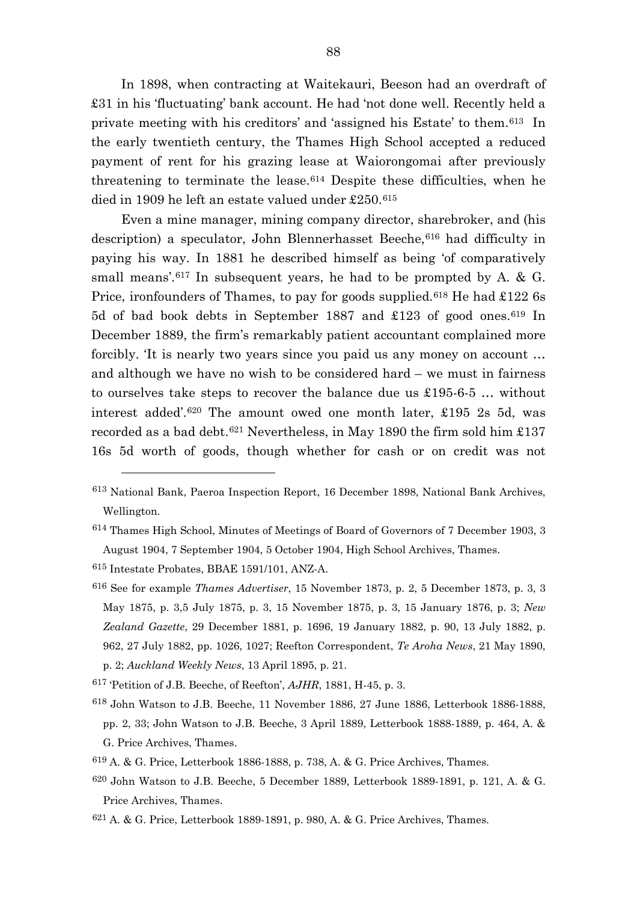In 1898, when contracting at Waitekauri, Beeson had an overdraft of £31 in his 'fluctuating' bank account. He had 'not done well. Recently held a private meeting with his creditors' and 'assigned his Estate' to them.[613] In the early twentieth century, the Thames High School accepted a reduced payment of rent for his grazing lease at Waiorongomai after previously threatening to terminate the lease.[614] Despite these difficulties, when he died in 1909 he left an estate valued under £250.[615]

Even a mine manager, mining company director, sharebroker, and (his description) a speculator, John Blennerhasset Beeche,[616] had difficulty in paying his way. In 1881 he described himself as being 'of comparatively small means'.[617] In subsequent years, he had to be prompted by A. & G. Price, ironfounders of Thames, to pay for goods supplied.[618] He had £122 6s 5d of bad book debts in September 1887 and £123 of good ones.[619] In December 1889, the firm's remarkably patient accountant complained more forcibly. 'It is nearly two years since you paid us any money on account … and although we have no wish to be considered hard – we must in fairness to ourselves take steps to recover the balance due us £195-6-5 … without interest added'.[620] The amount owed one month later, £195 2s 5d, was recorded as a bad debt.[621] Nevertheless, in May 1890 the firm sold him £137 16s 5d worth of goods, though whether for cash or on credit was not

---

[613] National Bank, Paeroa Inspection Report, 16 December 1898, National Bank Archives, Wellington.

[614] Thames High School, Minutes of Meetings of Board of Governors of 7 December 1903, 3 August 1904, 7 September 1904, 5 October 1904, High School Archives, Thames.

[615] Intestate Probates, BBAE 1591/101, ANZ-A.

[616] See for example *Thames Advertiser*, 15 November 1873, p. 2, 5 December 1873, p. 3, 3 May 1875, p. 3,5 July 1875, p. 3, 15 November 1875, p. 3, 15 January 1876, p. 3; *New Zealand Gazette*, 29 December 1881, p. 1696, 19 January 1882, p. 90, 13 July 1882, p. 962, 27 July 1882, pp. 1026, 1027; Reefton Correspondent, *Te Aroha News*, 21 May 1890, p. 2; *Auckland Weekly News*, 13 April 1895, p. 21.

[617] 'Petition of J.B. Beeche, of Reefton', *AJHR*, 1881, H-45, p. 3.

[618] John Watson to J.B. Beeche, 11 November 1886, 27 June 1886, Letterbook 1886-1888, pp. 2, 33; John Watson to J.B. Beeche, 3 April 1889, Letterbook 1888-1889, p. 464, A. & G. Price Archives, Thames.

[619] A. & G. Price, Letterbook 1886-1888, p. 738, A. & G. Price Archives, Thames.

[620] John Watson to J.B. Beeche, 5 December 1889, Letterbook 1889-1891, p. 121, A. & G. Price Archives, Thames.

[621] A. & G. Price, Letterbook 1889-1891, p. 980, A. & G. Price Archives, Thames.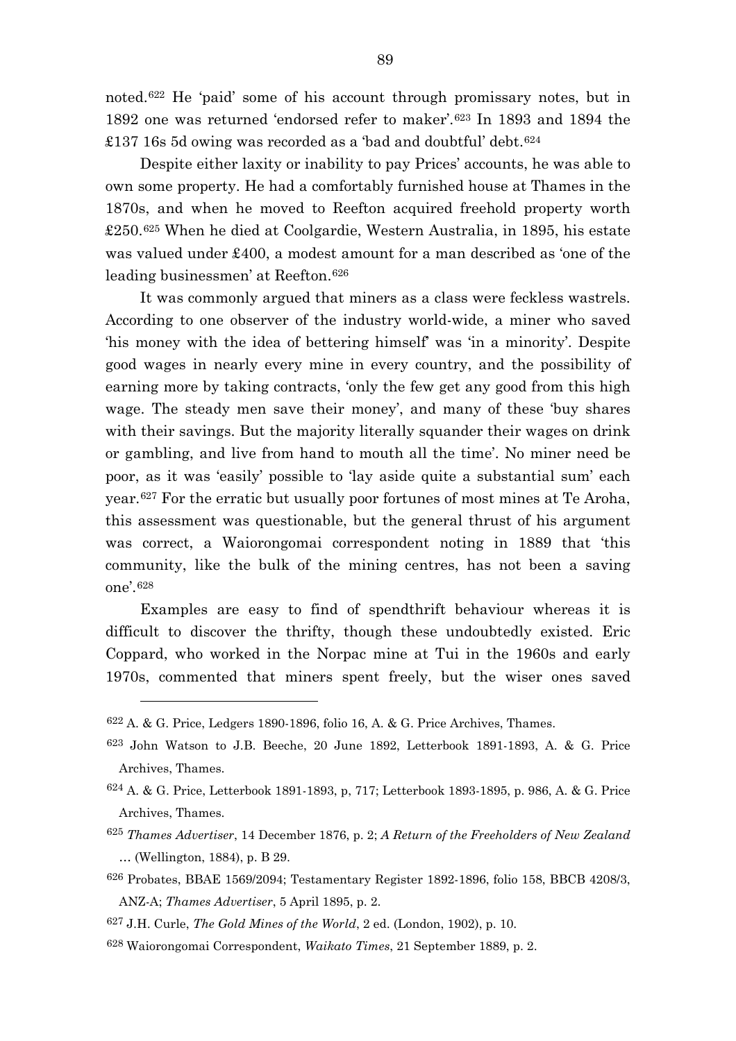noted.[622] He 'paid' some of his account through promissary notes, but in 1892 one was returned 'endorsed refer to maker'.[623] In 1893 and 1894 the £137 16s 5d owing was recorded as a 'bad and doubtful' debt.[624]

Despite either laxity or inability to pay Prices' accounts, he was able to own some property. He had a comfortably furnished house at Thames in the 1870s, and when he moved to Reefton acquired freehold property worth £250.[625] When he died at Coolgardie, Western Australia, in 1895, his estate was valued under £400, a modest amount for a man described as 'one of the leading businessmen' at Reefton.[626]

It was commonly argued that miners as a class were feckless wastrels. According to one observer of the industry world-wide, a miner who saved 'his money with the idea of bettering himself' was 'in a minority'. Despite good wages in nearly every mine in every country, and the possibility of earning more by taking contracts, 'only the few get any good from this high wage. The steady men save their money', and many of these 'buy shares with their savings. But the majority literally squander their wages on drink or gambling, and live from hand to mouth all the time'. No miner need be poor, as it was 'easily' possible to 'lay aside quite a substantial sum' each year.[627] For the erratic but usually poor fortunes of most mines at Te Aroha, this assessment was questionable, but the general thrust of his argument was correct, a Waiorongomai correspondent noting in 1889 that 'this community, like the bulk of the mining centres, has not been a saving one'.[628]

Examples are easy to find of spendthrift behaviour whereas it is difficult to discover the thrifty, though these undoubtedly existed. Eric Coppard, who worked in the Norpac mine at Tui in the 1960s and early 1970s, commented that miners spent freely, but the wiser ones saved

---

[622] A. & G. Price, Ledgers 1890-1896, folio 16, A. & G. Price Archives, Thames.

[623] John Watson to J.B. Beeche, 20 June 1892, Letterbook 1891-1893, A. & G. Price Archives, Thames.

[624] A. & G. Price, Letterbook 1891-1893, p, 717; Letterbook 1893-1895, p. 986, A. & G. Price Archives, Thames.

[625] *Thames Advertiser*, 14 December 1876, p. 2; *A Return of the Freeholders of New Zealand* … (Wellington, 1884), p. B 29.

[626] Probates, BBAE 1569/2094; Testamentary Register 1892-1896, folio 158, BBCB 4208/3, ANZ-A; *Thames Advertiser*, 5 April 1895, p. 2.

[627] J.H. Curle, *The Gold Mines of the World*, 2 ed. (London, 1902), p. 10.

[628] Waiorongomai Correspondent, *Waikato Times*, 21 September 1889, p. 2.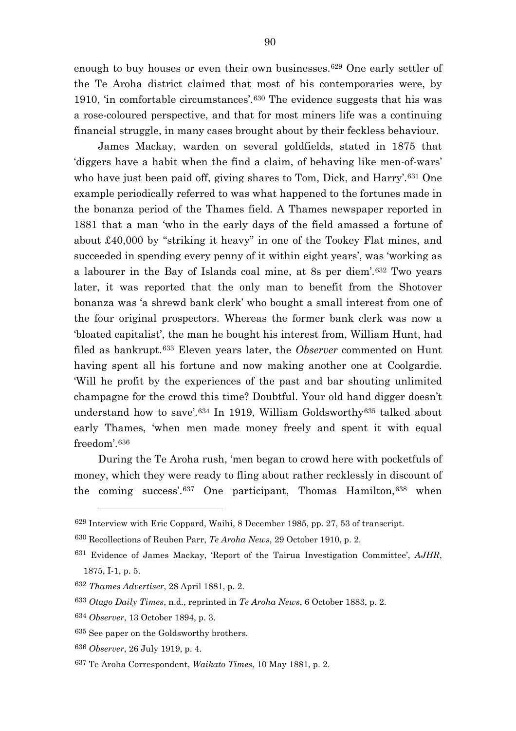enough to buy houses or even their own businesses.[629] One early settler of the Te Aroha district claimed that most of his contemporaries were, by 1910, 'in comfortable circumstances'.[630] The evidence suggests that his was a rose-coloured perspective, and that for most miners life was a continuing financial struggle, in many cases brought about by their feckless behaviour.

James Mackay, warden on several goldfields, stated in 1875 that 'diggers have a habit when the find a claim, of behaving like men-of-wars' who have just been paid off, giving shares to Tom, Dick, and Harry'.[631] One example periodically referred to was what happened to the fortunes made in the bonanza period of the Thames field. A Thames newspaper reported in 1881 that a man 'who in the early days of the field amassed a fortune of about £40,000 by "striking it heavy" in one of the Tookey Flat mines, and succeeded in spending every penny of it within eight years', was 'working as a labourer in the Bay of Islands coal mine, at 8s per diem'.[632] Two years later, it was reported that the only man to benefit from the Shotover bonanza was 'a shrewd bank clerk' who bought a small interest from one of the four original prospectors. Whereas the former bank clerk was now a 'bloated capitalist', the man he bought his interest from, William Hunt, had filed as bankrupt.[633] Eleven years later, the *Observer* commented on Hunt having spent all his fortune and now making another one at Coolgardie. 'Will he profit by the experiences of the past and bar shouting unlimited champagne for the crowd this time? Doubtful. Your old hand digger doesn't understand how to save'.[634] In 1919, William Goldsworthy[635] talked about early Thames, 'when men made money freely and spent it with equal freedom'.[636]

During the Te Aroha rush, 'men began to crowd here with pocketfuls of money, which they were ready to fling about rather recklessly in discount of the coming success'.[637] One participant, Thomas Hamilton,[638] when

---

[629] Interview with Eric Coppard, Waihi, 8 December 1985, pp. 27, 53 of transcript.

[630] Recollections of Reuben Parr, *Te Aroha News*, 29 October 1910, p. 2.

[631] Evidence of James Mackay, 'Report of the Tairua Investigation Committee', *AJHR*, 1875, I-1, p. 5.

[632] *Thames Advertiser*, 28 April 1881, p. 2.

[633] *Otago Daily Times*, n.d., reprinted in *Te Aroha News*, 6 October 1883, p. 2.

[634] *Observer*, 13 October 1894, p. 3.

[635] See paper on the Goldsworthy brothers.

[636] *Observer*, 26 July 1919, p. 4.

[637] Te Aroha Correspondent, *Waikato Times*, 10 May 1881, p. 2.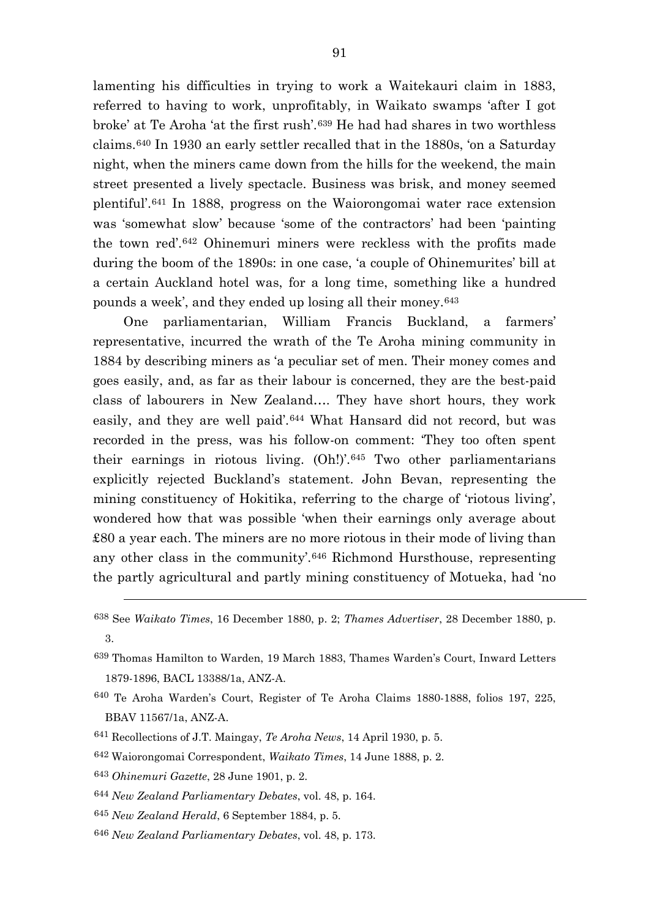lamenting his difficulties in trying to work a Waitekauri claim in 1883, referred to having to work, unprofitably, in Waikato swamps 'after I got broke' at Te Aroha 'at the first rush'.[639] He had had shares in two worthless claims.[640] In 1930 an early settler recalled that in the 1880s, 'on a Saturday night, when the miners came down from the hills for the weekend, the main street presented a lively spectacle. Business was brisk, and money seemed plentiful'.[641] In 1888, progress on the Waiorongomai water race extension was 'somewhat slow' because 'some of the contractors' had been 'painting the town red'.[642] Ohinemuri miners were reckless with the profits made during the boom of the 1890s: in one case, 'a couple of Ohinemurites' bill at a certain Auckland hotel was, for a long time, something like a hundred pounds a week', and they ended up losing all their money.[643]

One parliamentarian, William Francis Buckland, a farmers' representative, incurred the wrath of the Te Aroha mining community in 1884 by describing miners as 'a peculiar set of men. Their money comes and goes easily, and, as far as their labour is concerned, they are the best-paid class of labourers in New Zealand…. They have short hours, they work easily, and they are well paid'.[644] What Hansard did not record, but was recorded in the press, was his follow-on comment: 'They too often spent their earnings in riotous living. (Oh!)'.[645] Two other parliamentarians explicitly rejected Buckland's statement. John Bevan, representing the mining constituency of Hokitika, referring to the charge of 'riotous living', wondered how that was possible 'when their earnings only average about £80 a year each. The miners are no more riotous in their mode of living than any other class in the community'.[646] Richmond Hursthouse, representing the partly agricultural and partly mining constituency of Motueka, had 'no

---

[638] See *Waikato Times*, 16 December 1880, p. 2; *Thames Advertiser*, 28 December 1880, p. 3.

[639] Thomas Hamilton to Warden, 19 March 1883, Thames Warden's Court, Inward Letters 1879-1896, BACL 13388/1a, ANZ-A.

[640] Te Aroha Warden's Court, Register of Te Aroha Claims 1880-1888, folios 197, 225, BBAV 11567/1a, ANZ-A.

[641] Recollections of J.T. Maingay, *Te Aroha News*, 14 April 1930, p. 5.

[642] Waiorongomai Correspondent, *Waikato Times*, 14 June 1888, p. 2.

[643] *Ohinemuri Gazette*, 28 June 1901, p. 2.

[644] *New Zealand Parliamentary Debates*, vol. 48, p. 164.

[645] *New Zealand Herald*, 6 September 1884, p. 5.

[646] *New Zealand Parliamentary Debates*, vol. 48, p. 173.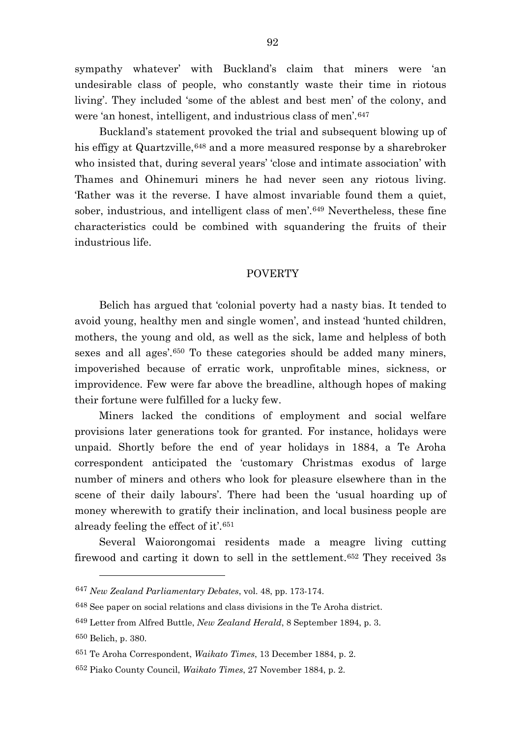sympathy whatever' with Buckland's claim that miners were 'an undesirable class of people, who constantly waste their time in riotous living'. They included 'some of the ablest and best men' of the colony, and were 'an honest, intelligent, and industrious class of men'.[647]

Buckland's statement provoked the trial and subsequent blowing up of his effigy at Quartzville,[648] and a more measured response by a sharebroker who insisted that, during several years' 'close and intimate association' with Thames and Ohinemuri miners he had never seen any riotous living. 'Rather was it the reverse. I have almost invariable found them a quiet, sober, industrious, and intelligent class of men'.[649] Nevertheless, these fine characteristics could be combined with squandering the fruits of their industrious life.

## POVERTY

Belich has argued that 'colonial poverty had a nasty bias. It tended to avoid young, healthy men and single women', and instead 'hunted children, mothers, the young and old, as well as the sick, lame and helpless of both sexes and all ages'.[650] To these categories should be added many miners, impoverished because of erratic work, unprofitable mines, sickness, or improvidence. Few were far above the breadline, although hopes of making their fortune were fulfilled for a lucky few.

Miners lacked the conditions of employment and social welfare provisions later generations took for granted. For instance, holidays were unpaid. Shortly before the end of year holidays in 1884, a Te Aroha correspondent anticipated the 'customary Christmas exodus of large number of miners and others who look for pleasure elsewhere than in the scene of their daily labours'. There had been the 'usual hoarding up of money wherewith to gratify their inclination, and local business people are already feeling the effect of it'.[651]

Several Waiorongomai residents made a meagre living cutting firewood and carting it down to sell in the settlement.[652] They received 3s

---

[647] *New Zealand Parliamentary Debates*, vol. 48, pp. 173-174.

[648] See paper on social relations and class divisions in the Te Aroha district.

[649] Letter from Alfred Buttle, *New Zealand Herald*, 8 September 1894, p. 3.

[650] Belich, p. 380.

[651] Te Aroha Correspondent, *Waikato Times*, 13 December 1884, p. 2.

[652] Piako County Council, *Waikato Times*, 27 November 1884, p. 2.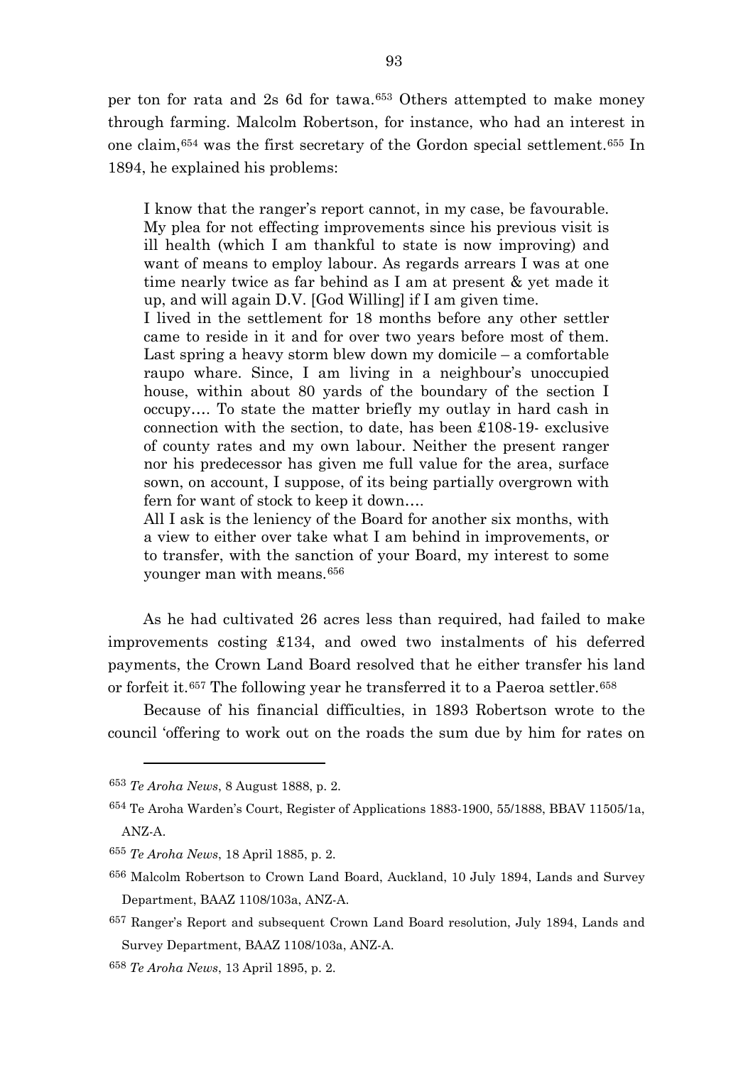per ton for rata and 2s 6d for tawa.[653] Others attempted to make money through farming. Malcolm Robertson, for instance, who had an interest in one claim,[654] was the first secretary of the Gordon special settlement.[655] In 1894, he explained his problems:

> I know that the ranger's report cannot, in my case, be favourable. My plea for not effecting improvements since his previous visit is ill health (which I am thankful to state is now improving) and want of means to employ labour. As regards arrears I was at one time nearly twice as far behind as I am at present & yet made it up, and will again D.V. [God Willing] if I am given time.
>
> I lived in the settlement for 18 months before any other settler came to reside in it and for over two years before most of them. Last spring a heavy storm blew down my domicile – a comfortable raupo whare. Since, I am living in a neighbour's unoccupied house, within about 80 yards of the boundary of the section I occupy…. To state the matter briefly my outlay in hard cash in connection with the section, to date, has been £108-19- exclusive of county rates and my own labour. Neither the present ranger nor his predecessor has given me full value for the area, surface sown, on account, I suppose, of its being partially overgrown with fern for want of stock to keep it down….
>
> All I ask is the leniency of the Board for another six months, with a view to either over take what I am behind in improvements, or to transfer, with the sanction of your Board, my interest to some younger man with means.[656]

As he had cultivated 26 acres less than required, had failed to make improvements costing £134, and owed two instalments of his deferred payments, the Crown Land Board resolved that he either transfer his land or forfeit it.[657] The following year he transferred it to a Paeroa settler.[658]

Because of his financial difficulties, in 1893 Robertson wrote to the council 'offering to work out on the roads the sum due by him for rates on

---

[653] *Te Aroha News*, 8 August 1888, p. 2.

[654] Te Aroha Warden's Court, Register of Applications 1883-1900, 55/1888, BBAV 11505/1a, ANZ-A.

[655] *Te Aroha News*, 18 April 1885, p. 2.

[656] Malcolm Robertson to Crown Land Board, Auckland, 10 July 1894, Lands and Survey Department, BAAZ 1108/103a, ANZ-A.

[657] Ranger's Report and subsequent Crown Land Board resolution, July 1894, Lands and Survey Department, BAAZ 1108/103a, ANZ-A.

[658] *Te Aroha News*, 13 April 1895, p. 2.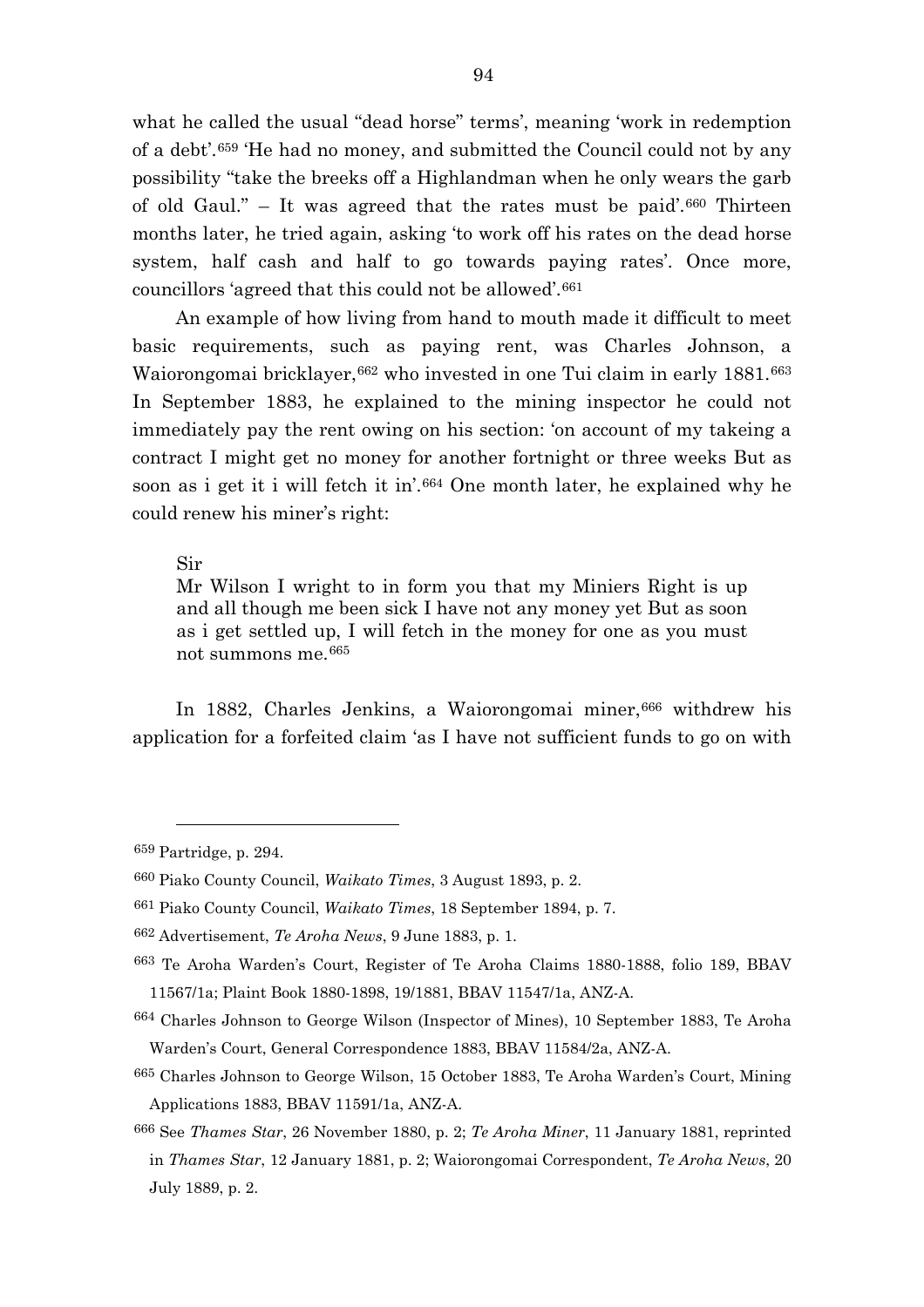what he called the usual "dead horse" terms', meaning 'work in redemption of a debt'.[659] 'He had no money, and submitted the Council could not by any possibility "take the breeks off a Highlandman when he only wears the garb of old Gaul." – It was agreed that the rates must be paid'.[660] Thirteen months later, he tried again, asking 'to work off his rates on the dead horse system, half cash and half to go towards paying rates'. Once more, councillors 'agreed that this could not be allowed'.[661]

An example of how living from hand to mouth made it difficult to meet basic requirements, such as paying rent, was Charles Johnson, a Waiorongomai bricklayer,[662] who invested in one Tui claim in early 1881.[663] In September 1883, he explained to the mining inspector he could not immediately pay the rent owing on his section: 'on account of my takeing a contract I might get no money for another fortnight or three weeks But as soon as i get it i will fetch it in'.[664] One month later, he explained why he could renew his miner's right:

> Sir
> Mr Wilson I wright to in form you that my Miniers Right is up and all though me been sick I have not any money yet But as soon as i get settled up, I will fetch in the money for one as you must not summons me.[665]

In 1882, Charles Jenkins, a Waiorongomai miner,[666] withdrew his application for a forfeited claim 'as I have not sufficient funds to go on with

---

[659] Partridge, p. 294.

[660] Piako County Council, *Waikato Times*, 3 August 1893, p. 2.

[661] Piako County Council, *Waikato Times*, 18 September 1894, p. 7.

[662] Advertisement, *Te Aroha News*, 9 June 1883, p. 1.

[663] Te Aroha Warden's Court, Register of Te Aroha Claims 1880-1888, folio 189, BBAV 11567/1a; Plaint Book 1880-1898, 19/1881, BBAV 11547/1a, ANZ-A.

[664] Charles Johnson to George Wilson (Inspector of Mines), 10 September 1883, Te Aroha Warden's Court, General Correspondence 1883, BBAV 11584/2a, ANZ-A.

[665] Charles Johnson to George Wilson, 15 October 1883, Te Aroha Warden's Court, Mining Applications 1883, BBAV 11591/1a, ANZ-A.

[666] See *Thames Star*, 26 November 1880, p. 2; *Te Aroha Miner*, 11 January 1881, reprinted in *Thames Star*, 12 January 1881, p. 2; Waiorongomai Correspondent, *Te Aroha News*, 20 July 1889, p. 2.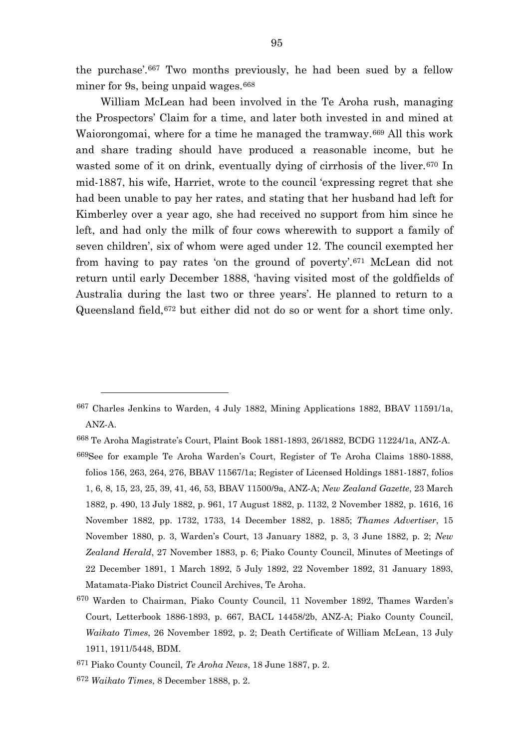the purchase'.[667] Two months previously, he had been sued by a fellow miner for 9s, being unpaid wages.[668]

William McLean had been involved in the Te Aroha rush, managing the Prospectors' Claim for a time, and later both invested in and mined at Waiorongomai, where for a time he managed the tramway.[669] All this work and share trading should have produced a reasonable income, but he wasted some of it on drink, eventually dying of cirrhosis of the liver.[670] In mid-1887, his wife, Harriet, wrote to the council 'expressing regret that she had been unable to pay her rates, and stating that her husband had left for Kimberley over a year ago, she had received no support from him since he left, and had only the milk of four cows wherewith to support a family of seven children', six of whom were aged under 12. The council exempted her from having to pay rates 'on the ground of poverty'.[671] McLean did not return until early December 1888, 'having visited most of the goldfields of Australia during the last two or three years'. He planned to return to a Queensland field,[672] but either did not do so or went for a short time only.

---

[667] Charles Jenkins to Warden, 4 July 1882, Mining Applications 1882, BBAV 11591/1a, ANZ-A.

[668] Te Aroha Magistrate's Court, Plaint Book 1881-1893, 26/1882, BCDG 11224/1a, ANZ-A.

[669] See for example Te Aroha Warden's Court, Register of Te Aroha Claims 1880-1888, folios 156, 263, 264, 276, BBAV 11567/1a; Register of Licensed Holdings 1881-1887, folios 1, 6, 8, 15, 23, 25, 39, 41, 46, 53, BBAV 11500/9a, ANZ-A; *New Zealand Gazette*, 23 March 1882, p. 490, 13 July 1882, p. 961, 17 August 1882, p. 1132, 2 November 1882, p. 1616, 16 November 1882, pp. 1732, 1733, 14 December 1882, p. 1885; *Thames Advertiser*, 15 November 1880, p. 3, Warden's Court, 13 January 1882, p. 3, 3 June 1882, p. 2; *New Zealand Herald*, 27 November 1883, p. 6; Piako County Council, Minutes of Meetings of 22 December 1891, 1 March 1892, 5 July 1892, 22 November 1892, 31 January 1893, Matamata-Piako District Council Archives, Te Aroha.

[670] Warden to Chairman, Piako County Council, 11 November 1892, Thames Warden's Court, Letterbook 1886-1893, p. 667, BACL 14458/2b, ANZ-A; Piako County Council, *Waikato Times*, 26 November 1892, p. 2; Death Certificate of William McLean, 13 July 1911, 1911/5448, BDM.

[671] Piako County Council, *Te Aroha News*, 18 June 1887, p. 2.

[672] *Waikato Times*, 8 December 1888, p. 2.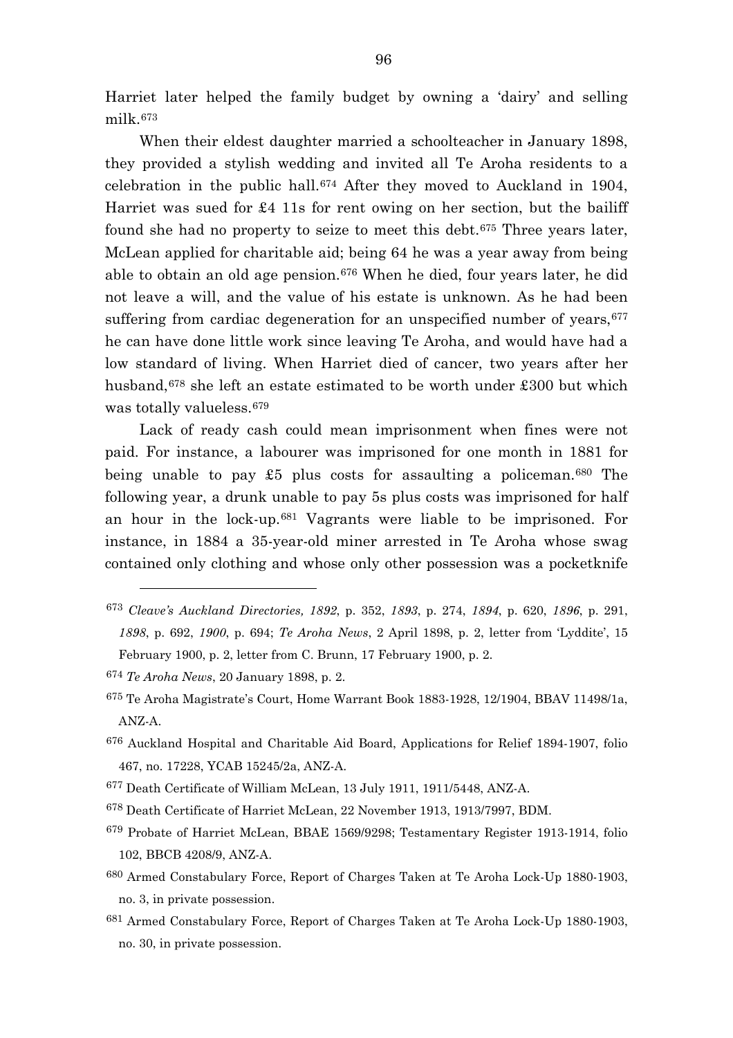Harriet later helped the family budget by owning a 'dairy' and selling milk.[673]

When their eldest daughter married a schoolteacher in January 1898, they provided a stylish wedding and invited all Te Aroha residents to a celebration in the public hall.[674] After they moved to Auckland in 1904, Harriet was sued for £4 11s for rent owing on her section, but the bailiff found she had no property to seize to meet this debt.[675] Three years later, McLean applied for charitable aid; being 64 he was a year away from being able to obtain an old age pension.[676] When he died, four years later, he did not leave a will, and the value of his estate is unknown. As he had been suffering from cardiac degeneration for an unspecified number of years,[677] he can have done little work since leaving Te Aroha, and would have had a low standard of living. When Harriet died of cancer, two years after her husband,[678] she left an estate estimated to be worth under £300 but which was totally valueless.[679]

Lack of ready cash could mean imprisonment when fines were not paid. For instance, a labourer was imprisoned for one month in 1881 for being unable to pay £5 plus costs for assaulting a policeman.[680] The following year, a drunk unable to pay 5s plus costs was imprisoned for half an hour in the lock-up.[681] Vagrants were liable to be imprisoned. For instance, in 1884 a 35-year-old miner arrested in Te Aroha whose swag contained only clothing and whose only other possession was a pocketknife

---

[673] *Cleave's Auckland Directories, 1892*, p. 352, *1893*, p. 274, *1894*, p. 620, *1896*, p. 291, *1898*, p. 692, *1900*, p. 694; *Te Aroha News*, 2 April 1898, p. 2, letter from 'Lyddite', 15 February 1900, p. 2, letter from C. Brunn, 17 February 1900, p. 2.

[674] *Te Aroha News*, 20 January 1898, p. 2.

[675] Te Aroha Magistrate's Court, Home Warrant Book 1883-1928, 12/1904, BBAV 11498/1a, ANZ-A.

[676] Auckland Hospital and Charitable Aid Board, Applications for Relief 1894-1907, folio 467, no. 17228, YCAB 15245/2a, ANZ-A.

[677] Death Certificate of William McLean, 13 July 1911, 1911/5448, ANZ-A.

[678] Death Certificate of Harriet McLean, 22 November 1913, 1913/7997, BDM.

[679] Probate of Harriet McLean, BBAE 1569/9298; Testamentary Register 1913-1914, folio 102, BBCB 4208/9, ANZ-A.

[680] Armed Constabulary Force, Report of Charges Taken at Te Aroha Lock-Up 1880-1903, no. 3, in private possession.

[681] Armed Constabulary Force, Report of Charges Taken at Te Aroha Lock-Up 1880-1903, no. 30, in private possession.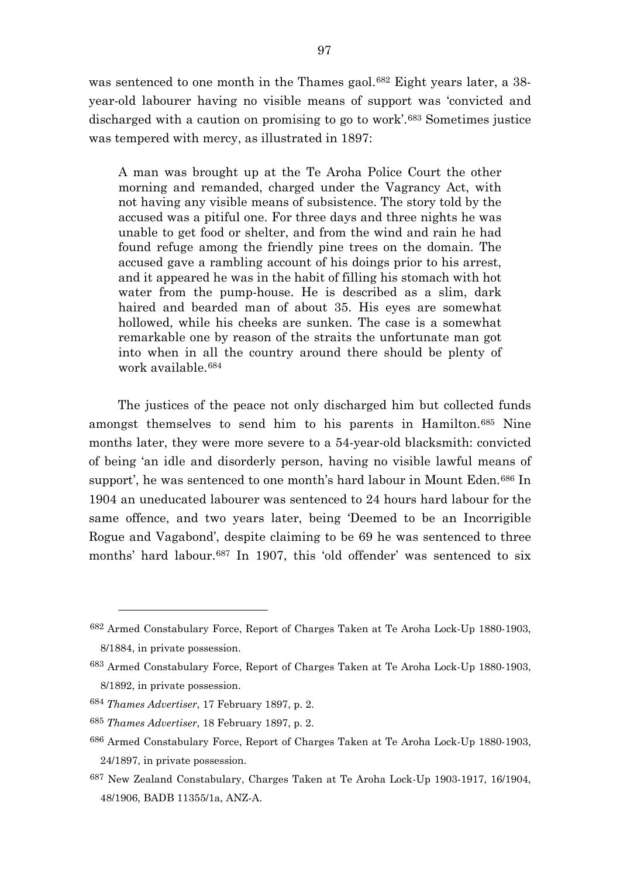was sentenced to one month in the Thames gaol.[682] Eight years later, a 38-year-old labourer having no visible means of support was 'convicted and discharged with a caution on promising to go to work'.[683] Sometimes justice was tempered with mercy, as illustrated in 1897:

> A man was brought up at the Te Aroha Police Court the other morning and remanded, charged under the Vagrancy Act, with not having any visible means of subsistence. The story told by the accused was a pitiful one. For three days and three nights he was unable to get food or shelter, and from the wind and rain he had found refuge among the friendly pine trees on the domain. The accused gave a rambling account of his doings prior to his arrest, and it appeared he was in the habit of filling his stomach with hot water from the pump-house. He is described as a slim, dark haired and bearded man of about 35. His eyes are somewhat hollowed, while his cheeks are sunken. The case is a somewhat remarkable one by reason of the straits the unfortunate man got into when in all the country around there should be plenty of work available.[684]

The justices of the peace not only discharged him but collected funds amongst themselves to send him to his parents in Hamilton.[685] Nine months later, they were more severe to a 54-year-old blacksmith: convicted of being 'an idle and disorderly person, having no visible lawful means of support', he was sentenced to one month's hard labour in Mount Eden.[686] In 1904 an uneducated labourer was sentenced to 24 hours hard labour for the same offence, and two years later, being 'Deemed to be an Incorrigible Rogue and Vagabond', despite claiming to be 69 he was sentenced to three months' hard labour.[687] In 1907, this 'old offender' was sentenced to six

---

682 Armed Constabulary Force, Report of Charges Taken at Te Aroha Lock-Up 1880-1903, 8/1884, in private possession.

683 Armed Constabulary Force, Report of Charges Taken at Te Aroha Lock-Up 1880-1903, 8/1892, in private possession.

684 *Thames Advertiser*, 17 February 1897, p. 2.

685 *Thames Advertiser*, 18 February 1897, p. 2.

686 Armed Constabulary Force, Report of Charges Taken at Te Aroha Lock-Up 1880-1903, 24/1897, in private possession.

687 New Zealand Constabulary, Charges Taken at Te Aroha Lock-Up 1903-1917, 16/1904, 48/1906, BADB 11355/1a, ANZ-A.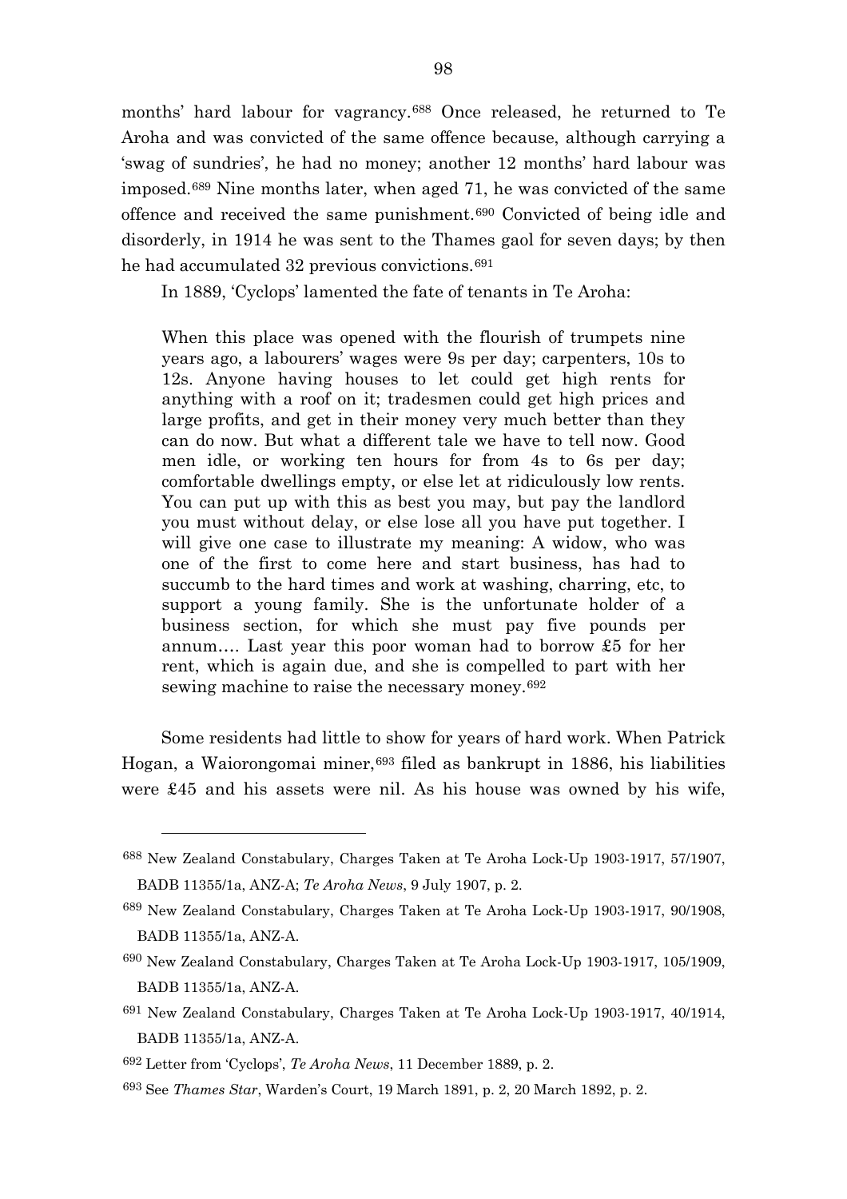months' hard labour for vagrancy.[688] Once released, he returned to Te Aroha and was convicted of the same offence because, although carrying a 'swag of sundries', he had no money; another 12 months' hard labour was imposed.[689] Nine months later, when aged 71, he was convicted of the same offence and received the same punishment.[690] Convicted of being idle and disorderly, in 1914 he was sent to the Thames gaol for seven days; by then he had accumulated 32 previous convictions.[691]

In 1889, 'Cyclops' lamented the fate of tenants in Te Aroha:

> When this place was opened with the flourish of trumpets nine years ago, a labourers' wages were 9s per day; carpenters, 10s to 12s. Anyone having houses to let could get high rents for anything with a roof on it; tradesmen could get high prices and large profits, and get in their money very much better than they can do now. But what a different tale we have to tell now. Good men idle, or working ten hours for from 4s to 6s per day; comfortable dwellings empty, or else let at ridiculously low rents. You can put up with this as best you may, but pay the landlord you must without delay, or else lose all you have put together. I will give one case to illustrate my meaning: A widow, who was one of the first to come here and start business, has had to succumb to the hard times and work at washing, charring, etc, to support a young family. She is the unfortunate holder of a business section, for which she must pay five pounds per annum…. Last year this poor woman had to borrow £5 for her rent, which is again due, and she is compelled to part with her sewing machine to raise the necessary money.[692]

Some residents had little to show for years of hard work. When Patrick Hogan, a Waiorongomai miner,[693] filed as bankrupt in 1886, his liabilities were £45 and his assets were nil. As his house was owned by his wife,

---

[688] New Zealand Constabulary, Charges Taken at Te Aroha Lock-Up 1903-1917, 57/1907, BADB 11355/1a, ANZ-A; *Te Aroha News*, 9 July 1907, p. 2.

[689] New Zealand Constabulary, Charges Taken at Te Aroha Lock-Up 1903-1917, 90/1908, BADB 11355/1a, ANZ-A.

[690] New Zealand Constabulary, Charges Taken at Te Aroha Lock-Up 1903-1917, 105/1909, BADB 11355/1a, ANZ-A.

[691] New Zealand Constabulary, Charges Taken at Te Aroha Lock-Up 1903-1917, 40/1914, BADB 11355/1a, ANZ-A.

[692] Letter from 'Cyclops', *Te Aroha News*, 11 December 1889, p. 2.

[693] See *Thames Star*, Warden's Court, 19 March 1891, p. 2, 20 March 1892, p. 2.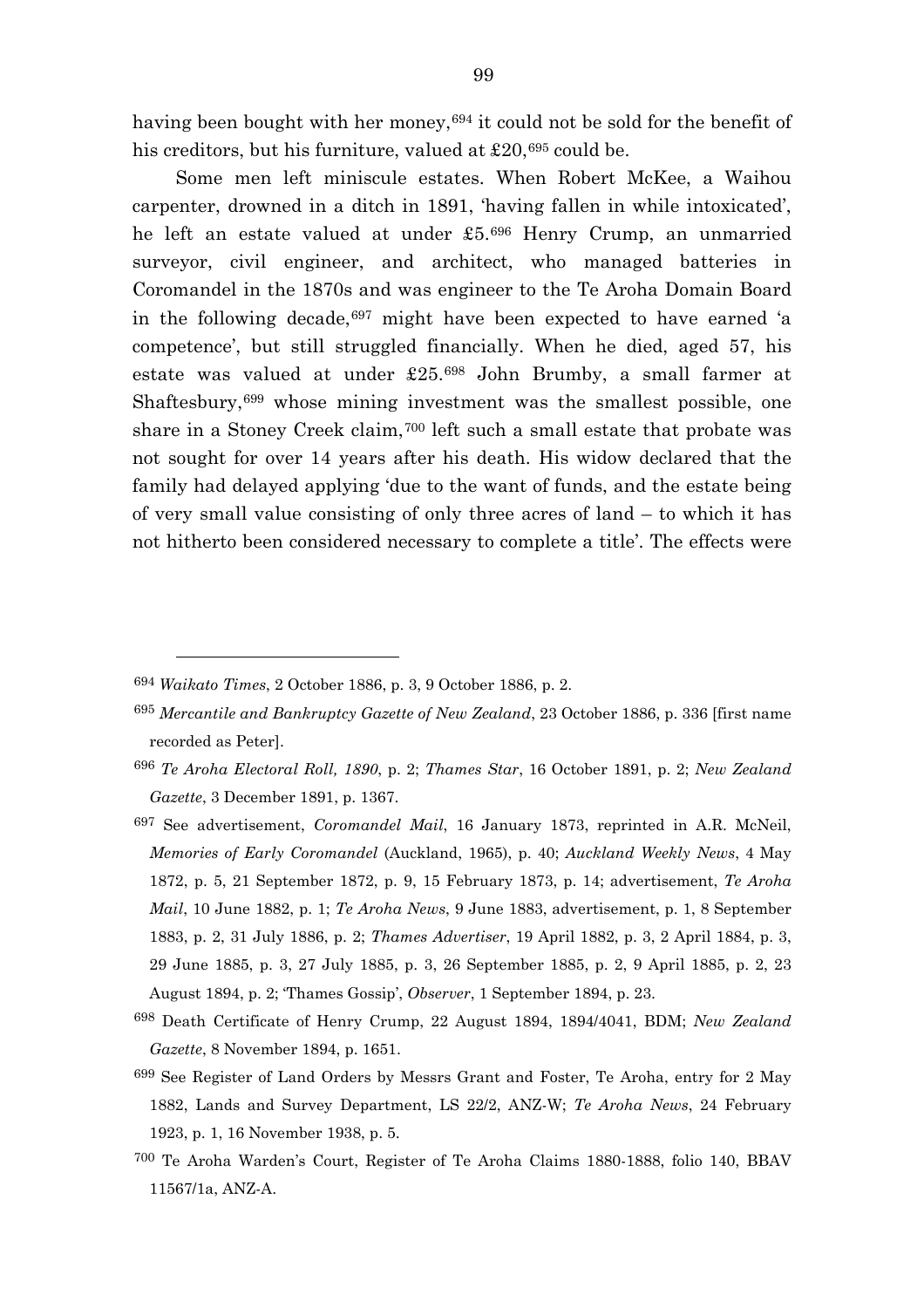having been bought with her money,[694] it could not be sold for the benefit of his creditors, but his furniture, valued at £20,[695] could be.

Some men left miniscule estates. When Robert McKee, a Waihou carpenter, drowned in a ditch in 1891, 'having fallen in while intoxicated', he left an estate valued at under £5.[696] Henry Crump, an unmarried surveyor, civil engineer, and architect, who managed batteries in Coromandel in the 1870s and was engineer to the Te Aroha Domain Board in the following decade,[697] might have been expected to have earned 'a competence', but still struggled financially. When he died, aged 57, his estate was valued at under £25.[698] John Brumby, a small farmer at Shaftesbury,[699] whose mining investment was the smallest possible, one share in a Stoney Creek claim,[700] left such a small estate that probate was not sought for over 14 years after his death. His widow declared that the family had delayed applying 'due to the want of funds, and the estate being of very small value consisting of only three acres of land – to which it has not hitherto been considered necessary to complete a title'. The effects were

---

[694] *Waikato Times*, 2 October 1886, p. 3, 9 October 1886, p. 2.

[695] *Mercantile and Bankruptcy Gazette of New Zealand*, 23 October 1886, p. 336 [first name recorded as Peter].

[696] *Te Aroha Electoral Roll, 1890*, p. 2; *Thames Star*, 16 October 1891, p. 2; *New Zealand Gazette*, 3 December 1891, p. 1367.

[697] See advertisement, *Coromandel Mail*, 16 January 1873, reprinted in A.R. McNeil, *Memories of Early Coromandel* (Auckland, 1965), p. 40; *Auckland Weekly News*, 4 May 1872, p. 5, 21 September 1872, p. 9, 15 February 1873, p. 14; advertisement, *Te Aroha Mail*, 10 June 1882, p. 1; *Te Aroha News*, 9 June 1883, advertisement, p. 1, 8 September 1883, p. 2, 31 July 1886, p. 2; *Thames Advertiser*, 19 April 1882, p. 3, 2 April 1884, p. 3, 29 June 1885, p. 3, 27 July 1885, p. 3, 26 September 1885, p. 2, 9 April 1885, p. 2, 23 August 1894, p. 2; 'Thames Gossip', *Observer*, 1 September 1894, p. 23.

[698] Death Certificate of Henry Crump, 22 August 1894, 1894/4041, BDM; *New Zealand Gazette*, 8 November 1894, p. 1651.

[699] See Register of Land Orders by Messrs Grant and Foster, Te Aroha, entry for 2 May 1882, Lands and Survey Department, LS 22/2, ANZ-W; *Te Aroha News*, 24 February 1923, p. 1, 16 November 1938, p. 5.

[700] Te Aroha Warden's Court, Register of Te Aroha Claims 1880-1888, folio 140, BBAV 11567/1a, ANZ-A.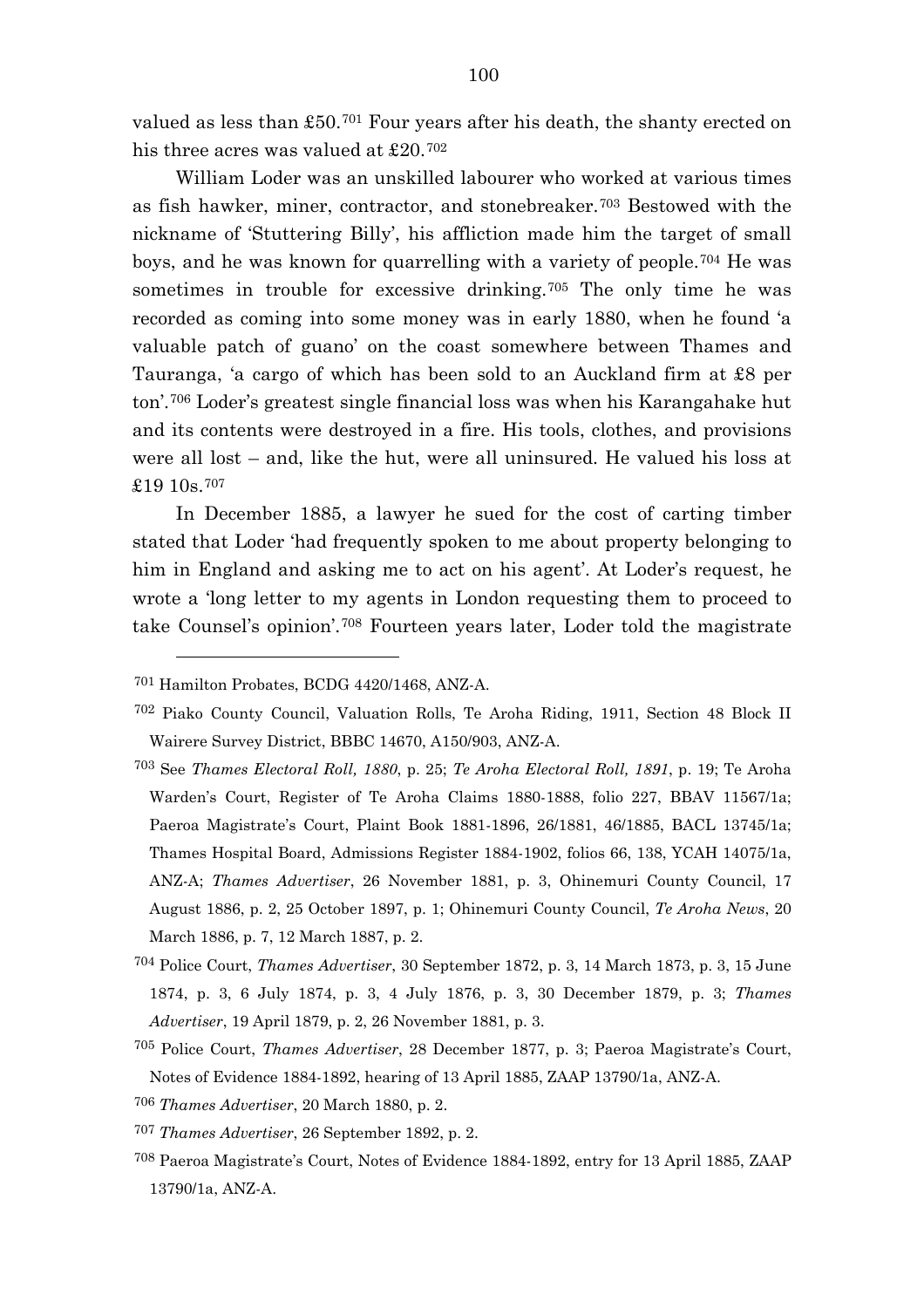valued as less than £50.[701] Four years after his death, the shanty erected on his three acres was valued at £20.[702]

William Loder was an unskilled labourer who worked at various times as fish hawker, miner, contractor, and stonebreaker.[703] Bestowed with the nickname of 'Stuttering Billy', his affliction made him the target of small boys, and he was known for quarrelling with a variety of people.[704] He was sometimes in trouble for excessive drinking.[705] The only time he was recorded as coming into some money was in early 1880, when he found 'a valuable patch of guano' on the coast somewhere between Thames and Tauranga, 'a cargo of which has been sold to an Auckland firm at £8 per ton'.[706] Loder's greatest single financial loss was when his Karangahake hut and its contents were destroyed in a fire. His tools, clothes, and provisions were all lost – and, like the hut, were all uninsured. He valued his loss at £19 10s.[707]

In December 1885, a lawyer he sued for the cost of carting timber stated that Loder 'had frequently spoken to me about property belonging to him in England and asking me to act on his agent'. At Loder's request, he wrote a 'long letter to my agents in London requesting them to proceed to take Counsel's opinion'.[708] Fourteen years later, Loder told the magistrate

---

[701] Hamilton Probates, BCDG 4420/1468, ANZ-A.

[702] Piako County Council, Valuation Rolls, Te Aroha Riding, 1911, Section 48 Block II Wairere Survey District, BBBC 14670, A150/903, ANZ-A.

[703] See *Thames Electoral Roll, 1880*, p. 25; *Te Aroha Electoral Roll, 1891*, p. 19; Te Aroha Warden's Court, Register of Te Aroha Claims 1880-1888, folio 227, BBAV 11567/1a; Paeroa Magistrate's Court, Plaint Book 1881-1896, 26/1881, 46/1885, BACL 13745/1a; Thames Hospital Board, Admissions Register 1884-1902, folios 66, 138, YCAH 14075/1a, ANZ-A; *Thames Advertiser*, 26 November 1881, p. 3, Ohinemuri County Council, 17 August 1886, p. 2, 25 October 1897, p. 1; Ohinemuri County Council, *Te Aroha News*, 20 March 1886, p. 7, 12 March 1887, p. 2.

[704] Police Court, *Thames Advertiser*, 30 September 1872, p. 3, 14 March 1873, p. 3, 15 June 1874, p. 3, 6 July 1874, p. 3, 4 July 1876, p. 3, 30 December 1879, p. 3; *Thames Advertiser*, 19 April 1879, p. 2, 26 November 1881, p. 3.

[705] Police Court, *Thames Advertiser*, 28 December 1877, p. 3; Paeroa Magistrate's Court, Notes of Evidence 1884-1892, hearing of 13 April 1885, ZAAP 13790/1a, ANZ-A.

[706] *Thames Advertiser*, 20 March 1880, p. 2.

[707] *Thames Advertiser*, 26 September 1892, p. 2.

[708] Paeroa Magistrate's Court, Notes of Evidence 1884-1892, entry for 13 April 1885, ZAAP 13790/1a, ANZ-A.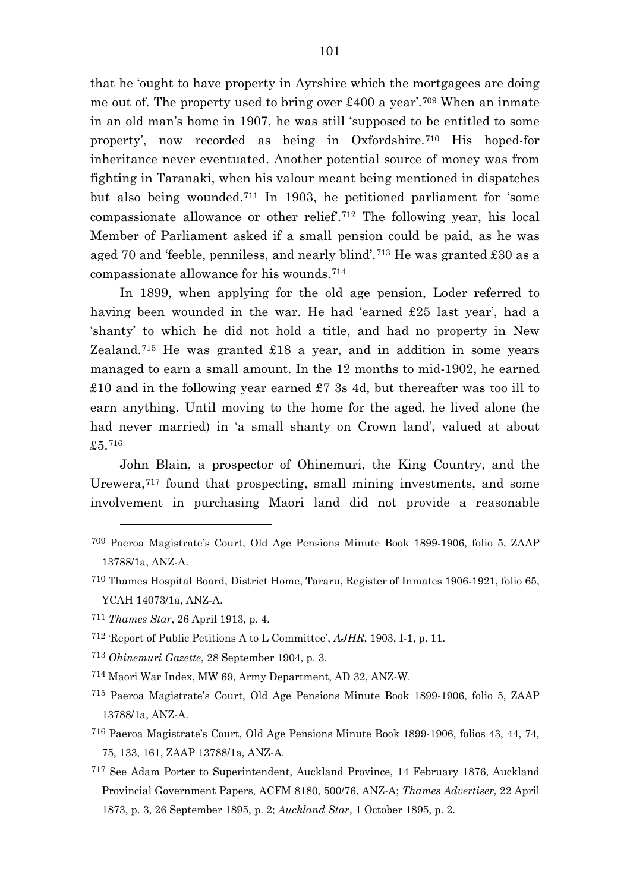that he 'ought to have property in Ayrshire which the mortgagees are doing me out of. The property used to bring over £400 a year'.[709] When an inmate in an old man's home in 1907, he was still 'supposed to be entitled to some property', now recorded as being in Oxfordshire.[710] His hoped-for inheritance never eventuated. Another potential source of money was from fighting in Taranaki, when his valour meant being mentioned in dispatches but also being wounded.[711] In 1903, he petitioned parliament for 'some compassionate allowance or other relief'.[712] The following year, his local Member of Parliament asked if a small pension could be paid, as he was aged 70 and 'feeble, penniless, and nearly blind'.[713] He was granted £30 as a compassionate allowance for his wounds.[714]

In 1899, when applying for the old age pension, Loder referred to having been wounded in the war. He had 'earned £25 last year', had a 'shanty' to which he did not hold a title, and had no property in New Zealand.[715] He was granted £18 a year, and in addition in some years managed to earn a small amount. In the 12 months to mid-1902, he earned £10 and in the following year earned £7 3s 4d, but thereafter was too ill to earn anything. Until moving to the home for the aged, he lived alone (he had never married) in 'a small shanty on Crown land', valued at about £5.[716]

John Blain, a prospector of Ohinemuri, the King Country, and the Urewera,[717] found that prospecting, small mining investments, and some involvement in purchasing Maori land did not provide a reasonable

---

[709] Paeroa Magistrate's Court, Old Age Pensions Minute Book 1899-1906, folio 5, ZAAP 13788/1a, ANZ-A.

[710] Thames Hospital Board, District Home, Tararu, Register of Inmates 1906-1921, folio 65, YCAH 14073/1a, ANZ-A.

[711] *Thames Star*, 26 April 1913, p. 4.

[712] 'Report of Public Petitions A to L Committee', *AJHR*, 1903, I-1, p. 11.

[713] *Ohinemuri Gazette*, 28 September 1904, p. 3.

[714] Maori War Index, MW 69, Army Department, AD 32, ANZ-W.

[715] Paeroa Magistrate's Court, Old Age Pensions Minute Book 1899-1906, folio 5, ZAAP 13788/1a, ANZ-A.

[716] Paeroa Magistrate's Court, Old Age Pensions Minute Book 1899-1906, folios 43, 44, 74, 75, 133, 161, ZAAP 13788/1a, ANZ-A.

[717] See Adam Porter to Superintendent, Auckland Province, 14 February 1876, Auckland Provincial Government Papers, ACFM 8180, 500/76, ANZ-A; *Thames Advertiser*, 22 April 1873, p. 3, 26 September 1895, p. 2; *Auckland Star*, 1 October 1895, p. 2.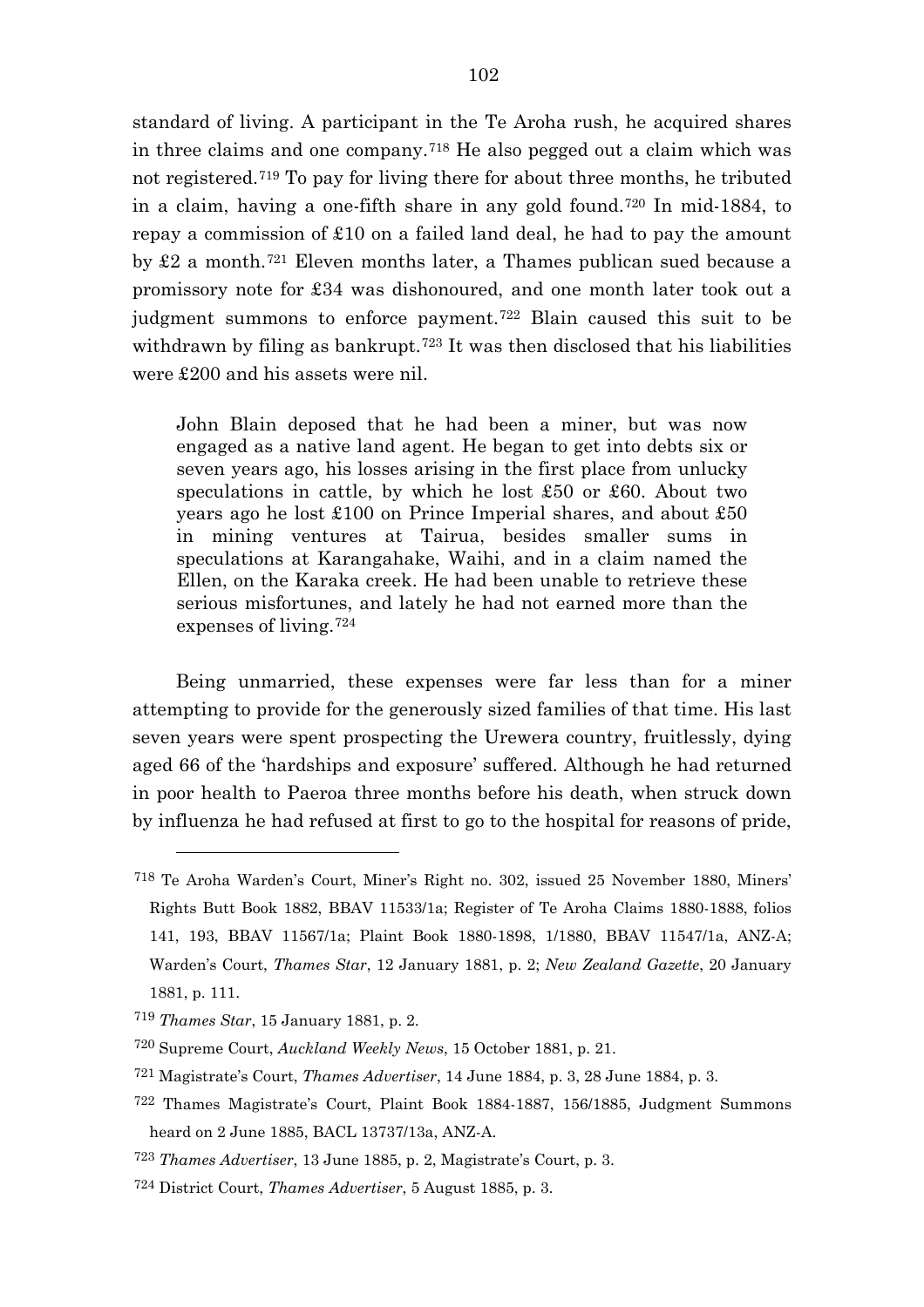standard of living. A participant in the Te Aroha rush, he acquired shares in three claims and one company.[718] He also pegged out a claim which was not registered.[719] To pay for living there for about three months, he tributed in a claim, having a one-fifth share in any gold found.[720] In mid-1884, to repay a commission of £10 on a failed land deal, he had to pay the amount by £2 a month.[721] Eleven months later, a Thames publican sued because a promissory note for £34 was dishonoured, and one month later took out a judgment summons to enforce payment.[722] Blain caused this suit to be withdrawn by filing as bankrupt.[723] It was then disclosed that his liabilities were £200 and his assets were nil.

> John Blain deposed that he had been a miner, but was now engaged as a native land agent. He began to get into debts six or seven years ago, his losses arising in the first place from unlucky speculations in cattle, by which he lost £50 or £60. About two years ago he lost £100 on Prince Imperial shares, and about £50 in mining ventures at Tairua, besides smaller sums in speculations at Karangahake, Waihi, and in a claim named the Ellen, on the Karaka creek. He had been unable to retrieve these serious misfortunes, and lately he had not earned more than the expenses of living.[724]

Being unmarried, these expenses were far less than for a miner attempting to provide for the generously sized families of that time. His last seven years were spent prospecting the Urewera country, fruitlessly, dying aged 66 of the 'hardships and exposure' suffered. Although he had returned in poor health to Paeroa three months before his death, when struck down by influenza he had refused at first to go to the hospital for reasons of pride,

---

[718] Te Aroha Warden's Court, Miner's Right no. 302, issued 25 November 1880, Miners' Rights Butt Book 1882, BBAV 11533/1a; Register of Te Aroha Claims 1880-1888, folios 141, 193, BBAV 11567/1a; Plaint Book 1880-1898, 1/1880, BBAV 11547/1a, ANZ-A; Warden's Court, *Thames Star*, 12 January 1881, p. 2; *New Zealand Gazette*, 20 January 1881, p. 111.

[719] *Thames Star*, 15 January 1881, p. 2.

[720] Supreme Court, *Auckland Weekly News*, 15 October 1881, p. 21.

[721] Magistrate's Court, *Thames Advertiser*, 14 June 1884, p. 3, 28 June 1884, p. 3.

[722] Thames Magistrate's Court, Plaint Book 1884-1887, 156/1885, Judgment Summons heard on 2 June 1885, BACL 13737/13a, ANZ-A.

[723] *Thames Advertiser*, 13 June 1885, p. 2, Magistrate's Court, p. 3.

[724] District Court, *Thames Advertiser*, 5 August 1885, p. 3.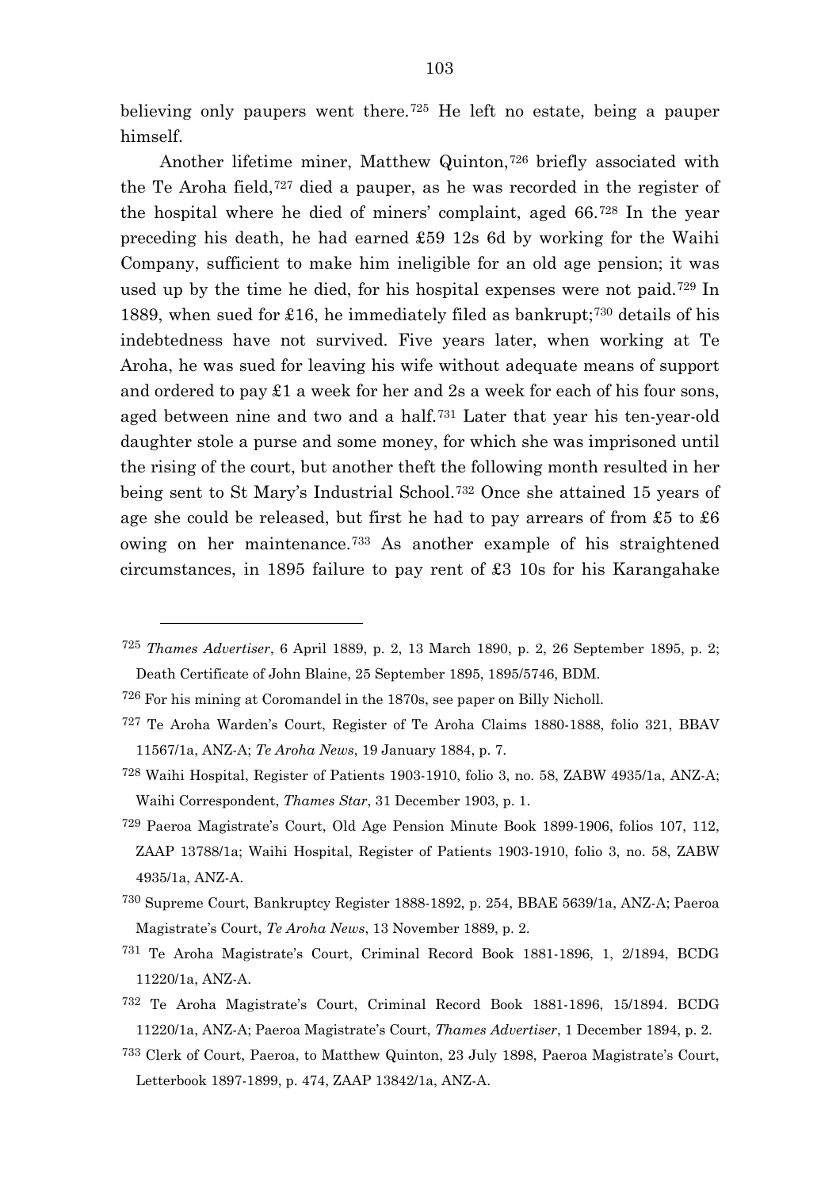believing only paupers went there.[725] He left no estate, being a pauper himself.

Another lifetime miner, Matthew Quinton,[726] briefly associated with the Te Aroha field,[727] died a pauper, as he was recorded in the register of the hospital where he died of miners' complaint, aged 66.[728] In the year preceding his death, he had earned £59 12s 6d by working for the Waihi Company, sufficient to make him ineligible for an old age pension; it was used up by the time he died, for his hospital expenses were not paid.[729] In 1889, when sued for £16, he immediately filed as bankrupt;[730] details of his indebtedness have not survived. Five years later, when working at Te Aroha, he was sued for leaving his wife without adequate means of support and ordered to pay £1 a week for her and 2s a week for each of his four sons, aged between nine and two and a half.[731] Later that year his ten-year-old daughter stole a purse and some money, for which she was imprisoned until the rising of the court, but another theft the following month resulted in her being sent to St Mary's Industrial School.[732] Once she attained 15 years of age she could be released, but first he had to pay arrears of from £5 to £6 owing on her maintenance.[733] As another example of his straightened circumstances, in 1895 failure to pay rent of £3 10s for his Karangahake

---

[725] *Thames Advertiser*, 6 April 1889, p. 2, 13 March 1890, p. 2, 26 September 1895, p. 2; Death Certificate of John Blaine, 25 September 1895, 1895/5746, BDM.

[726] For his mining at Coromandel in the 1870s, see paper on Billy Nicholl.

[727] Te Aroha Warden's Court, Register of Te Aroha Claims 1880-1888, folio 321, BBAV 11567/1a, ANZ-A; *Te Aroha News*, 19 January 1884, p. 7.

[728] Waihi Hospital, Register of Patients 1903-1910, folio 3, no. 58, ZABW 4935/1a, ANZ-A; Waihi Correspondent, *Thames Star*, 31 December 1903, p. 1.

[729] Paeroa Magistrate's Court, Old Age Pension Minute Book 1899-1906, folios 107, 112, ZAAP 13788/1a; Waihi Hospital, Register of Patients 1903-1910, folio 3, no. 58, ZABW 4935/1a, ANZ-A.

[730] Supreme Court, Bankruptcy Register 1888-1892, p. 254, BBAE 5639/1a, ANZ-A; Paeroa Magistrate's Court, *Te Aroha News*, 13 November 1889, p. 2.

[731] Te Aroha Magistrate's Court, Criminal Record Book 1881-1896, 1, 2/1894, BCDG 11220/1a, ANZ-A.

[732] Te Aroha Magistrate's Court, Criminal Record Book 1881-1896, 15/1894. BCDG 11220/1a, ANZ-A; Paeroa Magistrate's Court, *Thames Advertiser*, 1 December 1894, p. 2.

[733] Clerk of Court, Paeroa, to Matthew Quinton, 23 July 1898, Paeroa Magistrate's Court, Letterbook 1897-1899, p. 474, ZAAP 13842/1a, ANZ-A.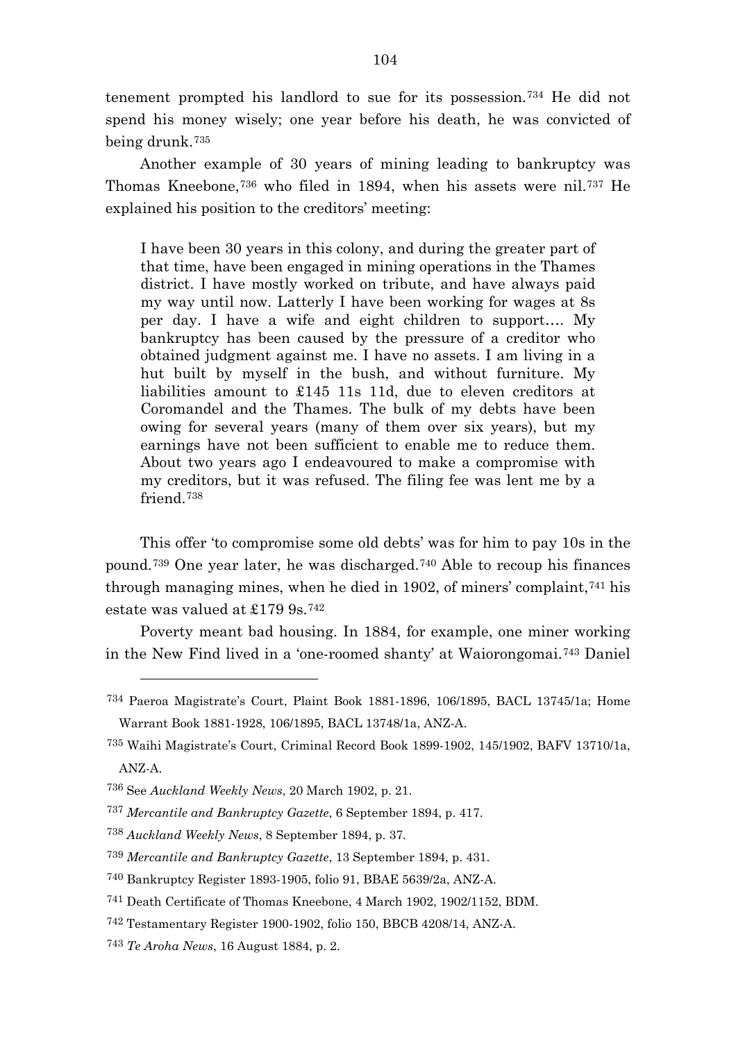tenement prompted his landlord to sue for its possession.[734] He did not spend his money wisely; one year before his death, he was convicted of being drunk.[735]

Another example of 30 years of mining leading to bankruptcy was Thomas Kneebone,[736] who filed in 1894, when his assets were nil.[737] He explained his position to the creditors' meeting:

> I have been 30 years in this colony, and during the greater part of that time, have been engaged in mining operations in the Thames district. I have mostly worked on tribute, and have always paid my way until now. Latterly I have been working for wages at 8s per day. I have a wife and eight children to support…. My bankruptcy has been caused by the pressure of a creditor who obtained judgment against me. I have no assets. I am living in a hut built by myself in the bush, and without furniture. My liabilities amount to £145 11s 11d, due to eleven creditors at Coromandel and the Thames. The bulk of my debts have been owing for several years (many of them over six years), but my earnings have not been sufficient to enable me to reduce them. About two years ago I endeavoured to make a compromise with my creditors, but it was refused. The filing fee was lent me by a friend.[738]

This offer 'to compromise some old debts' was for him to pay 10s in the pound.[739] One year later, he was discharged.[740] Able to recoup his finances through managing mines, when he died in 1902, of miners' complaint,[741] his estate was valued at £179 9s.[742]

Poverty meant bad housing. In 1884, for example, one miner working in the New Find lived in a 'one-roomed shanty' at Waiorongomai.[743] Daniel

---

[734] Paeroa Magistrate's Court, Plaint Book 1881-1896, 106/1895, BACL 13745/1a; Home Warrant Book 1881-1928, 106/1895, BACL 13748/1a, ANZ-A.

[735] Waihi Magistrate's Court, Criminal Record Book 1899-1902, 145/1902, BAFV 13710/1a, ANZ-A.

[736] See *Auckland Weekly News*, 20 March 1902, p. 21.

[737] *Mercantile and Bankruptcy Gazette*, 6 September 1894, p. 417.

[738] *Auckland Weekly News*, 8 September 1894, p. 37.

[739] *Mercantile and Bankruptcy Gazette*, 13 September 1894, p. 431.

[740] Bankruptcy Register 1893-1905, folio 91, BBAE 5639/2a, ANZ-A.

[741] Death Certificate of Thomas Kneebone, 4 March 1902, 1902/1152, BDM.

[742] Testamentary Register 1900-1902, folio 150, BBCB 4208/14, ANZ-A.

[743] *Te Aroha News*, 16 August 1884, p. 2.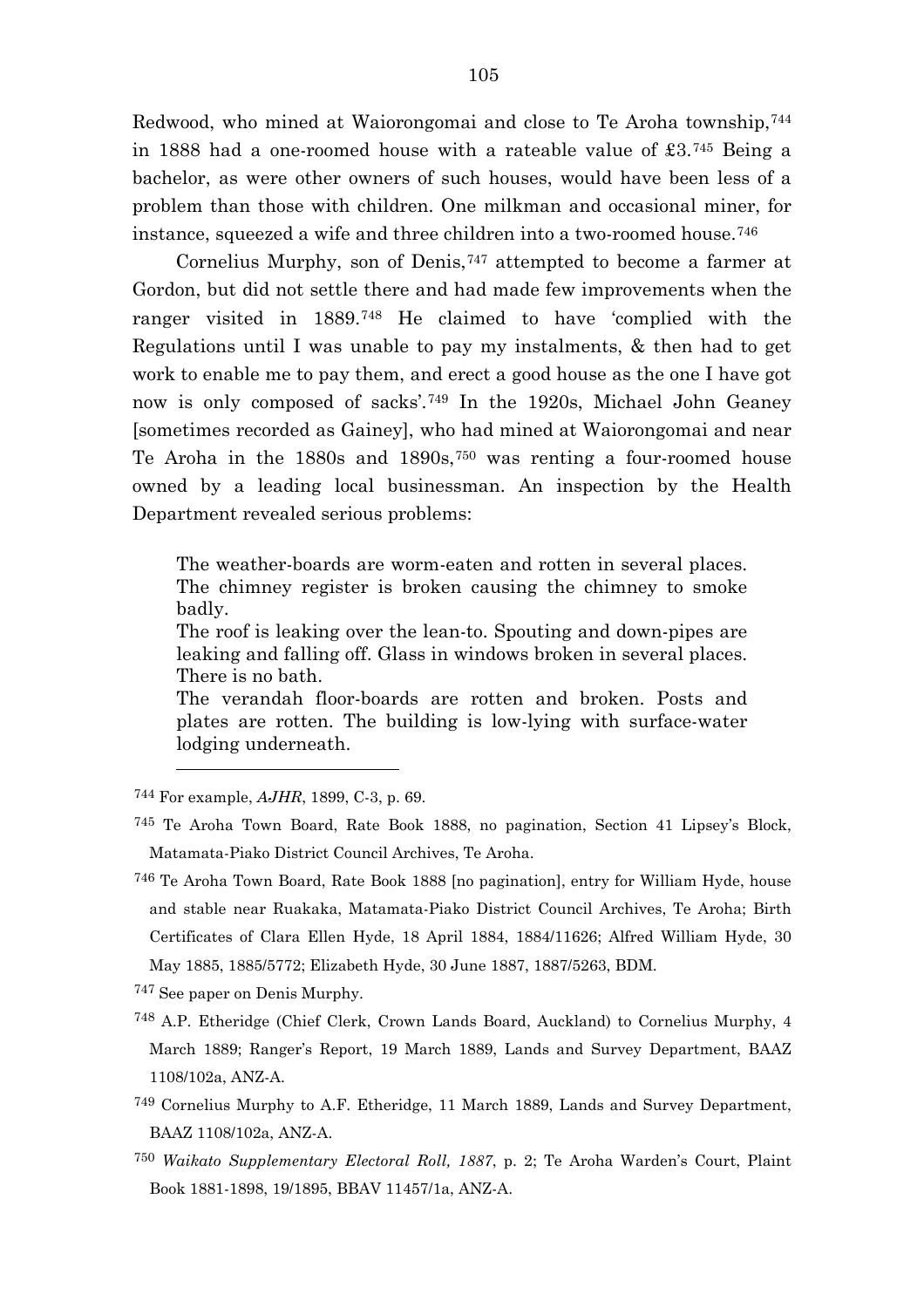Redwood, who mined at Waiorongomai and close to Te Aroha township,[744] in 1888 had a one-roomed house with a rateable value of £3.[745] Being a bachelor, as were other owners of such houses, would have been less of a problem than those with children. One milkman and occasional miner, for instance, squeezed a wife and three children into a two-roomed house.[746]

Cornelius Murphy, son of Denis,[747] attempted to become a farmer at Gordon, but did not settle there and had made few improvements when the ranger visited in 1889.[748] He claimed to have 'complied with the Regulations until I was unable to pay my instalments, & then had to get work to enable me to pay them, and erect a good house as the one I have got now is only composed of sacks'.[749] In the 1920s, Michael John Geaney [sometimes recorded as Gainey], who had mined at Waiorongomai and near Te Aroha in the 1880s and 1890s,[750] was renting a four-roomed house owned by a leading local businessman. An inspection by the Health Department revealed serious problems:

> The weather-boards are worm-eaten and rotten in several places. The chimney register is broken causing the chimney to smoke badly.
> The roof is leaking over the lean-to. Spouting and down-pipes are leaking and falling off. Glass in windows broken in several places. There is no bath.
> The verandah floor-boards are rotten and broken. Posts and plates are rotten. The building is low-lying with surface-water lodging underneath.

---

[744] For example, *AJHR*, 1899, C-3, p. 69.

[745] Te Aroha Town Board, Rate Book 1888, no pagination, Section 41 Lipsey's Block, Matamata-Piako District Council Archives, Te Aroha.

[746] Te Aroha Town Board, Rate Book 1888 [no pagination], entry for William Hyde, house and stable near Ruakaka, Matamata-Piako District Council Archives, Te Aroha; Birth Certificates of Clara Ellen Hyde, 18 April 1884, 1884/11626; Alfred William Hyde, 30 May 1885, 1885/5772; Elizabeth Hyde, 30 June 1887, 1887/5263, BDM.

[747] See paper on Denis Murphy.

[748] A.P. Etheridge (Chief Clerk, Crown Lands Board, Auckland) to Cornelius Murphy, 4 March 1889; Ranger's Report, 19 March 1889, Lands and Survey Department, BAAZ 1108/102a, ANZ-A.

[749] Cornelius Murphy to A.F. Etheridge, 11 March 1889, Lands and Survey Department, BAAZ 1108/102a, ANZ-A.

[750] *Waikato Supplementary Electoral Roll, 1887*, p. 2; Te Aroha Warden's Court, Plaint Book 1881-1898, 19/1895, BBAV 11457/1a, ANZ-A.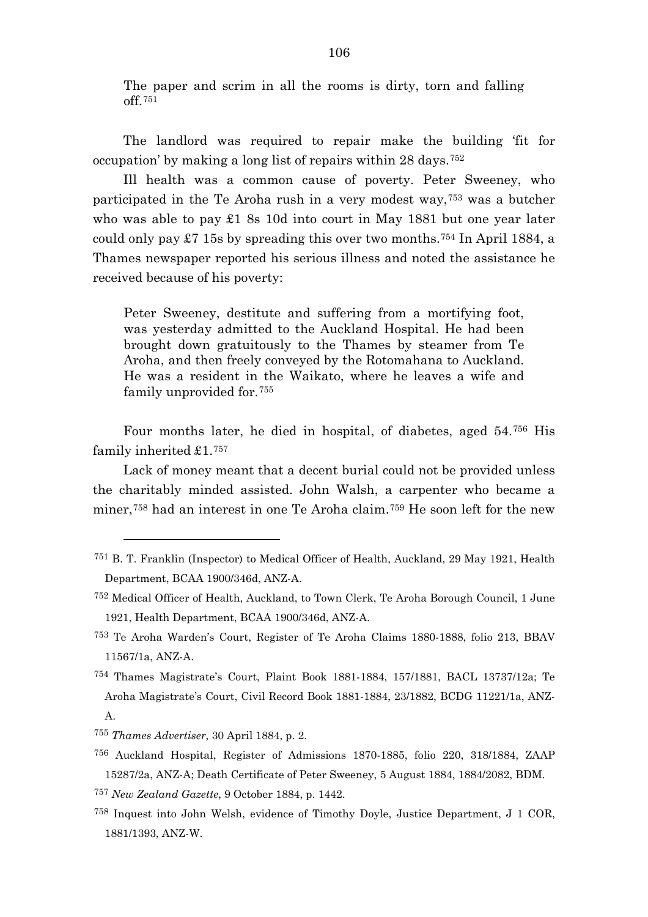> The paper and scrim in all the rooms is dirty, torn and falling off.[751]

The landlord was required to repair make the building 'fit for occupation' by making a long list of repairs within 28 days.[752]

Ill health was a common cause of poverty. Peter Sweeney, who participated in the Te Aroha rush in a very modest way,[753] was a butcher who was able to pay £1 8s 10d into court in May 1881 but one year later could only pay £7 15s by spreading this over two months.[754] In April 1884, a Thames newspaper reported his serious illness and noted the assistance he received because of his poverty:

> Peter Sweeney, destitute and suffering from a mortifying foot, was yesterday admitted to the Auckland Hospital. He had been brought down gratuitously to the Thames by steamer from Te Aroha, and then freely conveyed by the Rotomahana to Auckland. He was a resident in the Waikato, where he leaves a wife and family unprovided for.[755]

Four months later, he died in hospital, of diabetes, aged 54.[756] His family inherited £1.[757]

Lack of money meant that a decent burial could not be provided unless the charitably minded assisted. John Walsh, a carpenter who became a miner,[758] had an interest in one Te Aroha claim.[759] He soon left for the new

---

[751] B. T. Franklin (Inspector) to Medical Officer of Health, Auckland, 29 May 1921, Health Department, BCAA 1900/346d, ANZ-A.

[752] Medical Officer of Health, Auckland, to Town Clerk, Te Aroha Borough Council, 1 June 1921, Health Department, BCAA 1900/346d, ANZ-A.

[753] Te Aroha Warden's Court, Register of Te Aroha Claims 1880-1888, folio 213, BBAV 11567/1a, ANZ-A.

[754] Thames Magistrate's Court, Plaint Book 1881-1884, 157/1881, BACL 13737/12a; Te Aroha Magistrate's Court, Civil Record Book 1881-1884, 23/1882, BCDG 11221/1a, ANZ-A.

[755] *Thames Advertiser*, 30 April 1884, p. 2.

[756] Auckland Hospital, Register of Admissions 1870-1885, folio 220, 318/1884, ZAAP 15287/2a, ANZ-A; Death Certificate of Peter Sweeney, 5 August 1884, 1884/2082, BDM.

[757] *New Zealand Gazette*, 9 October 1884, p. 1442.

[758] Inquest into John Welsh, evidence of Timothy Doyle, Justice Department, J 1 COR, 1881/1393, ANZ-W.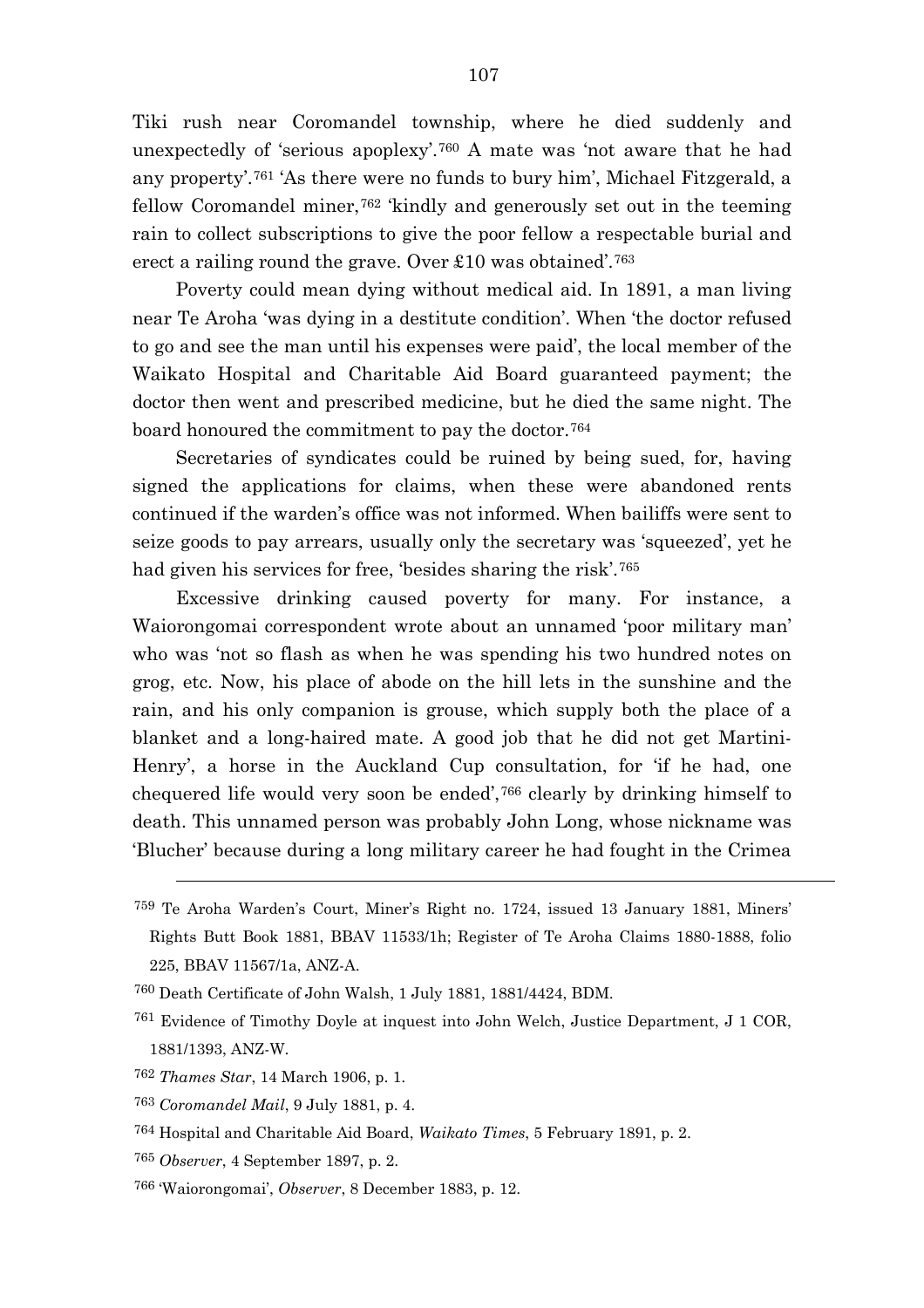Tiki rush near Coromandel township, where he died suddenly and unexpectedly of 'serious apoplexy'.[760] A mate was 'not aware that he had any property'.[761] 'As there were no funds to bury him', Michael Fitzgerald, a fellow Coromandel miner,[762] 'kindly and generously set out in the teeming rain to collect subscriptions to give the poor fellow a respectable burial and erect a railing round the grave. Over £10 was obtained'.[763]

Poverty could mean dying without medical aid. In 1891, a man living near Te Aroha 'was dying in a destitute condition'. When 'the doctor refused to go and see the man until his expenses were paid', the local member of the Waikato Hospital and Charitable Aid Board guaranteed payment; the doctor then went and prescribed medicine, but he died the same night. The board honoured the commitment to pay the doctor.[764]

Secretaries of syndicates could be ruined by being sued, for, having signed the applications for claims, when these were abandoned rents continued if the warden's office was not informed. When bailiffs were sent to seize goods to pay arrears, usually only the secretary was 'squeezed', yet he had given his services for free, 'besides sharing the risk'.[765]

Excessive drinking caused poverty for many. For instance, a Waiorongomai correspondent wrote about an unnamed 'poor military man' who was 'not so flash as when he was spending his two hundred notes on grog, etc. Now, his place of abode on the hill lets in the sunshine and the rain, and his only companion is grouse, which supply both the place of a blanket and a long-haired mate. A good job that he did not get Martini-Henry', a horse in the Auckland Cup consultation, for 'if he had, one chequered life would very soon be ended',[766] clearly by drinking himself to death. This unnamed person was probably John Long, whose nickname was 'Blucher' because during a long military career he had fought in the Crimea

---

759 Te Aroha Warden's Court, Miner's Right no. 1724, issued 13 January 1881, Miners' Rights Butt Book 1881, BBAV 11533/1h; Register of Te Aroha Claims 1880-1888, folio 225, BBAV 11567/1a, ANZ-A.

760 Death Certificate of John Walsh, 1 July 1881, 1881/4424, BDM.

761 Evidence of Timothy Doyle at inquest into John Welch, Justice Department, J 1 COR, 1881/1393, ANZ-W.

762 *Thames Star*, 14 March 1906, p. 1.

763 *Coromandel Mail*, 9 July 1881, p. 4.

764 Hospital and Charitable Aid Board, *Waikato Times*, 5 February 1891, p. 2.

765 *Observer*, 4 September 1897, p. 2.

766 'Waiorongomai', *Observer*, 8 December 1883, p. 12.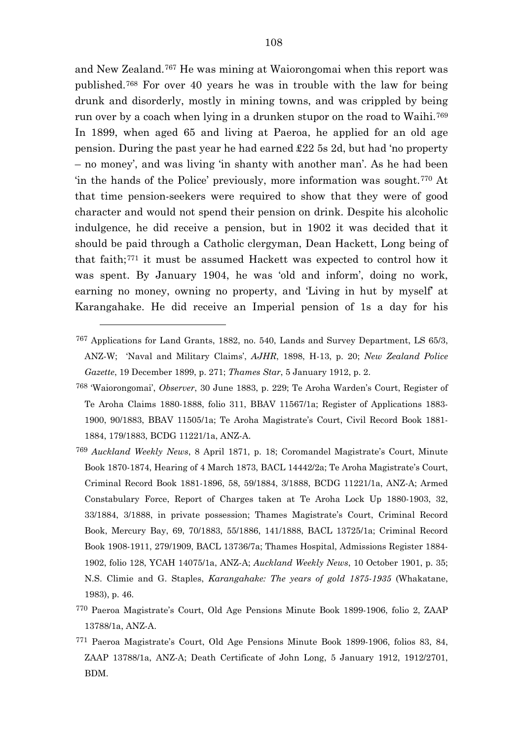and New Zealand.[767] He was mining at Waiorongomai when this report was published.[768] For over 40 years he was in trouble with the law for being drunk and disorderly, mostly in mining towns, and was crippled by being run over by a coach when lying in a drunken stupor on the road to Waihi.[769] In 1899, when aged 65 and living at Paeroa, he applied for an old age pension. During the past year he had earned £22 5s 2d, but had 'no property – no money', and was living 'in shanty with another man'. As he had been 'in the hands of the Police' previously, more information was sought.[770] At that time pension-seekers were required to show that they were of good character and would not spend their pension on drink. Despite his alcoholic indulgence, he did receive a pension, but in 1902 it was decided that it should be paid through a Catholic clergyman, Dean Hackett, Long being of that faith;[771] it must be assumed Hackett was expected to control how it was spent. By January 1904, he was 'old and inform', doing no work, earning no money, owning no property, and 'Living in hut by myself' at Karangahake. He did receive an Imperial pension of 1s a day for his

---

[767] Applications for Land Grants, 1882, no. 540, Lands and Survey Department, LS 65/3, ANZ-W; 'Naval and Military Claims', *AJHR*, 1898, H-13, p. 20; *New Zealand Police Gazette*, 19 December 1899, p. 271; *Thames Star*, 5 January 1912, p. 2.

[768] 'Waiorongomai', *Observer*, 30 June 1883, p. 229; Te Aroha Warden's Court, Register of Te Aroha Claims 1880-1888, folio 311, BBAV 11567/1a; Register of Applications 1883-1900, 90/1883, BBAV 11505/1a; Te Aroha Magistrate's Court, Civil Record Book 1881-1884, 179/1883, BCDG 11221/1a, ANZ-A.

[769] *Auckland Weekly News*, 8 April 1871, p. 18; Coromandel Magistrate's Court, Minute Book 1870-1874, Hearing of 4 March 1873, BACL 14442/2a; Te Aroha Magistrate's Court, Criminal Record Book 1881-1896, 58, 59/1884, 3/1888, BCDG 11221/1a, ANZ-A; Armed Constabulary Force, Report of Charges taken at Te Aroha Lock Up 1880-1903, 32, 33/1884, 3/1888, in private possession; Thames Magistrate's Court, Criminal Record Book, Mercury Bay, 69, 70/1883, 55/1886, 141/1888, BACL 13725/1a; Criminal Record Book 1908-1911, 279/1909, BACL 13736/7a; Thames Hospital, Admissions Register 1884-1902, folio 128, YCAH 14075/1a, ANZ-A; *Auckland Weekly News*, 10 October 1901, p. 35; N.S. Climie and G. Staples, *Karangahake: The years of gold 1875-1935* (Whakatane, 1983), p. 46.

[770] Paeroa Magistrate's Court, Old Age Pensions Minute Book 1899-1906, folio 2, ZAAP 13788/1a, ANZ-A.

[771] Paeroa Magistrate's Court, Old Age Pensions Minute Book 1899-1906, folios 83, 84, ZAAP 13788/1a, ANZ-A; Death Certificate of John Long, 5 January 1912, 1912/2701, BDM.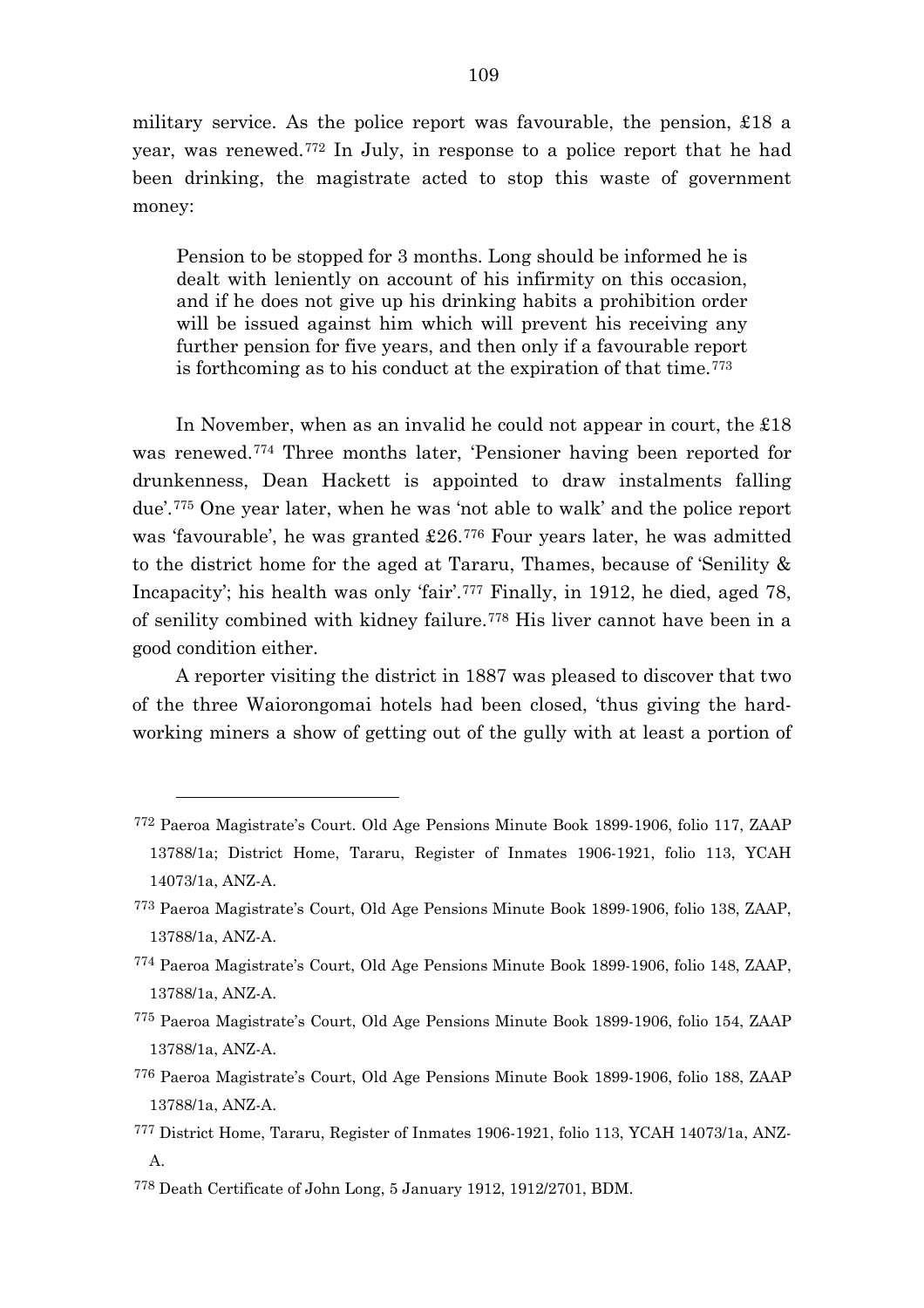military service. As the police report was favourable, the pension, £18 a year, was renewed.[772] In July, in response to a police report that he had been drinking, the magistrate acted to stop this waste of government money:

> Pension to be stopped for 3 months. Long should be informed he is dealt with leniently on account of his infirmity on this occasion, and if he does not give up his drinking habits a prohibition order will be issued against him which will prevent his receiving any further pension for five years, and then only if a favourable report is forthcoming as to his conduct at the expiration of that time.[773]

In November, when as an invalid he could not appear in court, the £18 was renewed.[774] Three months later, 'Pensioner having been reported for drunkenness, Dean Hackett is appointed to draw instalments falling due'.[775] One year later, when he was 'not able to walk' and the police report was 'favourable', he was granted £26.[776] Four years later, he was admitted to the district home for the aged at Tararu, Thames, because of 'Senility & Incapacity'; his health was only 'fair'.[777] Finally, in 1912, he died, aged 78, of senility combined with kidney failure.[778] His liver cannot have been in a good condition either.

A reporter visiting the district in 1887 was pleased to discover that two of the three Waiorongomai hotels had been closed, 'thus giving the hard-working miners a show of getting out of the gully with at least a portion of

---

[772] Paeroa Magistrate's Court. Old Age Pensions Minute Book 1899-1906, folio 117, ZAAP 13788/1a; District Home, Tararu, Register of Inmates 1906-1921, folio 113, YCAH 14073/1a, ANZ-A.

[773] Paeroa Magistrate's Court, Old Age Pensions Minute Book 1899-1906, folio 138, ZAAP, 13788/1a, ANZ-A.

[774] Paeroa Magistrate's Court, Old Age Pensions Minute Book 1899-1906, folio 148, ZAAP, 13788/1a, ANZ-A.

[775] Paeroa Magistrate's Court, Old Age Pensions Minute Book 1899-1906, folio 154, ZAAP 13788/1a, ANZ-A.

[776] Paeroa Magistrate's Court, Old Age Pensions Minute Book 1899-1906, folio 188, ZAAP 13788/1a, ANZ-A.

[777] District Home, Tararu, Register of Inmates 1906-1921, folio 113, YCAH 14073/1a, ANZ-A.

[778] Death Certificate of John Long, 5 January 1912, 1912/2701, BDM.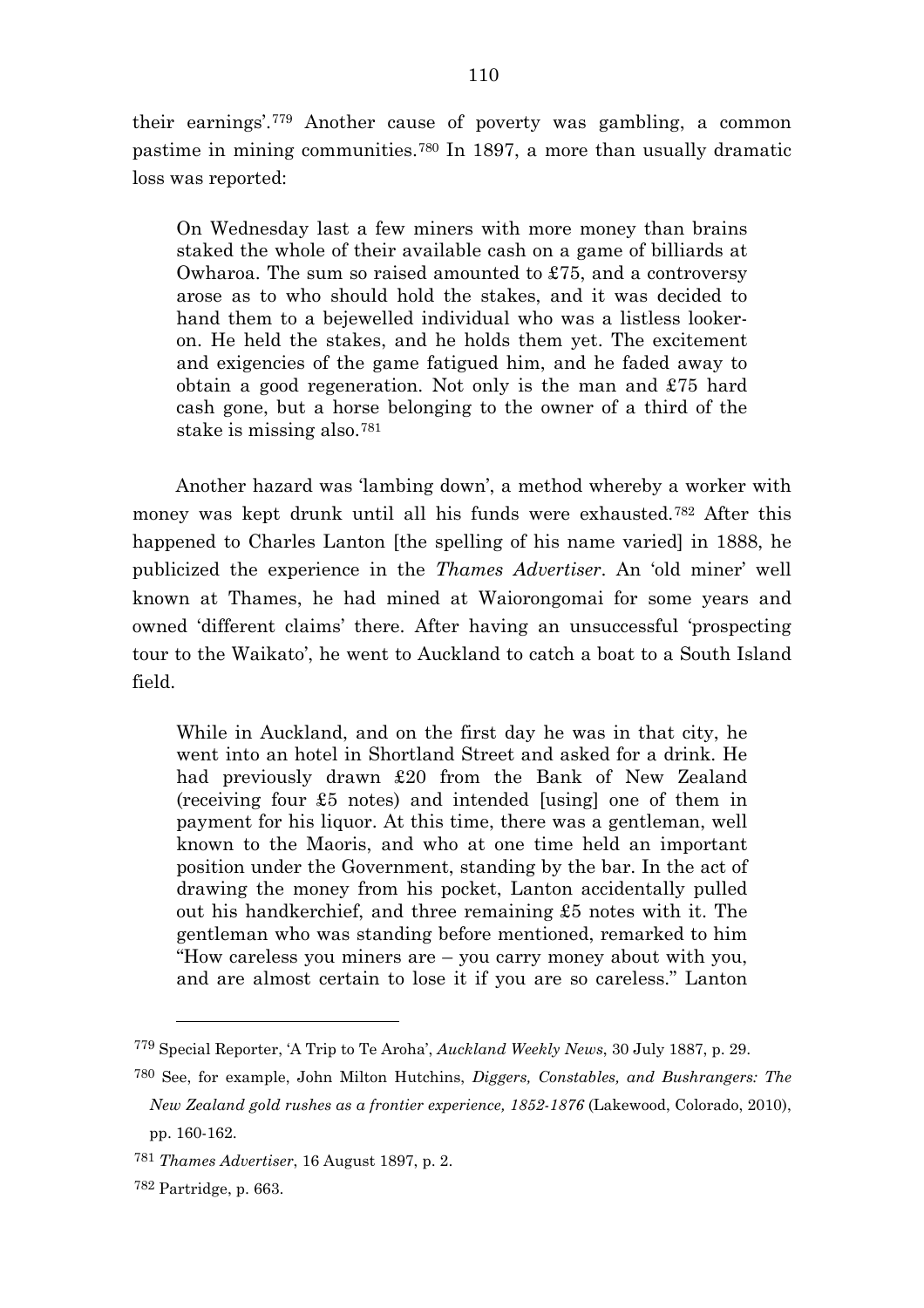their earnings'.[779] Another cause of poverty was gambling, a common pastime in mining communities.[780] In 1897, a more than usually dramatic loss was reported:

> On Wednesday last a few miners with more money than brains staked the whole of their available cash on a game of billiards at Owharoa. The sum so raised amounted to £75, and a controversy arose as to who should hold the stakes, and it was decided to hand them to a bejewelled individual who was a listless looker-on. He held the stakes, and he holds them yet. The excitement and exigencies of the game fatigued him, and he faded away to obtain a good regeneration. Not only is the man and £75 hard cash gone, but a horse belonging to the owner of a third of the stake is missing also.[781]

Another hazard was 'lambing down', a method whereby a worker with money was kept drunk until all his funds were exhausted.[782] After this happened to Charles Lanton [the spelling of his name varied] in 1888, he publicized the experience in the *Thames Advertiser*. An 'old miner' well known at Thames, he had mined at Waiorongomai for some years and owned 'different claims' there. After having an unsuccessful 'prospecting tour to the Waikato', he went to Auckland to catch a boat to a South Island field.

> While in Auckland, and on the first day he was in that city, he went into an hotel in Shortland Street and asked for a drink. He had previously drawn £20 from the Bank of New Zealand (receiving four £5 notes) and intended [using] one of them in payment for his liquor. At this time, there was a gentleman, well known to the Maoris, and who at one time held an important position under the Government, standing by the bar. In the act of drawing the money from his pocket, Lanton accidentally pulled out his handkerchief, and three remaining £5 notes with it. The gentleman who was standing before mentioned, remarked to him "How careless you miners are – you carry money about with you, and are almost certain to lose it if you are so careless." Lanton

---

779 Special Reporter, 'A Trip to Te Aroha', *Auckland Weekly News*, 30 July 1887, p. 29.

780 See, for example, John Milton Hutchins, *Diggers, Constables, and Bushrangers: The New Zealand gold rushes as a frontier experience, 1852-1876* (Lakewood, Colorado, 2010), pp. 160-162.

781 *Thames Advertiser*, 16 August 1897, p. 2.

782 Partridge, p. 663.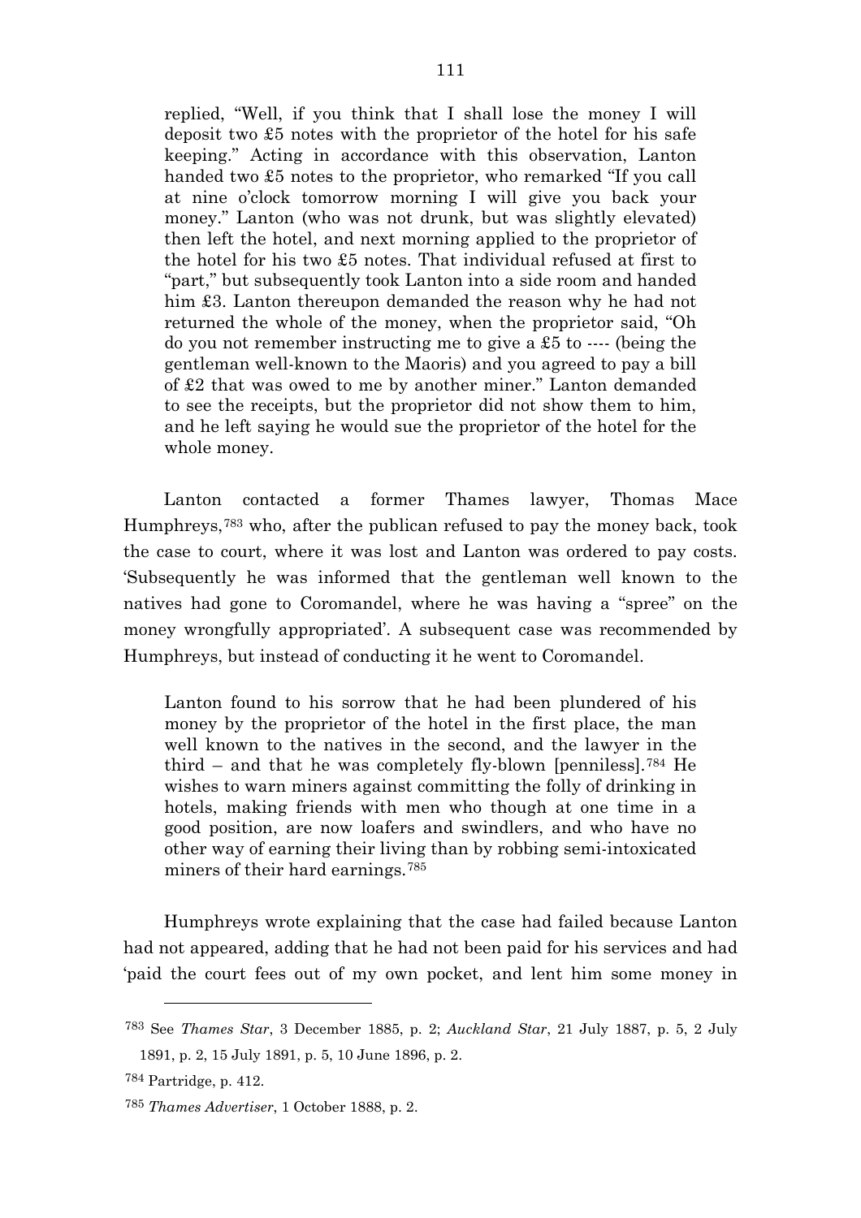> replied, "Well, if you think that I shall lose the money I will deposit two £5 notes with the proprietor of the hotel for his safe keeping." Acting in accordance with this observation, Lanton handed two £5 notes to the proprietor, who remarked "If you call at nine o'clock tomorrow morning I will give you back your money." Lanton (who was not drunk, but was slightly elevated) then left the hotel, and next morning applied to the proprietor of the hotel for his two £5 notes. That individual refused at first to "part," but subsequently took Lanton into a side room and handed him £3. Lanton thereupon demanded the reason why he had not returned the whole of the money, when the proprietor said, "Oh do you not remember instructing me to give a £5 to ---- (being the gentleman well-known to the Maoris) and you agreed to pay a bill of £2 that was owed to me by another miner." Lanton demanded to see the receipts, but the proprietor did not show them to him, and he left saying he would sue the proprietor of the hotel for the whole money.

Lanton contacted a former Thames lawyer, Thomas Mace Humphreys,[783] who, after the publican refused to pay the money back, took the case to court, where it was lost and Lanton was ordered to pay costs. 'Subsequently he was informed that the gentleman well known to the natives had gone to Coromandel, where he was having a "spree" on the money wrongfully appropriated'. A subsequent case was recommended by Humphreys, but instead of conducting it he went to Coromandel.

> Lanton found to his sorrow that he had been plundered of his money by the proprietor of the hotel in the first place, the man well known to the natives in the second, and the lawyer in the third – and that he was completely fly-blown [penniless].[784] He wishes to warn miners against committing the folly of drinking in hotels, making friends with men who though at one time in a good position, are now loafers and swindlers, and who have no other way of earning their living than by robbing semi-intoxicated miners of their hard earnings.[785]

Humphreys wrote explaining that the case had failed because Lanton had not appeared, adding that he had not been paid for his services and had 'paid the court fees out of my own pocket, and lent him some money in

---

783 See *Thames Star*, 3 December 1885, p. 2; *Auckland Star*, 21 July 1887, p. 5, 2 July 1891, p. 2, 15 July 1891, p. 5, 10 June 1896, p. 2.

784 Partridge, p. 412.

785 *Thames Advertiser*, 1 October 1888, p. 2.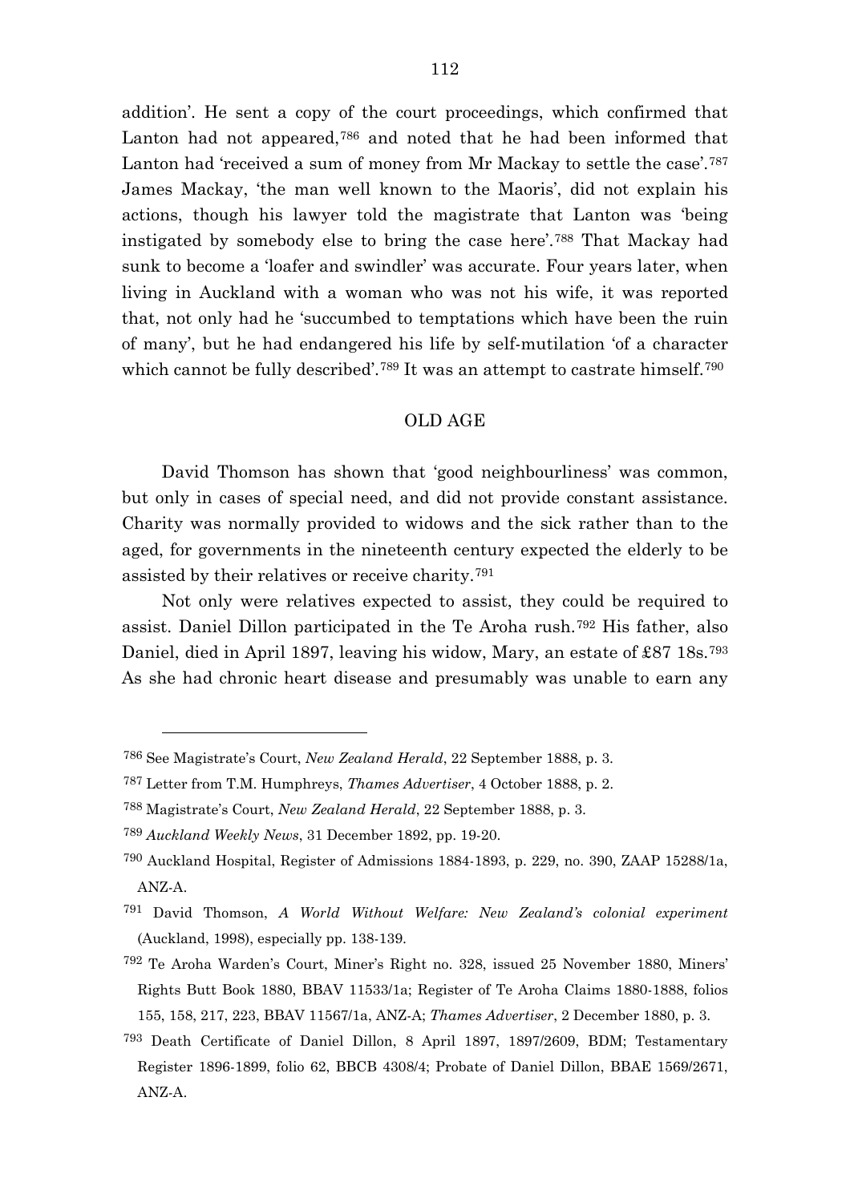addition'. He sent a copy of the court proceedings, which confirmed that Lanton had not appeared,[786] and noted that he had been informed that Lanton had 'received a sum of money from Mr Mackay to settle the case'.[787] James Mackay, 'the man well known to the Maoris', did not explain his actions, though his lawyer told the magistrate that Lanton was 'being instigated by somebody else to bring the case here'.[788] That Mackay had sunk to become a 'loafer and swindler' was accurate. Four years later, when living in Auckland with a woman who was not his wife, it was reported that, not only had he 'succumbed to temptations which have been the ruin of many', but he had endangered his life by self-mutilation 'of a character which cannot be fully described'.[789] It was an attempt to castrate himself.[790]

## OLD AGE

David Thomson has shown that 'good neighbourliness' was common, but only in cases of special need, and did not provide constant assistance. Charity was normally provided to widows and the sick rather than to the aged, for governments in the nineteenth century expected the elderly to be assisted by their relatives or receive charity.[791]

Not only were relatives expected to assist, they could be required to assist. Daniel Dillon participated in the Te Aroha rush.[792] His father, also Daniel, died in April 1897, leaving his widow, Mary, an estate of £87 18s.[793] As she had chronic heart disease and presumably was unable to earn any

---

[786] See Magistrate's Court, *New Zealand Herald*, 22 September 1888, p. 3.

[787] Letter from T.M. Humphreys, *Thames Advertiser*, 4 October 1888, p. 2.

[788] Magistrate's Court, *New Zealand Herald*, 22 September 1888, p. 3.

[789] *Auckland Weekly News*, 31 December 1892, pp. 19-20.

[790] Auckland Hospital, Register of Admissions 1884-1893, p. 229, no. 390, ZAAP 15288/1a, ANZ-A.

[791] David Thomson, *A World Without Welfare: New Zealand's colonial experiment* (Auckland, 1998), especially pp. 138-139.

[792] Te Aroha Warden's Court, Miner's Right no. 328, issued 25 November 1880, Miners' Rights Butt Book 1880, BBAV 11533/1a; Register of Te Aroha Claims 1880-1888, folios 155, 158, 217, 223, BBAV 11567/1a, ANZ-A; *Thames Advertiser*, 2 December 1880, p. 3.

[793] Death Certificate of Daniel Dillon, 8 April 1897, 1897/2609, BDM; Testamentary Register 1896-1899, folio 62, BBCB 4308/4; Probate of Daniel Dillon, BBAE 1569/2671, ANZ-A.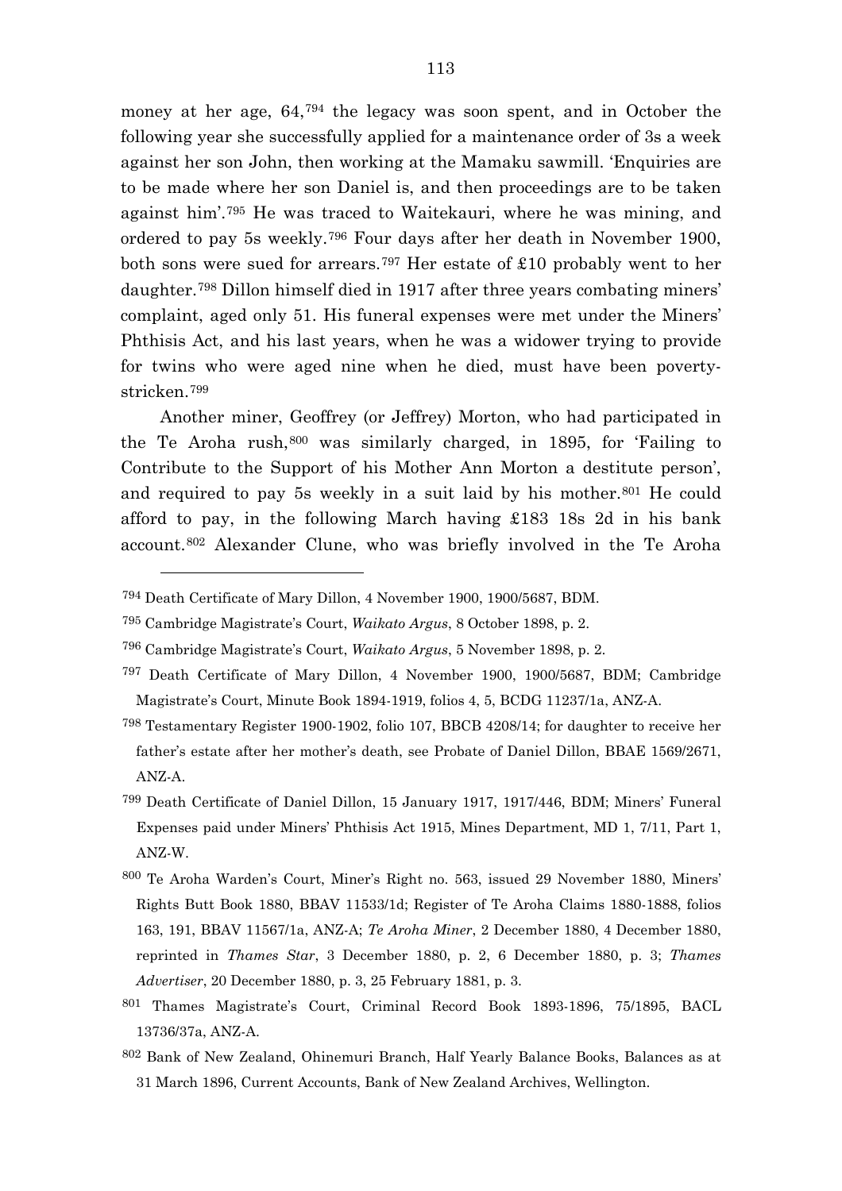money at her age, 64,[794] the legacy was soon spent, and in October the following year she successfully applied for a maintenance order of 3s a week against her son John, then working at the Mamaku sawmill. 'Enquiries are to be made where her son Daniel is, and then proceedings are to be taken against him'.[795] He was traced to Waitekauri, where he was mining, and ordered to pay 5s weekly.[796] Four days after her death in November 1900, both sons were sued for arrears.[797] Her estate of £10 probably went to her daughter.[798] Dillon himself died in 1917 after three years combating miners' complaint, aged only 51. His funeral expenses were met under the Miners' Phthisis Act, and his last years, when he was a widower trying to provide for twins who were aged nine when he died, must have been poverty-stricken.[799]

Another miner, Geoffrey (or Jeffrey) Morton, who had participated in the Te Aroha rush,[800] was similarly charged, in 1895, for 'Failing to Contribute to the Support of his Mother Ann Morton a destitute person', and required to pay 5s weekly in a suit laid by his mother.[801] He could afford to pay, in the following March having £183 18s 2d in his bank account.[802] Alexander Clune, who was briefly involved in the Te Aroha

---

[794] Death Certificate of Mary Dillon, 4 November 1900, 1900/5687, BDM.

[795] Cambridge Magistrate's Court, *Waikato Argus*, 8 October 1898, p. 2.

[796] Cambridge Magistrate's Court, *Waikato Argus*, 5 November 1898, p. 2.

[797] Death Certificate of Mary Dillon, 4 November 1900, 1900/5687, BDM; Cambridge Magistrate's Court, Minute Book 1894-1919, folios 4, 5, BCDG 11237/1a, ANZ-A.

[798] Testamentary Register 1900-1902, folio 107, BBCB 4208/14; for daughter to receive her father's estate after her mother's death, see Probate of Daniel Dillon, BBAE 1569/2671, ANZ-A.

[799] Death Certificate of Daniel Dillon, 15 January 1917, 1917/446, BDM; Miners' Funeral Expenses paid under Miners' Phthisis Act 1915, Mines Department, MD 1, 7/11, Part 1, ANZ-W.

[800] Te Aroha Warden's Court, Miner's Right no. 563, issued 29 November 1880, Miners' Rights Butt Book 1880, BBAV 11533/1d; Register of Te Aroha Claims 1880-1888, folios 163, 191, BBAV 11567/1a, ANZ-A; *Te Aroha Miner*, 2 December 1880, 4 December 1880, reprinted in *Thames Star*, 3 December 1880, p. 2, 6 December 1880, p. 3; *Thames Advertiser*, 20 December 1880, p. 3, 25 February 1881, p. 3.

[801] Thames Magistrate's Court, Criminal Record Book 1893-1896, 75/1895, BACL 13736/37a, ANZ-A.

[802] Bank of New Zealand, Ohinemuri Branch, Half Yearly Balance Books, Balances as at 31 March 1896, Current Accounts, Bank of New Zealand Archives, Wellington.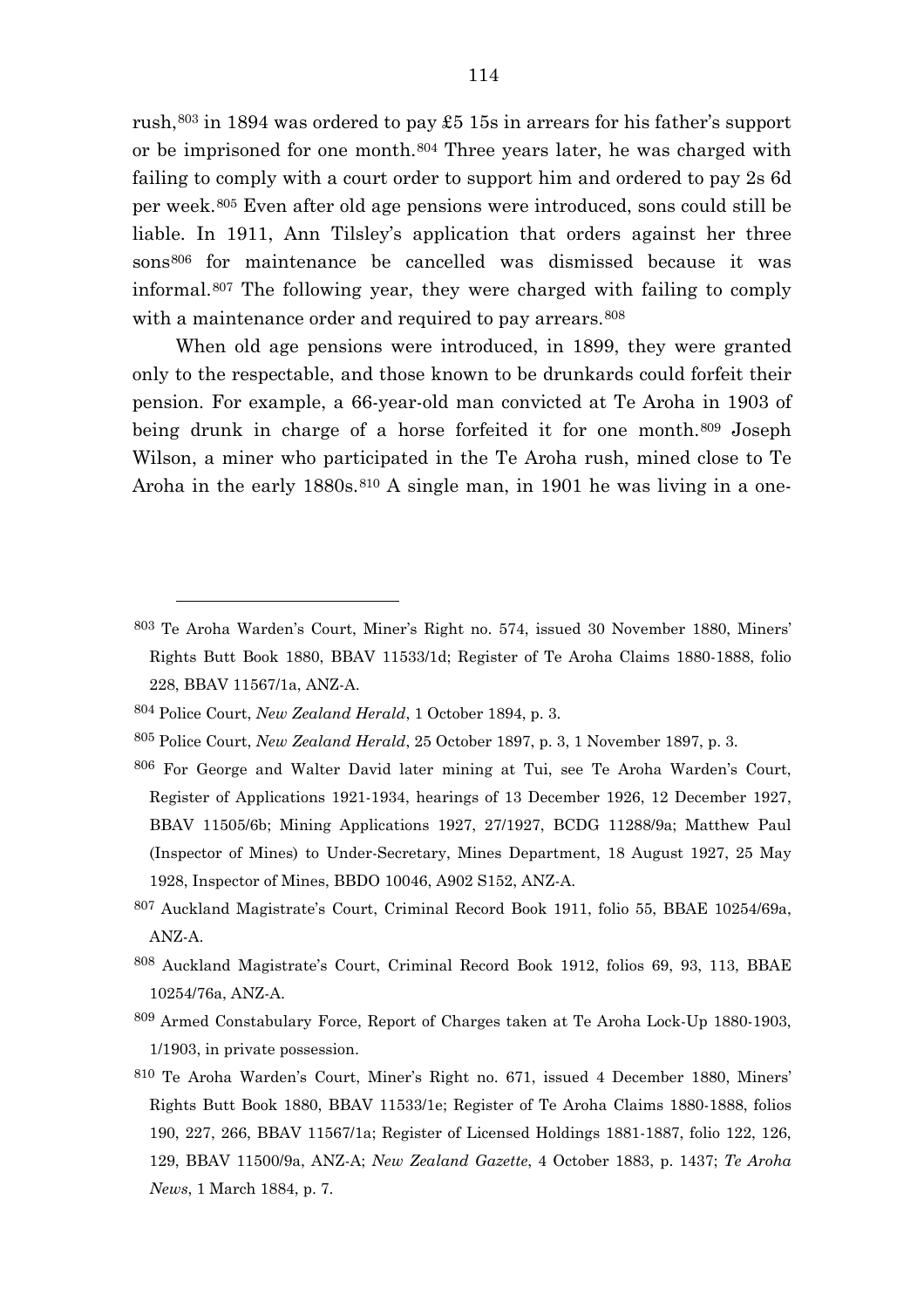rush,[803] in 1894 was ordered to pay £5 15s in arrears for his father's support or be imprisoned for one month.[804] Three years later, he was charged with failing to comply with a court order to support him and ordered to pay 2s 6d per week.[805] Even after old age pensions were introduced, sons could still be liable. In 1911, Ann Tilsley's application that orders against her three sons[806] for maintenance be cancelled was dismissed because it was informal.[807] The following year, they were charged with failing to comply with a maintenance order and required to pay arrears.[808]

When old age pensions were introduced, in 1899, they were granted only to the respectable, and those known to be drunkards could forfeit their pension. For example, a 66-year-old man convicted at Te Aroha in 1903 of being drunk in charge of a horse forfeited it for one month.[809] Joseph Wilson, a miner who participated in the Te Aroha rush, mined close to Te Aroha in the early 1880s.[810] A single man, in 1901 he was living in a one-

---

[803] Te Aroha Warden's Court, Miner's Right no. 574, issued 30 November 1880, Miners' Rights Butt Book 1880, BBAV 11533/1d; Register of Te Aroha Claims 1880-1888, folio 228, BBAV 11567/1a, ANZ-A.

[804] Police Court, *New Zealand Herald*, 1 October 1894, p. 3.

[805] Police Court, *New Zealand Herald*, 25 October 1897, p. 3, 1 November 1897, p. 3.

[806] For George and Walter David later mining at Tui, see Te Aroha Warden's Court, Register of Applications 1921-1934, hearings of 13 December 1926, 12 December 1927, BBAV 11505/6b; Mining Applications 1927, 27/1927, BCDG 11288/9a; Matthew Paul (Inspector of Mines) to Under-Secretary, Mines Department, 18 August 1927, 25 May 1928, Inspector of Mines, BBDO 10046, A902 S152, ANZ-A.

[807] Auckland Magistrate's Court, Criminal Record Book 1911, folio 55, BBAE 10254/69a, ANZ-A.

[808] Auckland Magistrate's Court, Criminal Record Book 1912, folios 69, 93, 113, BBAE 10254/76a, ANZ-A.

[809] Armed Constabulary Force, Report of Charges taken at Te Aroha Lock-Up 1880-1903, 1/1903, in private possession.

[810] Te Aroha Warden's Court, Miner's Right no. 671, issued 4 December 1880, Miners' Rights Butt Book 1880, BBAV 11533/1e; Register of Te Aroha Claims 1880-1888, folios 190, 227, 266, BBAV 11567/1a; Register of Licensed Holdings 1881-1887, folio 122, 126, 129, BBAV 11500/9a, ANZ-A; *New Zealand Gazette*, 4 October 1883, p. 1437; *Te Aroha News*, 1 March 1884, p. 7.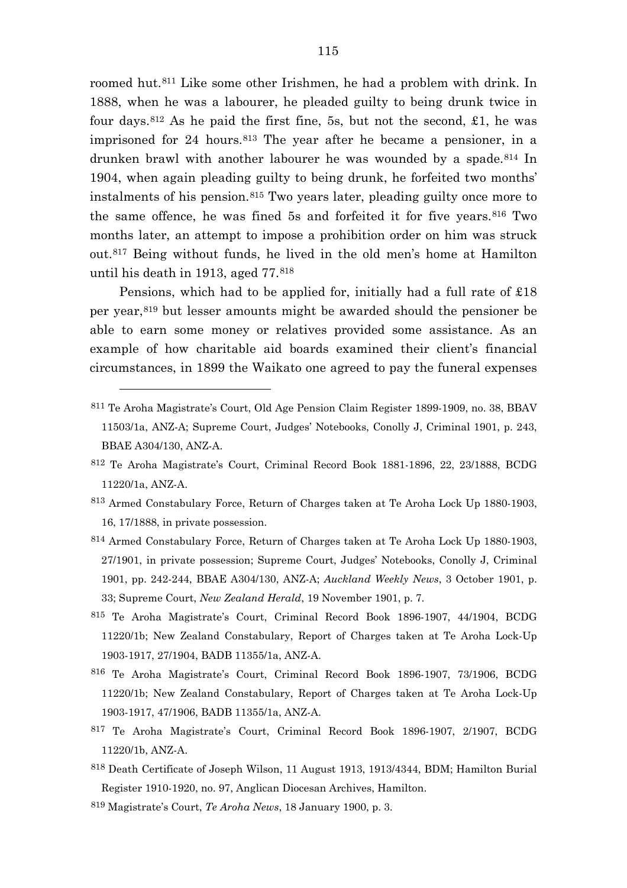roomed hut.[811] Like some other Irishmen, he had a problem with drink. In 1888, when he was a labourer, he pleaded guilty to being drunk twice in four days.[812] As he paid the first fine, 5s, but not the second, £1, he was imprisoned for 24 hours.[813] The year after he became a pensioner, in a drunken brawl with another labourer he was wounded by a spade.[814] In 1904, when again pleading guilty to being drunk, he forfeited two months' instalments of his pension.[815] Two years later, pleading guilty once more to the same offence, he was fined 5s and forfeited it for five years.[816] Two months later, an attempt to impose a prohibition order on him was struck out.[817] Being without funds, he lived in the old men's home at Hamilton until his death in 1913, aged 77.[818]

Pensions, which had to be applied for, initially had a full rate of £18 per year,[819] but lesser amounts might be awarded should the pensioner be able to earn some money or relatives provided some assistance. As an example of how charitable aid boards examined their client's financial circumstances, in 1899 the Waikato one agreed to pay the funeral expenses

---

[811] Te Aroha Magistrate's Court, Old Age Pension Claim Register 1899-1909, no. 38, BBAV 11503/1a, ANZ-A; Supreme Court, Judges' Notebooks, Conolly J, Criminal 1901, p. 243, BBAE A304/130, ANZ-A.

[812] Te Aroha Magistrate's Court, Criminal Record Book 1881-1896, 22, 23/1888, BCDG 11220/1a, ANZ-A.

[813] Armed Constabulary Force, Return of Charges taken at Te Aroha Lock Up 1880-1903, 16, 17/1888, in private possession.

[814] Armed Constabulary Force, Return of Charges taken at Te Aroha Lock Up 1880-1903, 27/1901, in private possession; Supreme Court, Judges' Notebooks, Conolly J, Criminal 1901, pp. 242-244, BBAE A304/130, ANZ-A; *Auckland Weekly News*, 3 October 1901, p. 33; Supreme Court, *New Zealand Herald*, 19 November 1901, p. 7.

[815] Te Aroha Magistrate's Court, Criminal Record Book 1896-1907, 44/1904, BCDG 11220/1b; New Zealand Constabulary, Report of Charges taken at Te Aroha Lock-Up 1903-1917, 27/1904, BADB 11355/1a, ANZ-A.

[816] Te Aroha Magistrate's Court, Criminal Record Book 1896-1907, 73/1906, BCDG 11220/1b; New Zealand Constabulary, Report of Charges taken at Te Aroha Lock-Up 1903-1917, 47/1906, BADB 11355/1a, ANZ-A.

[817] Te Aroha Magistrate's Court, Criminal Record Book 1896-1907, 2/1907, BCDG 11220/1b, ANZ-A.

[818] Death Certificate of Joseph Wilson, 11 August 1913, 1913/4344, BDM; Hamilton Burial Register 1910-1920, no. 97, Anglican Diocesan Archives, Hamilton.

[819] Magistrate's Court, *Te Aroha News*, 18 January 1900, p. 3.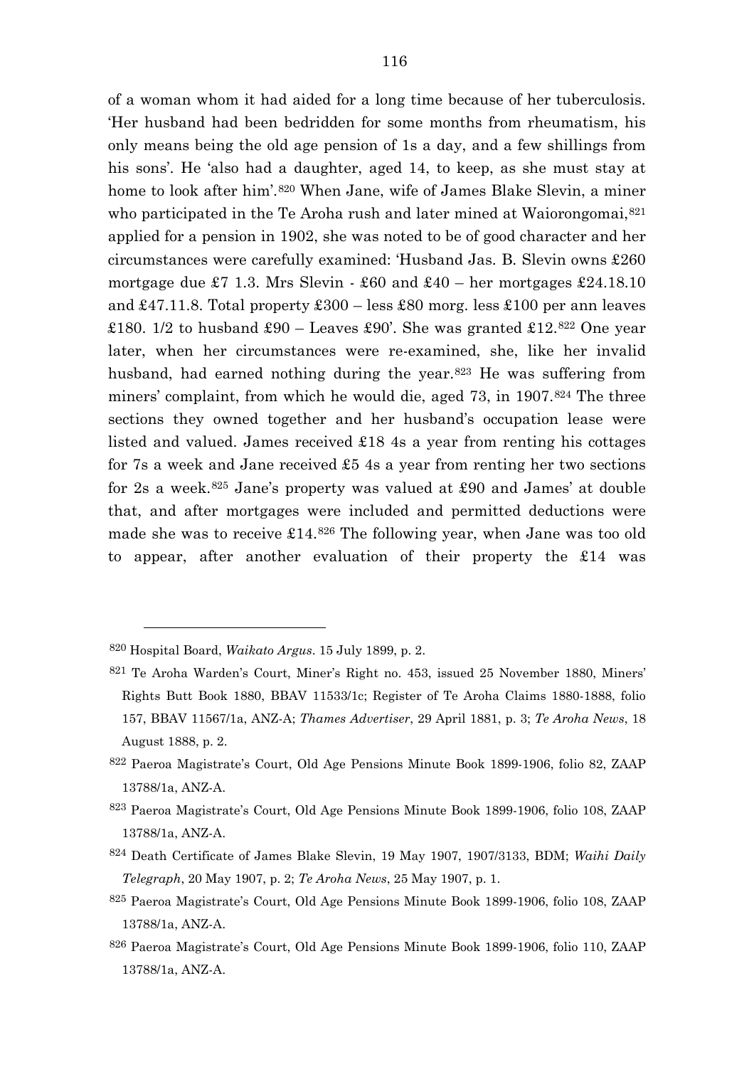of a woman whom it had aided for a long time because of her tuberculosis. 'Her husband had been bedridden for some months from rheumatism, his only means being the old age pension of 1s a day, and a few shillings from his sons'. He 'also had a daughter, aged 14, to keep, as she must stay at home to look after him'.[820] When Jane, wife of James Blake Slevin, a miner who participated in the Te Aroha rush and later mined at Waiorongomai,[821] applied for a pension in 1902, she was noted to be of good character and her circumstances were carefully examined: 'Husband Jas. B. Slevin owns £260 mortgage due £7 1.3. Mrs Slevin - £60 and £40 – her mortgages £24.18.10 and £47.11.8. Total property £300 – less £80 morg. less £100 per ann leaves £180. 1/2 to husband £90 – Leaves £90'. She was granted £12.[822] One year later, when her circumstances were re-examined, she, like her invalid husband, had earned nothing during the year.[823] He was suffering from miners' complaint, from which he would die, aged 73, in 1907.[824] The three sections they owned together and her husband's occupation lease were listed and valued. James received £18 4s a year from renting his cottages for 7s a week and Jane received £5 4s a year from renting her two sections for 2s a week.[825] Jane's property was valued at £90 and James' at double that, and after mortgages were included and permitted deductions were made she was to receive £14.[826] The following year, when Jane was too old to appear, after another evaluation of their property the £14 was

---

[820] Hospital Board, *Waikato Argus*. 15 July 1899, p. 2.

[821] Te Aroha Warden's Court, Miner's Right no. 453, issued 25 November 1880, Miners' Rights Butt Book 1880, BBAV 11533/1c; Register of Te Aroha Claims 1880-1888, folio 157, BBAV 11567/1a, ANZ-A; *Thames Advertiser*, 29 April 1881, p. 3; *Te Aroha News*, 18 August 1888, p. 2.

[822] Paeroa Magistrate's Court, Old Age Pensions Minute Book 1899-1906, folio 82, ZAAP 13788/1a, ANZ-A.

[823] Paeroa Magistrate's Court, Old Age Pensions Minute Book 1899-1906, folio 108, ZAAP 13788/1a, ANZ-A.

[824] Death Certificate of James Blake Slevin, 19 May 1907, 1907/3133, BDM; *Waihi Daily Telegraph*, 20 May 1907, p. 2; *Te Aroha News*, 25 May 1907, p. 1.

[825] Paeroa Magistrate's Court, Old Age Pensions Minute Book 1899-1906, folio 108, ZAAP 13788/1a, ANZ-A.

[826] Paeroa Magistrate's Court, Old Age Pensions Minute Book 1899-1906, folio 110, ZAAP 13788/1a, ANZ-A.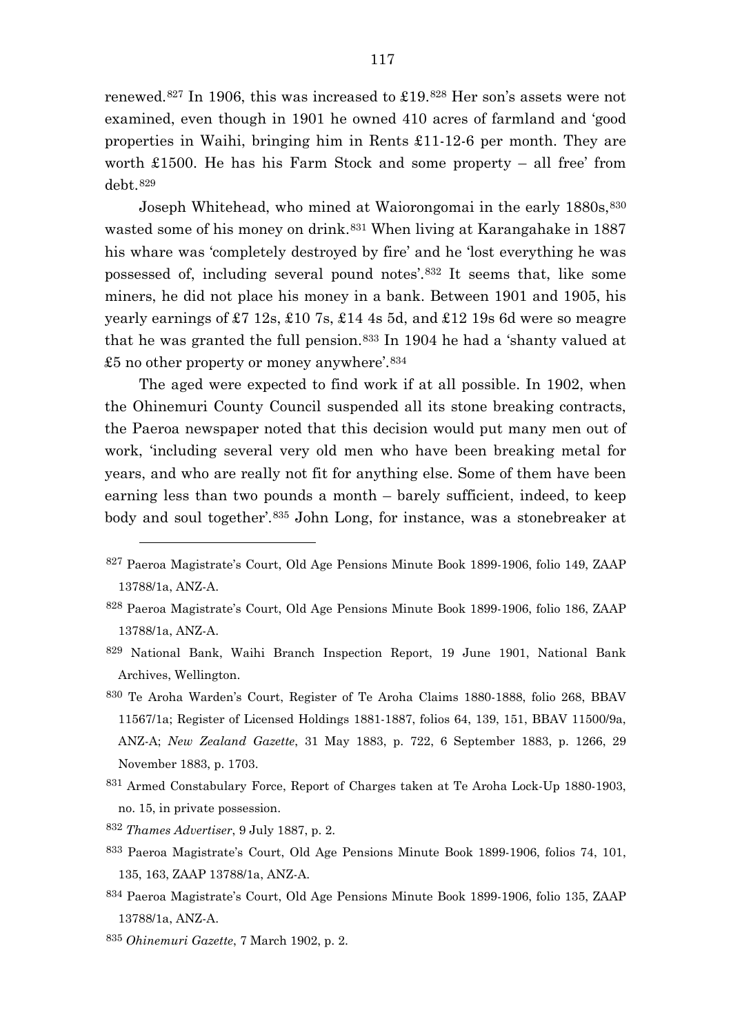renewed.[827] In 1906, this was increased to £19.[828] Her son's assets were not examined, even though in 1901 he owned 410 acres of farmland and 'good properties in Waihi, bringing him in Rents £11-12-6 per month. They are worth £1500. He has his Farm Stock and some property – all free' from debt.[829]

Joseph Whitehead, who mined at Waiorongomai in the early 1880s,[830] wasted some of his money on drink.[831] When living at Karangahake in 1887 his whare was 'completely destroyed by fire' and he 'lost everything he was possessed of, including several pound notes'.[832] It seems that, like some miners, he did not place his money in a bank. Between 1901 and 1905, his yearly earnings of £7 12s, £10 7s, £14 4s 5d, and £12 19s 6d were so meagre that he was granted the full pension.[833] In 1904 he had a 'shanty valued at £5 no other property or money anywhere'.[834]

The aged were expected to find work if at all possible. In 1902, when the Ohinemuri County Council suspended all its stone breaking contracts, the Paeroa newspaper noted that this decision would put many men out of work, 'including several very old men who have been breaking metal for years, and who are really not fit for anything else. Some of them have been earning less than two pounds a month – barely sufficient, indeed, to keep body and soul together'.[835] John Long, for instance, was a stonebreaker at

---

[827] Paeroa Magistrate's Court, Old Age Pensions Minute Book 1899-1906, folio 149, ZAAP 13788/1a, ANZ-A.

[828] Paeroa Magistrate's Court, Old Age Pensions Minute Book 1899-1906, folio 186, ZAAP 13788/1a, ANZ-A.

[829] National Bank, Waihi Branch Inspection Report, 19 June 1901, National Bank Archives, Wellington.

[830] Te Aroha Warden's Court, Register of Te Aroha Claims 1880-1888, folio 268, BBAV 11567/1a; Register of Licensed Holdings 1881-1887, folios 64, 139, 151, BBAV 11500/9a, ANZ-A; *New Zealand Gazette*, 31 May 1883, p. 722, 6 September 1883, p. 1266, 29 November 1883, p. 1703.

[831] Armed Constabulary Force, Report of Charges taken at Te Aroha Lock-Up 1880-1903, no. 15, in private possession.

[832] *Thames Advertiser*, 9 July 1887, p. 2.

[833] Paeroa Magistrate's Court, Old Age Pensions Minute Book 1899-1906, folios 74, 101, 135, 163, ZAAP 13788/1a, ANZ-A.

[834] Paeroa Magistrate's Court, Old Age Pensions Minute Book 1899-1906, folio 135, ZAAP 13788/1a, ANZ-A.

[835] *Ohinemuri Gazette*, 7 March 1902, p. 2.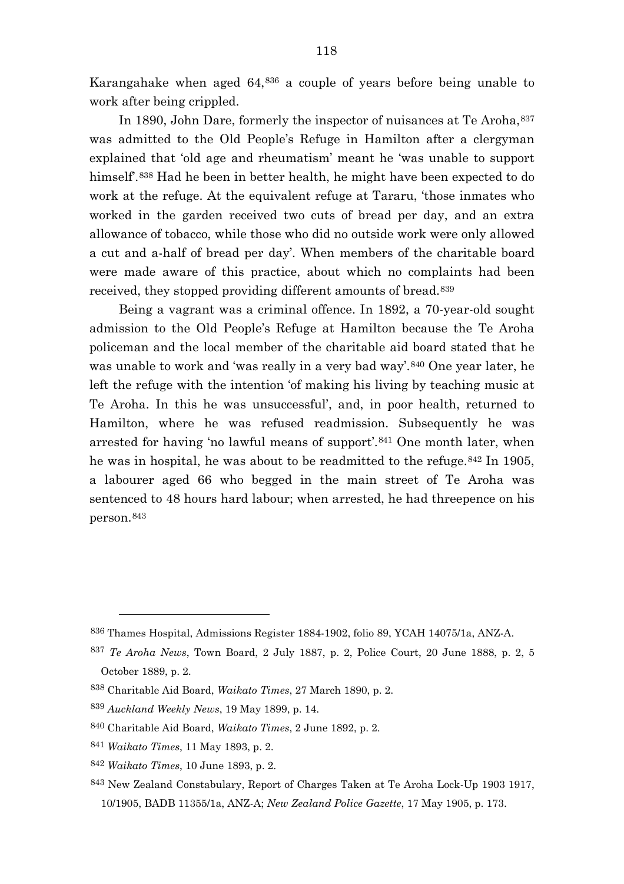Karangahake when aged 64,[836] a couple of years before being unable to work after being crippled.

In 1890, John Dare, formerly the inspector of nuisances at Te Aroha,[837] was admitted to the Old People's Refuge in Hamilton after a clergyman explained that 'old age and rheumatism' meant he 'was unable to support himself'.[838] Had he been in better health, he might have been expected to do work at the refuge. At the equivalent refuge at Tararu, 'those inmates who worked in the garden received two cuts of bread per day, and an extra allowance of tobacco, while those who did no outside work were only allowed a cut and a-half of bread per day'. When members of the charitable board were made aware of this practice, about which no complaints had been received, they stopped providing different amounts of bread.[839]

Being a vagrant was a criminal offence. In 1892, a 70-year-old sought admission to the Old People's Refuge at Hamilton because the Te Aroha policeman and the local member of the charitable aid board stated that he was unable to work and 'was really in a very bad way'.[840] One year later, he left the refuge with the intention 'of making his living by teaching music at Te Aroha. In this he was unsuccessful', and, in poor health, returned to Hamilton, where he was refused readmission. Subsequently he was arrested for having 'no lawful means of support'.[841] One month later, when he was in hospital, he was about to be readmitted to the refuge.[842] In 1905, a labourer aged 66 who begged in the main street of Te Aroha was sentenced to 48 hours hard labour; when arrested, he had threepence on his person.[843]

---

[836] Thames Hospital, Admissions Register 1884-1902, folio 89, YCAH 14075/1a, ANZ-A.

[837] *Te Aroha News*, Town Board, 2 July 1887, p. 2, Police Court, 20 June 1888, p. 2, 5 October 1889, p. 2.

[838] Charitable Aid Board, *Waikato Times*, 27 March 1890, p. 2.

[839] *Auckland Weekly News*, 19 May 1899, p. 14.

[840] Charitable Aid Board, *Waikato Times*, 2 June 1892, p. 2.

[841] *Waikato Times*, 11 May 1893, p. 2.

[842] *Waikato Times*, 10 June 1893, p. 2.

[843] New Zealand Constabulary, Report of Charges Taken at Te Aroha Lock-Up 1903 1917, 10/1905, BADB 11355/1a, ANZ-A; *New Zealand Police Gazette*, 17 May 1905, p. 173.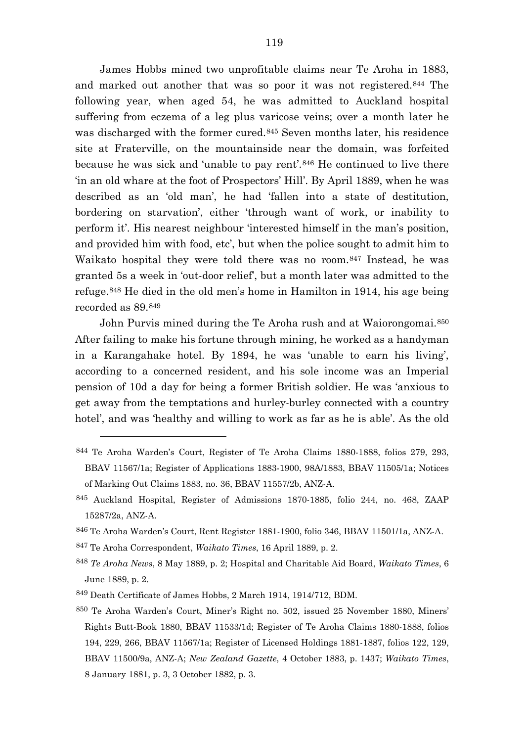James Hobbs mined two unprofitable claims near Te Aroha in 1883, and marked out another that was so poor it was not registered.[844] The following year, when aged 54, he was admitted to Auckland hospital suffering from eczema of a leg plus varicose veins; over a month later he was discharged with the former cured.[845] Seven months later, his residence site at Fraterville, on the mountainside near the domain, was forfeited because he was sick and 'unable to pay rent'.[846] He continued to live there 'in an old whare at the foot of Prospectors' Hill'. By April 1889, when he was described as an 'old man', he had 'fallen into a state of destitution, bordering on starvation', either 'through want of work, or inability to perform it'. His nearest neighbour 'interested himself in the man's position, and provided him with food, etc', but when the police sought to admit him to Waikato hospital they were told there was no room.[847] Instead, he was granted 5s a week in 'out-door relief', but a month later was admitted to the refuge.[848] He died in the old men's home in Hamilton in 1914, his age being recorded as 89.[849]

John Purvis mined during the Te Aroha rush and at Waiorongomai.[850] After failing to make his fortune through mining, he worked as a handyman in a Karangahake hotel. By 1894, he was 'unable to earn his living', according to a concerned resident, and his sole income was an Imperial pension of 10d a day for being a former British soldier. He was 'anxious to get away from the temptations and hurley-burley connected with a country hotel', and was 'healthy and willing to work as far as he is able'. As the old

---

[844] Te Aroha Warden's Court, Register of Te Aroha Claims 1880-1888, folios 279, 293, BBAV 11567/1a; Register of Applications 1883-1900, 98A/1883, BBAV 11505/1a; Notices of Marking Out Claims 1883, no. 36, BBAV 11557/2b, ANZ-A.

[845] Auckland Hospital, Register of Admissions 1870-1885, folio 244, no. 468, ZAAP 15287/2a, ANZ-A.

[846] Te Aroha Warden's Court, Rent Register 1881-1900, folio 346, BBAV 11501/1a, ANZ-A.

[847] Te Aroha Correspondent, *Waikato Times*, 16 April 1889, p. 2.

[848] *Te Aroha News*, 8 May 1889, p. 2; Hospital and Charitable Aid Board, *Waikato Times*, 6 June 1889, p. 2.

[849] Death Certificate of James Hobbs, 2 March 1914, 1914/712, BDM.

[850] Te Aroha Warden's Court, Miner's Right no. 502, issued 25 November 1880, Miners' Rights Butt-Book 1880, BBAV 11533/1d; Register of Te Aroha Claims 1880-1888, folios 194, 229, 266, BBAV 11567/1a; Register of Licensed Holdings 1881-1887, folios 122, 129, BBAV 11500/9a, ANZ-A; *New Zealand Gazette*, 4 October 1883, p. 1437; *Waikato Times*, 8 January 1881, p. 3, 3 October 1882, p. 3.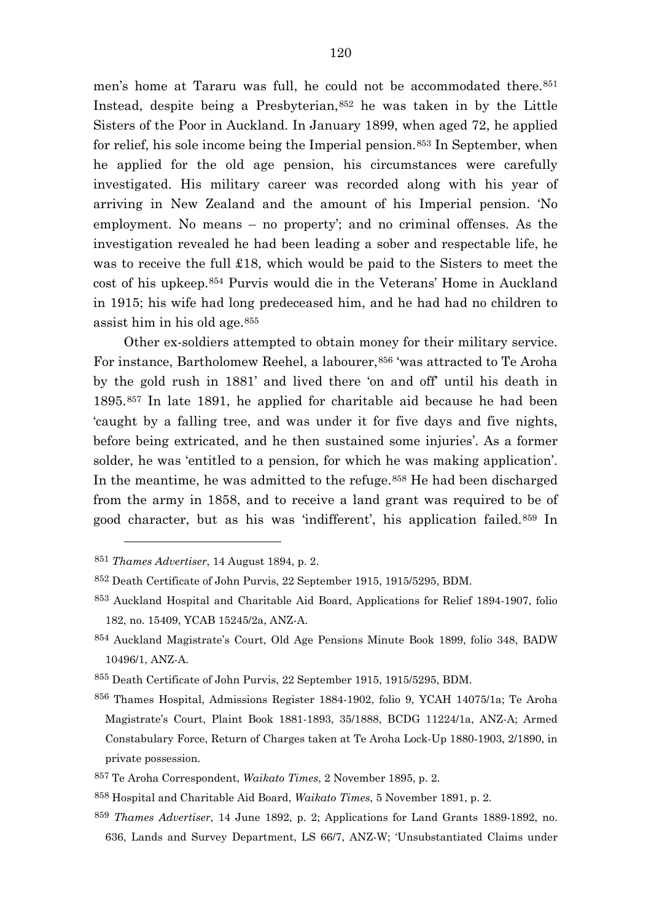men's home at Tararu was full, he could not be accommodated there.[851] Instead, despite being a Presbyterian,[852] he was taken in by the Little Sisters of the Poor in Auckland. In January 1899, when aged 72, he applied for relief, his sole income being the Imperial pension.[853] In September, when he applied for the old age pension, his circumstances were carefully investigated. His military career was recorded along with his year of arriving in New Zealand and the amount of his Imperial pension. 'No employment. No means – no property'; and no criminal offenses. As the investigation revealed he had been leading a sober and respectable life, he was to receive the full £18, which would be paid to the Sisters to meet the cost of his upkeep.[854] Purvis would die in the Veterans' Home in Auckland in 1915; his wife had long predeceased him, and he had had no children to assist him in his old age.[855]

Other ex-soldiers attempted to obtain money for their military service. For instance, Bartholomew Reehel, a labourer,[856] 'was attracted to Te Aroha by the gold rush in 1881' and lived there 'on and off' until his death in 1895.[857] In late 1891, he applied for charitable aid because he had been 'caught by a falling tree, and was under it for five days and five nights, before being extricated, and he then sustained some injuries'. As a former solder, he was 'entitled to a pension, for which he was making application'. In the meantime, he was admitted to the refuge.[858] He had been discharged from the army in 1858, and to receive a land grant was required to be of good character, but as his was 'indifferent', his application failed.[859] In

---

[851] *Thames Advertiser*, 14 August 1894, p. 2.

[852] Death Certificate of John Purvis, 22 September 1915, 1915/5295, BDM.

[853] Auckland Hospital and Charitable Aid Board, Applications for Relief 1894-1907, folio 182, no. 15409, YCAB 15245/2a, ANZ-A.

[854] Auckland Magistrate's Court, Old Age Pensions Minute Book 1899, folio 348, BADW 10496/1, ANZ-A.

[855] Death Certificate of John Purvis, 22 September 1915, 1915/5295, BDM.

[856] Thames Hospital, Admissions Register 1884-1902, folio 9, YCAH 14075/1a; Te Aroha Magistrate's Court, Plaint Book 1881-1893, 35/1888, BCDG 11224/1a, ANZ-A; Armed Constabulary Force, Return of Charges taken at Te Aroha Lock-Up 1880-1903, 2/1890, in private possession.

[857] Te Aroha Correspondent, *Waikato Times*, 2 November 1895, p. 2.

[858] Hospital and Charitable Aid Board, *Waikato Times*, 5 November 1891, p. 2.

[859] *Thames Advertiser*, 14 June 1892, p. 2; Applications for Land Grants 1889-1892, no. 636, Lands and Survey Department, LS 66/7, ANZ-W; 'Unsubstantiated Claims under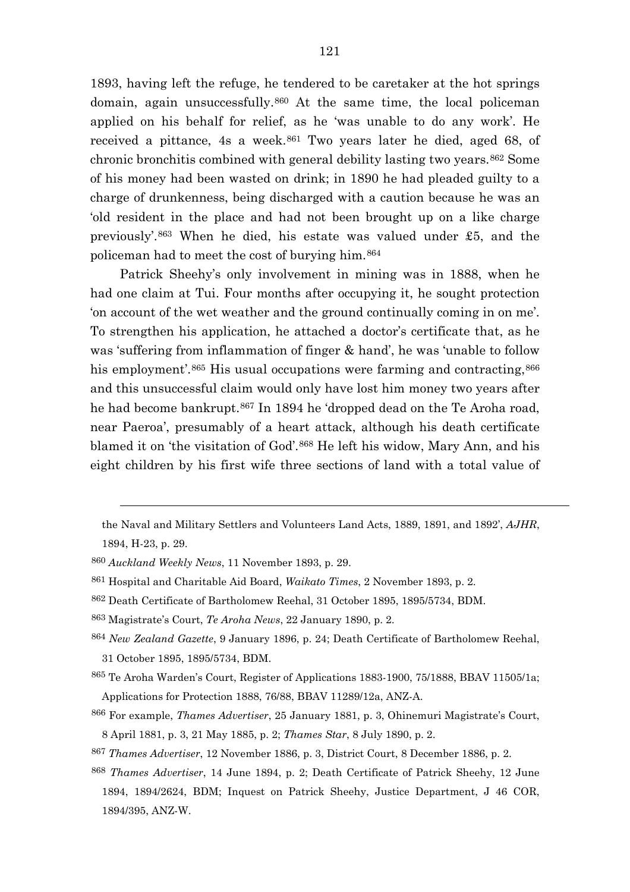1893, having left the refuge, he tendered to be caretaker at the hot springs domain, again unsuccessfully.[860] At the same time, the local policeman applied on his behalf for relief, as he 'was unable to do any work'. He received a pittance, 4s a week.[861] Two years later he died, aged 68, of chronic bronchitis combined with general debility lasting two years.[862] Some of his money had been wasted on drink; in 1890 he had pleaded guilty to a charge of drunkenness, being discharged with a caution because he was an 'old resident in the place and had not been brought up on a like charge previously'.[863] When he died, his estate was valued under £5, and the policeman had to meet the cost of burying him.[864]

Patrick Sheehy's only involvement in mining was in 1888, when he had one claim at Tui. Four months after occupying it, he sought protection 'on account of the wet weather and the ground continually coming in on me'. To strengthen his application, he attached a doctor's certificate that, as he was 'suffering from inflammation of finger & hand', he was 'unable to follow his employment'.[865] His usual occupations were farming and contracting,[866] and this unsuccessful claim would only have lost him money two years after he had become bankrupt.[867] In 1894 he 'dropped dead on the Te Aroha road, near Paeroa', presumably of a heart attack, although his death certificate blamed it on 'the visitation of God'.[868] He left his widow, Mary Ann, and his eight children by his first wife three sections of land with a total value of

---

the Naval and Military Settlers and Volunteers Land Acts, 1889, 1891, and 1892', *AJHR*, 1894, H-23, p. 29.

[860] *Auckland Weekly News*, 11 November 1893, p. 29.

[861] Hospital and Charitable Aid Board, *Waikato Times*, 2 November 1893, p. 2.

[862] Death Certificate of Bartholomew Reehal, 31 October 1895, 1895/5734, BDM.

[863] Magistrate's Court, *Te Aroha News*, 22 January 1890, p. 2.

[864] *New Zealand Gazette*, 9 January 1896, p. 24; Death Certificate of Bartholomew Reehal, 31 October 1895, 1895/5734, BDM.

[865] Te Aroha Warden's Court, Register of Applications 1883-1900, 75/1888, BBAV 11505/1a; Applications for Protection 1888, 76/88, BBAV 11289/12a, ANZ-A.

[866] For example, *Thames Advertiser*, 25 January 1881, p. 3, Ohinemuri Magistrate's Court, 8 April 1881, p. 3, 21 May 1885, p. 2; *Thames Star*, 8 July 1890, p. 2.

[867] *Thames Advertiser*, 12 November 1886, p. 3, District Court, 8 December 1886, p. 2.

[868] *Thames Advertiser*, 14 June 1894, p. 2; Death Certificate of Patrick Sheehy, 12 June 1894, 1894/2624, BDM; Inquest on Patrick Sheehy, Justice Department, J 46 COR, 1894/395, ANZ-W.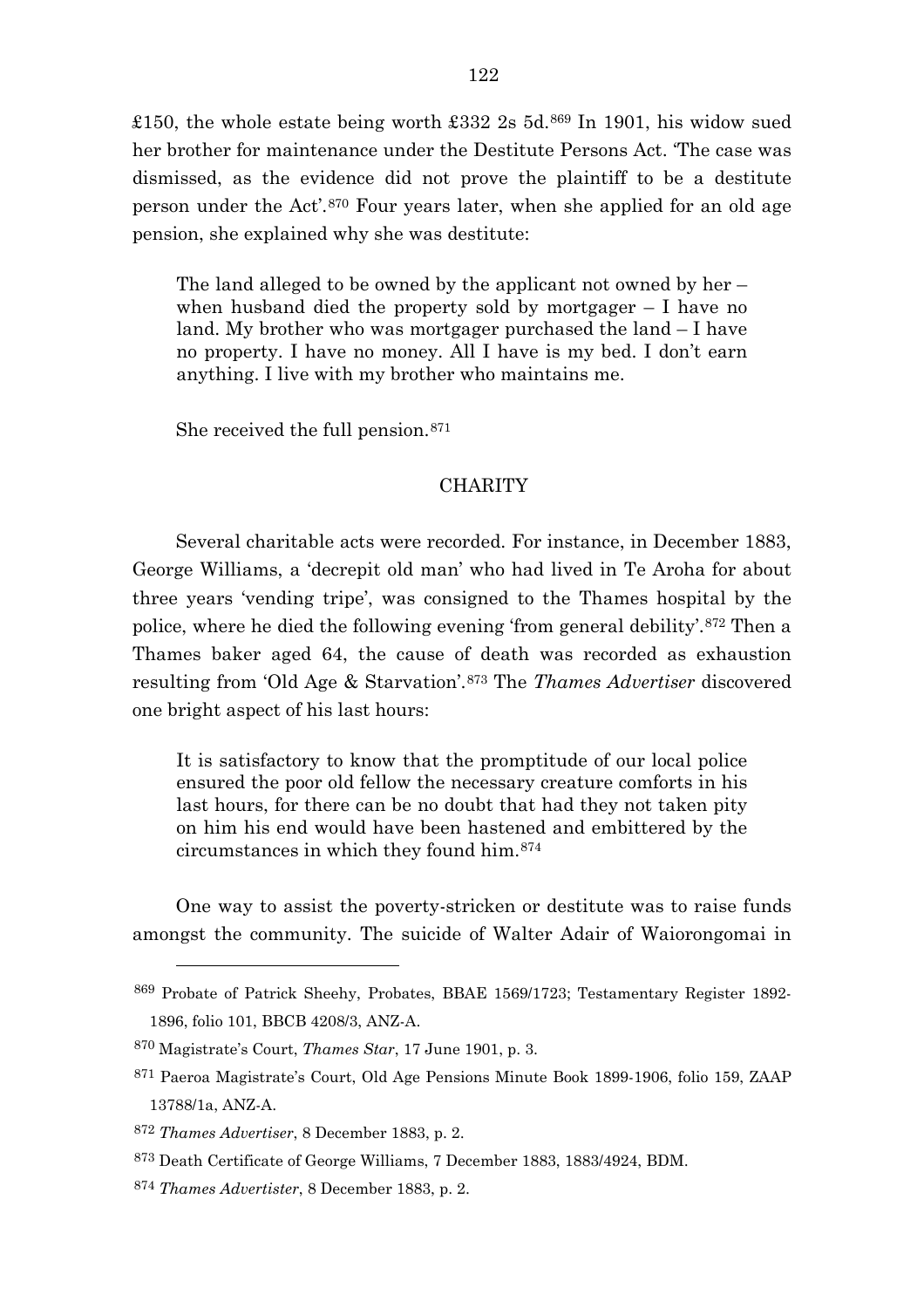£150, the whole estate being worth £332 2s 5d.[869] In 1901, his widow sued her brother for maintenance under the Destitute Persons Act. 'The case was dismissed, as the evidence did not prove the plaintiff to be a destitute person under the Act'.[870] Four years later, when she applied for an old age pension, she explained why she was destitute:

> The land alleged to be owned by the applicant not owned by her – when husband died the property sold by mortgager – I have no land. My brother who was mortgager purchased the land – I have no property. I have no money. All I have is my bed. I don't earn anything. I live with my brother who maintains me.

She received the full pension.[871]

## CHARITY

Several charitable acts were recorded. For instance, in December 1883, George Williams, a 'decrepit old man' who had lived in Te Aroha for about three years 'vending tripe', was consigned to the Thames hospital by the police, where he died the following evening 'from general debility'.[872] Then a Thames baker aged 64, the cause of death was recorded as exhaustion resulting from 'Old Age & Starvation'.[873] The *Thames Advertiser* discovered one bright aspect of his last hours:

> It is satisfactory to know that the promptitude of our local police ensured the poor old fellow the necessary creature comforts in his last hours, for there can be no doubt that had they not taken pity on him his end would have been hastened and embittered by the circumstances in which they found him.[874]

One way to assist the poverty-stricken or destitute was to raise funds amongst the community. The suicide of Walter Adair of Waiorongomai in

---

[869] Probate of Patrick Sheehy, Probates, BBAE 1569/1723; Testamentary Register 1892-1896, folio 101, BBCB 4208/3, ANZ-A.

[870] Magistrate's Court, *Thames Star*, 17 June 1901, p. 3.

[871] Paeroa Magistrate's Court, Old Age Pensions Minute Book 1899-1906, folio 159, ZAAP 13788/1a, ANZ-A.

[872] *Thames Advertiser*, 8 December 1883, p. 2.

[873] Death Certificate of George Williams, 7 December 1883, 1883/4924, BDM.

[874] *Thames Advertister*, 8 December 1883, p. 2.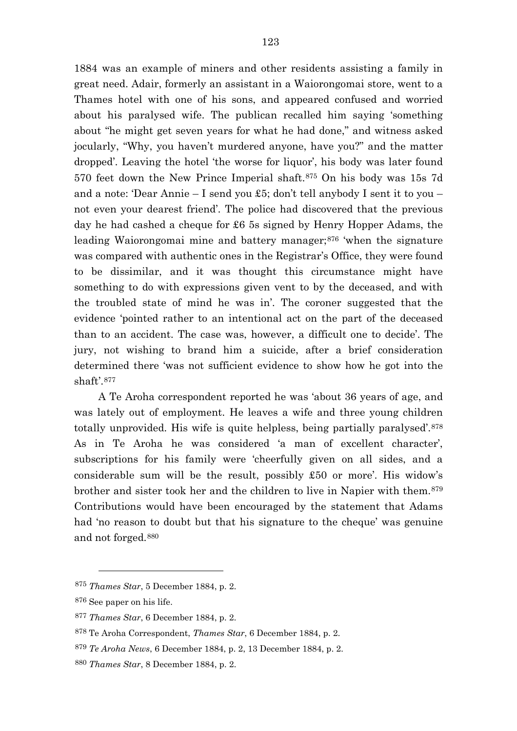1884 was an example of miners and other residents assisting a family in great need. Adair, formerly an assistant in a Waiorongomai store, went to a Thames hotel with one of his sons, and appeared confused and worried about his paralysed wife. The publican recalled him saying 'something about "he might get seven years for what he had done," and witness asked jocularly, "Why, you haven't murdered anyone, have you?" and the matter dropped'. Leaving the hotel 'the worse for liquor', his body was later found 570 feet down the New Prince Imperial shaft.[875] On his body was 15s 7d and a note: 'Dear Annie – I send you £5; don't tell anybody I sent it to you – not even your dearest friend'. The police had discovered that the previous day he had cashed a cheque for £6 5s signed by Henry Hopper Adams, the leading Waiorongomai mine and battery manager;[876] 'when the signature was compared with authentic ones in the Registrar's Office, they were found to be dissimilar, and it was thought this circumstance might have something to do with expressions given vent to by the deceased, and with the troubled state of mind he was in'. The coroner suggested that the evidence 'pointed rather to an intentional act on the part of the deceased than to an accident. The case was, however, a difficult one to decide'. The jury, not wishing to brand him a suicide, after a brief consideration determined there 'was not sufficient evidence to show how he got into the shaft'.[877]

A Te Aroha correspondent reported he was 'about 36 years of age, and was lately out of employment. He leaves a wife and three young children totally unprovided. His wife is quite helpless, being partially paralysed'.[878] As in Te Aroha he was considered 'a man of excellent character', subscriptions for his family were 'cheerfully given on all sides, and a considerable sum will be the result, possibly £50 or more'. His widow's brother and sister took her and the children to live in Napier with them.[879] Contributions would have been encouraged by the statement that Adams had 'no reason to doubt but that his signature to the cheque' was genuine and not forged.[880]

---

[875] *Thames Star*, 5 December 1884, p. 2.

[876] See paper on his life.

[877] *Thames Star*, 6 December 1884, p. 2.

[878] Te Aroha Correspondent, *Thames Star*, 6 December 1884, p. 2.

[879] *Te Aroha News*, 6 December 1884, p. 2, 13 December 1884, p. 2.

[880] *Thames Star*, 8 December 1884, p. 2.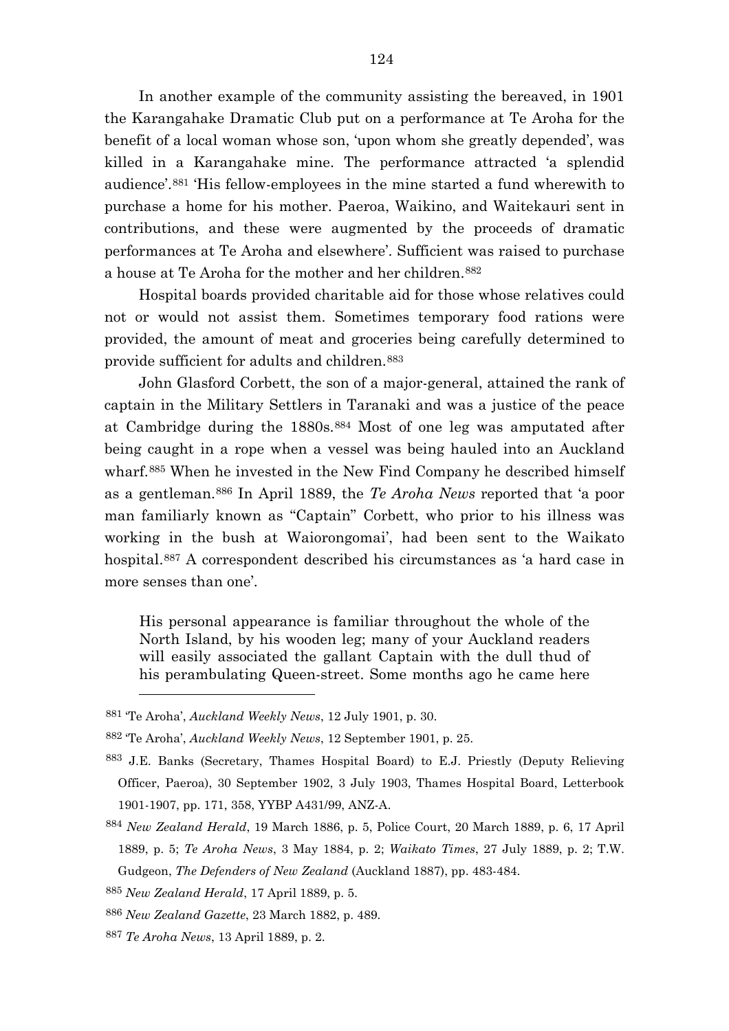In another example of the community assisting the bereaved, in 1901 the Karangahake Dramatic Club put on a performance at Te Aroha for the benefit of a local woman whose son, 'upon whom she greatly depended', was killed in a Karangahake mine. The performance attracted 'a splendid audience'.[881] 'His fellow-employees in the mine started a fund wherewith to purchase a home for his mother. Paeroa, Waikino, and Waitekauri sent in contributions, and these were augmented by the proceeds of dramatic performances at Te Aroha and elsewhere'. Sufficient was raised to purchase a house at Te Aroha for the mother and her children.[882]

Hospital boards provided charitable aid for those whose relatives could not or would not assist them. Sometimes temporary food rations were provided, the amount of meat and groceries being carefully determined to provide sufficient for adults and children.[883]

John Glasford Corbett, the son of a major-general, attained the rank of captain in the Military Settlers in Taranaki and was a justice of the peace at Cambridge during the 1880s.[884] Most of one leg was amputated after being caught in a rope when a vessel was being hauled into an Auckland wharf.[885] When he invested in the New Find Company he described himself as a gentleman.[886] In April 1889, the *Te Aroha News* reported that 'a poor man familiarly known as "Captain" Corbett, who prior to his illness was working in the bush at Waiorongomai', had been sent to the Waikato hospital.[887] A correspondent described his circumstances as 'a hard case in more senses than one'.

> His personal appearance is familiar throughout the whole of the North Island, by his wooden leg; many of your Auckland readers will easily associated the gallant Captain with the dull thud of his perambulating Queen-street. Some months ago he came here

---

[881] 'Te Aroha', *Auckland Weekly News*, 12 July 1901, p. 30.

[882] 'Te Aroha', *Auckland Weekly News*, 12 September 1901, p. 25.

[883] J.E. Banks (Secretary, Thames Hospital Board) to E.J. Priestly (Deputy Relieving Officer, Paeroa), 30 September 1902, 3 July 1903, Thames Hospital Board, Letterbook 1901-1907, pp. 171, 358, YYBP A431/99, ANZ-A.

[884] *New Zealand Herald*, 19 March 1886, p. 5, Police Court, 20 March 1889, p. 6, 17 April 1889, p. 5; *Te Aroha News*, 3 May 1884, p. 2; *Waikato Times*, 27 July 1889, p. 2; T.W. Gudgeon, *The Defenders of New Zealand* (Auckland 1887), pp. 483-484.

[885] *New Zealand Herald*, 17 April 1889, p. 5.

[886] *New Zealand Gazette*, 23 March 1882, p. 489.

[887] *Te Aroha News*, 13 April 1889, p. 2.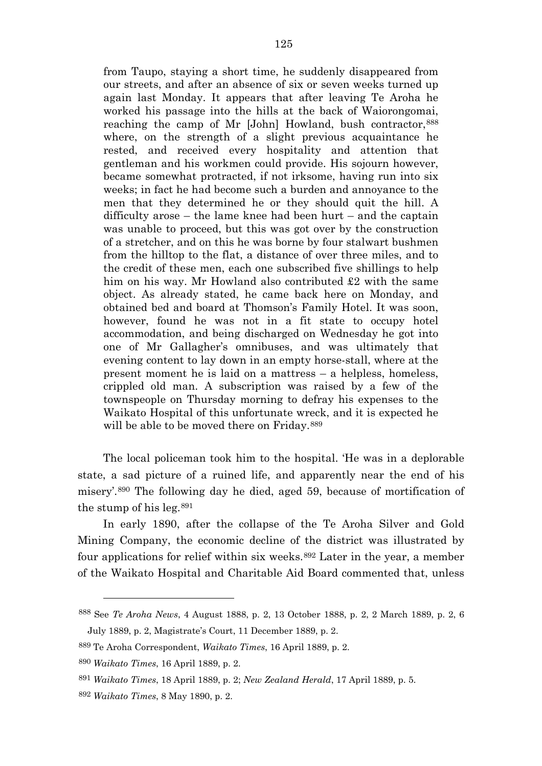> from Taupo, staying a short time, he suddenly disappeared from our streets, and after an absence of six or seven weeks turned up again last Monday. It appears that after leaving Te Aroha he worked his passage into the hills at the back of Waiorongomai, reaching the camp of Mr [John] Howland, bush contractor,[888] where, on the strength of a slight previous acquaintance he rested, and received every hospitality and attention that gentleman and his workmen could provide. His sojourn however, became somewhat protracted, if not irksome, having run into six weeks; in fact he had become such a burden and annoyance to the men that they determined he or they should quit the hill. A difficulty arose – the lame knee had been hurt – and the captain was unable to proceed, but this was got over by the construction of a stretcher, and on this he was borne by four stalwart bushmen from the hilltop to the flat, a distance of over three miles, and to the credit of these men, each one subscribed five shillings to help him on his way. Mr Howland also contributed £2 with the same object. As already stated, he came back here on Monday, and obtained bed and board at Thomson's Family Hotel. It was soon, however, found he was not in a fit state to occupy hotel accommodation, and being discharged on Wednesday he got into one of Mr Gallagher's omnibuses, and was ultimately that evening content to lay down in an empty horse-stall, where at the present moment he is laid on a mattress – a helpless, homeless, crippled old man. A subscription was raised by a few of the townspeople on Thursday morning to defray his expenses to the Waikato Hospital of this unfortunate wreck, and it is expected he will be able to be moved there on Friday.[889]

The local policeman took him to the hospital. 'He was in a deplorable state, a sad picture of a ruined life, and apparently near the end of his misery'.[890] The following day he died, aged 59, because of mortification of the stump of his leg.[891]

In early 1890, after the collapse of the Te Aroha Silver and Gold Mining Company, the economic decline of the district was illustrated by four applications for relief within six weeks.[892] Later in the year, a member of the Waikato Hospital and Charitable Aid Board commented that, unless

---

[888] See *Te Aroha News*, 4 August 1888, p. 2, 13 October 1888, p. 2, 2 March 1889, p. 2, 6 July 1889, p. 2, Magistrate's Court, 11 December 1889, p. 2.

[889] Te Aroha Correspondent, *Waikato Times*, 16 April 1889, p. 2.

[890] *Waikato Times*, 16 April 1889, p. 2.

[891] *Waikato Times*, 18 April 1889, p. 2; *New Zealand Herald*, 17 April 1889, p. 5.

[892] *Waikato Times*, 8 May 1890, p. 2.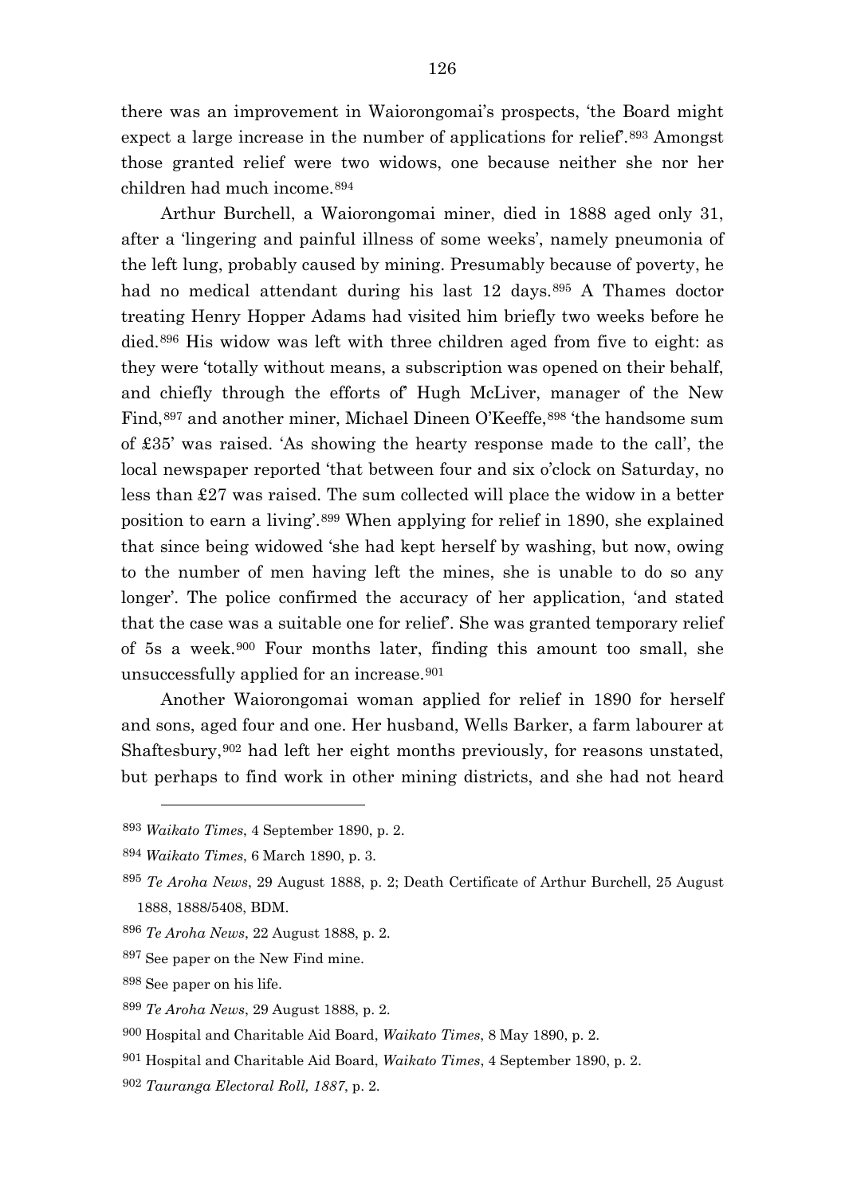there was an improvement in Waiorongomai's prospects, 'the Board might expect a large increase in the number of applications for relief'.[893] Amongst those granted relief were two widows, one because neither she nor her children had much income.[894]

Arthur Burchell, a Waiorongomai miner, died in 1888 aged only 31, after a 'lingering and painful illness of some weeks', namely pneumonia of the left lung, probably caused by mining. Presumably because of poverty, he had no medical attendant during his last 12 days.[895] A Thames doctor treating Henry Hopper Adams had visited him briefly two weeks before he died.[896] His widow was left with three children aged from five to eight: as they were 'totally without means, a subscription was opened on their behalf, and chiefly through the efforts of' Hugh McLiver, manager of the New Find,[897] and another miner, Michael Dineen O'Keeffe,[898] 'the handsome sum of £35' was raised. 'As showing the hearty response made to the call', the local newspaper reported 'that between four and six o'clock on Saturday, no less than £27 was raised. The sum collected will place the widow in a better position to earn a living'.[899] When applying for relief in 1890, she explained that since being widowed 'she had kept herself by washing, but now, owing to the number of men having left the mines, she is unable to do so any longer'. The police confirmed the accuracy of her application, 'and stated that the case was a suitable one for relief'. She was granted temporary relief of 5s a week.[900] Four months later, finding this amount too small, she unsuccessfully applied for an increase.[901]

Another Waiorongomai woman applied for relief in 1890 for herself and sons, aged four and one. Her husband, Wells Barker, a farm labourer at Shaftesbury,[902] had left her eight months previously, for reasons unstated, but perhaps to find work in other mining districts, and she had not heard

---

[893] *Waikato Times*, 4 September 1890, p. 2.

[894] *Waikato Times*, 6 March 1890, p. 3.

[895] *Te Aroha News*, 29 August 1888, p. 2; Death Certificate of Arthur Burchell, 25 August 1888, 1888/5408, BDM.

[896] *Te Aroha News*, 22 August 1888, p. 2.

[897] See paper on the New Find mine.

[898] See paper on his life.

[899] *Te Aroha News*, 29 August 1888, p. 2.

[900] Hospital and Charitable Aid Board, *Waikato Times*, 8 May 1890, p. 2.

[901] Hospital and Charitable Aid Board, *Waikato Times*, 4 September 1890, p. 2.

[902] *Tauranga Electoral Roll, 1887*, p. 2.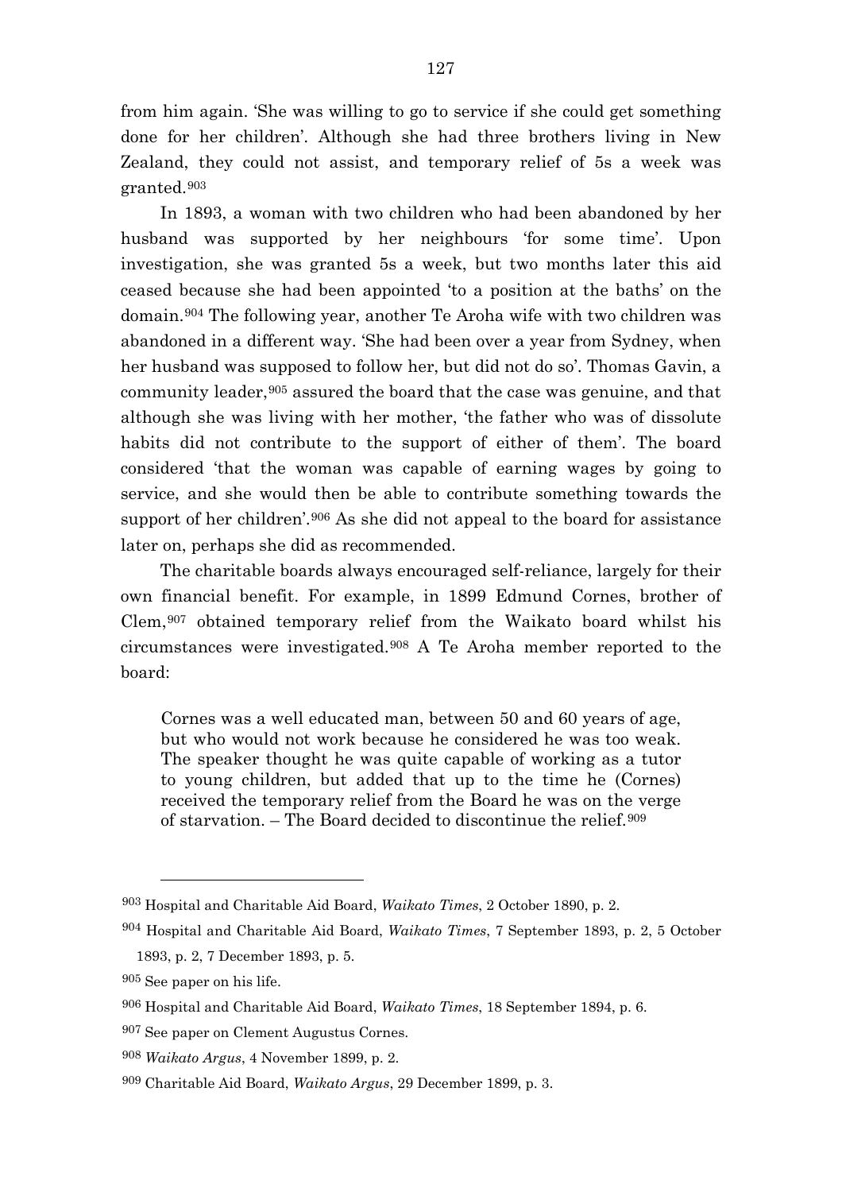from him again. 'She was willing to go to service if she could get something done for her children'. Although she had three brothers living in New Zealand, they could not assist, and temporary relief of 5s a week was granted.[903]

In 1893, a woman with two children who had been abandoned by her husband was supported by her neighbours 'for some time'. Upon investigation, she was granted 5s a week, but two months later this aid ceased because she had been appointed 'to a position at the baths' on the domain.[904] The following year, another Te Aroha wife with two children was abandoned in a different way. 'She had been over a year from Sydney, when her husband was supposed to follow her, but did not do so'. Thomas Gavin, a community leader,[905] assured the board that the case was genuine, and that although she was living with her mother, 'the father who was of dissolute habits did not contribute to the support of either of them'. The board considered 'that the woman was capable of earning wages by going to service, and she would then be able to contribute something towards the support of her children'.[906] As she did not appeal to the board for assistance later on, perhaps she did as recommended.

The charitable boards always encouraged self-reliance, largely for their own financial benefit. For example, in 1899 Edmund Cornes, brother of Clem,[907] obtained temporary relief from the Waikato board whilst his circumstances were investigated.[908] A Te Aroha member reported to the board:

> Cornes was a well educated man, between 50 and 60 years of age, but who would not work because he considered he was too weak. The speaker thought he was quite capable of working as a tutor to young children, but added that up to the time he (Cornes) received the temporary relief from the Board he was on the verge of starvation. – The Board decided to discontinue the relief.[909]

---

[903] Hospital and Charitable Aid Board, *Waikato Times*, 2 October 1890, p. 2.

[904] Hospital and Charitable Aid Board, *Waikato Times*, 7 September 1893, p. 2, 5 October 1893, p. 2, 7 December 1893, p. 5.

[905] See paper on his life.

[906] Hospital and Charitable Aid Board, *Waikato Times*, 18 September 1894, p. 6.

[907] See paper on Clement Augustus Cornes.

[908] *Waikato Argus*, 4 November 1899, p. 2.

[909] Charitable Aid Board, *Waikato Argus*, 29 December 1899, p. 3.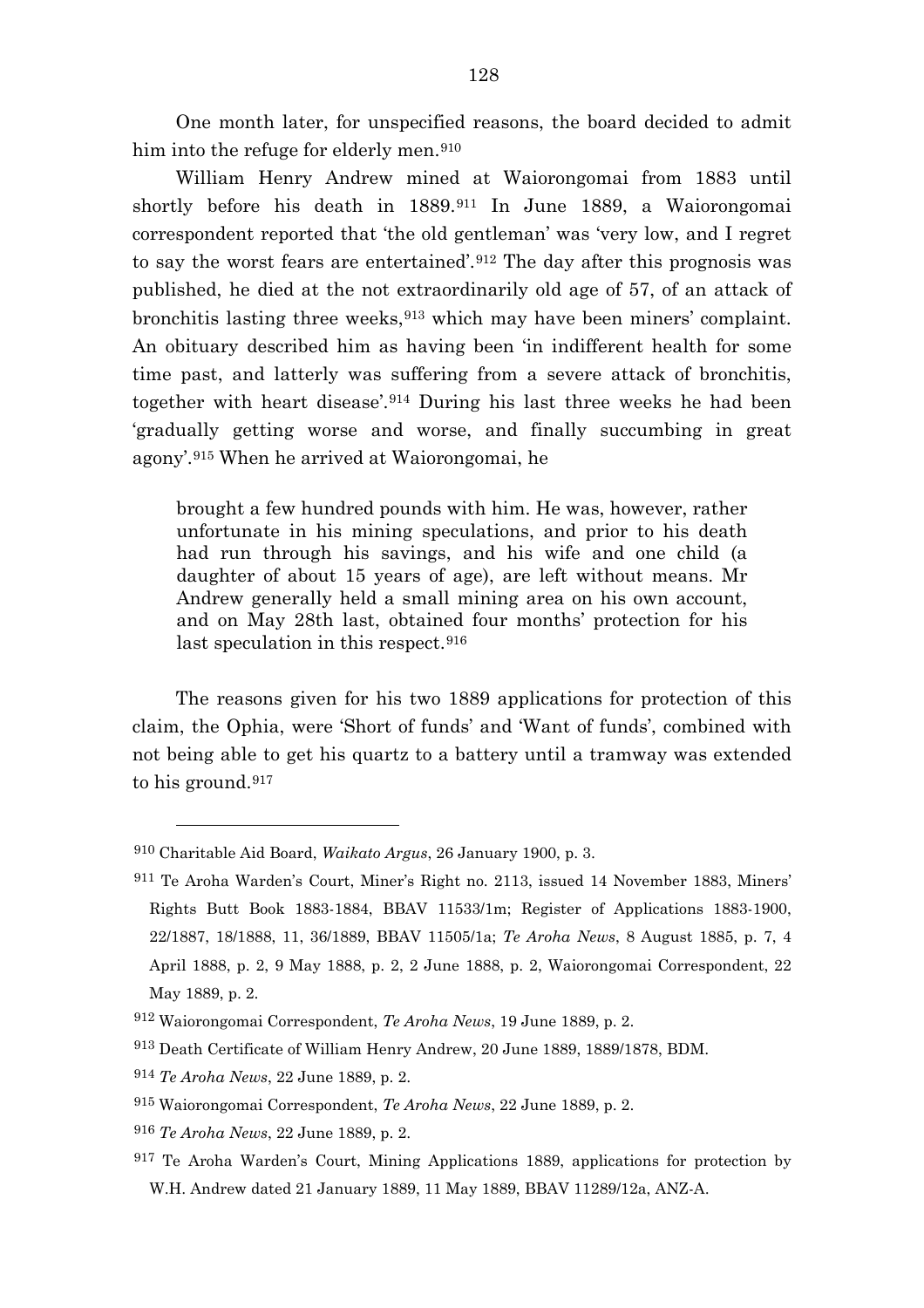One month later, for unspecified reasons, the board decided to admit him into the refuge for elderly men.[910]

William Henry Andrew mined at Waiorongomai from 1883 until shortly before his death in 1889.[911] In June 1889, a Waiorongomai correspondent reported that 'the old gentleman' was 'very low, and I regret to say the worst fears are entertained'.[912] The day after this prognosis was published, he died at the not extraordinarily old age of 57, of an attack of bronchitis lasting three weeks,[913] which may have been miners' complaint. An obituary described him as having been 'in indifferent health for some time past, and latterly was suffering from a severe attack of bronchitis, together with heart disease'.[914] During his last three weeks he had been 'gradually getting worse and worse, and finally succumbing in great agony'.[915] When he arrived at Waiorongomai, he

> brought a few hundred pounds with him. He was, however, rather unfortunate in his mining speculations, and prior to his death had run through his savings, and his wife and one child (a daughter of about 15 years of age), are left without means. Mr Andrew generally held a small mining area on his own account, and on May 28th last, obtained four months' protection for his last speculation in this respect.[916]

The reasons given for his two 1889 applications for protection of this claim, the Ophia, were 'Short of funds' and 'Want of funds', combined with not being able to get his quartz to a battery until a tramway was extended to his ground.[917]

---

[910] Charitable Aid Board, *Waikato Argus*, 26 January 1900, p. 3.

[911] Te Aroha Warden's Court, Miner's Right no. 2113, issued 14 November 1883, Miners' Rights Butt Book 1883-1884, BBAV 11533/1m; Register of Applications 1883-1900, 22/1887, 18/1888, 11, 36/1889, BBAV 11505/1a; *Te Aroha News*, 8 August 1885, p. 7, 4 April 1888, p. 2, 9 May 1888, p. 2, 2 June 1888, p. 2, Waiorongomai Correspondent, 22 May 1889, p. 2.

[912] Waiorongomai Correspondent, *Te Aroha News*, 19 June 1889, p. 2.

[913] Death Certificate of William Henry Andrew, 20 June 1889, 1889/1878, BDM.

[914] *Te Aroha News*, 22 June 1889, p. 2.

[915] Waiorongomai Correspondent, *Te Aroha News*, 22 June 1889, p. 2.

[916] *Te Aroha News*, 22 June 1889, p. 2.

[917] Te Aroha Warden's Court, Mining Applications 1889, applications for protection by W.H. Andrew dated 21 January 1889, 11 May 1889, BBAV 11289/12a, ANZ-A.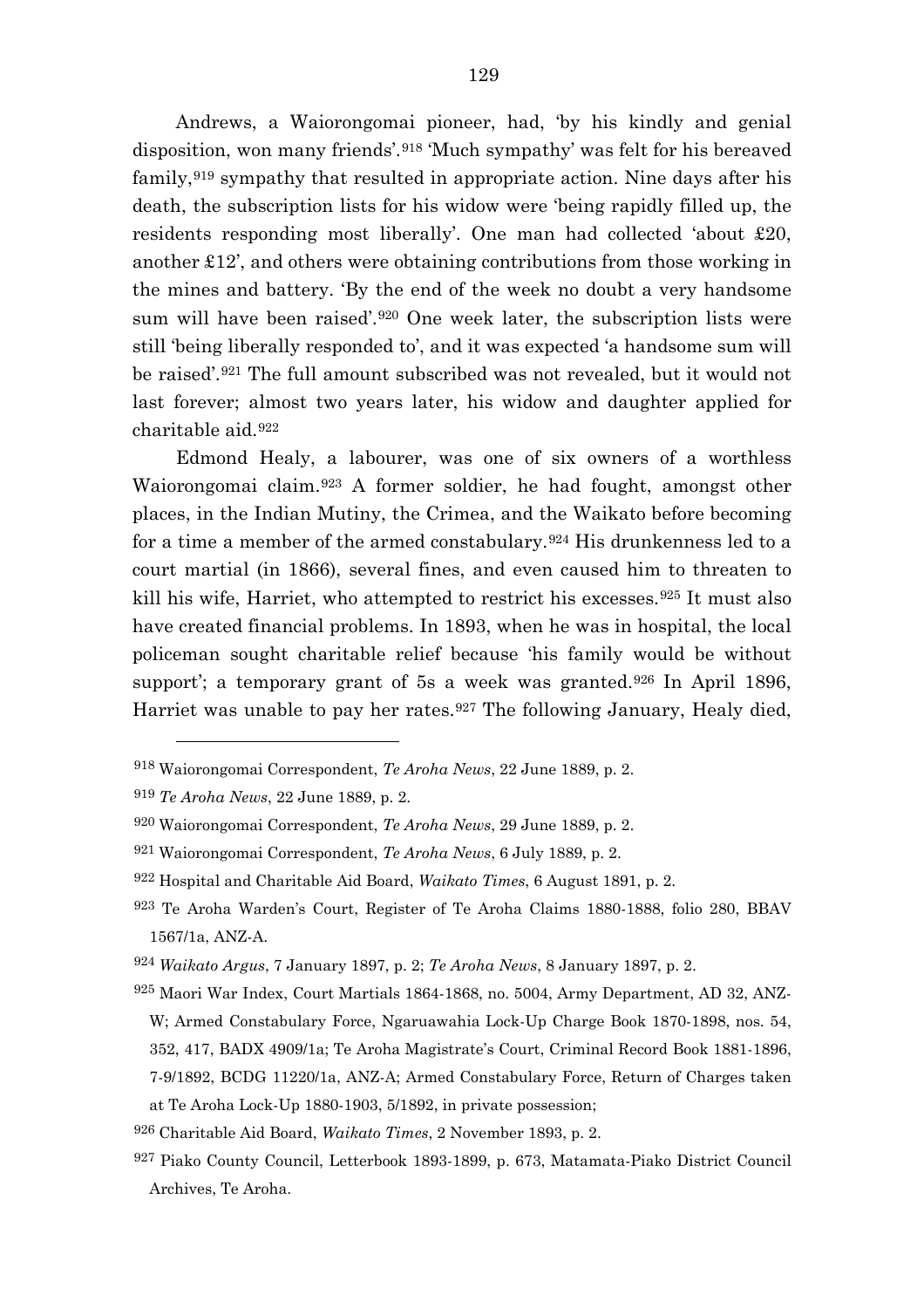Andrews, a Waiorongomai pioneer, had, 'by his kindly and genial disposition, won many friends'.[918] 'Much sympathy' was felt for his bereaved family,[919] sympathy that resulted in appropriate action. Nine days after his death, the subscription lists for his widow were 'being rapidly filled up, the residents responding most liberally'. One man had collected 'about £20, another £12', and others were obtaining contributions from those working in the mines and battery. 'By the end of the week no doubt a very handsome sum will have been raised'.[920] One week later, the subscription lists were still 'being liberally responded to', and it was expected 'a handsome sum will be raised'.[921] The full amount subscribed was not revealed, but it would not last forever; almost two years later, his widow and daughter applied for charitable aid.[922]

Edmond Healy, a labourer, was one of six owners of a worthless Waiorongomai claim.[923] A former soldier, he had fought, amongst other places, in the Indian Mutiny, the Crimea, and the Waikato before becoming for a time a member of the armed constabulary.[924] His drunkenness led to a court martial (in 1866), several fines, and even caused him to threaten to kill his wife, Harriet, who attempted to restrict his excesses.[925] It must also have created financial problems. In 1893, when he was in hospital, the local policeman sought charitable relief because 'his family would be without support'; a temporary grant of 5s a week was granted.[926] In April 1896, Harriet was unable to pay her rates.[927] The following January, Healy died,

---

[918] Waiorongomai Correspondent, *Te Aroha News*, 22 June 1889, p. 2.

[919] *Te Aroha News*, 22 June 1889, p. 2.

[920] Waiorongomai Correspondent, *Te Aroha News*, 29 June 1889, p. 2.

[921] Waiorongomai Correspondent, *Te Aroha News*, 6 July 1889, p. 2.

[922] Hospital and Charitable Aid Board, *Waikato Times*, 6 August 1891, p. 2.

[923] Te Aroha Warden's Court, Register of Te Aroha Claims 1880-1888, folio 280, BBAV 1567/1a, ANZ-A.

[924] *Waikato Argus*, 7 January 1897, p. 2; *Te Aroha News*, 8 January 1897, p. 2.

[925] Maori War Index, Court Martials 1864-1868, no. 5004, Army Department, AD 32, ANZ-W; Armed Constabulary Force, Ngaruawahia Lock-Up Charge Book 1870-1898, nos. 54, 352, 417, BADX 4909/1a; Te Aroha Magistrate's Court, Criminal Record Book 1881-1896, 7-9/1892, BCDG 11220/1a, ANZ-A; Armed Constabulary Force, Return of Charges taken at Te Aroha Lock-Up 1880-1903, 5/1892, in private possession;

[926] Charitable Aid Board, *Waikato Times*, 2 November 1893, p. 2.

[927] Piako County Council, Letterbook 1893-1899, p. 673, Matamata-Piako District Council Archives, Te Aroha.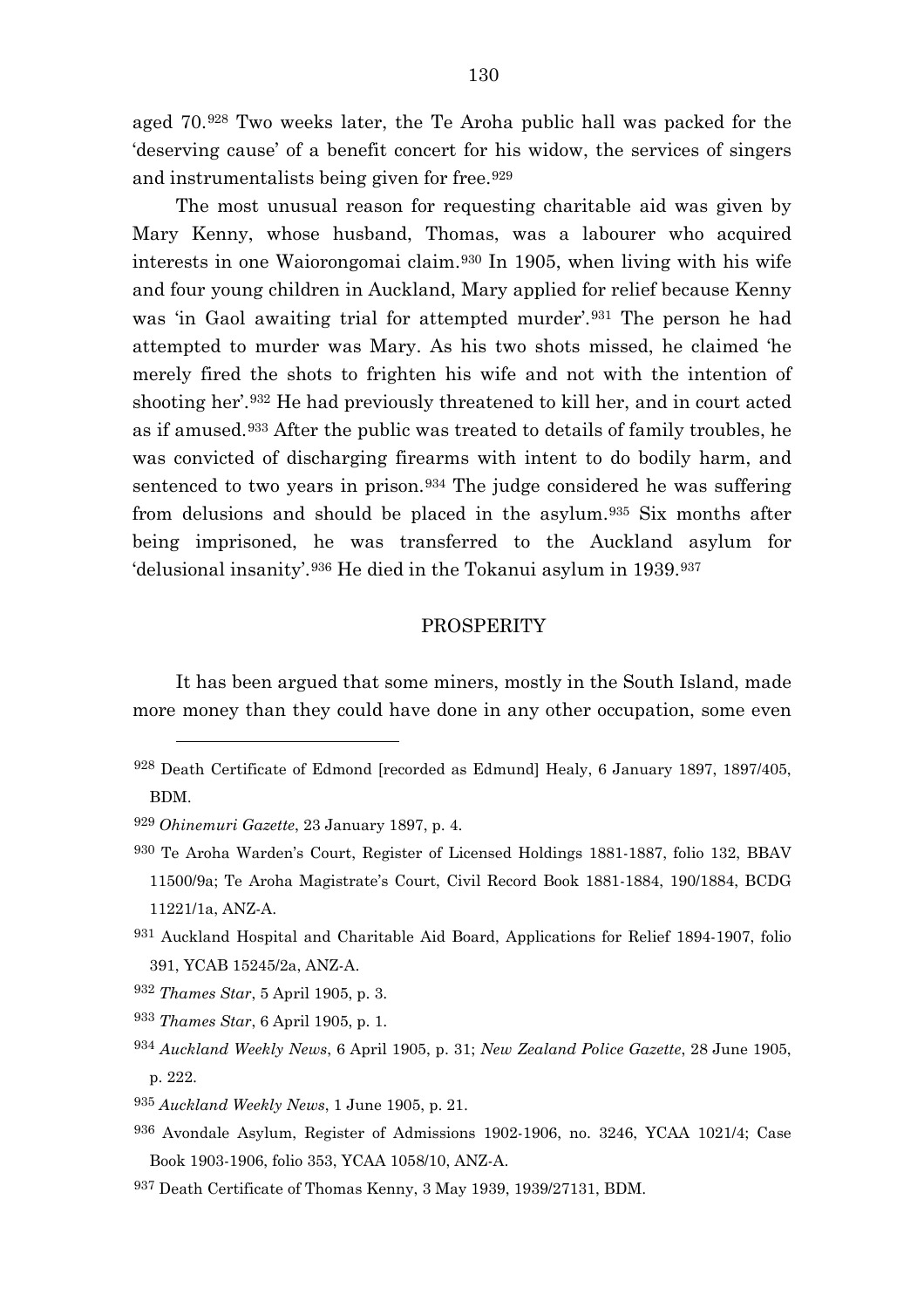aged 70.[928] Two weeks later, the Te Aroha public hall was packed for the 'deserving cause' of a benefit concert for his widow, the services of singers and instrumentalists being given for free.[929]

The most unusual reason for requesting charitable aid was given by Mary Kenny, whose husband, Thomas, was a labourer who acquired interests in one Waiorongomai claim.[930] In 1905, when living with his wife and four young children in Auckland, Mary applied for relief because Kenny was 'in Gaol awaiting trial for attempted murder'.[931] The person he had attempted to murder was Mary. As his two shots missed, he claimed 'he merely fired the shots to frighten his wife and not with the intention of shooting her'.[932] He had previously threatened to kill her, and in court acted as if amused.[933] After the public was treated to details of family troubles, he was convicted of discharging firearms with intent to do bodily harm, and sentenced to two years in prison.[934] The judge considered he was suffering from delusions and should be placed in the asylum.[935] Six months after being imprisoned, he was transferred to the Auckland asylum for 'delusional insanity'.[936] He died in the Tokanui asylum in 1939.[937]

## PROSPERITY

It has been argued that some miners, mostly in the South Island, made more money than they could have done in any other occupation, some even

---

[928] Death Certificate of Edmond [recorded as Edmund] Healy, 6 January 1897, 1897/405, BDM.

[929] *Ohinemuri Gazette*, 23 January 1897, p. 4.

[930] Te Aroha Warden's Court, Register of Licensed Holdings 1881-1887, folio 132, BBAV 11500/9a; Te Aroha Magistrate's Court, Civil Record Book 1881-1884, 190/1884, BCDG 11221/1a, ANZ-A.

[931] Auckland Hospital and Charitable Aid Board, Applications for Relief 1894-1907, folio 391, YCAB 15245/2a, ANZ-A.

[932] *Thames Star*, 5 April 1905, p. 3.

[933] *Thames Star*, 6 April 1905, p. 1.

[934] *Auckland Weekly News*, 6 April 1905, p. 31; *New Zealand Police Gazette*, 28 June 1905, p. 222.

[935] *Auckland Weekly News*, 1 June 1905, p. 21.

[936] Avondale Asylum, Register of Admissions 1902-1906, no. 3246, YCAA 1021/4; Case Book 1903-1906, folio 353, YCAA 1058/10, ANZ-A.

[937] Death Certificate of Thomas Kenny, 3 May 1939, 1939/27131, BDM.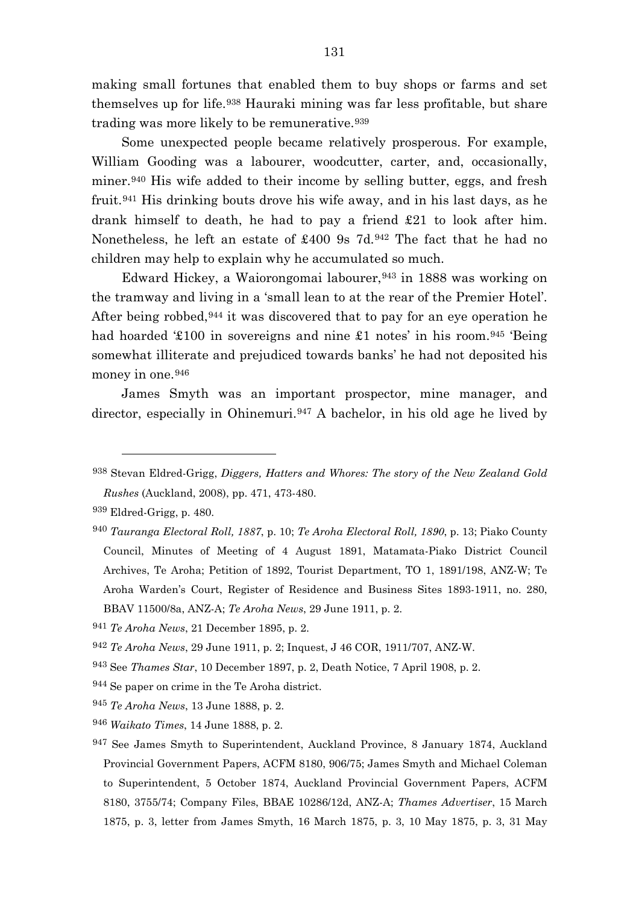making small fortunes that enabled them to buy shops or farms and set themselves up for life.[938] Hauraki mining was far less profitable, but share trading was more likely to be remunerative.[939]

Some unexpected people became relatively prosperous. For example, William Gooding was a labourer, woodcutter, carter, and, occasionally, miner.[940] His wife added to their income by selling butter, eggs, and fresh fruit.[941] His drinking bouts drove his wife away, and in his last days, as he drank himself to death, he had to pay a friend £21 to look after him. Nonetheless, he left an estate of £400 9s 7d.[942] The fact that he had no children may help to explain why he accumulated so much.

Edward Hickey, a Waiorongomai labourer,[943] in 1888 was working on the tramway and living in a 'small lean to at the rear of the Premier Hotel'. After being robbed,[944] it was discovered that to pay for an eye operation he had hoarded '£100 in sovereigns and nine £1 notes' in his room.[945] 'Being somewhat illiterate and prejudiced towards banks' he had not deposited his money in one.[946]

James Smyth was an important prospector, mine manager, and director, especially in Ohinemuri.[947] A bachelor, in his old age he lived by

---

[938] Stevan Eldred-Grigg, *Diggers, Hatters and Whores: The story of the New Zealand Gold Rushes* (Auckland, 2008), pp. 471, 473-480.

[939] Eldred-Grigg, p. 480.

[940] *Tauranga Electoral Roll, 1887*, p. 10; *Te Aroha Electoral Roll, 1890*, p. 13; Piako County Council, Minutes of Meeting of 4 August 1891, Matamata-Piako District Council Archives, Te Aroha; Petition of 1892, Tourist Department, TO 1, 1891/198, ANZ-W; Te Aroha Warden's Court, Register of Residence and Business Sites 1893-1911, no. 280, BBAV 11500/8a, ANZ-A; *Te Aroha News*, 29 June 1911, p. 2.

[941] *Te Aroha News*, 21 December 1895, p. 2.

[942] *Te Aroha News*, 29 June 1911, p. 2; Inquest, J 46 COR, 1911/707, ANZ-W.

[943] See *Thames Star*, 10 December 1897, p. 2, Death Notice, 7 April 1908, p. 2.

[944] Se paper on crime in the Te Aroha district.

[945] *Te Aroha News*, 13 June 1888, p. 2.

[946] *Waikato Times*, 14 June 1888, p. 2.

[947] See James Smyth to Superintendent, Auckland Province, 8 January 1874, Auckland Provincial Government Papers, ACFM 8180, 906/75; James Smyth and Michael Coleman to Superintendent, 5 October 1874, Auckland Provincial Government Papers, ACFM 8180, 3755/74; Company Files, BBAE 10286/12d, ANZ-A; *Thames Advertiser*, 15 March 1875, p. 3, letter from James Smyth, 16 March 1875, p. 3, 10 May 1875, p. 3, 31 May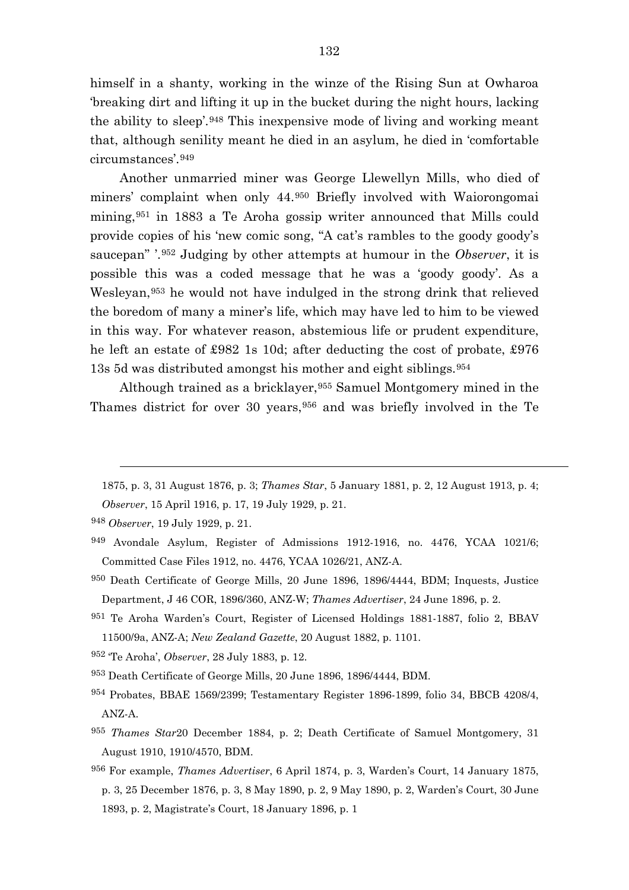himself in a shanty, working in the winze of the Rising Sun at Owharoa 'breaking dirt and lifting it up in the bucket during the night hours, lacking the ability to sleep'.[948] This inexpensive mode of living and working meant that, although senility meant he died in an asylum, he died in 'comfortable circumstances'.[949]

Another unmarried miner was George Llewellyn Mills, who died of miners' complaint when only 44.[950] Briefly involved with Waiorongomai mining,[951] in 1883 a Te Aroha gossip writer announced that Mills could provide copies of his 'new comic song, "A cat's rambles to the goody goody's saucepan" '.[952] Judging by other attempts at humour in the *Observer*, it is possible this was a coded message that he was a 'goody goody'. As a Wesleyan,[953] he would not have indulged in the strong drink that relieved the boredom of many a miner's life, which may have led to him to be viewed in this way. For whatever reason, abstemious life or prudent expenditure, he left an estate of £982 1s 10d; after deducting the cost of probate, £976 13s 5d was distributed amongst his mother and eight siblings.[954]

Although trained as a bricklayer,[955] Samuel Montgomery mined in the Thames district for over 30 years,[956] and was briefly involved in the Te

---

1875, p. 3, 31 August 1876, p. 3; *Thames Star*, 5 January 1881, p. 2, 12 August 1913, p. 4; *Observer*, 15 April 1916, p. 17, 19 July 1929, p. 21.

[948] *Observer*, 19 July 1929, p. 21.

[949] Avondale Asylum, Register of Admissions 1912-1916, no. 4476, YCAA 1021/6; Committed Case Files 1912, no. 4476, YCAA 1026/21, ANZ-A.

[950] Death Certificate of George Mills, 20 June 1896, 1896/4444, BDM; Inquests, Justice Department, J 46 COR, 1896/360, ANZ-W; *Thames Advertiser*, 24 June 1896, p. 2.

[951] Te Aroha Warden's Court, Register of Licensed Holdings 1881-1887, folio 2, BBAV 11500/9a, ANZ-A; *New Zealand Gazette*, 20 August 1882, p. 1101.

[952] 'Te Aroha', *Observer*, 28 July 1883, p. 12.

[953] Death Certificate of George Mills, 20 June 1896, 1896/4444, BDM.

[954] Probates, BBAE 1569/2399; Testamentary Register 1896-1899, folio 34, BBCB 4208/4, ANZ-A.

[955] *Thames Star*20 December 1884, p. 2; Death Certificate of Samuel Montgomery, 31 August 1910, 1910/4570, BDM.

[956] For example, *Thames Advertiser*, 6 April 1874, p. 3, Warden's Court, 14 January 1875, p. 3, 25 December 1876, p. 3, 8 May 1890, p. 2, 9 May 1890, p. 2, Warden's Court, 30 June 1893, p. 2, Magistrate's Court, 18 January 1896, p. 1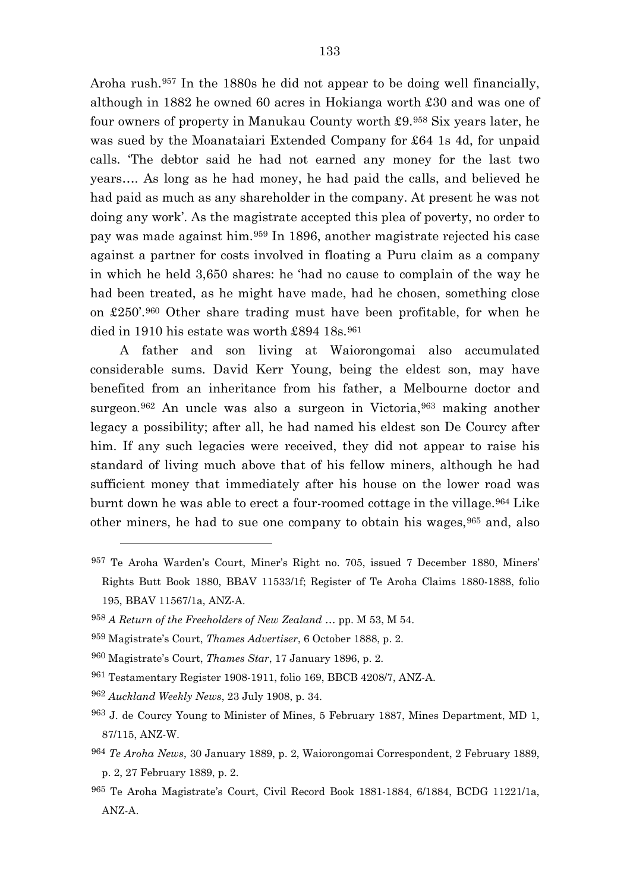Aroha rush.[957] In the 1880s he did not appear to be doing well financially, although in 1882 he owned 60 acres in Hokianga worth £30 and was one of four owners of property in Manukau County worth £9.[958] Six years later, he was sued by the Moanataiari Extended Company for £64 1s 4d, for unpaid calls. 'The debtor said he had not earned any money for the last two years…. As long as he had money, he had paid the calls, and believed he had paid as much as any shareholder in the company. At present he was not doing any work'. As the magistrate accepted this plea of poverty, no order to pay was made against him.[959] In 1896, another magistrate rejected his case against a partner for costs involved in floating a Puru claim as a company in which he held 3,650 shares: he 'had no cause to complain of the way he had been treated, as he might have made, had he chosen, something close on £250'.[960] Other share trading must have been profitable, for when he died in 1910 his estate was worth £894 18s.[961]

A father and son living at Waiorongomai also accumulated considerable sums. David Kerr Young, being the eldest son, may have benefited from an inheritance from his father, a Melbourne doctor and surgeon.[962] An uncle was also a surgeon in Victoria,[963] making another legacy a possibility; after all, he had named his eldest son De Courcy after him. If any such legacies were received, they did not appear to raise his standard of living much above that of his fellow miners, although he had sufficient money that immediately after his house on the lower road was burnt down he was able to erect a four-roomed cottage in the village.[964] Like other miners, he had to sue one company to obtain his wages,[965] and, also

---

957 Te Aroha Warden's Court, Miner's Right no. 705, issued 7 December 1880, Miners' Rights Butt Book 1880, BBAV 11533/1f; Register of Te Aroha Claims 1880-1888, folio 195, BBAV 11567/1a, ANZ-A.

958 *A Return of the Freeholders of New Zealand* … pp. M 53, M 54.

959 Magistrate's Court, *Thames Advertiser*, 6 October 1888, p. 2.

960 Magistrate's Court, *Thames Star*, 17 January 1896, p. 2.

961 Testamentary Register 1908-1911, folio 169, BBCB 4208/7, ANZ-A.

962 *Auckland Weekly News*, 23 July 1908, p. 34.

963 J. de Courcy Young to Minister of Mines, 5 February 1887, Mines Department, MD 1, 87/115, ANZ-W.

964 *Te Aroha News*, 30 January 1889, p. 2, Waiorongomai Correspondent, 2 February 1889, p. 2, 27 February 1889, p. 2.

965 Te Aroha Magistrate's Court, Civil Record Book 1881-1884, 6/1884, BCDG 11221/1a, ANZ-A.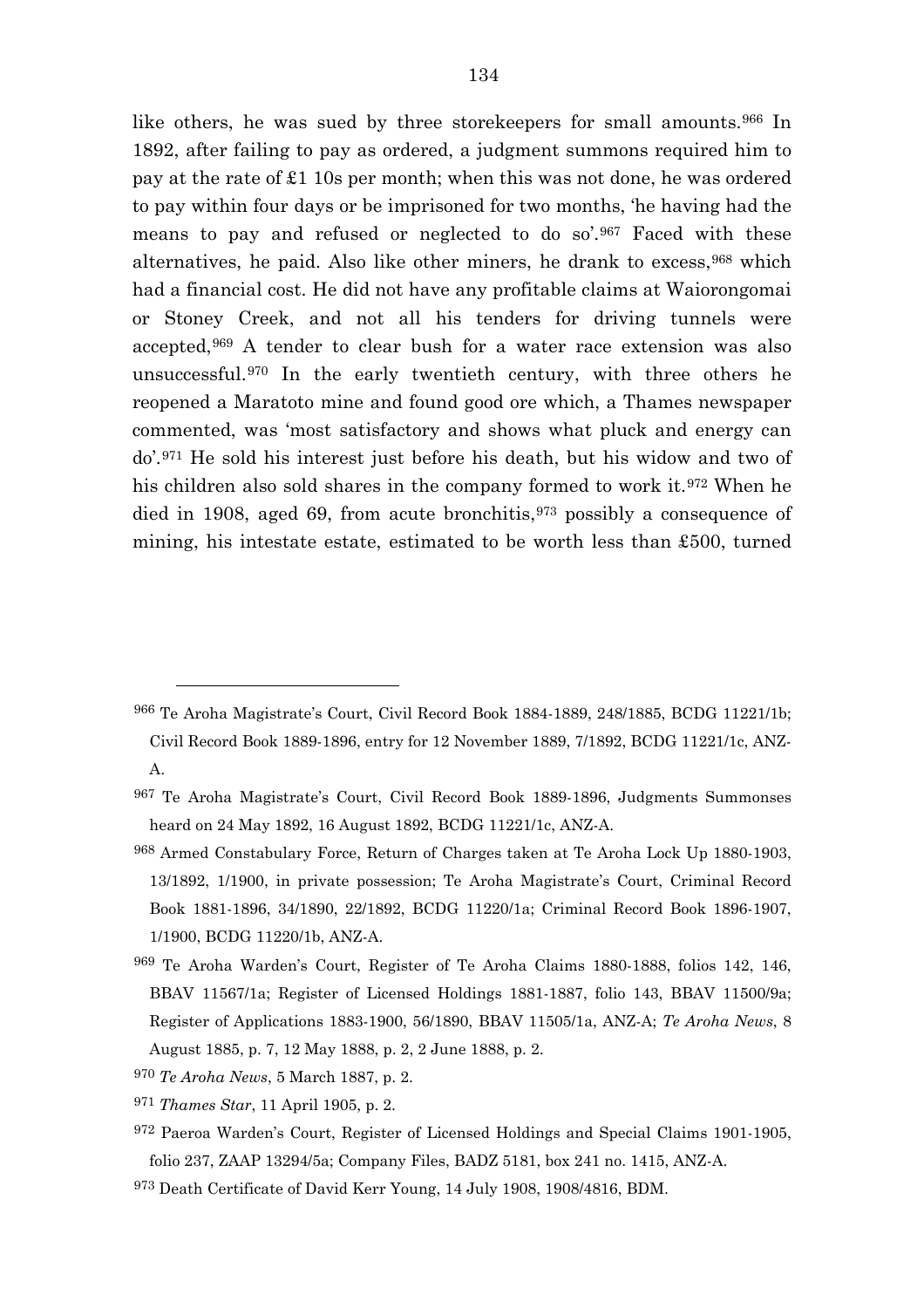like others, he was sued by three storekeepers for small amounts.[966] In 1892, after failing to pay as ordered, a judgment summons required him to pay at the rate of £1 10s per month; when this was not done, he was ordered to pay within four days or be imprisoned for two months, 'he having had the means to pay and refused or neglected to do so'.[967] Faced with these alternatives, he paid. Also like other miners, he drank to excess,[968] which had a financial cost. He did not have any profitable claims at Waiorongomai or Stoney Creek, and not all his tenders for driving tunnels were accepted,[969] A tender to clear bush for a water race extension was also unsuccessful.[970] In the early twentieth century, with three others he reopened a Maratoto mine and found good ore which, a Thames newspaper commented, was 'most satisfactory and shows what pluck and energy can do'.[971] He sold his interest just before his death, but his widow and two of his children also sold shares in the company formed to work it.[972] When he died in 1908, aged 69, from acute bronchitis,[973] possibly a consequence of mining, his intestate estate, estimated to be worth less than £500, turned

---

[966] Te Aroha Magistrate's Court, Civil Record Book 1884-1889, 248/1885, BCDG 11221/1b; Civil Record Book 1889-1896, entry for 12 November 1889, 7/1892, BCDG 11221/1c, ANZ-A.

[967] Te Aroha Magistrate's Court, Civil Record Book 1889-1896, Judgments Summonses heard on 24 May 1892, 16 August 1892, BCDG 11221/1c, ANZ-A.

[968] Armed Constabulary Force, Return of Charges taken at Te Aroha Lock Up 1880-1903, 13/1892, 1/1900, in private possession; Te Aroha Magistrate's Court, Criminal Record Book 1881-1896, 34/1890, 22/1892, BCDG 11220/1a; Criminal Record Book 1896-1907, 1/1900, BCDG 11220/1b, ANZ-A.

[969] Te Aroha Warden's Court, Register of Te Aroha Claims 1880-1888, folios 142, 146, BBAV 11567/1a; Register of Licensed Holdings 1881-1887, folio 143, BBAV 11500/9a; Register of Applications 1883-1900, 56/1890, BBAV 11505/1a, ANZ-A; *Te Aroha News*, 8 August 1885, p. 7, 12 May 1888, p. 2, 2 June 1888, p. 2.

[970] *Te Aroha News*, 5 March 1887, p. 2.

[971] *Thames Star*, 11 April 1905, p. 2.

[972] Paeroa Warden's Court, Register of Licensed Holdings and Special Claims 1901-1905, folio 237, ZAAP 13294/5a; Company Files, BADZ 5181, box 241 no. 1415, ANZ-A.

[973] Death Certificate of David Kerr Young, 14 July 1908, 1908/4816, BDM.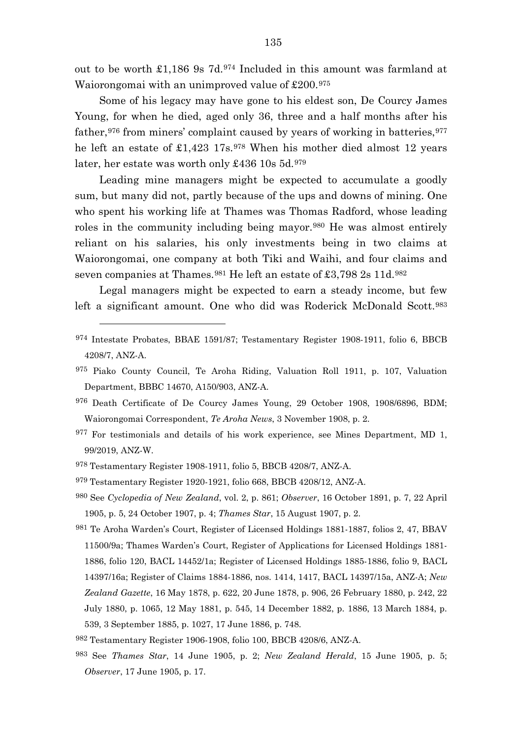out to be worth £1,186 9s 7d.[974] Included in this amount was farmland at Waiorongomai with an unimproved value of £200.[975]

Some of his legacy may have gone to his eldest son, De Courcy James Young, for when he died, aged only 36, three and a half months after his father,[976] from miners' complaint caused by years of working in batteries,[977] he left an estate of £1,423 17s.[978] When his mother died almost 12 years later, her estate was worth only £436 10s 5d.[979]

Leading mine managers might be expected to accumulate a goodly sum, but many did not, partly because of the ups and downs of mining. One who spent his working life at Thames was Thomas Radford, whose leading roles in the community including being mayor.[980] He was almost entirely reliant on his salaries, his only investments being in two claims at Waiorongomai, one company at both Tiki and Waihi, and four claims and seven companies at Thames.[981] He left an estate of £3,798 2s 11d.[982]

Legal managers might be expected to earn a steady income, but few left a significant amount. One who did was Roderick McDonald Scott.[983]

---

974 Intestate Probates, BBAE 1591/87; Testamentary Register 1908-1911, folio 6, BBCB 4208/7, ANZ-A.

975 Piako County Council, Te Aroha Riding, Valuation Roll 1911, p. 107, Valuation Department, BBBC 14670, A150/903, ANZ-A.

976 Death Certificate of De Courcy James Young, 29 October 1908, 1908/6896, BDM; Waiorongomai Correspondent, *Te Aroha News*, 3 November 1908, p. 2.

977 For testimonials and details of his work experience, see Mines Department, MD 1, 99/2019, ANZ-W.

978 Testamentary Register 1908-1911, folio 5, BBCB 4208/7, ANZ-A.

979 Testamentary Register 1920-1921, folio 668, BBCB 4208/12, ANZ-A.

980 See *Cyclopedia of New Zealand*, vol. 2, p. 861; *Observer*, 16 October 1891, p. 7, 22 April 1905, p. 5, 24 October 1907, p. 4; *Thames Star*, 15 August 1907, p. 2.

981 Te Aroha Warden's Court, Register of Licensed Holdings 1881-1887, folios 2, 47, BBAV 11500/9a; Thames Warden's Court, Register of Applications for Licensed Holdings 1881-1886, folio 120, BACL 14452/1a; Register of Licensed Holdings 1885-1886, folio 9, BACL 14397/16a; Register of Claims 1884-1886, nos. 1414, 1417, BACL 14397/15a, ANZ-A; *New Zealand Gazette*, 16 May 1878, p. 622, 20 June 1878, p. 906, 26 February 1880, p. 242, 22 July 1880, p. 1065, 12 May 1881, p. 545, 14 December 1882, p. 1886, 13 March 1884, p. 539, 3 September 1885, p. 1027, 17 June 1886, p. 748.

982 Testamentary Register 1906-1908, folio 100, BBCB 4208/6, ANZ-A.

983 See *Thames Star*, 14 June 1905, p. 2; *New Zealand Herald*, 15 June 1905, p. 5; *Observer*, 17 June 1905, p. 17.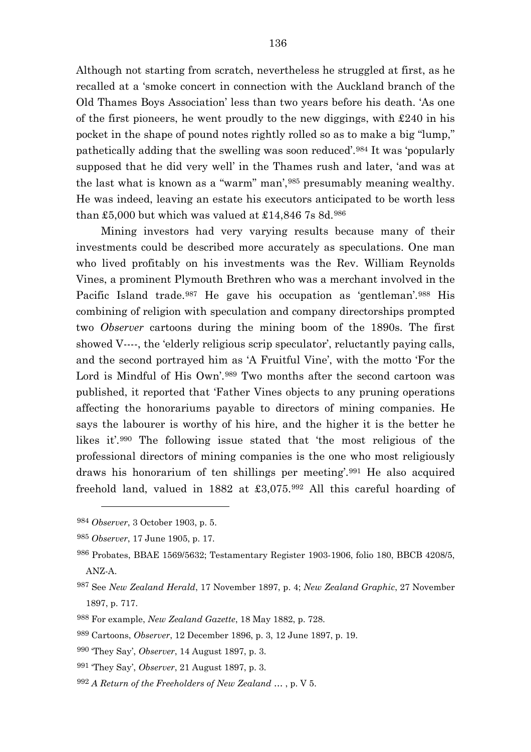Although not starting from scratch, nevertheless he struggled at first, as he recalled at a 'smoke concert in connection with the Auckland branch of the Old Thames Boys Association' less than two years before his death. 'As one of the first pioneers, he went proudly to the new diggings, with £240 in his pocket in the shape of pound notes rightly rolled so as to make a big "lump," pathetically adding that the swelling was soon reduced'.[984] It was 'popularly supposed that he did very well' in the Thames rush and later, 'and was at the last what is known as a "warm" man',[985] presumably meaning wealthy. He was indeed, leaving an estate his executors anticipated to be worth less than £5,000 but which was valued at £14,846 7s 8d.[986]

Mining investors had very varying results because many of their investments could be described more accurately as speculations. One man who lived profitably on his investments was the Rev. William Reynolds Vines, a prominent Plymouth Brethren who was a merchant involved in the Pacific Island trade.[987] He gave his occupation as 'gentleman'.[988] His combining of religion with speculation and company directorships prompted two *Observer* cartoons during the mining boom of the 1890s. The first showed V----, the 'elderly religious scrip speculator', reluctantly paying calls, and the second portrayed him as 'A Fruitful Vine', with the motto 'For the Lord is Mindful of His Own'.[989] Two months after the second cartoon was published, it reported that 'Father Vines objects to any pruning operations affecting the honorariums payable to directors of mining companies. He says the labourer is worthy of his hire, and the higher it is the better he likes it'.[990] The following issue stated that 'the most religious of the professional directors of mining companies is the one who most religiously draws his honorarium of ten shillings per meeting'.[991] He also acquired freehold land, valued in 1882 at £3,075.[992] All this careful hoarding of

---

[984] *Observer*, 3 October 1903, p. 5.

[985] *Observer*, 17 June 1905, p. 17.

[986] Probates, BBAE 1569/5632; Testamentary Register 1903-1906, folio 180, BBCB 4208/5, ANZ-A.

[987] See *New Zealand Herald*, 17 November 1897, p. 4; *New Zealand Graphic*, 27 November 1897, p. 717.

[988] For example, *New Zealand Gazette*, 18 May 1882, p. 728.

[989] Cartoons, *Observer*, 12 December 1896, p. 3, 12 June 1897, p. 19.

[990] 'They Say', *Observer*, 14 August 1897, p. 3.

[991] 'They Say', *Observer*, 21 August 1897, p. 3.

[992] *A Return of the Freeholders of New Zealand* … , p. V 5.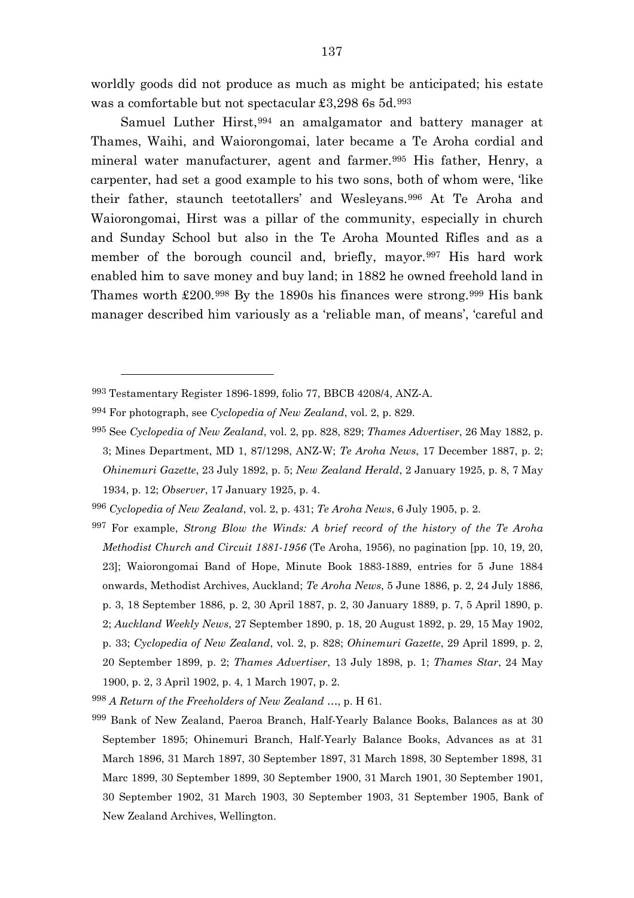worldly goods did not produce as much as might be anticipated; his estate was a comfortable but not spectacular £3,298 6s 5d.[993]

Samuel Luther Hirst,[994] an amalgamator and battery manager at Thames, Waihi, and Waiorongomai, later became a Te Aroha cordial and mineral water manufacturer, agent and farmer.[995] His father, Henry, a carpenter, had set a good example to his two sons, both of whom were, 'like their father, staunch teetotallers' and Wesleyans.[996] At Te Aroha and Waiorongomai, Hirst was a pillar of the community, especially in church and Sunday School but also in the Te Aroha Mounted Rifles and as a member of the borough council and, briefly, mayor.[997] His hard work enabled him to save money and buy land; in 1882 he owned freehold land in Thames worth £200.[998] By the 1890s his finances were strong.[999] His bank manager described him variously as a 'reliable man, of means', 'careful and

---

993 Testamentary Register 1896-1899, folio 77, BBCB 4208/4, ANZ-A.

994 For photograph, see *Cyclopedia of New Zealand*, vol. 2, p. 829.

995 See *Cyclopedia of New Zealand*, vol. 2, pp. 828, 829; *Thames Advertiser*, 26 May 1882, p. 3; Mines Department, MD 1, 87/1298, ANZ-W; *Te Aroha News*, 17 December 1887, p. 2; *Ohinemuri Gazette*, 23 July 1892, p. 5; *New Zealand Herald*, 2 January 1925, p. 8, 7 May 1934, p. 12; *Observer*, 17 January 1925, p. 4.

996 *Cyclopedia of New Zealand*, vol. 2, p. 431; *Te Aroha News*, 6 July 1905, p. 2.

997 For example, *Strong Blow the Winds: A brief record of the history of the Te Aroha Methodist Church and Circuit 1881-1956* (Te Aroha, 1956), no pagination [pp. 10, 19, 20, 23]; Waiorongomai Band of Hope, Minute Book 1883-1889, entries for 5 June 1884 onwards, Methodist Archives, Auckland; *Te Aroha News*, 5 June 1886, p. 2, 24 July 1886, p. 3, 18 September 1886, p. 2, 30 April 1887, p. 2, 30 January 1889, p. 7, 5 April 1890, p. 2; *Auckland Weekly News*, 27 September 1890, p. 18, 20 August 1892, p. 29, 15 May 1902, p. 33; *Cyclopedia of New Zealand*, vol. 2, p. 828; *Ohinemuri Gazette*, 29 April 1899, p. 2, 20 September 1899, p. 2; *Thames Advertiser*, 13 July 1898, p. 1; *Thames Star*, 24 May 1900, p. 2, 3 April 1902, p. 4, 1 March 1907, p. 2.

998 *A Return of the Freeholders of New Zealand* …, p. H 61.

999 Bank of New Zealand, Paeroa Branch, Half-Yearly Balance Books, Balances as at 30 September 1895; Ohinemuri Branch, Half-Yearly Balance Books, Advances as at 31 March 1896, 31 March 1897, 30 September 1897, 31 March 1898, 30 September 1898, 31 Marc 1899, 30 September 1899, 30 September 1900, 31 March 1901, 30 September 1901, 30 September 1902, 31 March 1903, 30 September 1903, 31 September 1905, Bank of New Zealand Archives, Wellington.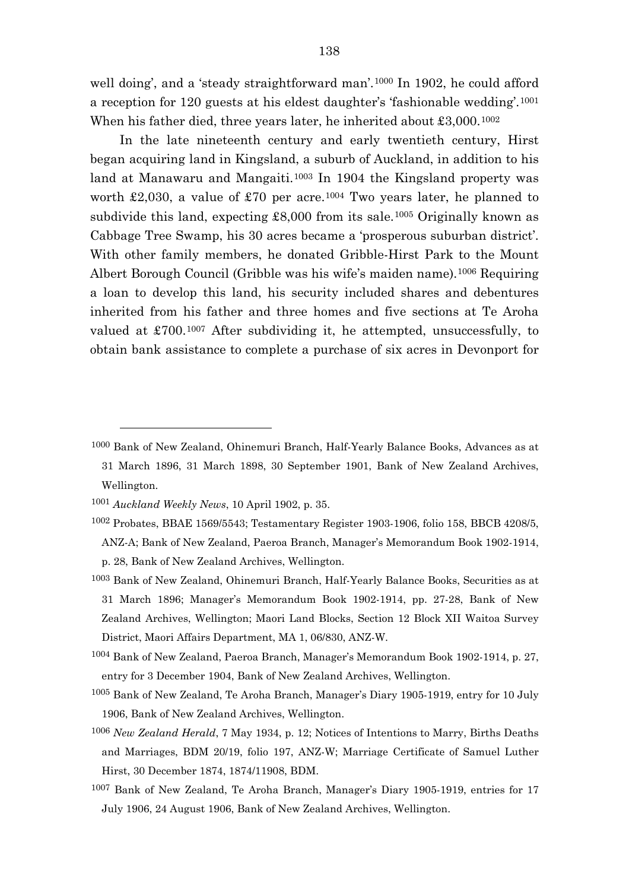well doing', and a 'steady straightforward man'.[1000] In 1902, he could afford a reception for 120 guests at his eldest daughter's 'fashionable wedding'.[1001] When his father died, three years later, he inherited about £3,000.[1002]

In the late nineteenth century and early twentieth century, Hirst began acquiring land in Kingsland, a suburb of Auckland, in addition to his land at Manawaru and Mangaiti.[1003] In 1904 the Kingsland property was worth £2,030, a value of £70 per acre.[1004] Two years later, he planned to subdivide this land, expecting £8,000 from its sale.[1005] Originally known as Cabbage Tree Swamp, his 30 acres became a 'prosperous suburban district'. With other family members, he donated Gribble-Hirst Park to the Mount Albert Borough Council (Gribble was his wife's maiden name).[1006] Requiring a loan to develop this land, his security included shares and debentures inherited from his father and three homes and five sections at Te Aroha valued at £700.[1007] After subdividing it, he attempted, unsuccessfully, to obtain bank assistance to complete a purchase of six acres in Devonport for

---

[1000] Bank of New Zealand, Ohinemuri Branch, Half-Yearly Balance Books, Advances as at 31 March 1896, 31 March 1898, 30 September 1901, Bank of New Zealand Archives, Wellington.

[1001] *Auckland Weekly News*, 10 April 1902, p. 35.

[1002] Probates, BBAE 1569/5543; Testamentary Register 1903-1906, folio 158, BBCB 4208/5, ANZ-A; Bank of New Zealand, Paeroa Branch, Manager's Memorandum Book 1902-1914, p. 28, Bank of New Zealand Archives, Wellington.

[1003] Bank of New Zealand, Ohinemuri Branch, Half-Yearly Balance Books, Securities as at 31 March 1896; Manager's Memorandum Book 1902-1914, pp. 27-28, Bank of New Zealand Archives, Wellington; Maori Land Blocks, Section 12 Block XII Waitoa Survey District, Maori Affairs Department, MA 1, 06/830, ANZ-W.

[1004] Bank of New Zealand, Paeroa Branch, Manager's Memorandum Book 1902-1914, p. 27, entry for 3 December 1904, Bank of New Zealand Archives, Wellington.

[1005] Bank of New Zealand, Te Aroha Branch, Manager's Diary 1905-1919, entry for 10 July 1906, Bank of New Zealand Archives, Wellington.

[1006] *New Zealand Herald*, 7 May 1934, p. 12; Notices of Intentions to Marry, Births Deaths and Marriages, BDM 20/19, folio 197, ANZ-W; Marriage Certificate of Samuel Luther Hirst, 30 December 1874, 1874/11908, BDM.

[1007] Bank of New Zealand, Te Aroha Branch, Manager's Diary 1905-1919, entries for 17 July 1906, 24 August 1906, Bank of New Zealand Archives, Wellington.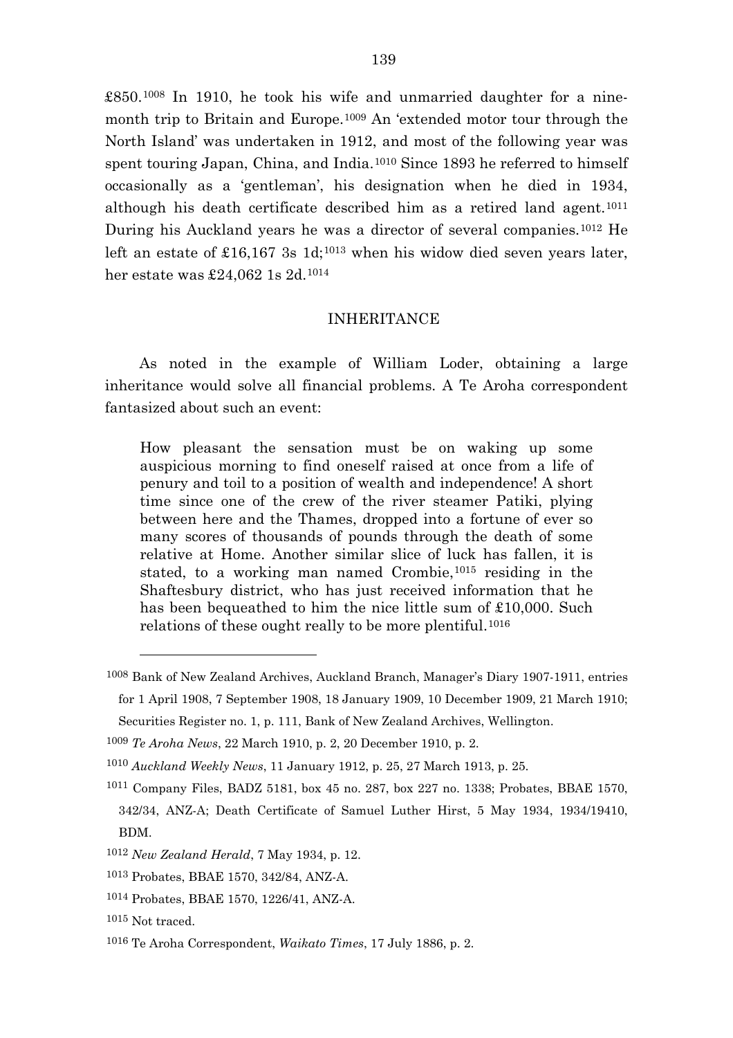£850.[1008] In 1910, he took his wife and unmarried daughter for a nine-month trip to Britain and Europe.[1009] An 'extended motor tour through the North Island' was undertaken in 1912, and most of the following year was spent touring Japan, China, and India.[1010] Since 1893 he referred to himself occasionally as a 'gentleman', his designation when he died in 1934, although his death certificate described him as a retired land agent.[1011] During his Auckland years he was a director of several companies.[1012] He left an estate of £16,167 3s 1d;[1013] when his widow died seven years later, her estate was £24,062 1s 2d.[1014]

## INHERITANCE

As noted in the example of William Loder, obtaining a large inheritance would solve all financial problems. A Te Aroha correspondent fantasized about such an event:

> How pleasant the sensation must be on waking up some auspicious morning to find oneself raised at once from a life of penury and toil to a position of wealth and independence! A short time since one of the crew of the river steamer Patiki, plying between here and the Thames, dropped into a fortune of ever so many scores of thousands of pounds through the death of some relative at Home. Another similar slice of luck has fallen, it is stated, to a working man named Crombie,[1015] residing in the Shaftesbury district, who has just received information that he has been bequeathed to him the nice little sum of £10,000. Such relations of these ought really to be more plentiful.[1016]

---

[1008] Bank of New Zealand Archives, Auckland Branch, Manager's Diary 1907-1911, entries for 1 April 1908, 7 September 1908, 18 January 1909, 10 December 1909, 21 March 1910; Securities Register no. 1, p. 111, Bank of New Zealand Archives, Wellington.

[1009] *Te Aroha News*, 22 March 1910, p. 2, 20 December 1910, p. 2.

[1010] *Auckland Weekly News*, 11 January 1912, p. 25, 27 March 1913, p. 25.

[1011] Company Files, BADZ 5181, box 45 no. 287, box 227 no. 1338; Probates, BBAE 1570, 342/34, ANZ-A; Death Certificate of Samuel Luther Hirst, 5 May 1934, 1934/19410, BDM.

[1012] *New Zealand Herald*, 7 May 1934, p. 12.

[1013] Probates, BBAE 1570, 342/84, ANZ-A.

[1014] Probates, BBAE 1570, 1226/41, ANZ-A.

[1015] Not traced.

[1016] Te Aroha Correspondent, *Waikato Times*, 17 July 1886, p. 2.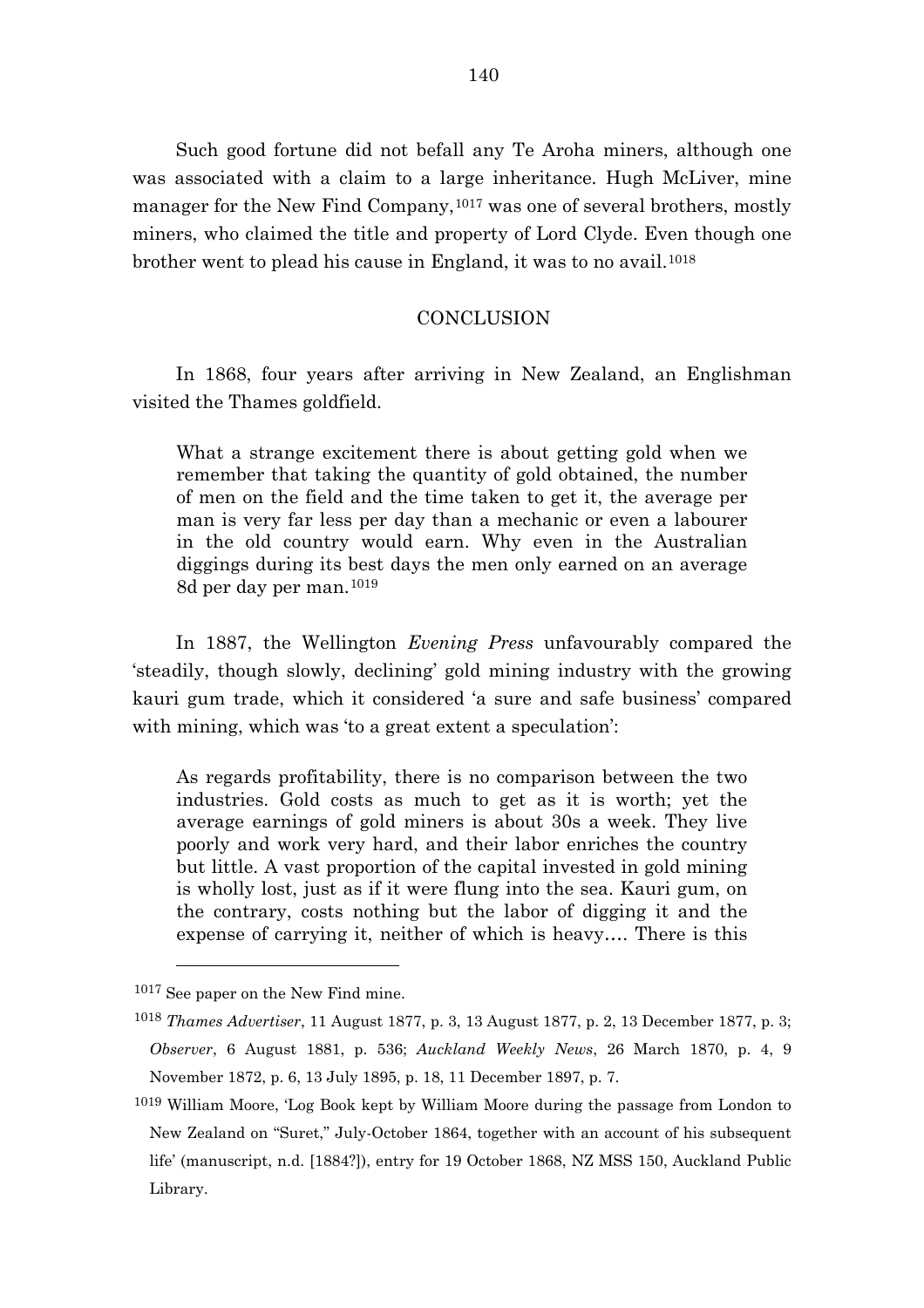Such good fortune did not befall any Te Aroha miners, although one was associated with a claim to a large inheritance. Hugh McLiver, mine manager for the New Find Company,[1017] was one of several brothers, mostly miners, who claimed the title and property of Lord Clyde. Even though one brother went to plead his cause in England, it was to no avail.[1018]

## CONCLUSION

In 1868, four years after arriving in New Zealand, an Englishman visited the Thames goldfield.

> What a strange excitement there is about getting gold when we remember that taking the quantity of gold obtained, the number of men on the field and the time taken to get it, the average per man is very far less per day than a mechanic or even a labourer in the old country would earn. Why even in the Australian diggings during its best days the men only earned on an average 8d per day per man.[1019]

In 1887, the Wellington *Evening Press* unfavourably compared the 'steadily, though slowly, declining' gold mining industry with the growing kauri gum trade, which it considered 'a sure and safe business' compared with mining, which was 'to a great extent a speculation':

> As regards profitability, there is no comparison between the two industries. Gold costs as much to get as it is worth; yet the average earnings of gold miners is about 30s a week. They live poorly and work very hard, and their labor enriches the country but little. A vast proportion of the capital invested in gold mining is wholly lost, just as if it were flung into the sea. Kauri gum, on the contrary, costs nothing but the labor of digging it and the expense of carrying it, neither of which is heavy…. There is this

---

[1017] See paper on the New Find mine.

[1018] *Thames Advertiser*, 11 August 1877, p. 3, 13 August 1877, p. 2, 13 December 1877, p. 3; *Observer*, 6 August 1881, p. 536; *Auckland Weekly News*, 26 March 1870, p. 4, 9 November 1872, p. 6, 13 July 1895, p. 18, 11 December 1897, p. 7.

[1019] William Moore, 'Log Book kept by William Moore during the passage from London to New Zealand on "Suret," July-October 1864, together with an account of his subsequent life' (manuscript, n.d. [1884?]), entry for 19 October 1868, NZ MSS 150, Auckland Public Library.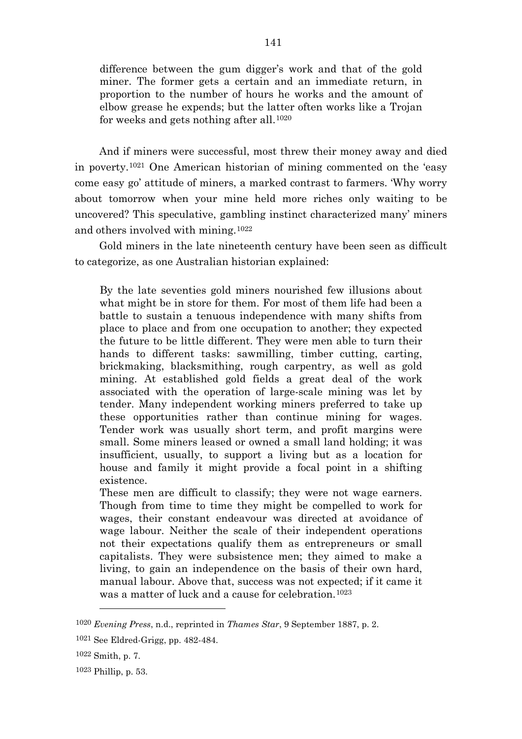> difference between the gum digger's work and that of the gold miner. The former gets a certain and an immediate return, in proportion to the number of hours he works and the amount of elbow grease he expends; but the latter often works like a Trojan for weeks and gets nothing after all.[1020]

And if miners were successful, most threw their money away and died in poverty.[1021] One American historian of mining commented on the 'easy come easy go' attitude of miners, a marked contrast to farmers. 'Why worry about tomorrow when your mine held more riches only waiting to be uncovered? This speculative, gambling instinct characterized many' miners and others involved with mining.[1022]

Gold miners in the late nineteenth century have been seen as difficult to categorize, as one Australian historian explained:

> By the late seventies gold miners nourished few illusions about what might be in store for them. For most of them life had been a battle to sustain a tenuous independence with many shifts from place to place and from one occupation to another; they expected the future to be little different. They were men able to turn their hands to different tasks: sawmilling, timber cutting, carting, brickmaking, blacksmithing, rough carpentry, as well as gold mining. At established gold fields a great deal of the work associated with the operation of large-scale mining was let by tender. Many independent working miners preferred to take up these opportunities rather than continue mining for wages. Tender work was usually short term, and profit margins were small. Some miners leased or owned a small land holding; it was insufficient, usually, to support a living but as a location for house and family it might provide a focal point in a shifting existence.
>
> These men are difficult to classify; they were not wage earners. Though from time to time they might be compelled to work for wages, their constant endeavour was directed at avoidance of wage labour. Neither the scale of their independent operations not their expectations qualify them as entrepreneurs or small capitalists. They were subsistence men; they aimed to make a living, to gain an independence on the basis of their own hard, manual labour. Above that, success was not expected; if it came it was a matter of luck and a cause for celebration.[1023]

---

[1020] *Evening Press*, n.d., reprinted in *Thames Star*, 9 September 1887, p. 2.

[1021] See Eldred-Grigg, pp. 482-484.

[1022] Smith, p. 7.

[1023] Phillip, p. 53.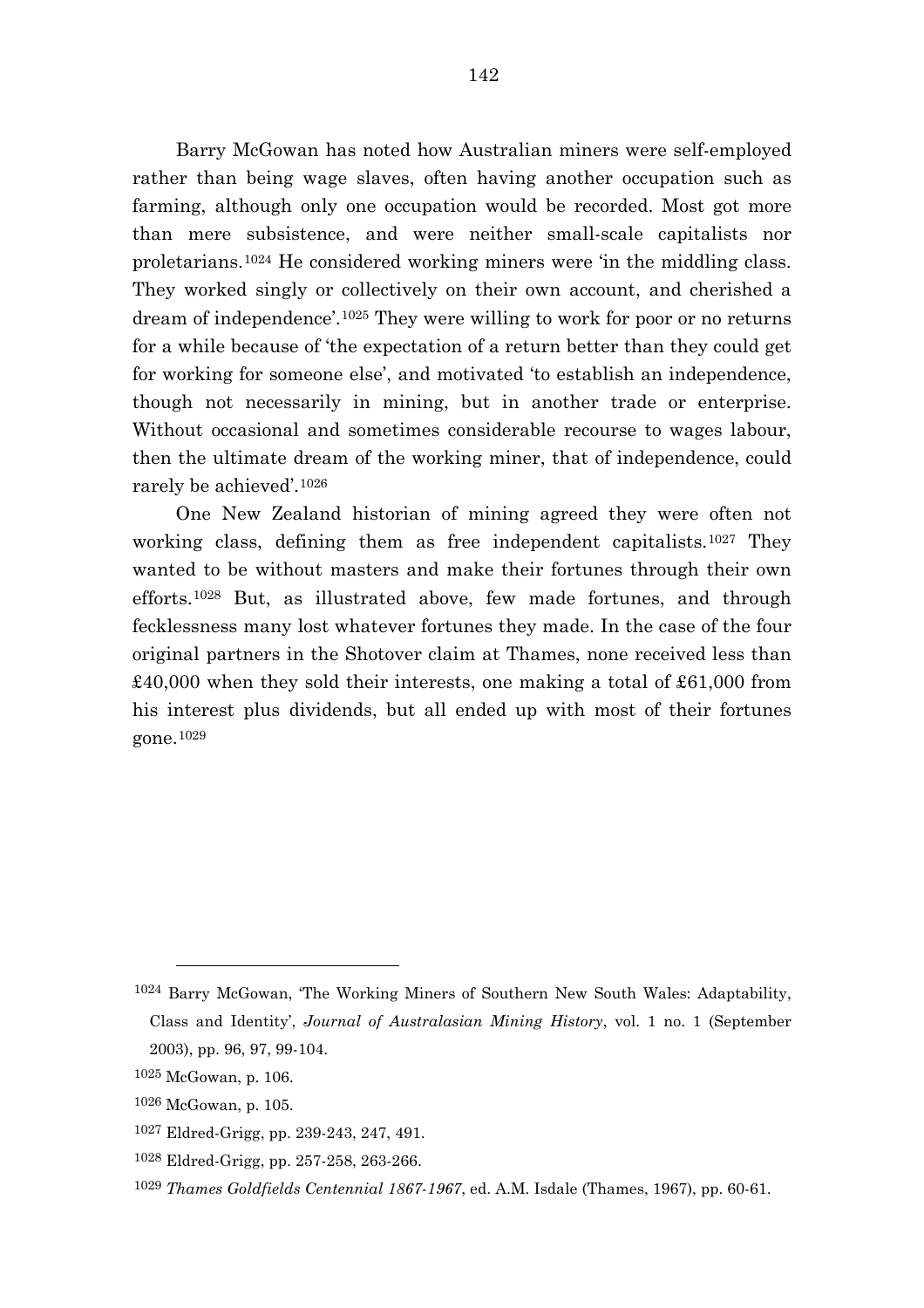Barry McGowan has noted how Australian miners were self-employed rather than being wage slaves, often having another occupation such as farming, although only one occupation would be recorded. Most got more than mere subsistence, and were neither small-scale capitalists nor proletarians.[1024] He considered working miners were 'in the middling class. They worked singly or collectively on their own account, and cherished a dream of independence'.[1025] They were willing to work for poor or no returns for a while because of 'the expectation of a return better than they could get for working for someone else', and motivated 'to establish an independence, though not necessarily in mining, but in another trade or enterprise. Without occasional and sometimes considerable recourse to wages labour, then the ultimate dream of the working miner, that of independence, could rarely be achieved'.[1026]

One New Zealand historian of mining agreed they were often not working class, defining them as free independent capitalists.[1027] They wanted to be without masters and make their fortunes through their own efforts.[1028] But, as illustrated above, few made fortunes, and through fecklessness many lost whatever fortunes they made. In the case of the four original partners in the Shotover claim at Thames, none received less than £40,000 when they sold their interests, one making a total of £61,000 from his interest plus dividends, but all ended up with most of their fortunes gone.[1029]

---

[1024] Barry McGowan, 'The Working Miners of Southern New South Wales: Adaptability, Class and Identity', *Journal of Australasian Mining History*, vol. 1 no. 1 (September 2003), pp. 96, 97, 99-104.

[1025] McGowan, p. 106.

[1026] McGowan, p. 105.

[1027] Eldred-Grigg, pp. 239-243, 247, 491.

[1028] Eldred-Grigg, pp. 257-258, 263-266.

[1029] *Thames Goldfields Centennial 1867-1967*, ed. A.M. Isdale (Thames, 1967), pp. 60-61.